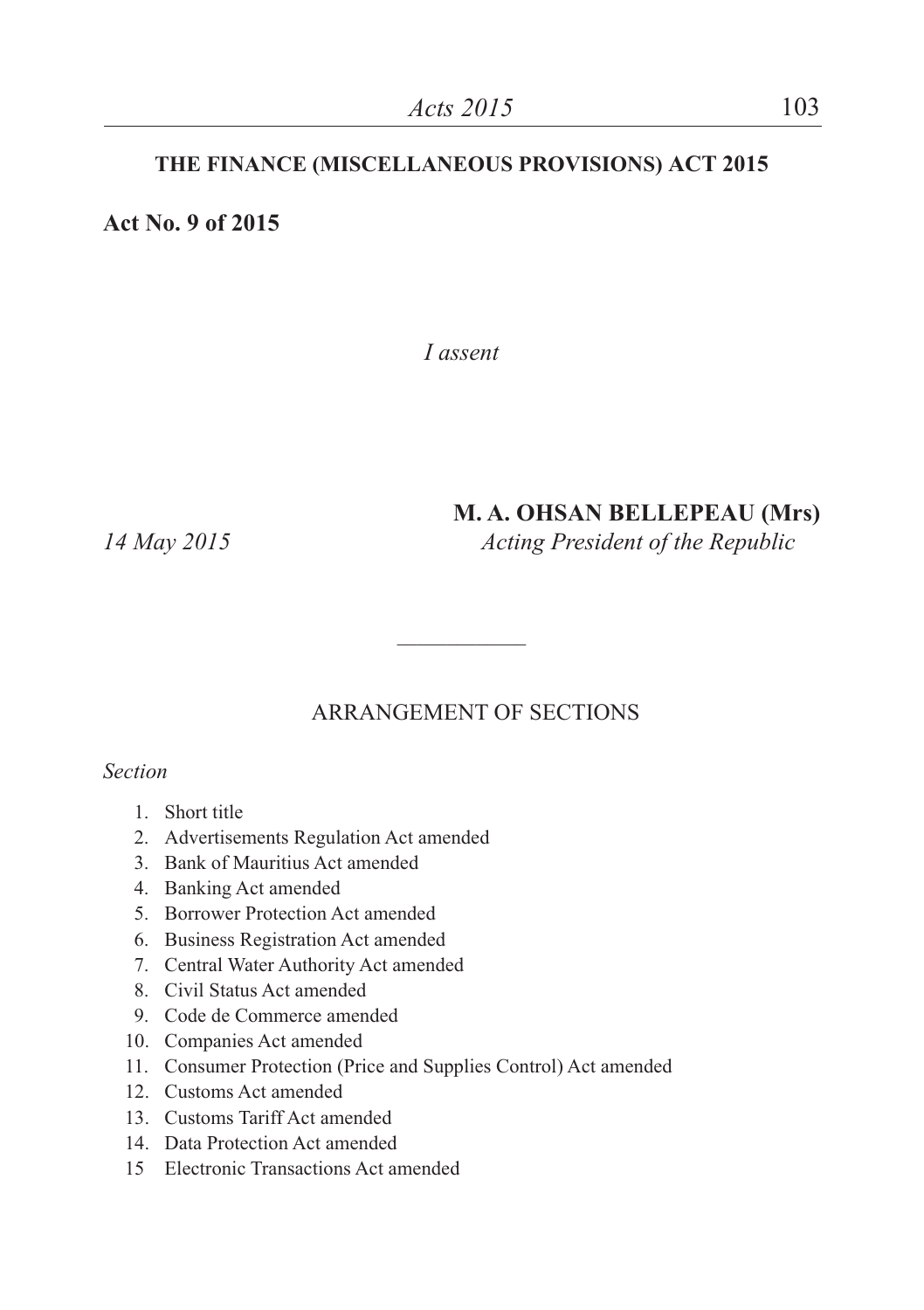# THE FINANCE (MISCELLANEOUS PROVISIONS) ACT 2015

**Act No. 9 of 2015**

*I assent*

**M. A. OHSAN BELLEPEAU (Mrs)**

*14 May 2015* *Acting President of the Republic*

---

## ARRANGEMENT OF SECTIONS

*Section*

1. Short title
2. Advertisements Regulation Act amended
3. Bank of Mauritius Act amended
4. Banking Act amended
5. Borrower Protection Act amended
6. Business Registration Act amended
7. Central Water Authority Act amended
8. Civil Status Act amended
9. Code de Commerce amended
10. Companies Act amended
11. Consumer Protection (Price and Supplies Control) Act amended
12. Customs Act amended
13. Customs Tariff Act amended
14. Data Protection Act amended
15. Electronic Transactions Act amended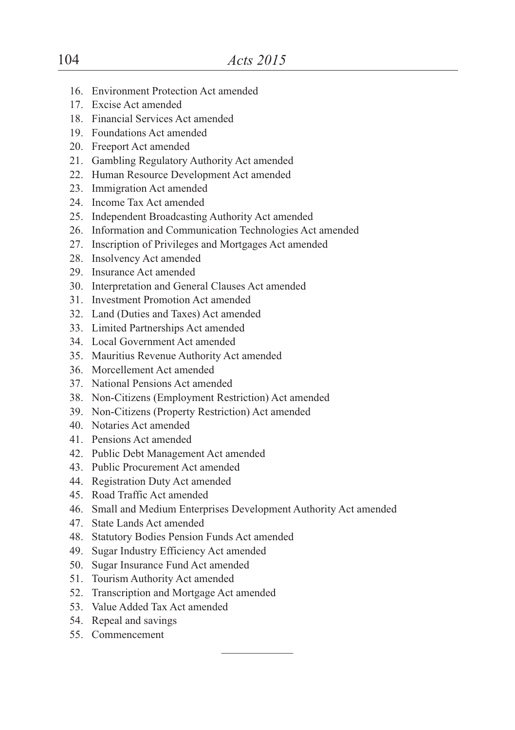16. Environment Protection Act amended
17. Excise Act amended
18. Financial Services Act amended
19. Foundations Act amended
20. Freeport Act amended
21. Gambling Regulatory Authority Act amended
22. Human Resource Development Act amended
23. Immigration Act amended
24. Income Tax Act amended
25. Independent Broadcasting Authority Act amended
26. Information and Communication Technologies Act amended
27. Inscription of Privileges and Mortgages Act amended
28. Insolvency Act amended
29. Insurance Act amended
30. Interpretation and General Clauses Act amended
31. Investment Promotion Act amended
32. Land (Duties and Taxes) Act amended
33. Limited Partnerships Act amended
34. Local Government Act amended
35. Mauritius Revenue Authority Act amended
36. Morcellement Act amended
37. National Pensions Act amended
38. Non-Citizens (Employment Restriction) Act amended
39. Non-Citizens (Property Restriction) Act amended
40. Notaries Act amended
41. Pensions Act amended
42. Public Debt Management Act amended
43. Public Procurement Act amended
44. Registration Duty Act amended
45. Road Traffic Act amended
46. Small and Medium Enterprises Development Authority Act amended
47. State Lands Act amended
48. Statutory Bodies Pension Funds Act amended
49. Sugar Industry Efficiency Act amended
50. Sugar Insurance Fund Act amended
51. Tourism Authority Act amended
52. Transcription and Mortgage Act amended
53. Value Added Tax Act amended
54. Repeal and savings
55. Commencement

---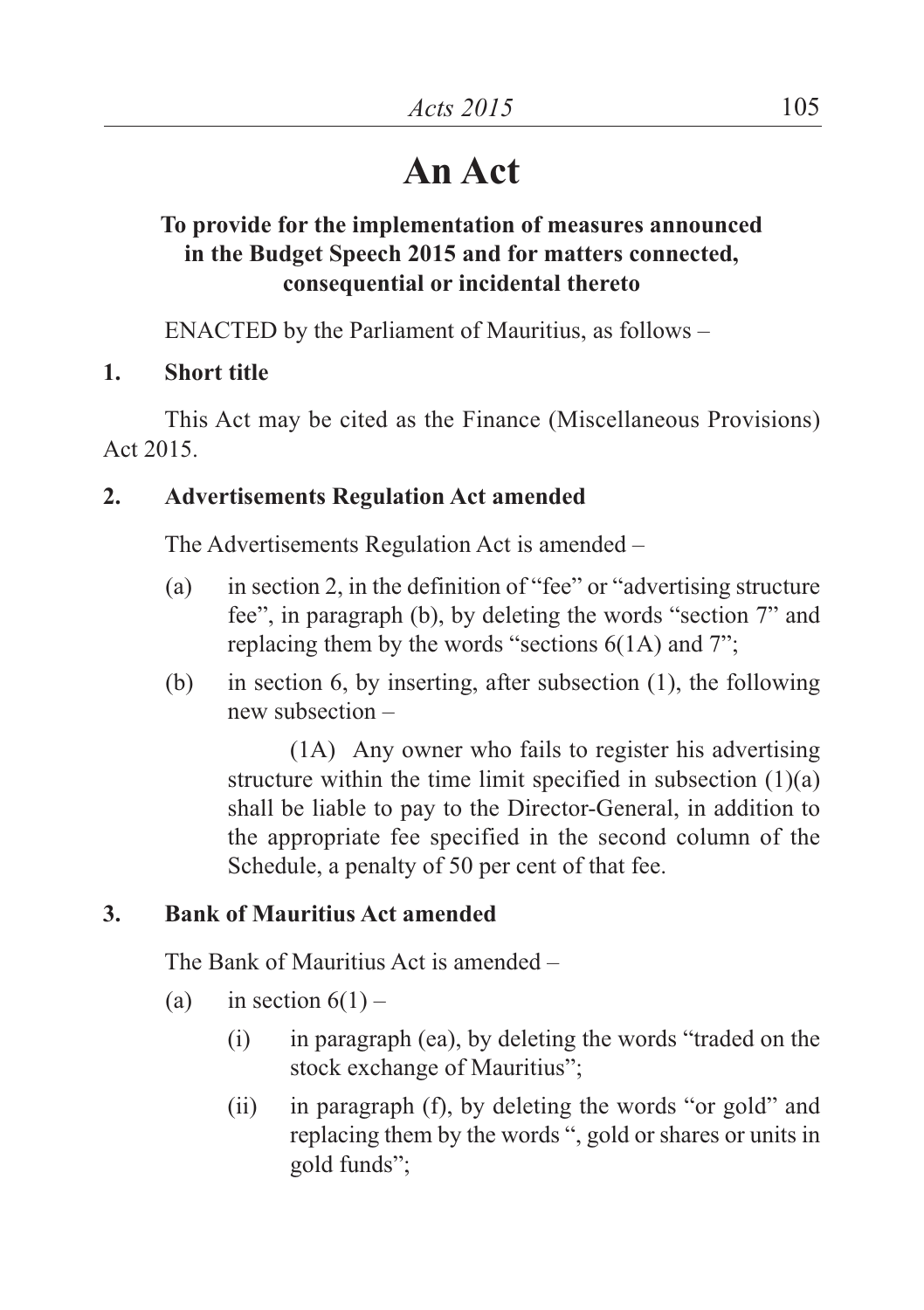# An Act

**To provide for the implementation of measures announced in the Budget Speech 2015 and for matters connected, consequential or incidental thereto**

ENACTED by the Parliament of Mauritius, as follows –

**1. Short title**

This Act may be cited as the Finance (Miscellaneous Provisions) Act 2015.

**2. Advertisements Regulation Act amended**

The Advertisements Regulation Act is amended –

(a) in section 2, in the definition of "fee" or "advertising structure fee", in paragraph (b), by deleting the words "section 7" and replacing them by the words "sections 6(1A) and 7";

(b) in section 6, by inserting, after subsection (1), the following new subsection –

(1A) Any owner who fails to register his advertising structure within the time limit specified in subsection (1)(a) shall be liable to pay to the Director-General, in addition to the appropriate fee specified in the second column of the Schedule, a penalty of 50 per cent of that fee.

**3. Bank of Mauritius Act amended**

The Bank of Mauritius Act is amended –

(a) in section 6(1) –

(i) in paragraph (ea), by deleting the words "traded on the stock exchange of Mauritius";

(ii) in paragraph (f), by deleting the words "or gold" and replacing them by the words ", gold or shares or units in gold funds";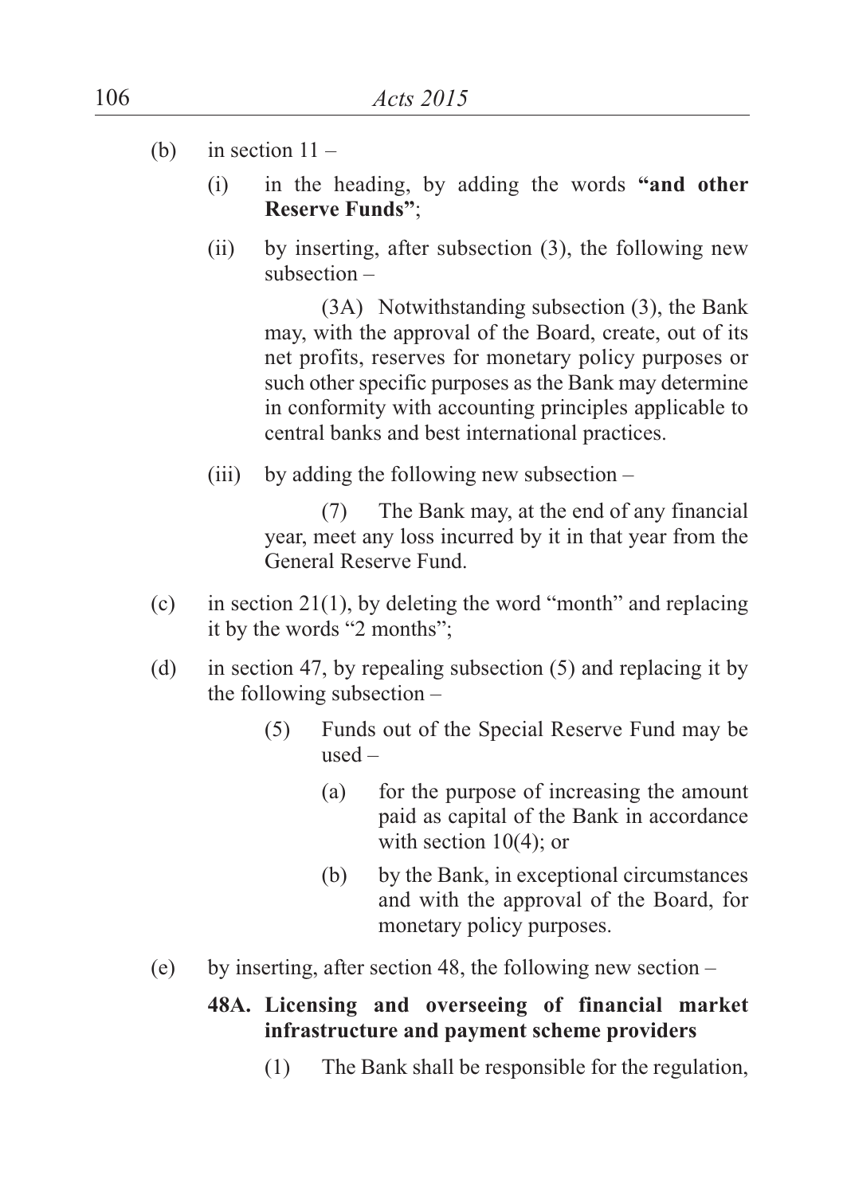(b) in section 11 –

   (i) in the heading, by adding the words **"and other Reserve Funds"**;

   (ii) by inserting, after subsection (3), the following new subsection –

   > (3A) Notwithstanding subsection (3), the Bank may, with the approval of the Board, create, out of its net profits, reserves for monetary policy purposes or such other specific purposes as the Bank may determine in conformity with accounting principles applicable to central banks and best international practices.

   (iii) by adding the following new subsection –

   > (7) The Bank may, at the end of any financial year, meet any loss incurred by it in that year from the General Reserve Fund.

(c) in section 21(1), by deleting the word "month" and replacing it by the words "2 months";

(d) in section 47, by repealing subsection (5) and replacing it by the following subsection –

   > (5) Funds out of the Special Reserve Fund may be used –
   >
   > (a) for the purpose of increasing the amount paid as capital of the Bank in accordance with section 10(4); or
   >
   > (b) by the Bank, in exceptional circumstances and with the approval of the Board, for monetary policy purposes.

(e) by inserting, after section 48, the following new section –

   > **48A. Licensing and overseeing of financial market infrastructure and payment scheme providers**
   >
   > (1) The Bank shall be responsible for the regulation,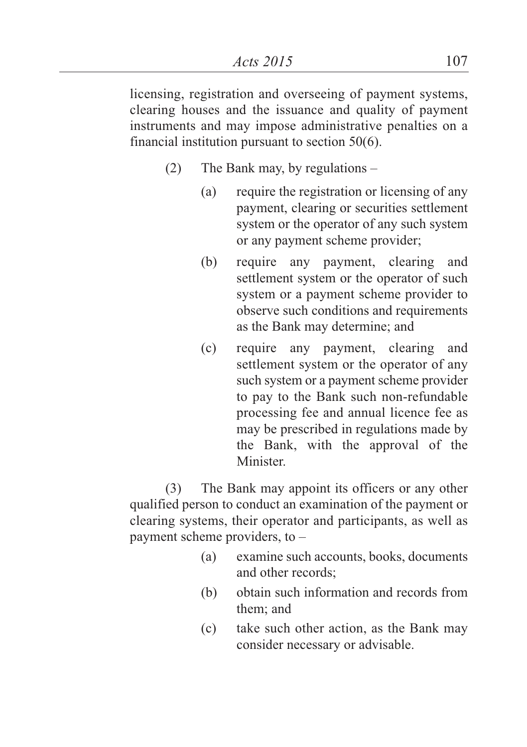licensing, registration and overseeing of payment systems, clearing houses and the issuance and quality of payment instruments and may impose administrative penalties on a financial institution pursuant to section 50(6).

(2) The Bank may, by regulations –

(a) require the registration or licensing of any payment, clearing or securities settlement system or the operator of any such system or any payment scheme provider;

(b) require any payment, clearing and settlement system or the operator of such system or a payment scheme provider to observe such conditions and requirements as the Bank may determine; and

(c) require any payment, clearing and settlement system or the operator of any such system or a payment scheme provider to pay to the Bank such non-refundable processing fee and annual licence fee as may be prescribed in regulations made by the Bank, with the approval of the Minister.

(3) The Bank may appoint its officers or any other qualified person to conduct an examination of the payment or clearing systems, their operator and participants, as well as payment scheme providers, to –

(a) examine such accounts, books, documents and other records;

(b) obtain such information and records from them; and

(c) take such other action, as the Bank may consider necessary or advisable.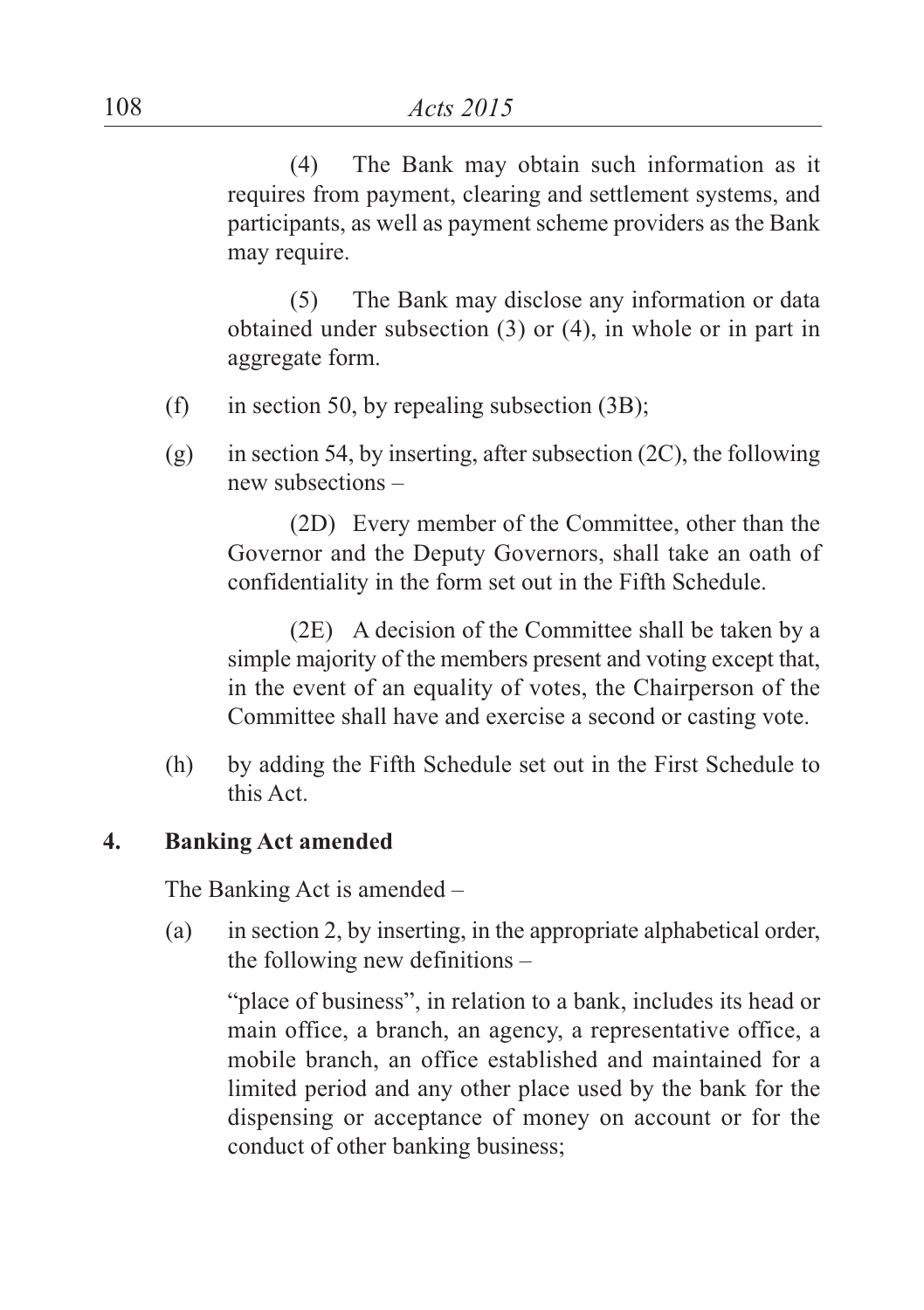(4) The Bank may obtain such information as it requires from payment, clearing and settlement systems, and participants, as well as payment scheme providers as the Bank may require.

(5) The Bank may disclose any information or data obtained under subsection (3) or (4), in whole or in part in aggregate form.

(f) in section 50, by repealing subsection (3B);

(g) in section 54, by inserting, after subsection (2C), the following new subsections –

(2D) Every member of the Committee, other than the Governor and the Deputy Governors, shall take an oath of confidentiality in the form set out in the Fifth Schedule.

(2E) A decision of the Committee shall be taken by a simple majority of the members present and voting except that, in the event of an equality of votes, the Chairperson of the Committee shall have and exercise a second or casting vote.

(h) by adding the Fifth Schedule set out in the First Schedule to this Act.

## 4. Banking Act amended

The Banking Act is amended –

(a) in section 2, by inserting, in the appropriate alphabetical order, the following new definitions –

"place of business", in relation to a bank, includes its head or main office, a branch, an agency, a representative office, a mobile branch, an office established and maintained for a limited period and any other place used by the bank for the dispensing or acceptance of money on account or for the conduct of other banking business;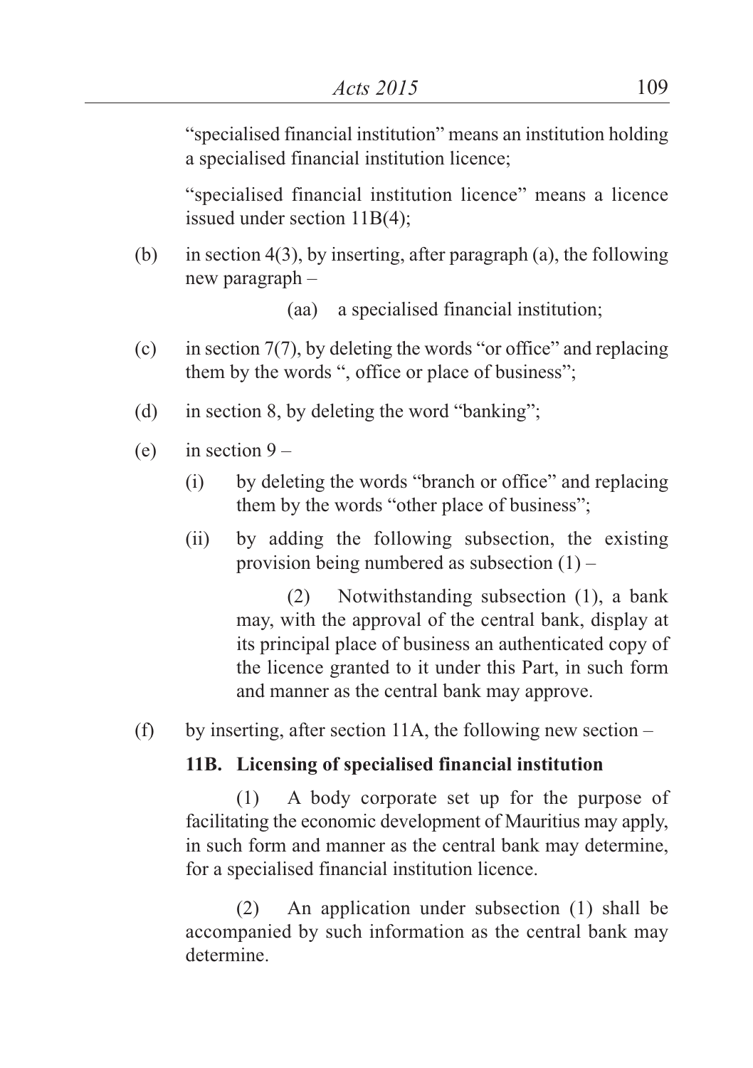"specialised financial institution" means an institution holding a specialised financial institution licence;

"specialised financial institution licence" means a licence issued under section 11B(4);

(b) in section 4(3), by inserting, after paragraph (a), the following new paragraph –

(aa) a specialised financial institution;

(c) in section 7(7), by deleting the words "or office" and replacing them by the words ", office or place of business";

(d) in section 8, by deleting the word "banking";

(e) in section 9 –

(i) by deleting the words "branch or office" and replacing them by the words "other place of business";

(ii) by adding the following subsection, the existing provision being numbered as subsection (1) –

(2) Notwithstanding subsection (1), a bank may, with the approval of the central bank, display at its principal place of business an authenticated copy of the licence granted to it under this Part, in such form and manner as the central bank may approve.

(f) by inserting, after section 11A, the following new section –

**11B. Licensing of specialised financial institution**

(1) A body corporate set up for the purpose of facilitating the economic development of Mauritius may apply, in such form and manner as the central bank may determine, for a specialised financial institution licence.

(2) An application under subsection (1) shall be accompanied by such information as the central bank may determine.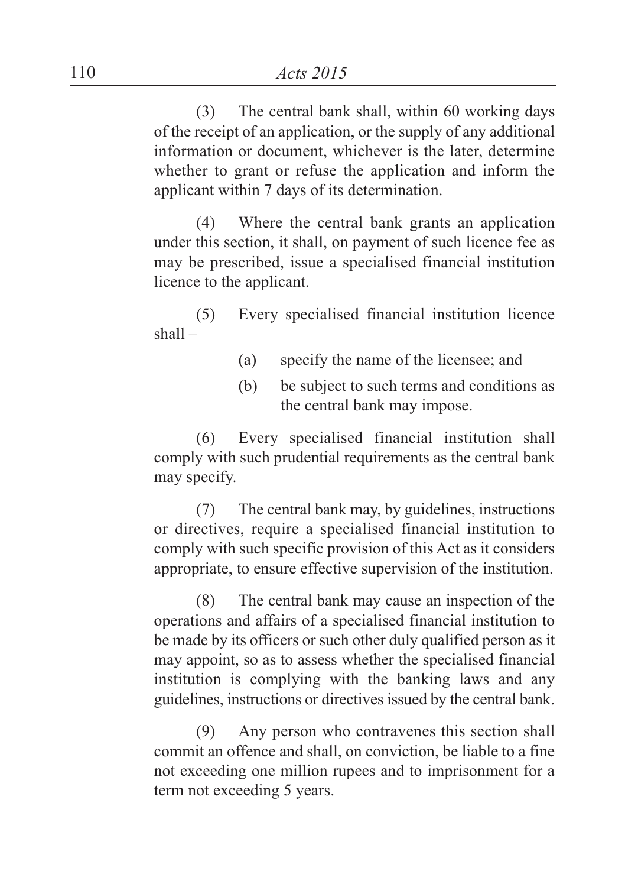(3) The central bank shall, within 60 working days of the receipt of an application, or the supply of any additional information or document, whichever is the later, determine whether to grant or refuse the application and inform the applicant within 7 days of its determination.

(4) Where the central bank grants an application under this section, it shall, on payment of such licence fee as may be prescribed, issue a specialised financial institution licence to the applicant.

(5) Every specialised financial institution licence shall –

(a) specify the name of the licensee; and

(b) be subject to such terms and conditions as the central bank may impose.

(6) Every specialised financial institution shall comply with such prudential requirements as the central bank may specify.

(7) The central bank may, by guidelines, instructions or directives, require a specialised financial institution to comply with such specific provision of this Act as it considers appropriate, to ensure effective supervision of the institution.

(8) The central bank may cause an inspection of the operations and affairs of a specialised financial institution to be made by its officers or such other duly qualified person as it may appoint, so as to assess whether the specialised financial institution is complying with the banking laws and any guidelines, instructions or directives issued by the central bank.

(9) Any person who contravenes this section shall commit an offence and shall, on conviction, be liable to a fine not exceeding one million rupees and to imprisonment for a term not exceeding 5 years.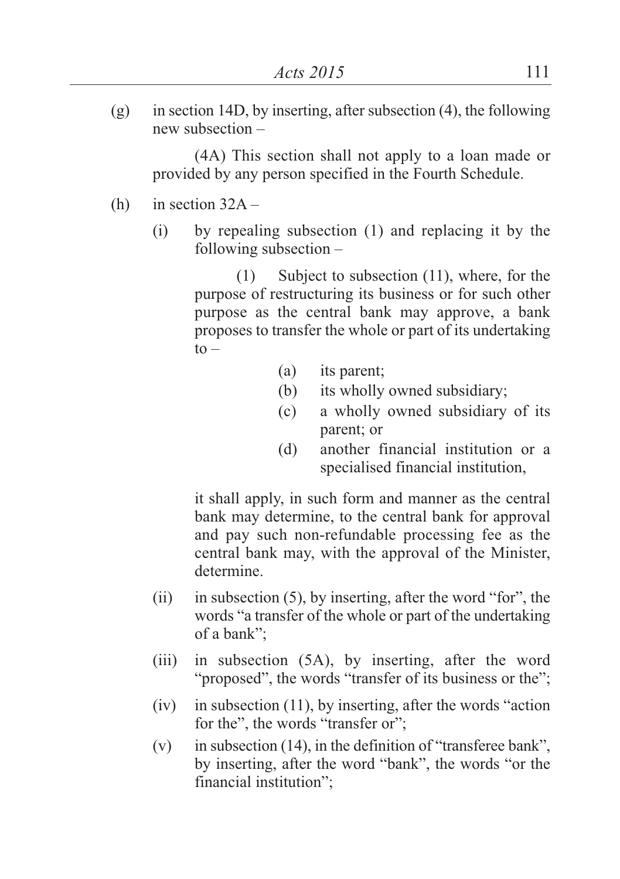(g) in section 14D, by inserting, after subsection (4), the following new subsection –

> (4A) This section shall not apply to a loan made or provided by any person specified in the Fourth Schedule.

(h) in section 32A –

> (i) by repealing subsection (1) and replacing it by the following subsection –
>
> > (1) Subject to subsection (11), where, for the purpose of restructuring its business or for such other purpose as the central bank may approve, a bank proposes to transfer the whole or part of its undertaking to –
> >
> > > (a) its parent;
> > >
> > > (b) its wholly owned subsidiary;
> > >
> > > (c) a wholly owned subsidiary of its parent; or
> > >
> > > (d) another financial institution or a specialised financial institution,
> >
> > it shall apply, in such form and manner as the central bank may determine, to the central bank for approval and pay such non-refundable processing fee as the central bank may, with the approval of the Minister, determine.
>
> (ii) in subsection (5), by inserting, after the word "for", the words "a transfer of the whole or part of the undertaking of a bank";
>
> (iii) in subsection (5A), by inserting, after the word "proposed", the words "transfer of its business or the";
>
> (iv) in subsection (11), by inserting, after the words "action for the", the words "transfer or";
>
> (v) in subsection (14), in the definition of "transferee bank", by inserting, after the word "bank", the words "or the financial institution";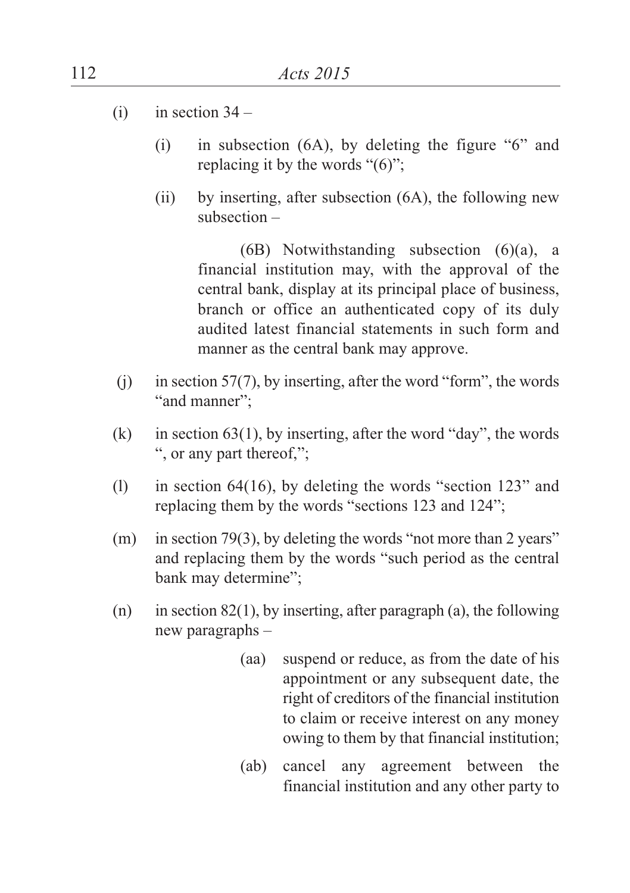(i) in section 34 –

  (i) in subsection (6A), by deleting the figure "6" and replacing it by the words "(6)";

  (ii) by inserting, after subsection (6A), the following new subsection –

    (6B) Notwithstanding subsection (6)(a), a financial institution may, with the approval of the central bank, display at its principal place of business, branch or office an authenticated copy of its duly audited latest financial statements in such form and manner as the central bank may approve.

(j) in section 57(7), by inserting, after the word "form", the words "and manner";

(k) in section 63(1), by inserting, after the word "day", the words ", or any part thereof,";

(l) in section 64(16), by deleting the words "section 123" and replacing them by the words "sections 123 and 124";

(m) in section 79(3), by deleting the words "not more than 2 years" and replacing them by the words "such period as the central bank may determine";

(n) in section 82(1), by inserting, after paragraph (a), the following new paragraphs –

    (aa) suspend or reduce, as from the date of his appointment or any subsequent date, the right of creditors of the financial institution to claim or receive interest on any money owing to them by that financial institution;

    (ab) cancel any agreement between the financial institution and any other party to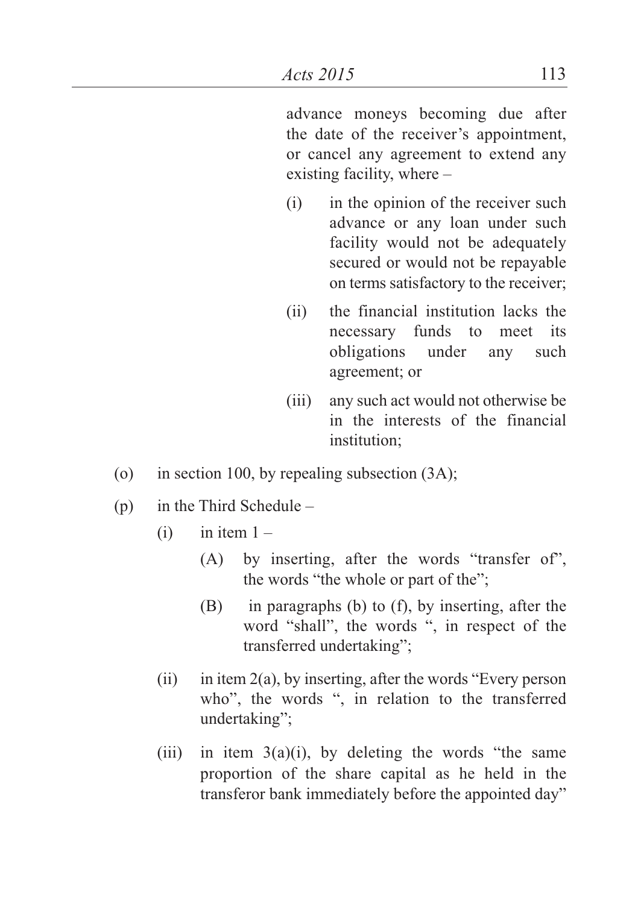advance moneys becoming due after the date of the receiver's appointment, or cancel any agreement to extend any existing facility, where –

(i) in the opinion of the receiver such advance or any loan under such facility would not be adequately secured or would not be repayable on terms satisfactory to the receiver;

(ii) the financial institution lacks the necessary funds to meet its obligations under any such agreement; or

(iii) any such act would not otherwise be in the interests of the financial institution;

(o) in section 100, by repealing subsection (3A);

(p) in the Third Schedule –

(i) in item 1 –

(A) by inserting, after the words "transfer of", the words "the whole or part of the";

(B) in paragraphs (b) to (f), by inserting, after the word "shall", the words ", in respect of the transferred undertaking";

(ii) in item 2(a), by inserting, after the words "Every person who", the words ", in relation to the transferred undertaking";

(iii) in item 3(a)(i), by deleting the words "the same proportion of the share capital as he held in the transferor bank immediately before the appointed day"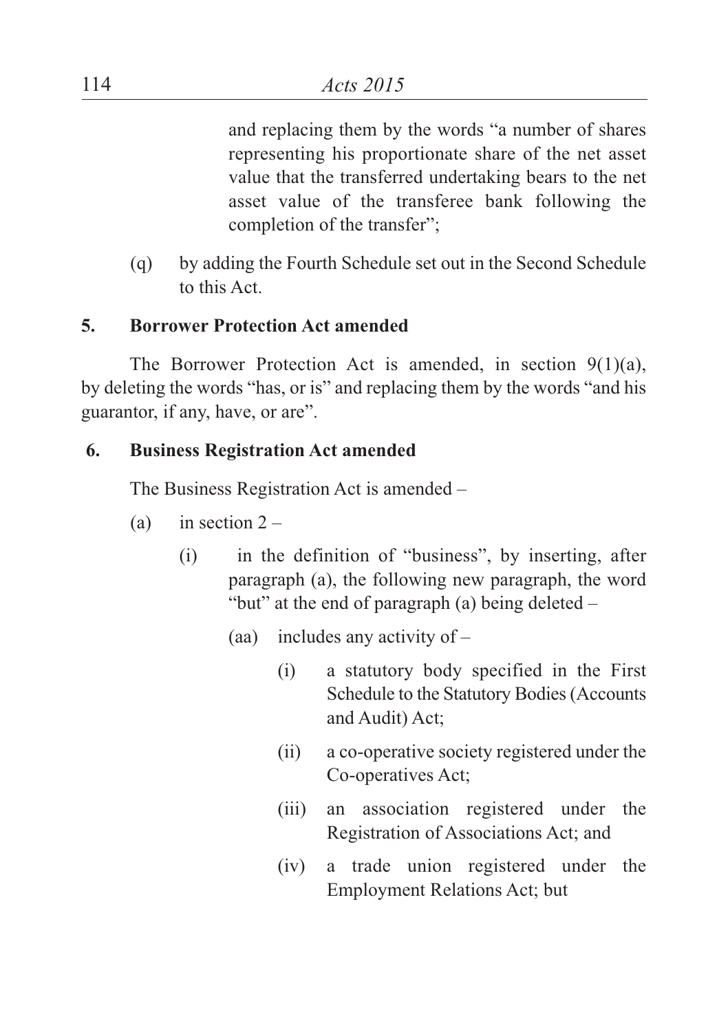and replacing them by the words "a number of shares representing his proportionate share of the net asset value that the transferred undertaking bears to the net asset value of the transferee bank following the completion of the transfer";

(q) by adding the Fourth Schedule set out in the Second Schedule to this Act.

**5. Borrower Protection Act amended**

The Borrower Protection Act is amended, in section 9(1)(a), by deleting the words "has, or is" and replacing them by the words "and his guarantor, if any, have, or are".

**6. Business Registration Act amended**

The Business Registration Act is amended –

(a) in section 2 –

(i) in the definition of "business", by inserting, after paragraph (a), the following new paragraph, the word "but" at the end of paragraph (a) being deleted –

(aa) includes any activity of –

(i) a statutory body specified in the First Schedule to the Statutory Bodies (Accounts and Audit) Act;

(ii) a co-operative society registered under the Co-operatives Act;

(iii) an association registered under the Registration of Associations Act; and

(iv) a trade union registered under the Employment Relations Act; but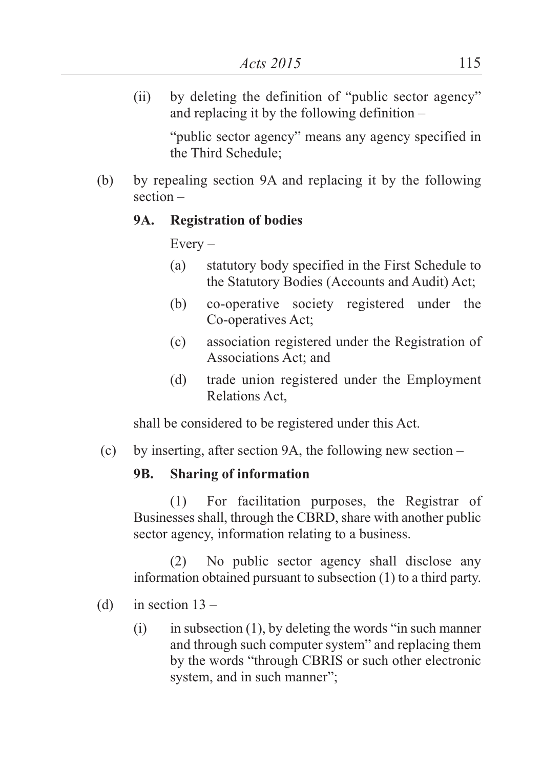(ii) by deleting the definition of "public sector agency" and replacing it by the following definition –

"public sector agency" means any agency specified in the Third Schedule;

(b) by repealing section 9A and replacing it by the following section –

**9A. Registration of bodies**

Every –

(a) statutory body specified in the First Schedule to the Statutory Bodies (Accounts and Audit) Act;

(b) co-operative society registered under the Co-operatives Act;

(c) association registered under the Registration of Associations Act; and

(d) trade union registered under the Employment Relations Act,

shall be considered to be registered under this Act.

(c) by inserting, after section 9A, the following new section –

**9B. Sharing of information**

(1) For facilitation purposes, the Registrar of Businesses shall, through the CBRD, share with another public sector agency, information relating to a business.

(2) No public sector agency shall disclose any information obtained pursuant to subsection (1) to a third party.

(d) in section 13 –

(i) in subsection (1), by deleting the words "in such manner and through such computer system" and replacing them by the words "through CBRIS or such other electronic system, and in such manner";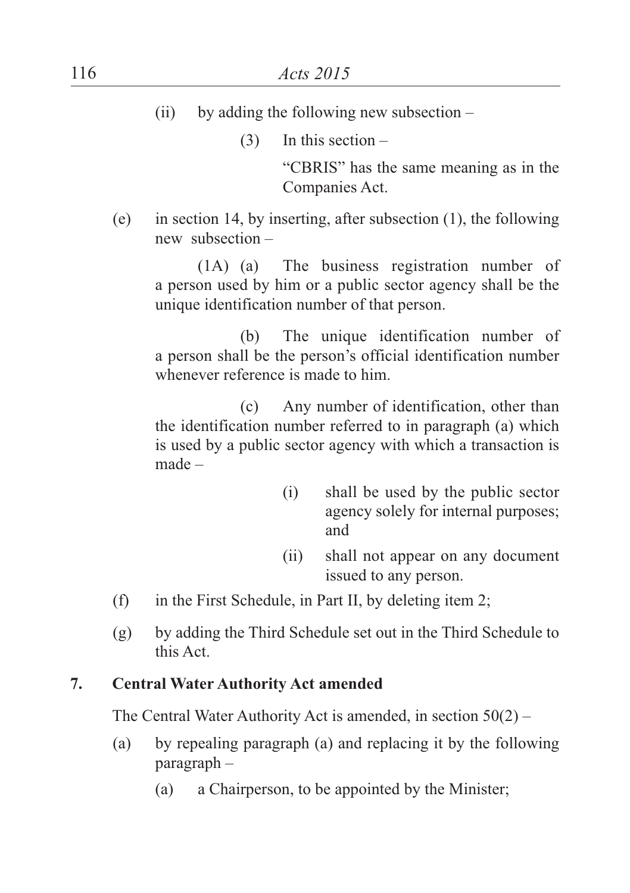(ii) by adding the following new subsection –

(3) In this section –

"CBRIS" has the same meaning as in the Companies Act.

(e) in section 14, by inserting, after subsection (1), the following new subsection –

(1A) (a) The business registration number of a person used by him or a public sector agency shall be the unique identification number of that person.

(b) The unique identification number of a person shall be the person's official identification number whenever reference is made to him.

(c) Any number of identification, other than the identification number referred to in paragraph (a) which is used by a public sector agency with which a transaction is made –

(i) shall be used by the public sector agency solely for internal purposes; and

(ii) shall not appear on any document issued to any person.

(f) in the First Schedule, in Part II, by deleting item 2;

(g) by adding the Third Schedule set out in the Third Schedule to this Act.

## 7. Central Water Authority Act amended

The Central Water Authority Act is amended, in section 50(2) –

(a) by repealing paragraph (a) and replacing it by the following paragraph –

(a) a Chairperson, to be appointed by the Minister;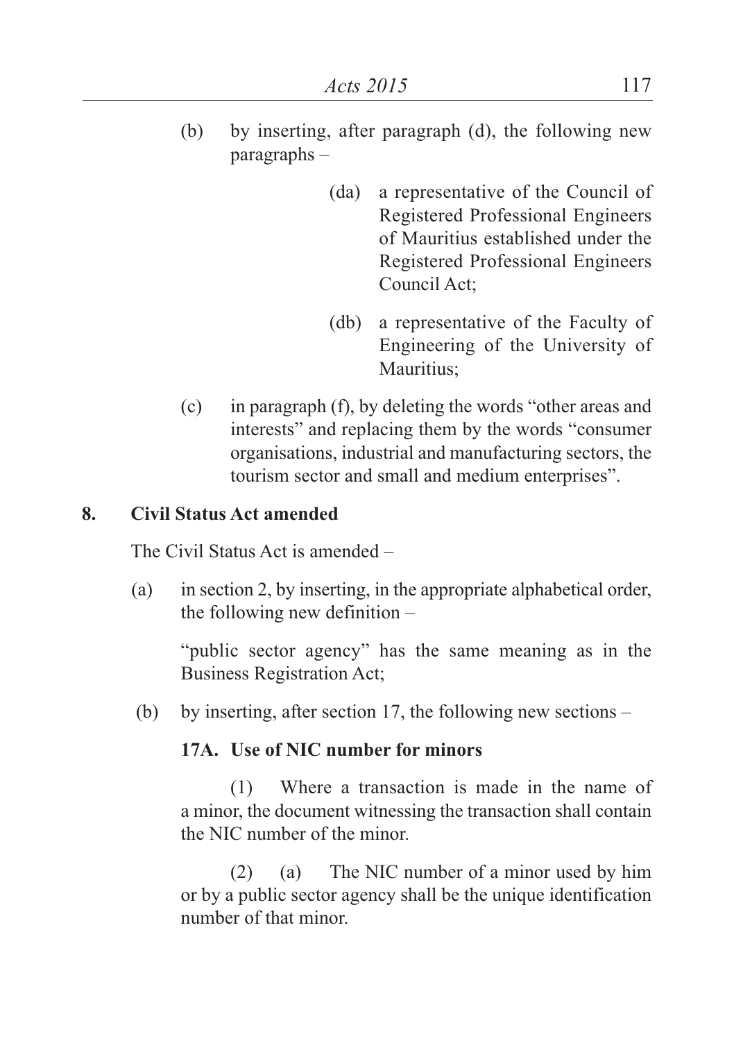(b) by inserting, after paragraph (d), the following new paragraphs –

> (da) a representative of the Council of Registered Professional Engineers of Mauritius established under the Registered Professional Engineers Council Act;
>
> (db) a representative of the Faculty of Engineering of the University of Mauritius;

(c) in paragraph (f), by deleting the words "other areas and interests" and replacing them by the words "consumer organisations, industrial and manufacturing sectors, the tourism sector and small and medium enterprises".

**8. Civil Status Act amended**

The Civil Status Act is amended –

(a) in section 2, by inserting, in the appropriate alphabetical order, the following new definition –

"public sector agency" has the same meaning as in the Business Registration Act;

(b) by inserting, after section 17, the following new sections –

**17A. Use of NIC number for minors**

(1) Where a transaction is made in the name of a minor, the document witnessing the transaction shall contain the NIC number of the minor.

(2) (a) The NIC number of a minor used by him or by a public sector agency shall be the unique identification number of that minor.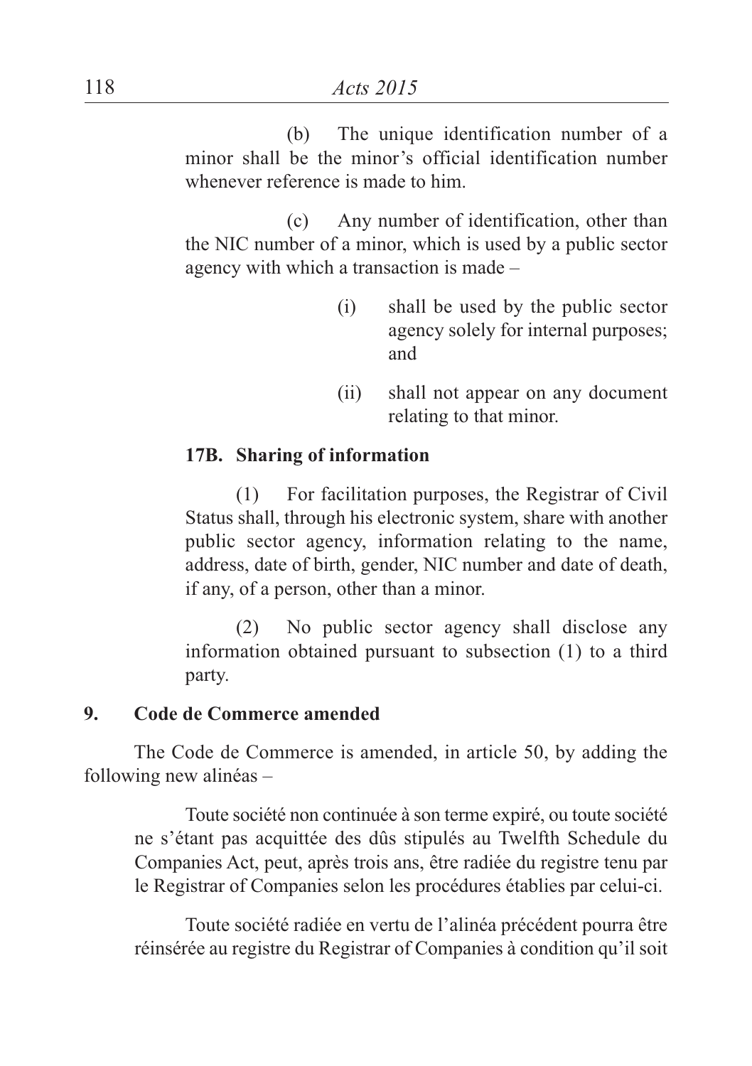(b) The unique identification number of a minor shall be the minor's official identification number whenever reference is made to him.

(c) Any number of identification, other than the NIC number of a minor, which is used by a public sector agency with which a transaction is made –

(i) shall be used by the public sector agency solely for internal purposes; and

(ii) shall not appear on any document relating to that minor.

**17B. Sharing of information**

(1) For facilitation purposes, the Registrar of Civil Status shall, through his electronic system, share with another public sector agency, information relating to the name, address, date of birth, gender, NIC number and date of death, if any, of a person, other than a minor.

(2) No public sector agency shall disclose any information obtained pursuant to subsection (1) to a third party.

**9. Code de Commerce amended**

The Code de Commerce is amended, in article 50, by adding the following new alinéas –

Toute société non continuée à son terme expiré, ou toute société ne s'étant pas acquittée des dûs stipulés au Twelfth Schedule du Companies Act, peut, après trois ans, être radiée du registre tenu par le Registrar of Companies selon les procédures établies par celui-ci.

Toute société radiée en vertu de l'alinéa précédent pourra être réinsérée au registre du Registrar of Companies à condition qu'il soit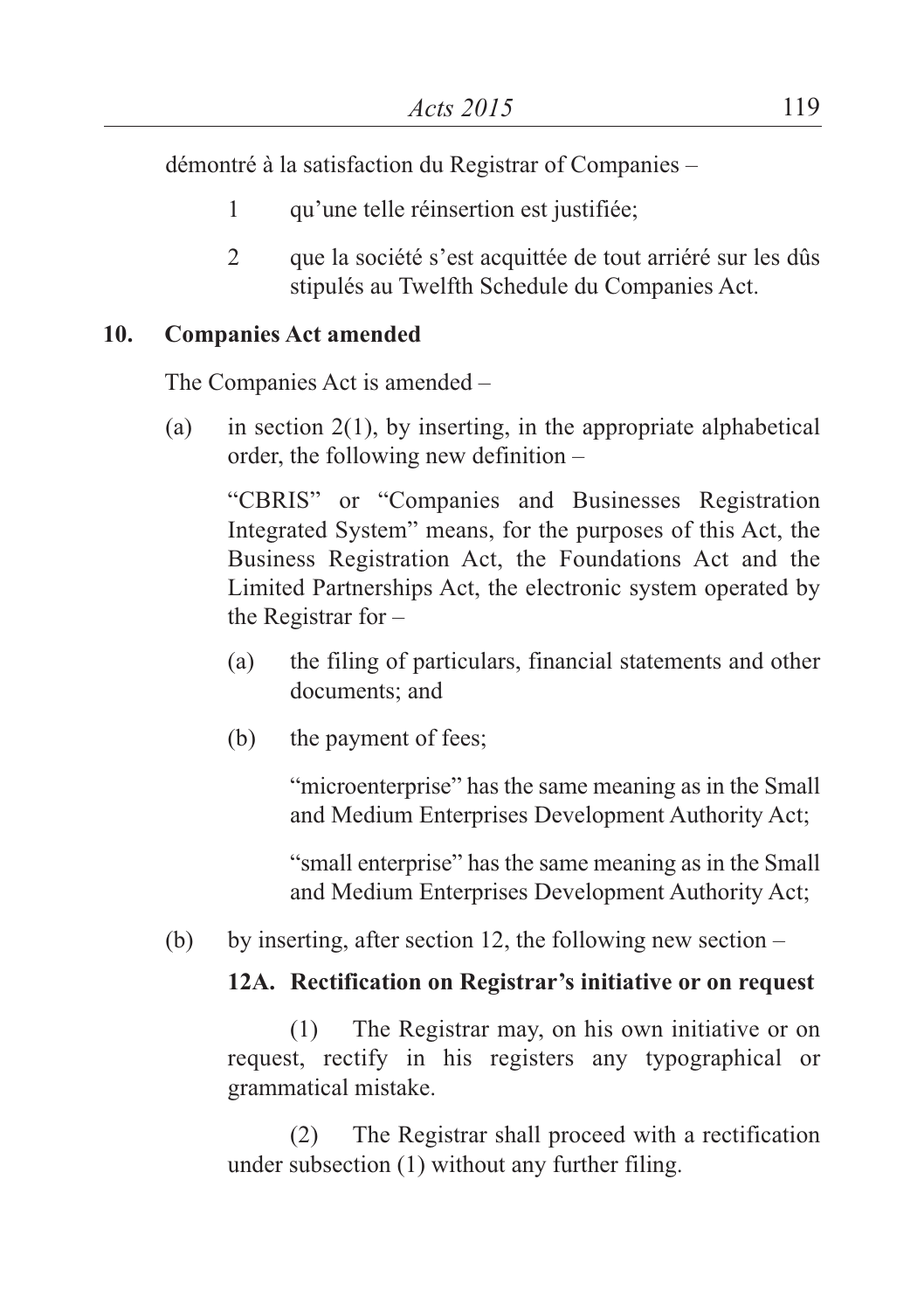démontré à la satisfaction du Registrar of Companies –

1 qu'une telle réinsertion est justifiée;

2 que la société s'est acquittée de tout arriéré sur les dûs stipulés au Twelfth Schedule du Companies Act.

**10. Companies Act amended**

The Companies Act is amended –

(a) in section 2(1), by inserting, in the appropriate alphabetical order, the following new definition –

"CBRIS" or "Companies and Businesses Registration Integrated System" means, for the purposes of this Act, the Business Registration Act, the Foundations Act and the Limited Partnerships Act, the electronic system operated by the Registrar for –

(a) the filing of particulars, financial statements and other documents; and

(b) the payment of fees;

"microenterprise" has the same meaning as in the Small and Medium Enterprises Development Authority Act;

"small enterprise" has the same meaning as in the Small and Medium Enterprises Development Authority Act;

(b) by inserting, after section 12, the following new section –

**12A. Rectification on Registrar's initiative or on request**

(1) The Registrar may, on his own initiative or on request, rectify in his registers any typographical or grammatical mistake.

(2) The Registrar shall proceed with a rectification under subsection (1) without any further filing.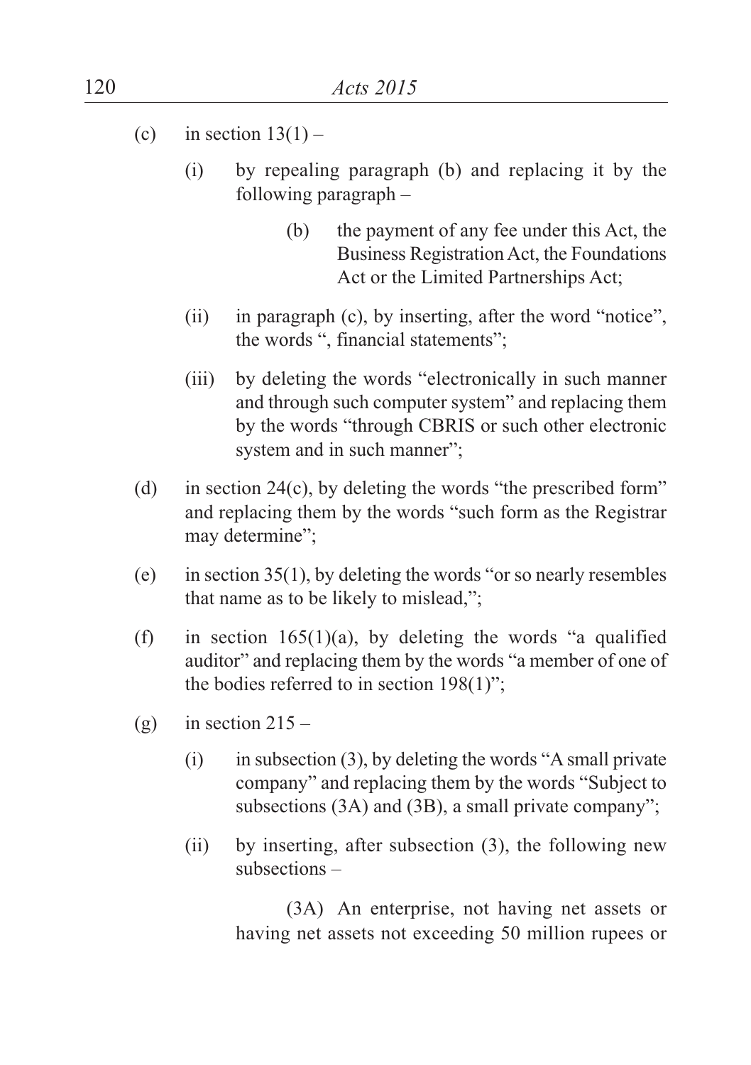(c) in section 13(1) –

  (i) by repealing paragraph (b) and replacing it by the following paragraph –

    (b) the payment of any fee under this Act, the Business Registration Act, the Foundations Act or the Limited Partnerships Act;

  (ii) in paragraph (c), by inserting, after the word "notice", the words ", financial statements";

  (iii) by deleting the words "electronically in such manner and through such computer system" and replacing them by the words "through CBRIS or such other electronic system and in such manner";

(d) in section 24(c), by deleting the words "the prescribed form" and replacing them by the words "such form as the Registrar may determine";

(e) in section 35(1), by deleting the words "or so nearly resembles that name as to be likely to mislead,";

(f) in section 165(1)(a), by deleting the words "a qualified auditor" and replacing them by the words "a member of one of the bodies referred to in section 198(1)";

(g) in section 215 –

  (i) in subsection (3), by deleting the words "A small private company" and replacing them by the words "Subject to subsections (3A) and (3B), a small private company";

  (ii) by inserting, after subsection (3), the following new subsections –

    (3A) An enterprise, not having net assets or having net assets not exceeding 50 million rupees or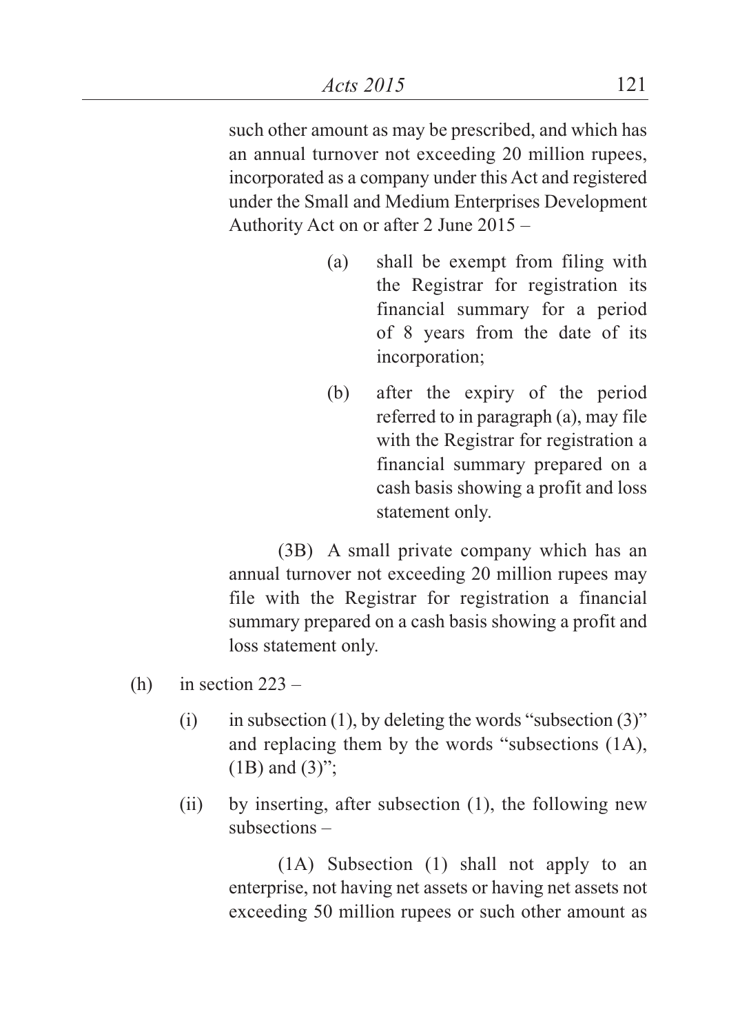such other amount as may be prescribed, and which has an annual turnover not exceeding 20 million rupees, incorporated as a company under this Act and registered under the Small and Medium Enterprises Development Authority Act on or after 2 June 2015 –

> (a) shall be exempt from filing with the Registrar for registration its financial summary for a period of 8 years from the date of its incorporation;
>
> (b) after the expiry of the period referred to in paragraph (a), may file with the Registrar for registration a financial summary prepared on a cash basis showing a profit and loss statement only.

(3B) A small private company which has an annual turnover not exceeding 20 million rupees may file with the Registrar for registration a financial summary prepared on a cash basis showing a profit and loss statement only.

(h) in section 223 –

(i) in subsection (1), by deleting the words "subsection (3)" and replacing them by the words "subsections (1A), (1B) and (3)";

(ii) by inserting, after subsection (1), the following new subsections –

(1A) Subsection (1) shall not apply to an enterprise, not having net assets or having net assets not exceeding 50 million rupees or such other amount as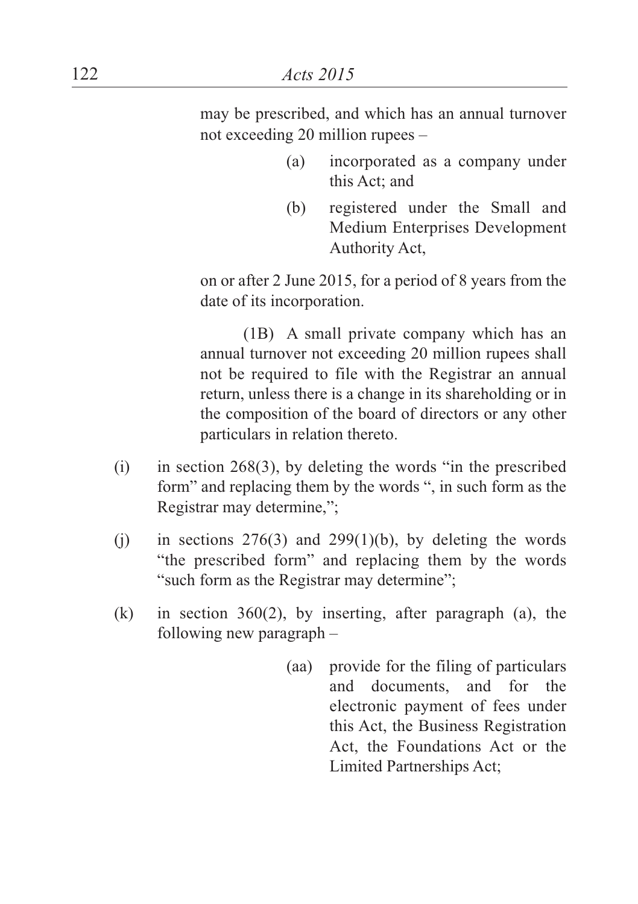may be prescribed, and which has an annual turnover not exceeding 20 million rupees –

> (a) incorporated as a company under this Act; and
>
> (b) registered under the Small and Medium Enterprises Development Authority Act,

on or after 2 June 2015, for a period of 8 years from the date of its incorporation.

(1B) A small private company which has an annual turnover not exceeding 20 million rupees shall not be required to file with the Registrar an annual return, unless there is a change in its shareholding or in the composition of the board of directors or any other particulars in relation thereto.

(i) in section 268(3), by deleting the words "in the prescribed form" and replacing them by the words ", in such form as the Registrar may determine,";

(j) in sections 276(3) and 299(1)(b), by deleting the words "the prescribed form" and replacing them by the words "such form as the Registrar may determine";

(k) in section 360(2), by inserting, after paragraph (a), the following new paragraph –

> (aa) provide for the filing of particulars and documents, and for the electronic payment of fees under this Act, the Business Registration Act, the Foundations Act or the Limited Partnerships Act;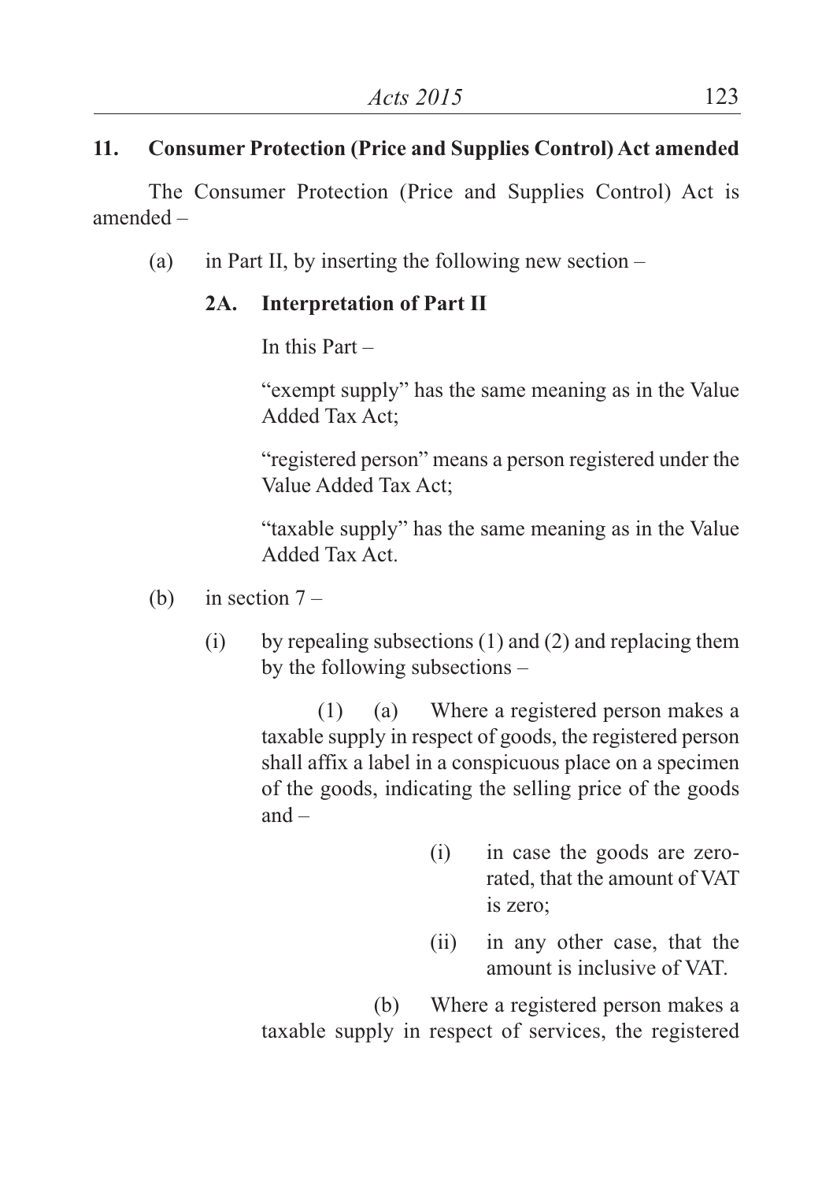**11. Consumer Protection (Price and Supplies Control) Act amended**

The Consumer Protection (Price and Supplies Control) Act is amended –

(a) in Part II, by inserting the following new section –

**2A. Interpretation of Part II**

In this Part –

"exempt supply" has the same meaning as in the Value Added Tax Act;

"registered person" means a person registered under the Value Added Tax Act;

"taxable supply" has the same meaning as in the Value Added Tax Act.

(b) in section 7 –

(i) by repealing subsections (1) and (2) and replacing them by the following subsections –

(1) (a) Where a registered person makes a taxable supply in respect of goods, the registered person shall affix a label in a conspicuous place on a specimen of the goods, indicating the selling price of the goods and –

(i) in case the goods are zero-rated, that the amount of VAT is zero;

(ii) in any other case, that the amount is inclusive of VAT.

(b) Where a registered person makes a taxable supply in respect of services, the registered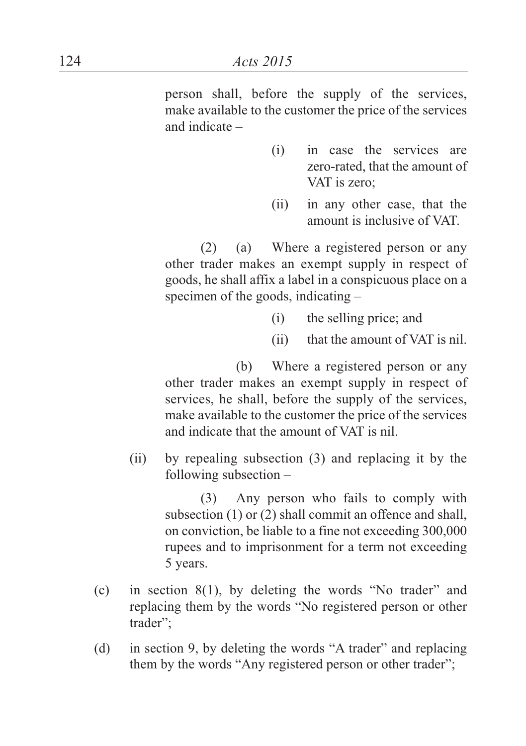person shall, before the supply of the services, make available to the customer the price of the services and indicate –

(i) in case the services are zero-rated, that the amount of VAT is zero;

(ii) in any other case, that the amount is inclusive of VAT.

(2) (a) Where a registered person or any other trader makes an exempt supply in respect of goods, he shall affix a label in a conspicuous place on a specimen of the goods, indicating –

(i) the selling price; and

(ii) that the amount of VAT is nil.

(b) Where a registered person or any other trader makes an exempt supply in respect of services, he shall, before the supply of the services, make available to the customer the price of the services and indicate that the amount of VAT is nil.

(ii) by repealing subsection (3) and replacing it by the following subsection –

(3) Any person who fails to comply with subsection (1) or (2) shall commit an offence and shall, on conviction, be liable to a fine not exceeding 300,000 rupees and to imprisonment for a term not exceeding 5 years.

(c) in section 8(1), by deleting the words "No trader" and replacing them by the words "No registered person or other trader";

(d) in section 9, by deleting the words "A trader" and replacing them by the words "Any registered person or other trader";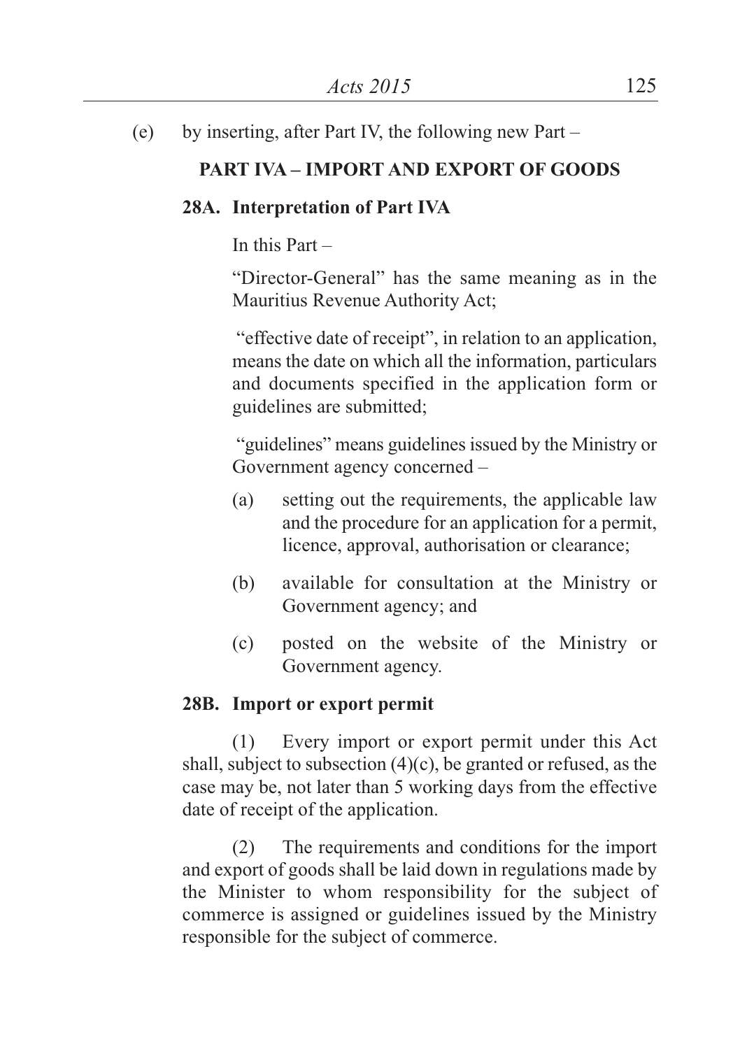(e) by inserting, after Part IV, the following new Part –

**PART IVA – IMPORT AND EXPORT OF GOODS**

**28A. Interpretation of Part IVA**

In this Part –

"Director-General" has the same meaning as in the Mauritius Revenue Authority Act;

"effective date of receipt", in relation to an application, means the date on which all the information, particulars and documents specified in the application form or guidelines are submitted;

"guidelines" means guidelines issued by the Ministry or Government agency concerned –

(a) setting out the requirements, the applicable law and the procedure for an application for a permit, licence, approval, authorisation or clearance;

(b) available for consultation at the Ministry or Government agency; and

(c) posted on the website of the Ministry or Government agency.

**28B. Import or export permit**

(1) Every import or export permit under this Act shall, subject to subsection (4)(c), be granted or refused, as the case may be, not later than 5 working days from the effective date of receipt of the application.

(2) The requirements and conditions for the import and export of goods shall be laid down in regulations made by the Minister to whom responsibility for the subject of commerce is assigned or guidelines issued by the Ministry responsible for the subject of commerce.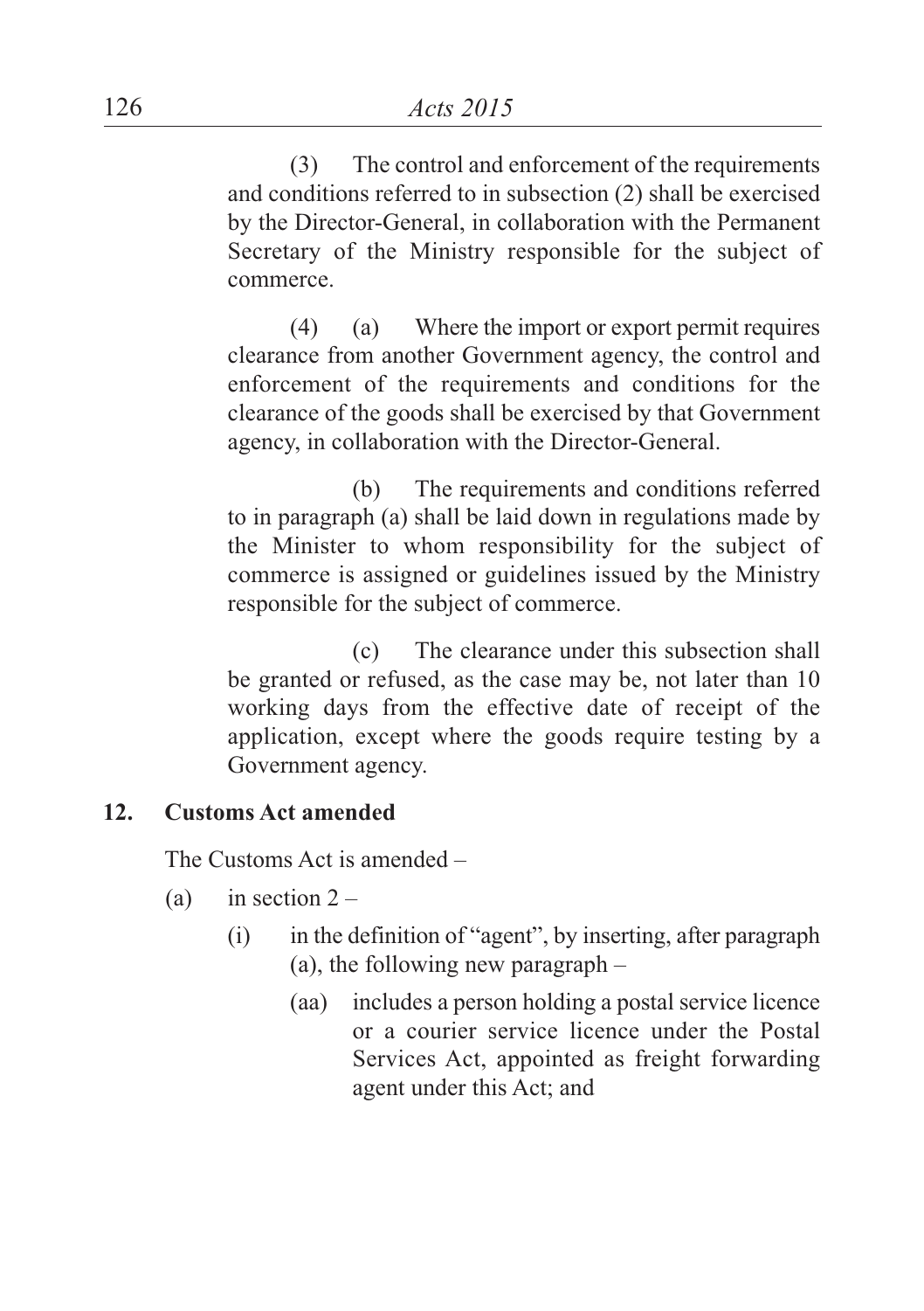(3) The control and enforcement of the requirements and conditions referred to in subsection (2) shall be exercised by the Director-General, in collaboration with the Permanent Secretary of the Ministry responsible for the subject of commerce.

(4) (a) Where the import or export permit requires clearance from another Government agency, the control and enforcement of the requirements and conditions for the clearance of the goods shall be exercised by that Government agency, in collaboration with the Director-General.

(b) The requirements and conditions referred to in paragraph (a) shall be laid down in regulations made by the Minister to whom responsibility for the subject of commerce is assigned or guidelines issued by the Ministry responsible for the subject of commerce.

(c) The clearance under this subsection shall be granted or refused, as the case may be, not later than 10 working days from the effective date of receipt of the application, except where the goods require testing by a Government agency.

**12. Customs Act amended**

The Customs Act is amended –

(a) in section 2 –

(i) in the definition of "agent", by inserting, after paragraph (a), the following new paragraph –

(aa) includes a person holding a postal service licence or a courier service licence under the Postal Services Act, appointed as freight forwarding agent under this Act; and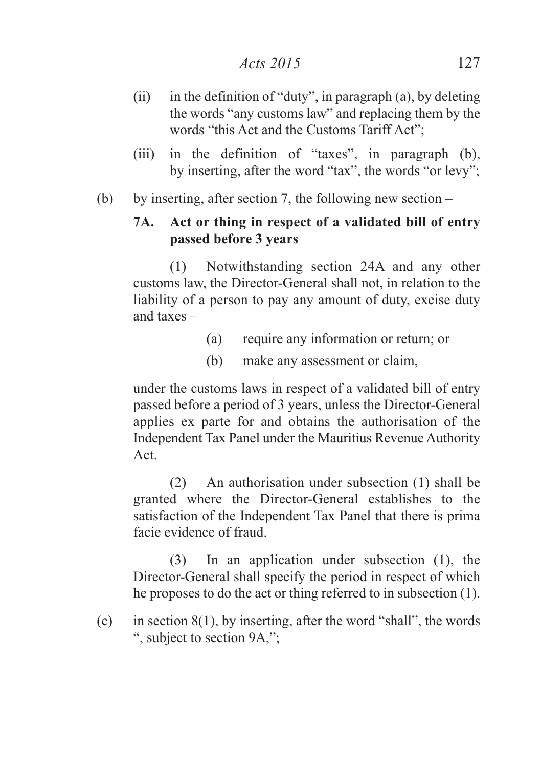(ii) in the definition of "duty", in paragraph (a), by deleting the words "any customs law" and replacing them by the words "this Act and the Customs Tariff Act";

(iii) in the definition of "taxes", in paragraph (b), by inserting, after the word "tax", the words "or levy";

(b) by inserting, after section 7, the following new section –

**7A. Act or thing in respect of a validated bill of entry passed before 3 years**

(1) Notwithstanding section 24A and any other customs law, the Director-General shall not, in relation to the liability of a person to pay any amount of duty, excise duty and taxes –

(a) require any information or return; or

(b) make any assessment or claim,

under the customs laws in respect of a validated bill of entry passed before a period of 3 years, unless the Director-General applies ex parte for and obtains the authorisation of the Independent Tax Panel under the Mauritius Revenue Authority Act.

(2) An authorisation under subsection (1) shall be granted where the Director-General establishes to the satisfaction of the Independent Tax Panel that there is prima facie evidence of fraud.

(3) In an application under subsection (1), the Director-General shall specify the period in respect of which he proposes to do the act or thing referred to in subsection (1).

(c) in section 8(1), by inserting, after the word "shall", the words ", subject to section 9A,";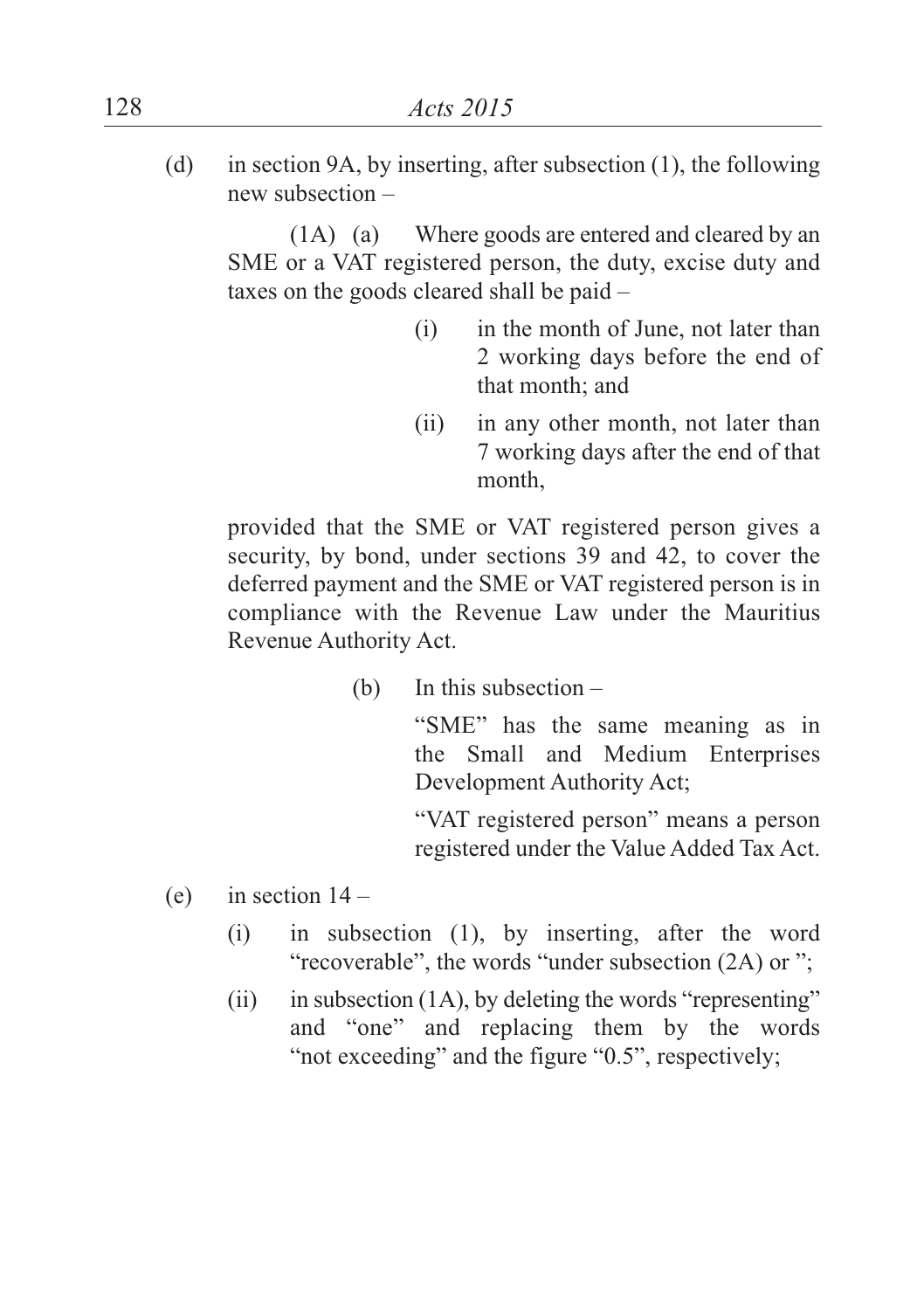(d) in section 9A, by inserting, after subsection (1), the following new subsection –

(1A) (a) Where goods are entered and cleared by an SME or a VAT registered person, the duty, excise duty and taxes on the goods cleared shall be paid –

(i) in the month of June, not later than 2 working days before the end of that month; and

(ii) in any other month, not later than 7 working days after the end of that month,

provided that the SME or VAT registered person gives a security, by bond, under sections 39 and 42, to cover the deferred payment and the SME or VAT registered person is in compliance with the Revenue Law under the Mauritius Revenue Authority Act.

(b) In this subsection –

"SME" has the same meaning as in the Small and Medium Enterprises Development Authority Act;

"VAT registered person" means a person registered under the Value Added Tax Act.

(e) in section 14 –

(i) in subsection (1), by inserting, after the word "recoverable", the words "under subsection (2A) or ";

(ii) in subsection (1A), by deleting the words "representing" and "one" and replacing them by the words "not exceeding" and the figure "0.5", respectively;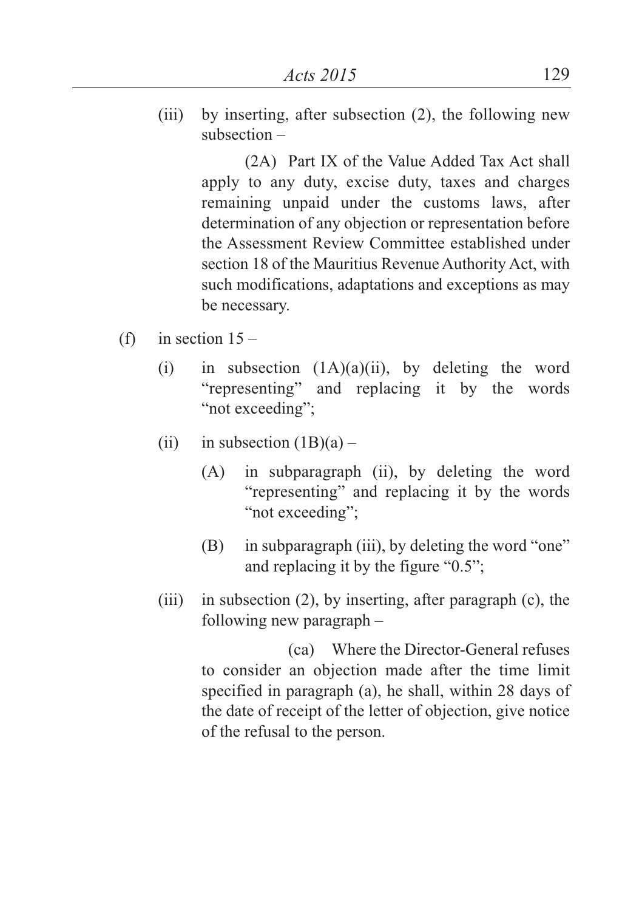(iii) by inserting, after subsection (2), the following new subsection –

> (2A) Part IX of the Value Added Tax Act shall apply to any duty, excise duty, taxes and charges remaining unpaid under the customs laws, after determination of any objection or representation before the Assessment Review Committee established under section 18 of the Mauritius Revenue Authority Act, with such modifications, adaptations and exceptions as may be necessary.

(f) in section 15 –

(i) in subsection (1A)(a)(ii), by deleting the word "representing" and replacing it by the words "not exceeding";

(ii) in subsection (1B)(a) –

(A) in subparagraph (ii), by deleting the word "representing" and replacing it by the words "not exceeding";

(B) in subparagraph (iii), by deleting the word "one" and replacing it by the figure "0.5";

(iii) in subsection (2), by inserting, after paragraph (c), the following new paragraph –

> (ca) Where the Director-General refuses to consider an objection made after the time limit specified in paragraph (a), he shall, within 28 days of the date of receipt of the letter of objection, give notice of the refusal to the person.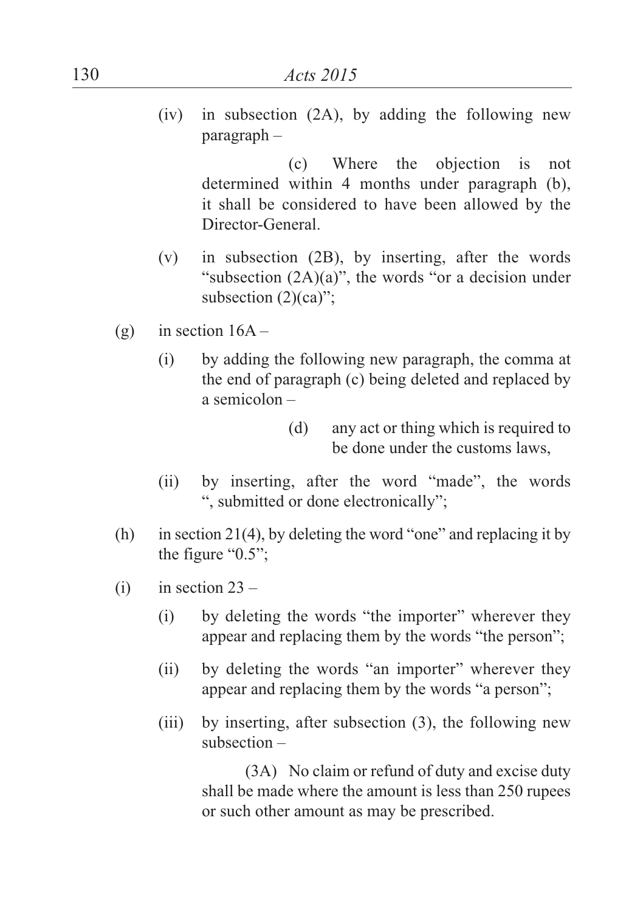(iv) in subsection (2A), by adding the following new paragraph –

(c) Where the objection is not determined within 4 months under paragraph (b), it shall be considered to have been allowed by the Director-General.

(v) in subsection (2B), by inserting, after the words "subsection (2A)(a)", the words "or a decision under subsection (2)(ca)";

(g) in section 16A –

(i) by adding the following new paragraph, the comma at the end of paragraph (c) being deleted and replaced by a semicolon –

(d) any act or thing which is required to be done under the customs laws,

(ii) by inserting, after the word "made", the words ", submitted or done electronically";

(h) in section 21(4), by deleting the word "one" and replacing it by the figure "0.5";

(i) in section 23 –

(i) by deleting the words "the importer" wherever they appear and replacing them by the words "the person";

(ii) by deleting the words "an importer" wherever they appear and replacing them by the words "a person";

(iii) by inserting, after subsection (3), the following new subsection –

(3A) No claim or refund of duty and excise duty shall be made where the amount is less than 250 rupees or such other amount as may be prescribed.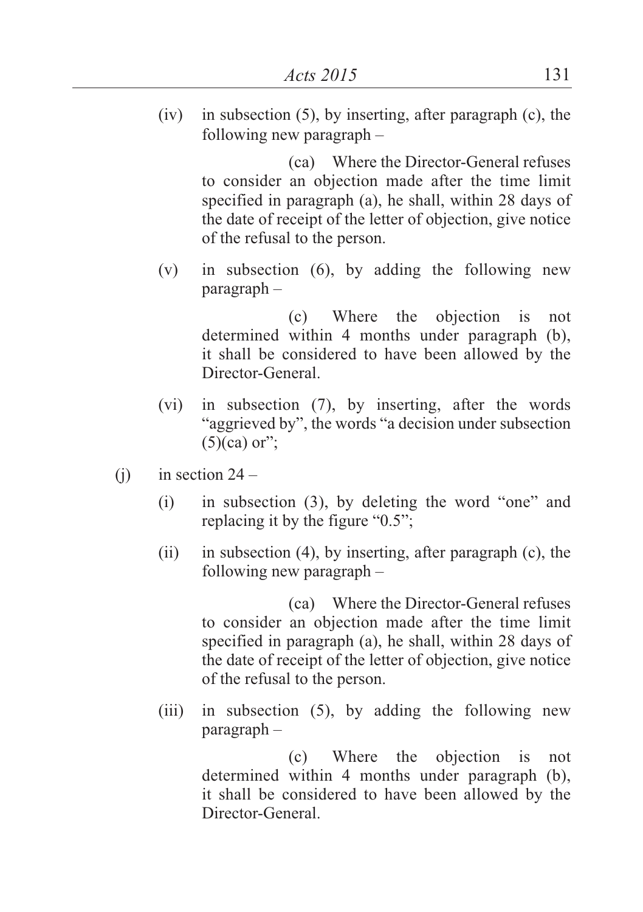(iv) in subsection (5), by inserting, after paragraph (c), the following new paragraph –

> (ca) Where the Director-General refuses to consider an objection made after the time limit specified in paragraph (a), he shall, within 28 days of the date of receipt of the letter of objection, give notice of the refusal to the person.

(v) in subsection (6), by adding the following new paragraph –

> (c) Where the objection is not determined within 4 months under paragraph (b), it shall be considered to have been allowed by the Director-General.

(vi) in subsection (7), by inserting, after the words "aggrieved by", the words "a decision under subsection (5)(ca) or";

(j) in section 24 –

(i) in subsection (3), by deleting the word "one" and replacing it by the figure "0.5";

(ii) in subsection (4), by inserting, after paragraph (c), the following new paragraph –

> (ca) Where the Director-General refuses to consider an objection made after the time limit specified in paragraph (a), he shall, within 28 days of the date of receipt of the letter of objection, give notice of the refusal to the person.

(iii) in subsection (5), by adding the following new paragraph –

> (c) Where the objection is not determined within 4 months under paragraph (b), it shall be considered to have been allowed by the Director-General.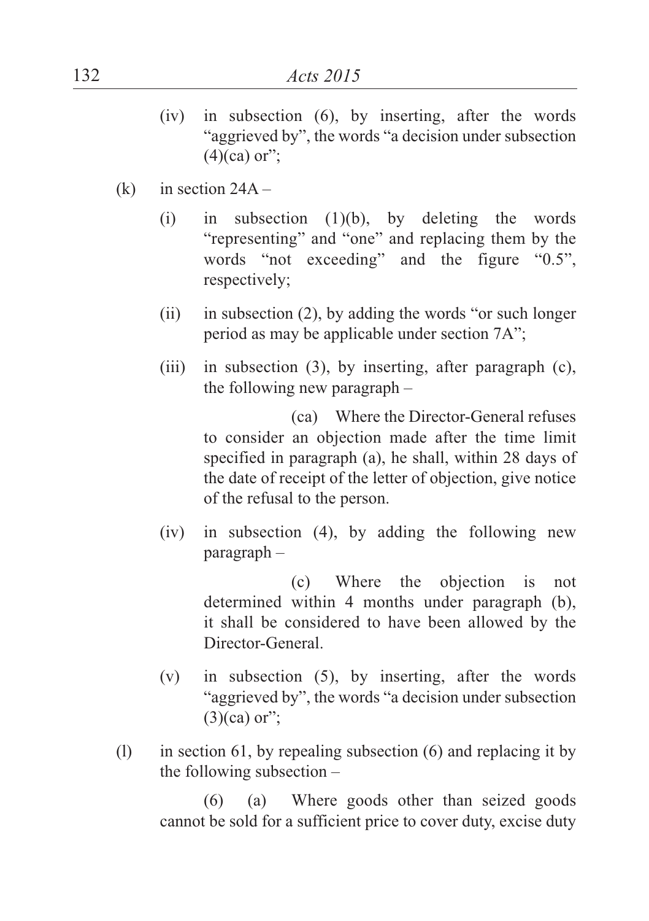(iv) in subsection (6), by inserting, after the words "aggrieved by", the words "a decision under subsection (4)(ca) or";

(k) in section 24A –

(i) in subsection (1)(b), by deleting the words "representing" and "one" and replacing them by the words "not exceeding" and the figure "0.5", respectively;

(ii) in subsection (2), by adding the words "or such longer period as may be applicable under section 7A";

(iii) in subsection (3), by inserting, after paragraph (c), the following new paragraph –

(ca) Where the Director-General refuses to consider an objection made after the time limit specified in paragraph (a), he shall, within 28 days of the date of receipt of the letter of objection, give notice of the refusal to the person.

(iv) in subsection (4), by adding the following new paragraph –

(c) Where the objection is not determined within 4 months under paragraph (b), it shall be considered to have been allowed by the Director-General.

(v) in subsection (5), by inserting, after the words "aggrieved by", the words "a decision under subsection (3)(ca) or";

(l) in section 61, by repealing subsection (6) and replacing it by the following subsection –

(6) (a) Where goods other than seized goods cannot be sold for a sufficient price to cover duty, excise duty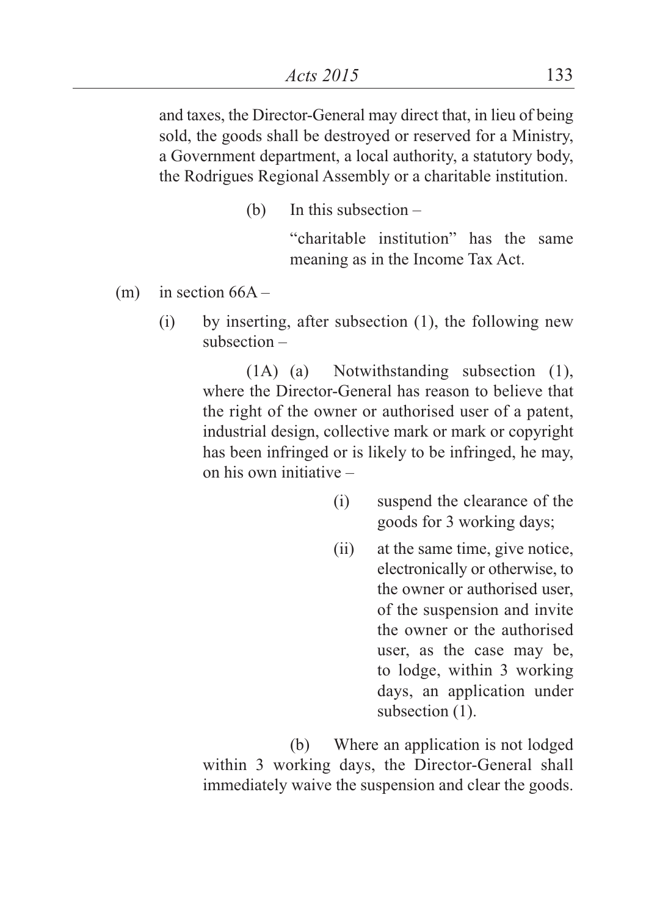and taxes, the Director-General may direct that, in lieu of being sold, the goods shall be destroyed or reserved for a Ministry, a Government department, a local authority, a statutory body, the Rodrigues Regional Assembly or a charitable institution.

(b) In this subsection –

"charitable institution" has the same meaning as in the Income Tax Act.

(m) in section 66A –

(i) by inserting, after subsection (1), the following new subsection –

(1A) (a) Notwithstanding subsection (1), where the Director-General has reason to believe that the right of the owner or authorised user of a patent, industrial design, collective mark or mark or copyright has been infringed or is likely to be infringed, he may, on his own initiative –

(i) suspend the clearance of the goods for 3 working days;

(ii) at the same time, give notice, electronically or otherwise, to the owner or authorised user, of the suspension and invite the owner or the authorised user, as the case may be, to lodge, within 3 working days, an application under subsection (1).

(b) Where an application is not lodged within 3 working days, the Director-General shall immediately waive the suspension and clear the goods.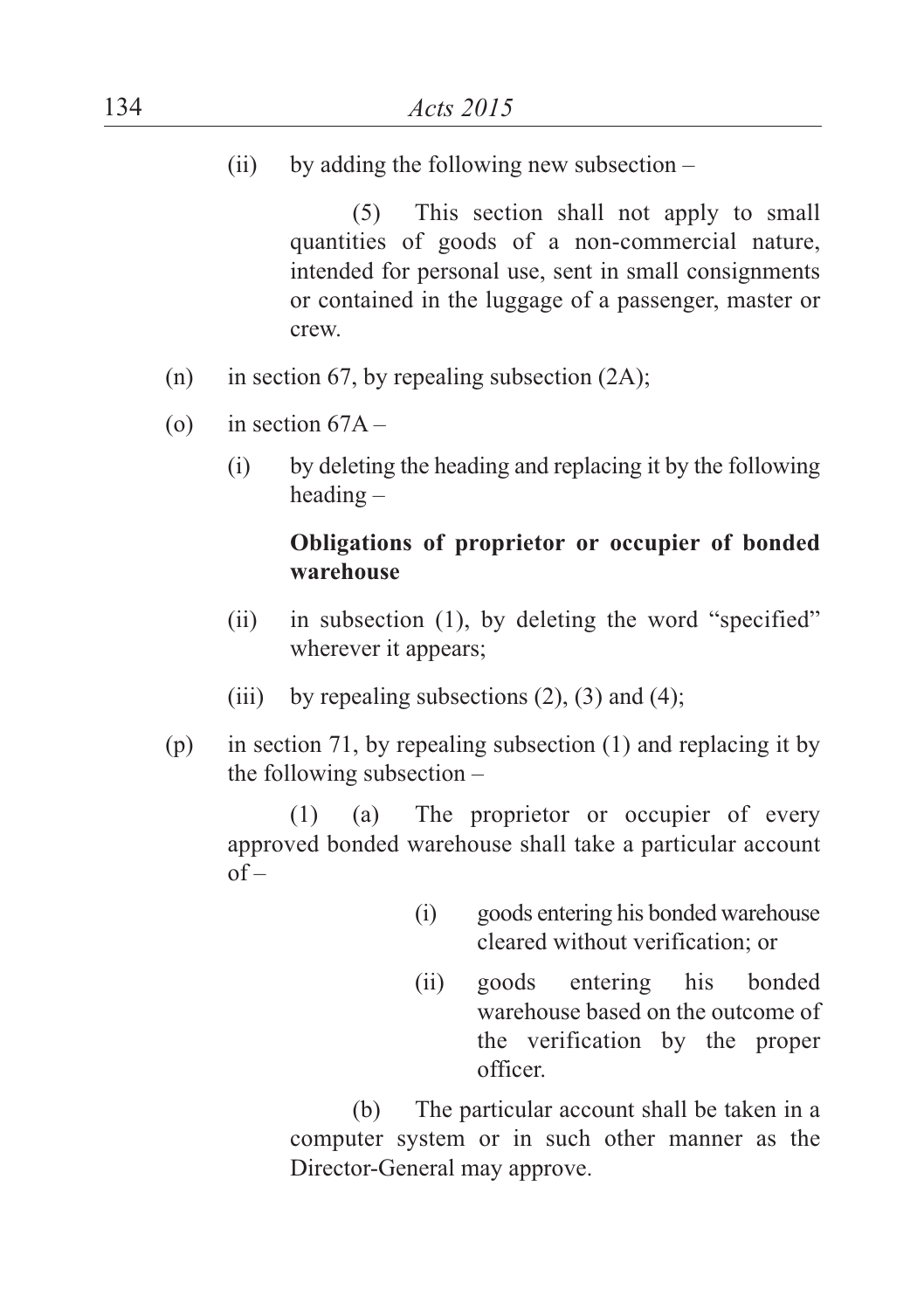(ii) by adding the following new subsection –

> (5) This section shall not apply to small quantities of goods of a non-commercial nature, intended for personal use, sent in small consignments or contained in the luggage of a passenger, master or crew.

(n) in section 67, by repealing subsection (2A);

(o) in section 67A –

(i) by deleting the heading and replacing it by the following heading –

> **Obligations of proprietor or occupier of bonded warehouse**

(ii) in subsection (1), by deleting the word "specified" wherever it appears;

(iii) by repealing subsections (2), (3) and (4);

(p) in section 71, by repealing subsection (1) and replacing it by the following subsection –

> (1) (a) The proprietor or occupier of every approved bonded warehouse shall take a particular account of –
>
> (i) goods entering his bonded warehouse cleared without verification; or
>
> (ii) goods entering his bonded warehouse based on the outcome of the verification by the proper officer.
>
> (b) The particular account shall be taken in a computer system or in such other manner as the Director-General may approve.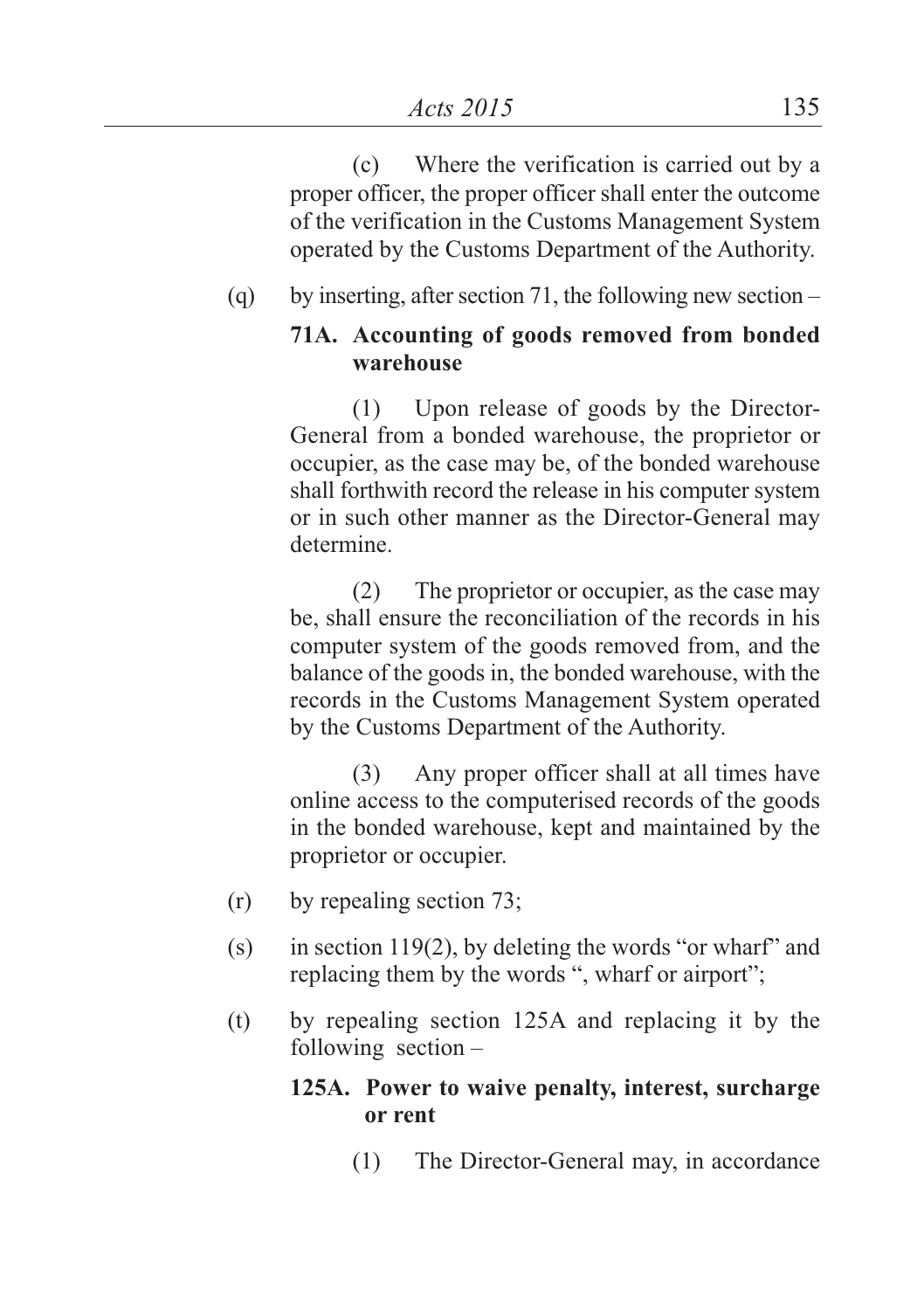(c) Where the verification is carried out by a proper officer, the proper officer shall enter the outcome of the verification in the Customs Management System operated by the Customs Department of the Authority.

(q) by inserting, after section 71, the following new section –

**71A. Accounting of goods removed from bonded warehouse**

(1) Upon release of goods by the Director-General from a bonded warehouse, the proprietor or occupier, as the case may be, of the bonded warehouse shall forthwith record the release in his computer system or in such other manner as the Director-General may determine.

(2) The proprietor or occupier, as the case may be, shall ensure the reconciliation of the records in his computer system of the goods removed from, and the balance of the goods in, the bonded warehouse, with the records in the Customs Management System operated by the Customs Department of the Authority.

(3) Any proper officer shall at all times have online access to the computerised records of the goods in the bonded warehouse, kept and maintained by the proprietor or occupier.

(r) by repealing section 73;

(s) in section 119(2), by deleting the words "or wharf" and replacing them by the words ", wharf or airport";

(t) by repealing section 125A and replacing it by the following section –

**125A. Power to waive penalty, interest, surcharge or rent**

(1) The Director-General may, in accordance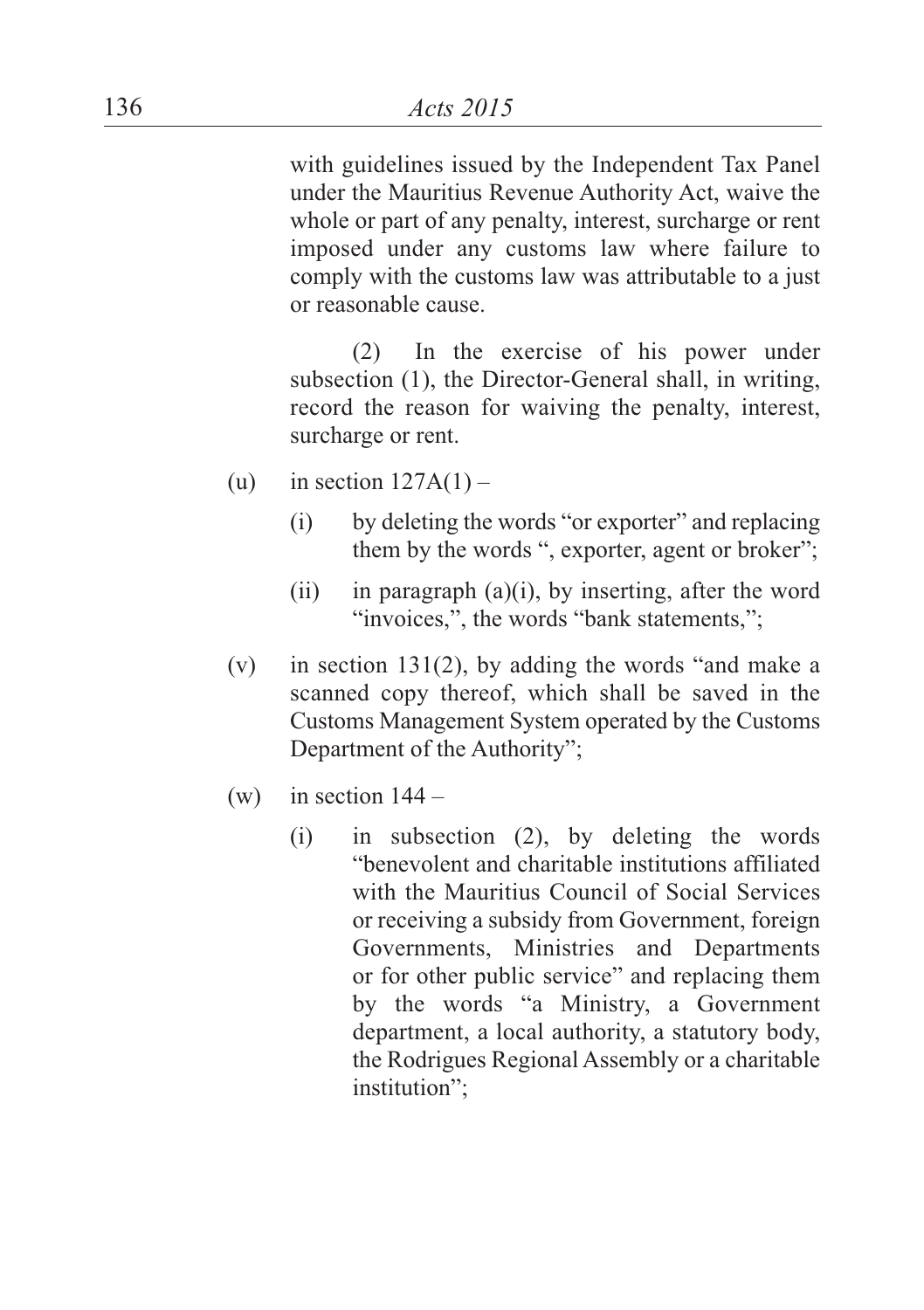with guidelines issued by the Independent Tax Panel under the Mauritius Revenue Authority Act, waive the whole or part of any penalty, interest, surcharge or rent imposed under any customs law where failure to comply with the customs law was attributable to a just or reasonable cause.

(2) In the exercise of his power under subsection (1), the Director-General shall, in writing, record the reason for waiving the penalty, interest, surcharge or rent.

(u) in section 127A(1) –

  (i) by deleting the words "or exporter" and replacing them by the words ", exporter, agent or broker";

  (ii) in paragraph (a)(i), by inserting, after the word "invoices,", the words "bank statements,";

(v) in section 131(2), by adding the words "and make a scanned copy thereof, which shall be saved in the Customs Management System operated by the Customs Department of the Authority";

(w) in section 144 –

  (i) in subsection (2), by deleting the words "benevolent and charitable institutions affiliated with the Mauritius Council of Social Services or receiving a subsidy from Government, foreign Governments, Ministries and Departments or for other public service" and replacing them by the words "a Ministry, a Government department, a local authority, a statutory body, the Rodrigues Regional Assembly or a charitable institution";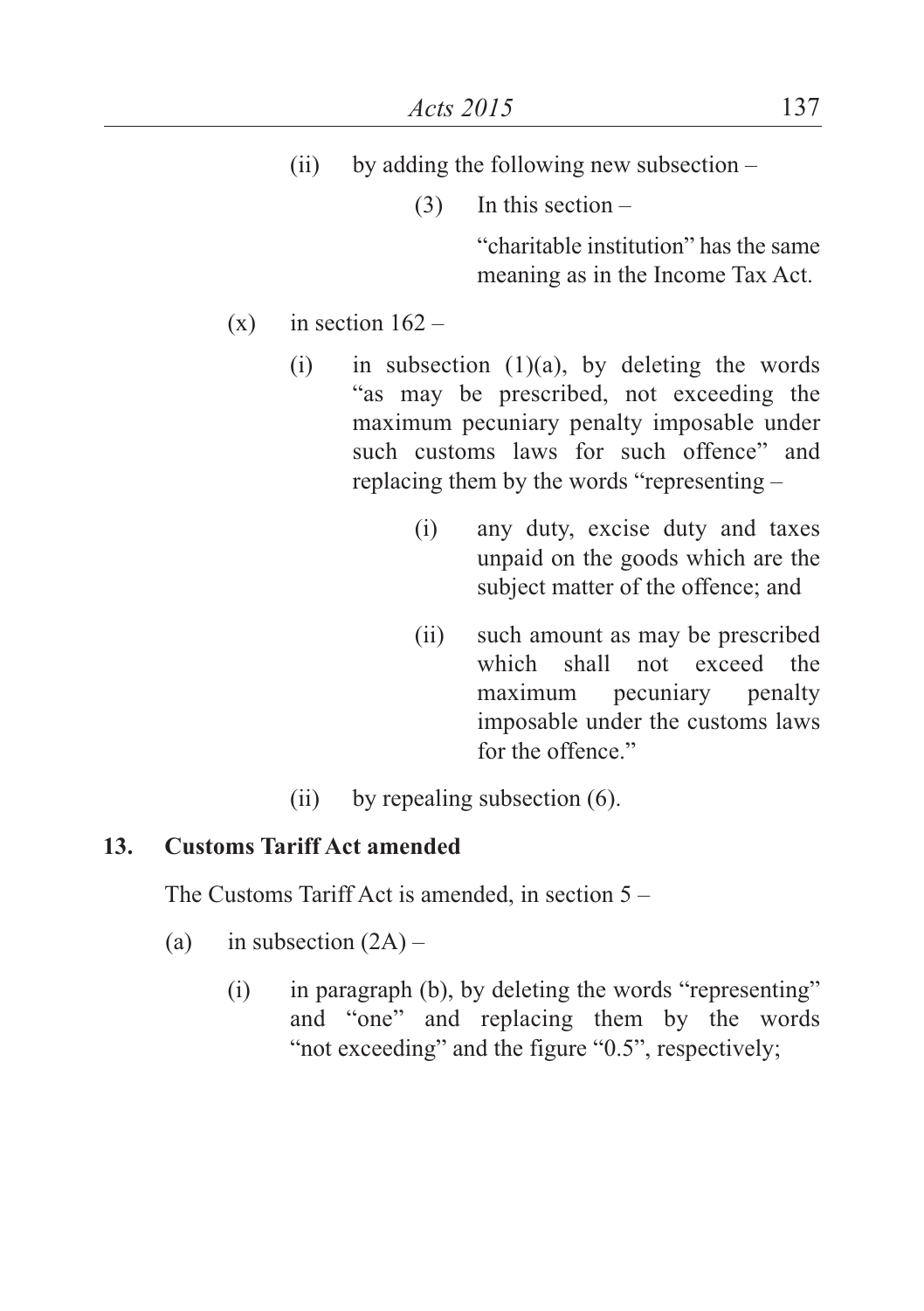(ii) by adding the following new subsection –

(3) In this section –

"charitable institution" has the same meaning as in the Income Tax Act.

(x) in section 162 –

(i) in subsection (1)(a), by deleting the words "as may be prescribed, not exceeding the maximum pecuniary penalty imposable under such customs laws for such offence" and replacing them by the words "representing –

(i) any duty, excise duty and taxes unpaid on the goods which are the subject matter of the offence; and

(ii) such amount as may be prescribed which shall not exceed the maximum pecuniary penalty imposable under the customs laws for the offence."

(ii) by repealing subsection (6).

**13. Customs Tariff Act amended**

The Customs Tariff Act is amended, in section 5 –

(a) in subsection (2A) –

(i) in paragraph (b), by deleting the words "representing" and "one" and replacing them by the words "not exceeding" and the figure "0.5", respectively;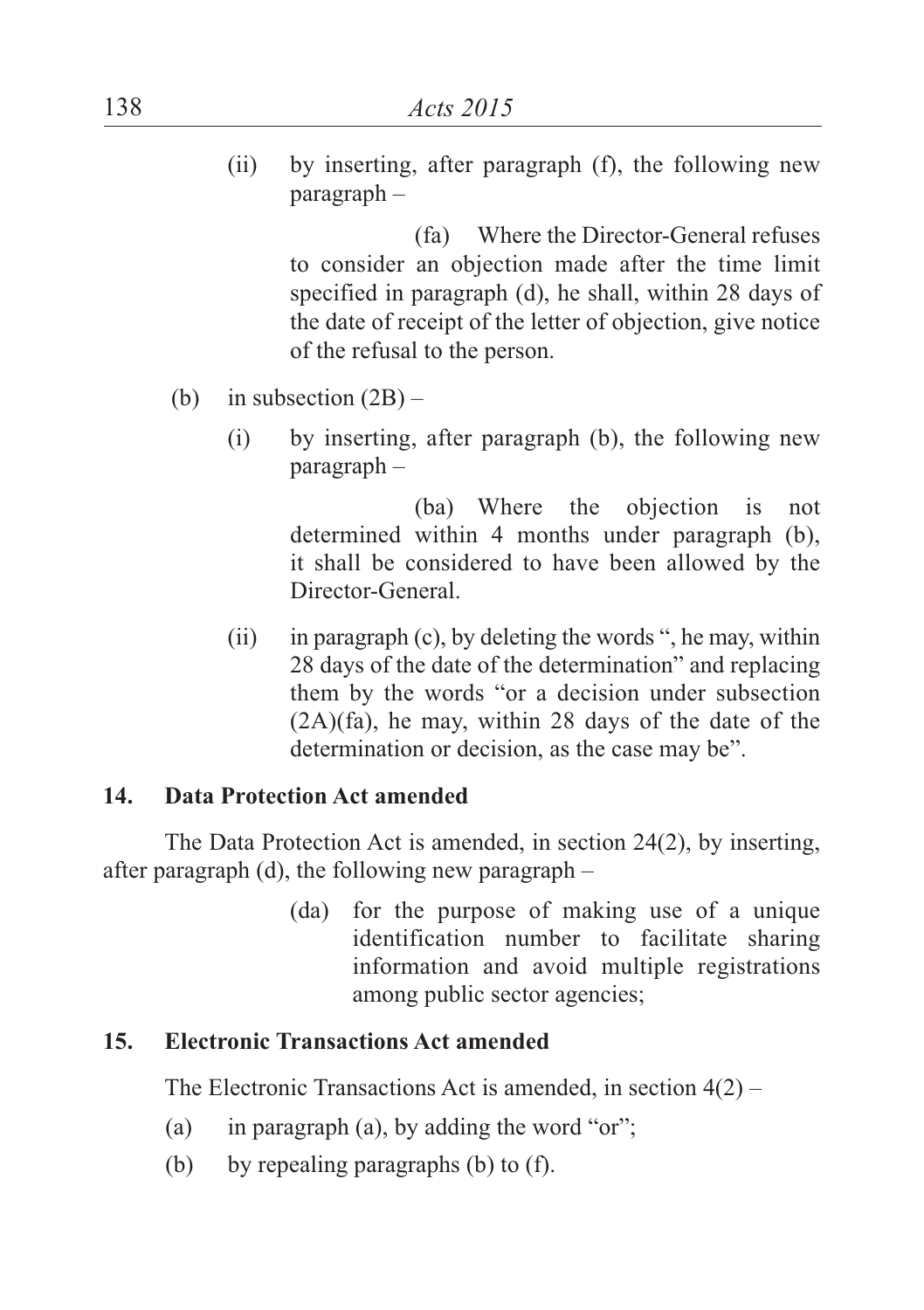(ii) by inserting, after paragraph (f), the following new paragraph –

> (fa) Where the Director-General refuses to consider an objection made after the time limit specified in paragraph (d), he shall, within 28 days of the date of receipt of the letter of objection, give notice of the refusal to the person.

(b) in subsection (2B) –

(i) by inserting, after paragraph (b), the following new paragraph –

> (ba) Where the objection is not determined within 4 months under paragraph (b), it shall be considered to have been allowed by the Director-General.

(ii) in paragraph (c), by deleting the words ", he may, within 28 days of the date of the determination" and replacing them by the words "or a decision under subsection (2A)(fa), he may, within 28 days of the date of the determination or decision, as the case may be".

**14. Data Protection Act amended**

The Data Protection Act is amended, in section 24(2), by inserting, after paragraph (d), the following new paragraph –

> (da) for the purpose of making use of a unique identification number to facilitate sharing information and avoid multiple registrations among public sector agencies;

**15. Electronic Transactions Act amended**

The Electronic Transactions Act is amended, in section 4(2) –

(a) in paragraph (a), by adding the word "or";

(b) by repealing paragraphs (b) to (f).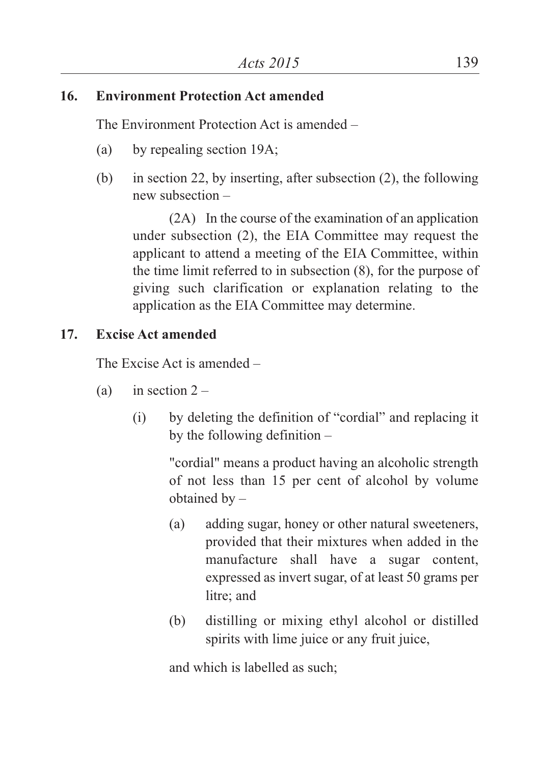**16. Environment Protection Act amended**

The Environment Protection Act is amended –

(a) by repealing section 19A;

(b) in section 22, by inserting, after subsection (2), the following new subsection –

> (2A) In the course of the examination of an application under subsection (2), the EIA Committee may request the applicant to attend a meeting of the EIA Committee, within the time limit referred to in subsection (8), for the purpose of giving such clarification or explanation relating to the application as the EIA Committee may determine.

**17. Excise Act amended**

The Excise Act is amended –

(a) in section 2 –

> (i) by deleting the definition of "cordial" and replacing it by the following definition –
>
> > "cordial" means a product having an alcoholic strength of not less than 15 per cent of alcohol by volume obtained by –
> >
> > (a) adding sugar, honey or other natural sweeteners, provided that their mixtures when added in the manufacture shall have a sugar content, expressed as invert sugar, of at least 50 grams per litre; and
> >
> > (b) distilling or mixing ethyl alcohol or distilled spirits with lime juice or any fruit juice,
> >
> > and which is labelled as such;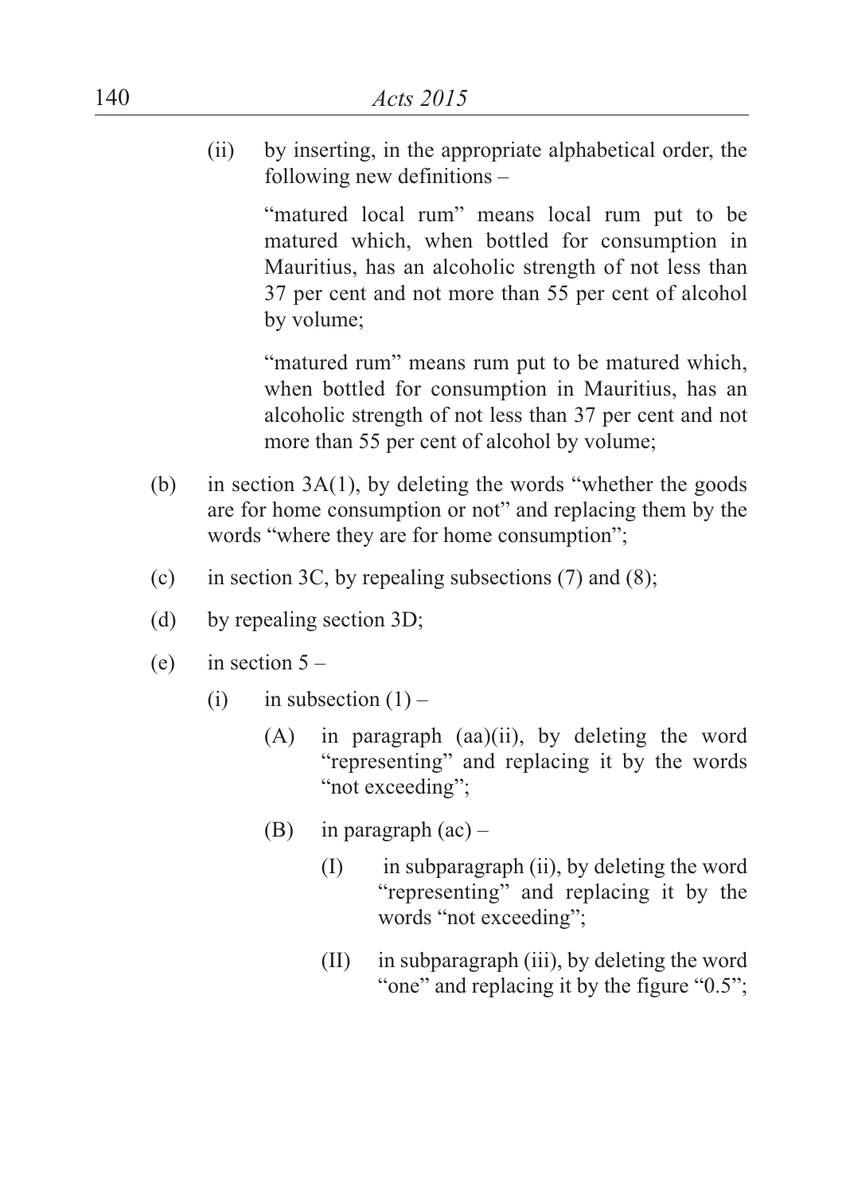(ii) by inserting, in the appropriate alphabetical order, the following new definitions –

"matured local rum" means local rum put to be matured which, when bottled for consumption in Mauritius, has an alcoholic strength of not less than 37 per cent and not more than 55 per cent of alcohol by volume;

"matured rum" means rum put to be matured which, when bottled for consumption in Mauritius, has an alcoholic strength of not less than 37 per cent and not more than 55 per cent of alcohol by volume;

(b) in section 3A(1), by deleting the words "whether the goods are for home consumption or not" and replacing them by the words "where they are for home consumption";

(c) in section 3C, by repealing subsections (7) and (8);

(d) by repealing section 3D;

(e) in section 5 –

(i) in subsection (1) –

(A) in paragraph (aa)(ii), by deleting the word "representing" and replacing it by the words "not exceeding";

(B) in paragraph (ac) –

(I) in subparagraph (ii), by deleting the word "representing" and replacing it by the words "not exceeding";

(II) in subparagraph (iii), by deleting the word "one" and replacing it by the figure "0.5";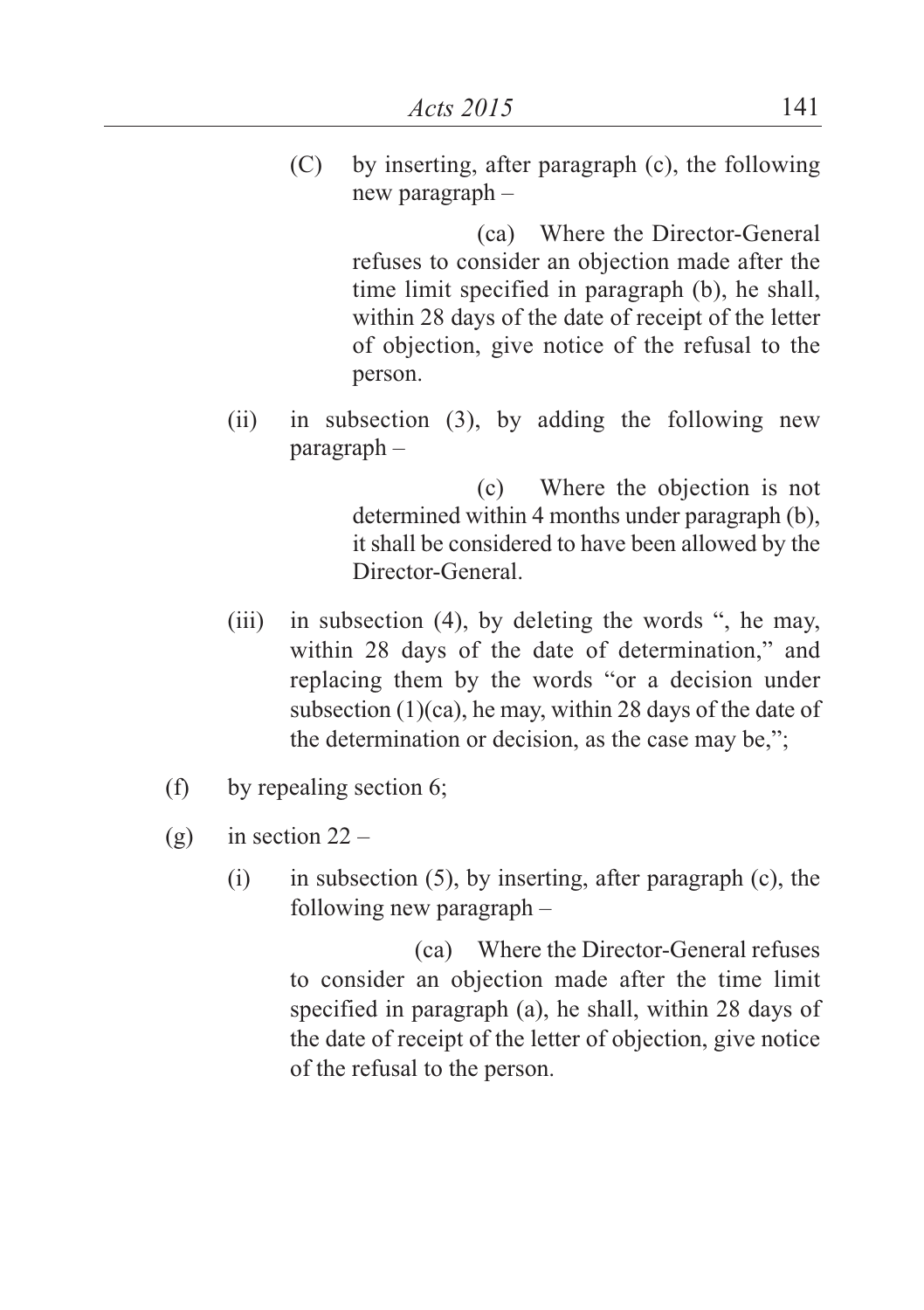(C) by inserting, after paragraph (c), the following new paragraph –

> (ca) Where the Director-General refuses to consider an objection made after the time limit specified in paragraph (b), he shall, within 28 days of the date of receipt of the letter of objection, give notice of the refusal to the person.

(ii) in subsection (3), by adding the following new paragraph –

> (c) Where the objection is not determined within 4 months under paragraph (b), it shall be considered to have been allowed by the Director-General.

(iii) in subsection (4), by deleting the words ", he may, within 28 days of the date of determination," and replacing them by the words "or a decision under subsection (1)(ca), he may, within 28 days of the date of the determination or decision, as the case may be,";

(f) by repealing section 6;

(g) in section 22 –

(i) in subsection (5), by inserting, after paragraph (c), the following new paragraph –

> (ca) Where the Director-General refuses to consider an objection made after the time limit specified in paragraph (a), he shall, within 28 days of the date of receipt of the letter of objection, give notice of the refusal to the person.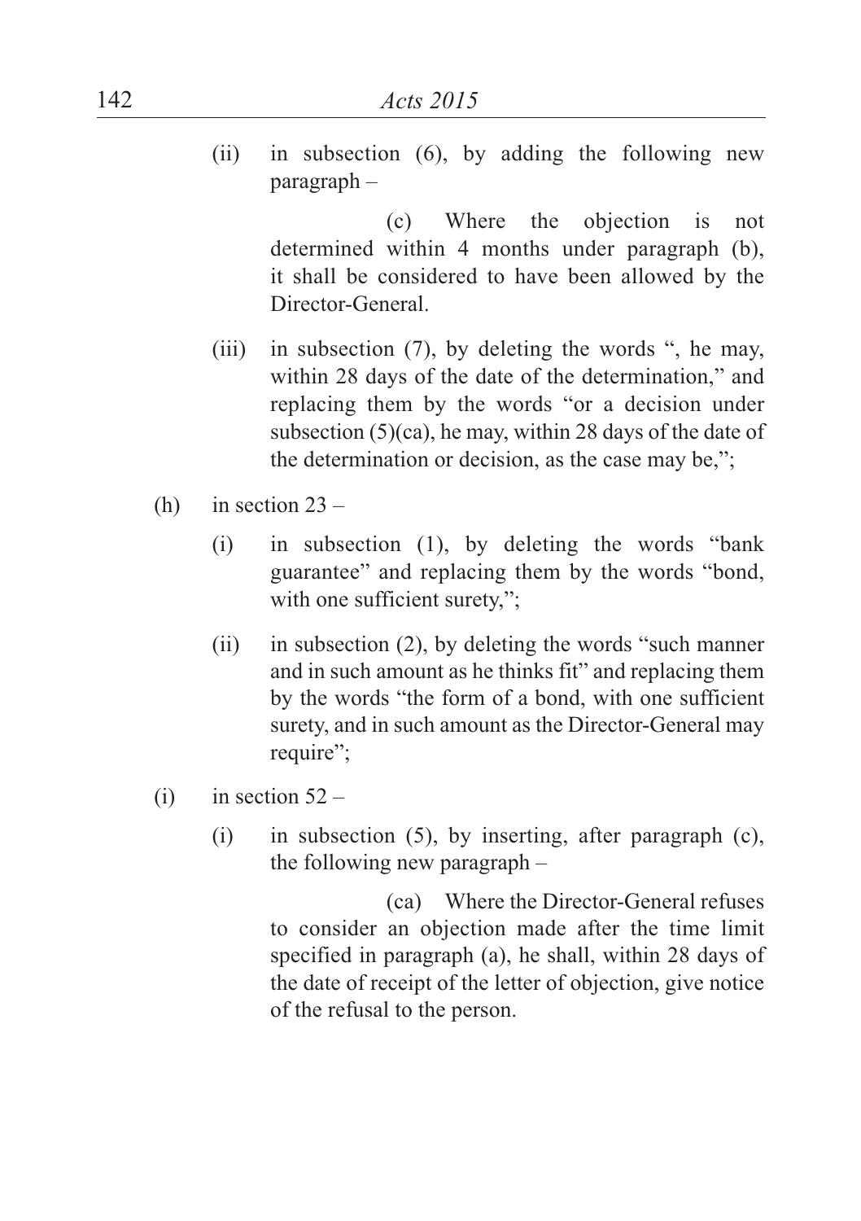(ii) in subsection (6), by adding the following new paragraph –

> (c) Where the objection is not determined within 4 months under paragraph (b), it shall be considered to have been allowed by the Director-General.

(iii) in subsection (7), by deleting the words ", he may, within 28 days of the date of the determination," and replacing them by the words "or a decision under subsection (5)(ca), he may, within 28 days of the date of the determination or decision, as the case may be,";

(h) in section 23 –

(i) in subsection (1), by deleting the words "bank guarantee" and replacing them by the words "bond, with one sufficient surety,";

(ii) in subsection (2), by deleting the words "such manner and in such amount as he thinks fit" and replacing them by the words "the form of a bond, with one sufficient surety, and in such amount as the Director-General may require";

(i) in section 52 –

(i) in subsection (5), by inserting, after paragraph (c), the following new paragraph –

> (ca) Where the Director-General refuses to consider an objection made after the time limit specified in paragraph (a), he shall, within 28 days of the date of receipt of the letter of objection, give notice of the refusal to the person.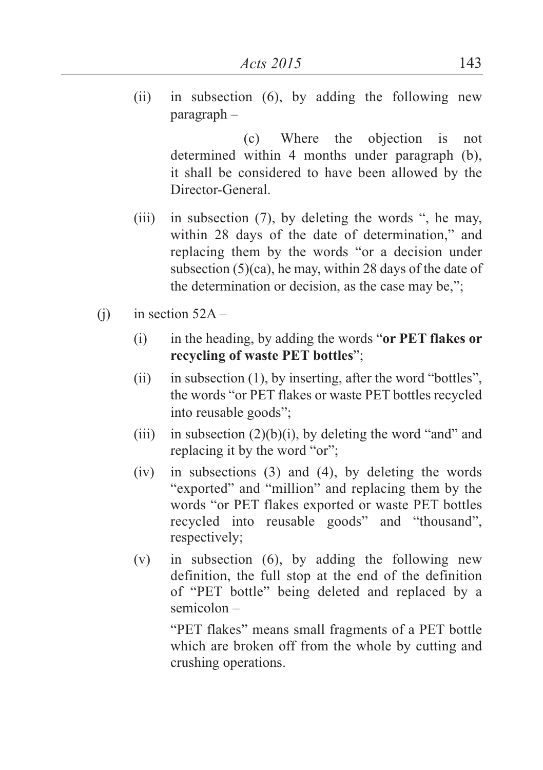(ii) in subsection (6), by adding the following new paragraph –

(c) Where the objection is not determined within 4 months under paragraph (b), it shall be considered to have been allowed by the Director-General.

(iii) in subsection (7), by deleting the words ", he may, within 28 days of the date of determination," and replacing them by the words "or a decision under subsection (5)(ca), he may, within 28 days of the date of the determination or decision, as the case may be,";

(j) in section 52A –

(i) in the heading, by adding the words "**or PET flakes or recycling of waste PET bottles**";

(ii) in subsection (1), by inserting, after the word "bottles", the words "or PET flakes or waste PET bottles recycled into reusable goods";

(iii) in subsection (2)(b)(i), by deleting the word "and" and replacing it by the word "or";

(iv) in subsections (3) and (4), by deleting the words "exported" and "million" and replacing them by the words "or PET flakes exported or waste PET bottles recycled into reusable goods" and "thousand", respectively;

(v) in subsection (6), by adding the following new definition, the full stop at the end of the definition of "PET bottle" being deleted and replaced by a semicolon –

"PET flakes" means small fragments of a PET bottle which are broken off from the whole by cutting and crushing operations.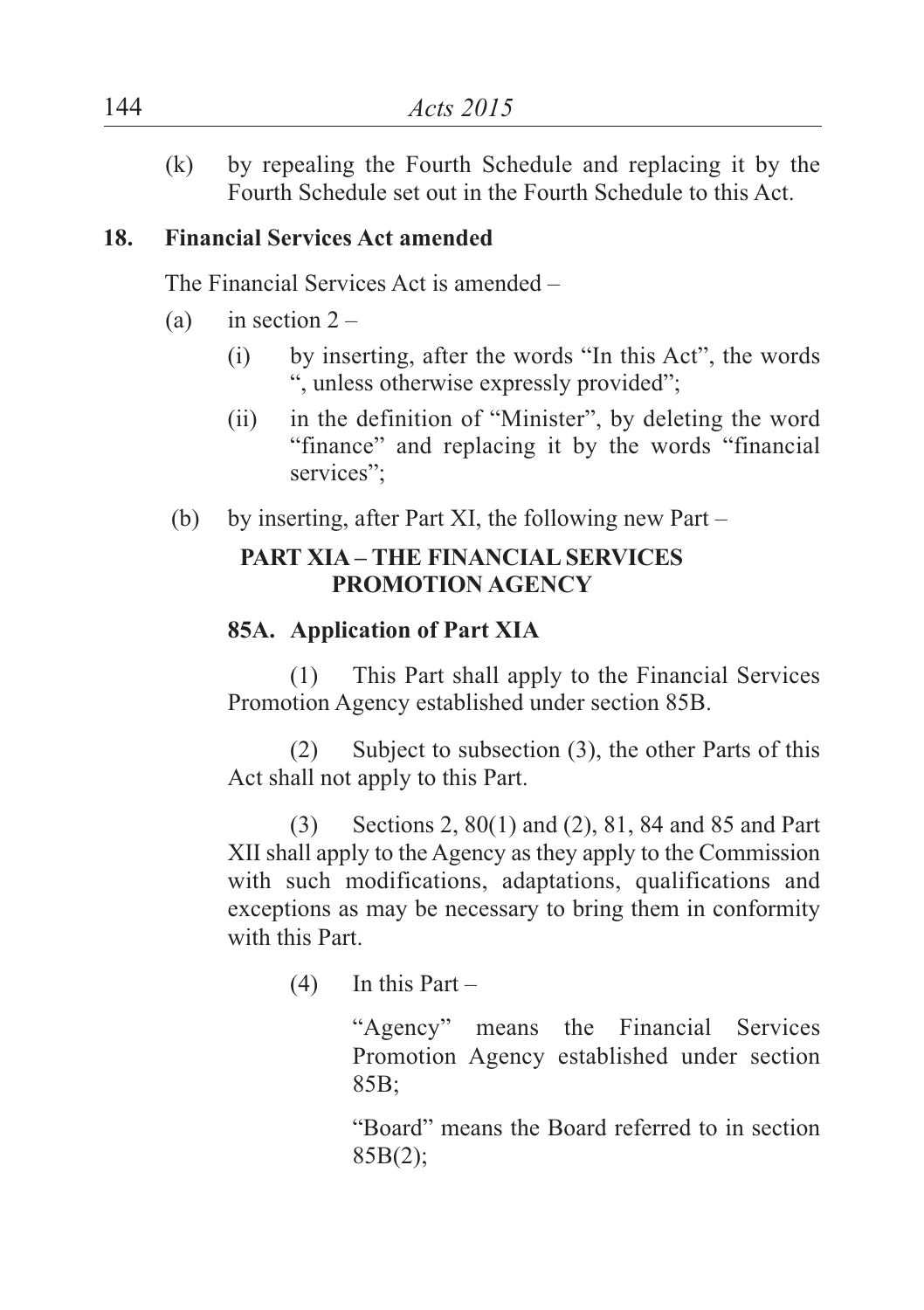(k) by repealing the Fourth Schedule and replacing it by the Fourth Schedule set out in the Fourth Schedule to this Act.

**18. Financial Services Act amended**

The Financial Services Act is amended –

(a) in section 2 –

(i) by inserting, after the words "In this Act", the words ", unless otherwise expressly provided";

(ii) in the definition of "Minister", by deleting the word "finance" and replacing it by the words "financial services";

(b) by inserting, after Part XI, the following new Part –

**PART XIA – THE FINANCIAL SERVICES PROMOTION AGENCY**

**85A. Application of Part XIA**

(1) This Part shall apply to the Financial Services Promotion Agency established under section 85B.

(2) Subject to subsection (3), the other Parts of this Act shall not apply to this Part.

(3) Sections 2, 80(1) and (2), 81, 84 and 85 and Part XII shall apply to the Agency as they apply to the Commission with such modifications, adaptations, qualifications and exceptions as may be necessary to bring them in conformity with this Part.

(4) In this Part –

"Agency" means the Financial Services Promotion Agency established under section 85B;

"Board" means the Board referred to in section 85B(2);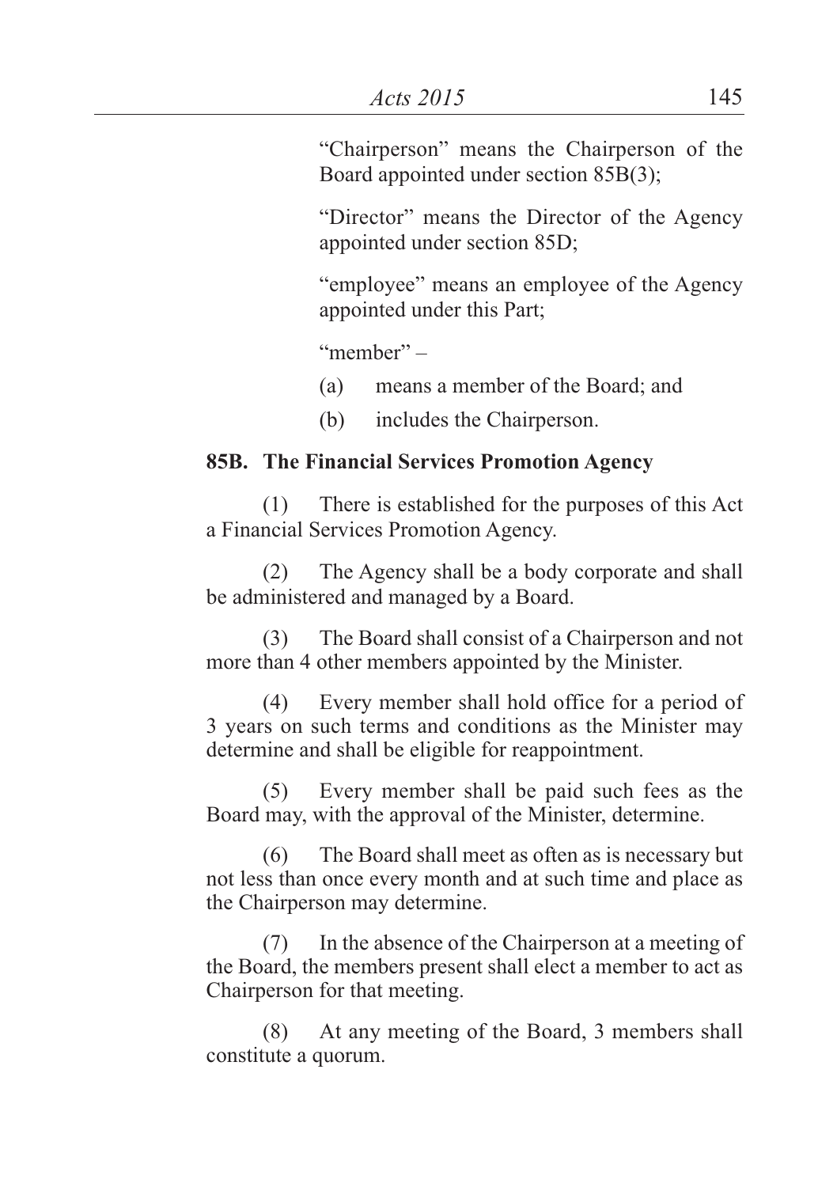"Chairperson" means the Chairperson of the Board appointed under section 85B(3);

"Director" means the Director of the Agency appointed under section 85D;

"employee" means an employee of the Agency appointed under this Part;

"member" –

(a) means a member of the Board; and

(b) includes the Chairperson.

**85B. The Financial Services Promotion Agency**

(1) There is established for the purposes of this Act a Financial Services Promotion Agency.

(2) The Agency shall be a body corporate and shall be administered and managed by a Board.

(3) The Board shall consist of a Chairperson and not more than 4 other members appointed by the Minister.

(4) Every member shall hold office for a period of 3 years on such terms and conditions as the Minister may determine and shall be eligible for reappointment.

(5) Every member shall be paid such fees as the Board may, with the approval of the Minister, determine.

(6) The Board shall meet as often as is necessary but not less than once every month and at such time and place as the Chairperson may determine.

(7) In the absence of the Chairperson at a meeting of the Board, the members present shall elect a member to act as Chairperson for that meeting.

(8) At any meeting of the Board, 3 members shall constitute a quorum.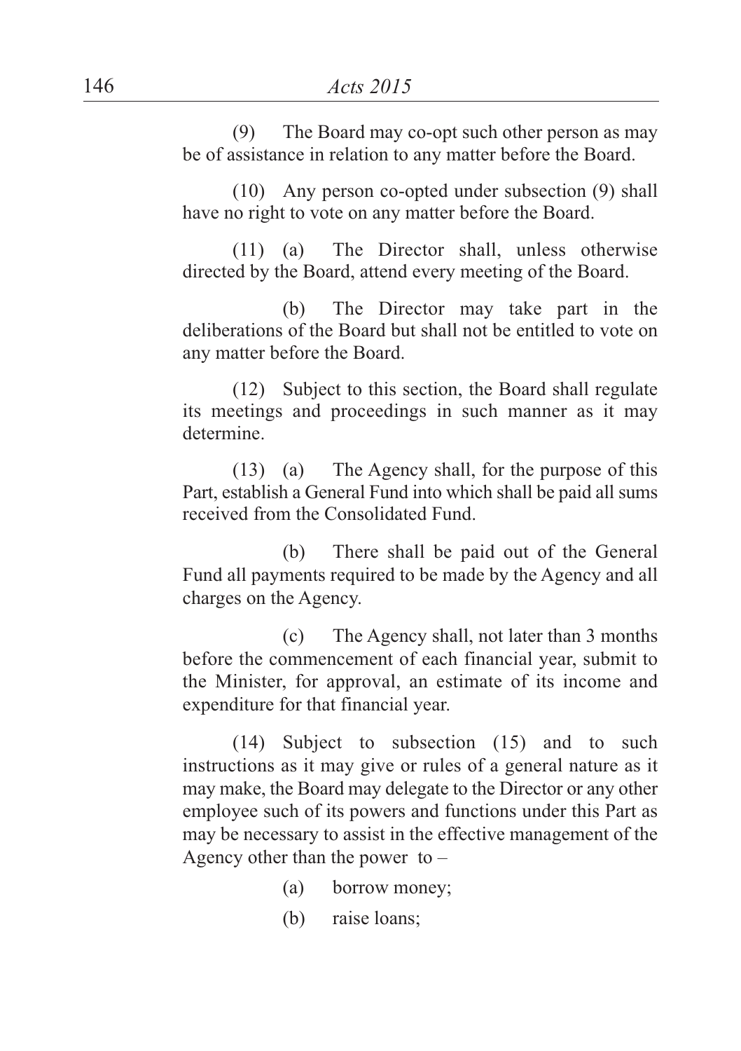(9) The Board may co-opt such other person as may be of assistance in relation to any matter before the Board.

(10) Any person co-opted under subsection (9) shall have no right to vote on any matter before the Board.

(11) (a) The Director shall, unless otherwise directed by the Board, attend every meeting of the Board.

(b) The Director may take part in the deliberations of the Board but shall not be entitled to vote on any matter before the Board.

(12) Subject to this section, the Board shall regulate its meetings and proceedings in such manner as it may determine.

(13) (a) The Agency shall, for the purpose of this Part, establish a General Fund into which shall be paid all sums received from the Consolidated Fund.

(b) There shall be paid out of the General Fund all payments required to be made by the Agency and all charges on the Agency.

(c) The Agency shall, not later than 3 months before the commencement of each financial year, submit to the Minister, for approval, an estimate of its income and expenditure for that financial year.

(14) Subject to subsection (15) and to such instructions as it may give or rules of a general nature as it may make, the Board may delegate to the Director or any other employee such of its powers and functions under this Part as may be necessary to assist in the effective management of the Agency other than the power to –

(a) borrow money;

(b) raise loans;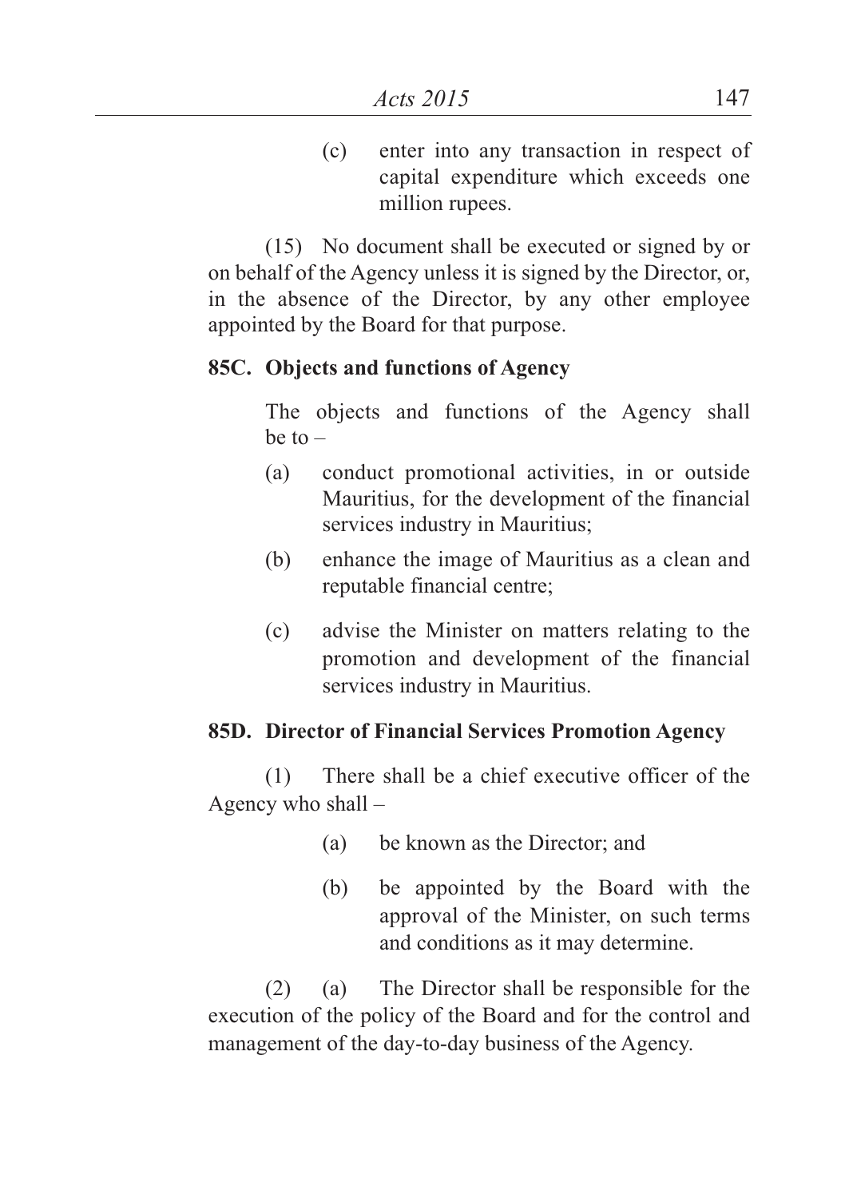(c) enter into any transaction in respect of capital expenditure which exceeds one million rupees.

(15) No document shall be executed or signed by or on behalf of the Agency unless it is signed by the Director, or, in the absence of the Director, by any other employee appointed by the Board for that purpose.

**85C. Objects and functions of Agency**

The objects and functions of the Agency shall be to –

(a) conduct promotional activities, in or outside Mauritius, for the development of the financial services industry in Mauritius;

(b) enhance the image of Mauritius as a clean and reputable financial centre;

(c) advise the Minister on matters relating to the promotion and development of the financial services industry in Mauritius.

**85D. Director of Financial Services Promotion Agency**

(1) There shall be a chief executive officer of the Agency who shall –

(a) be known as the Director; and

(b) be appointed by the Board with the approval of the Minister, on such terms and conditions as it may determine.

(2) (a) The Director shall be responsible for the execution of the policy of the Board and for the control and management of the day-to-day business of the Agency.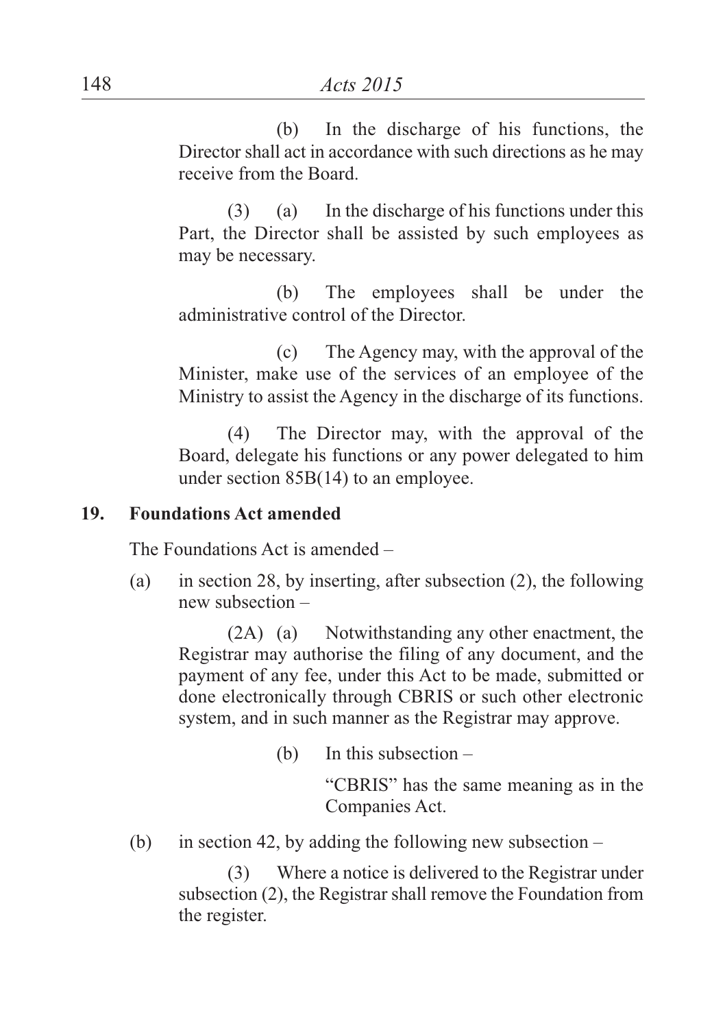(b) In the discharge of his functions, the Director shall act in accordance with such directions as he may receive from the Board.

(3) (a) In the discharge of his functions under this Part, the Director shall be assisted by such employees as may be necessary.

(b) The employees shall be under the administrative control of the Director.

(c) The Agency may, with the approval of the Minister, make use of the services of an employee of the Ministry to assist the Agency in the discharge of its functions.

(4) The Director may, with the approval of the Board, delegate his functions or any power delegated to him under section 85B(14) to an employee.

**19. Foundations Act amended**

The Foundations Act is amended –

(a) in section 28, by inserting, after subsection (2), the following new subsection –

(2A) (a) Notwithstanding any other enactment, the Registrar may authorise the filing of any document, and the payment of any fee, under this Act to be made, submitted or done electronically through CBRIS or such other electronic system, and in such manner as the Registrar may approve.

(b) In this subsection –

"CBRIS" has the same meaning as in the Companies Act.

(b) in section 42, by adding the following new subsection –

(3) Where a notice is delivered to the Registrar under subsection (2), the Registrar shall remove the Foundation from the register.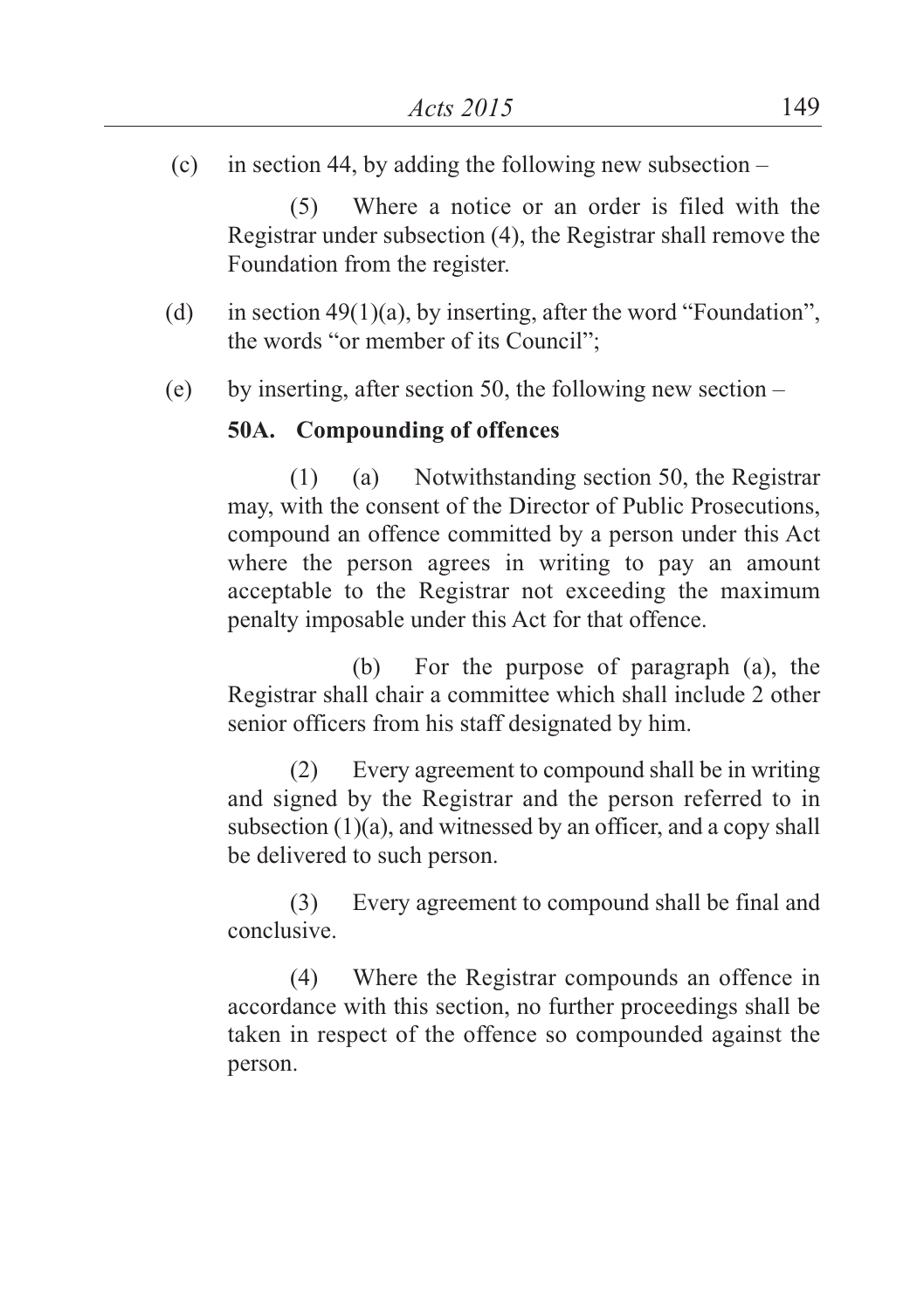(c) in section 44, by adding the following new subsection –

(5) Where a notice or an order is filed with the Registrar under subsection (4), the Registrar shall remove the Foundation from the register.

(d) in section 49(1)(a), by inserting, after the word "Foundation", the words "or member of its Council";

(e) by inserting, after section 50, the following new section –

**50A. Compounding of offences**

(1) (a) Notwithstanding section 50, the Registrar may, with the consent of the Director of Public Prosecutions, compound an offence committed by a person under this Act where the person agrees in writing to pay an amount acceptable to the Registrar not exceeding the maximum penalty imposable under this Act for that offence.

(b) For the purpose of paragraph (a), the Registrar shall chair a committee which shall include 2 other senior officers from his staff designated by him.

(2) Every agreement to compound shall be in writing and signed by the Registrar and the person referred to in subsection (1)(a), and witnessed by an officer, and a copy shall be delivered to such person.

(3) Every agreement to compound shall be final and conclusive.

(4) Where the Registrar compounds an offence in accordance with this section, no further proceedings shall be taken in respect of the offence so compounded against the person.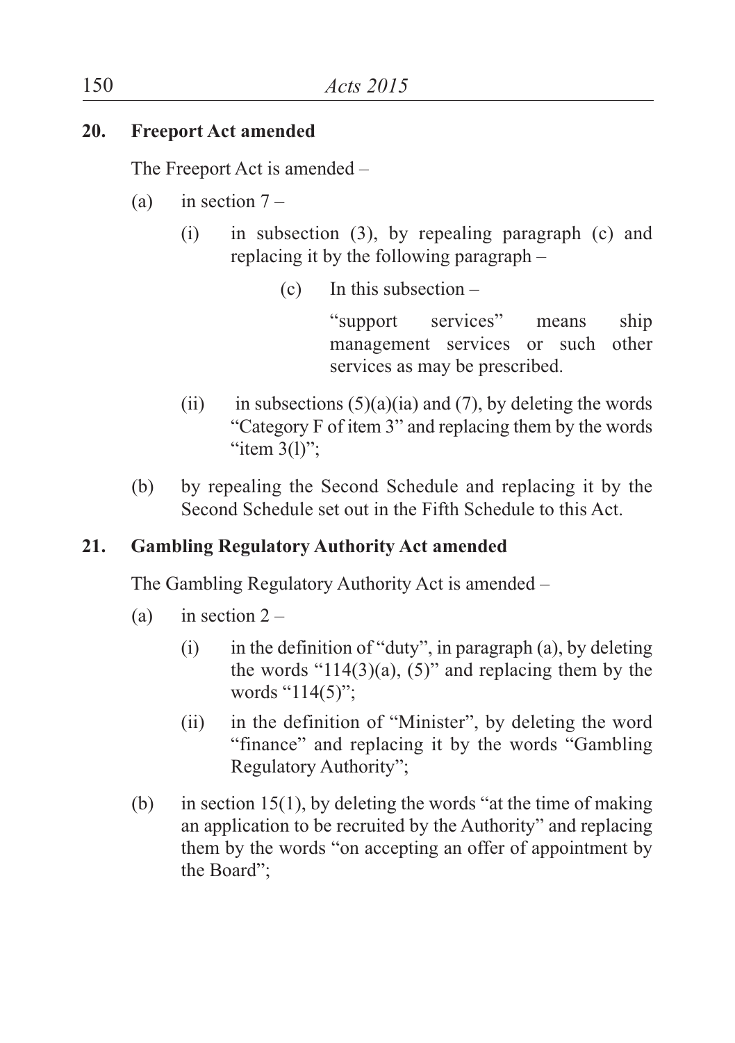**20. Freeport Act amended**

The Freeport Act is amended –

(a) in section 7 –

 (i) in subsection (3), by repealing paragraph (c) and replacing it by the following paragraph –

  (c) In this subsection –

  “support services” means ship management services or such other services as may be prescribed.

 (ii) in subsections (5)(a)(ia) and (7), by deleting the words “Category F of item 3” and replacing them by the words “item 3(l)”;

(b) by repealing the Second Schedule and replacing it by the Second Schedule set out in the Fifth Schedule to this Act.

**21. Gambling Regulatory Authority Act amended**

The Gambling Regulatory Authority Act is amended –

(a) in section 2 –

 (i) in the definition of “duty”, in paragraph (a), by deleting the words “114(3)(a), (5)” and replacing them by the words “114(5)”;

 (ii) in the definition of “Minister”, by deleting the word “finance” and replacing it by the words “Gambling Regulatory Authority”;

(b) in section 15(1), by deleting the words “at the time of making an application to be recruited by the Authority” and replacing them by the words “on accepting an offer of appointment by the Board”;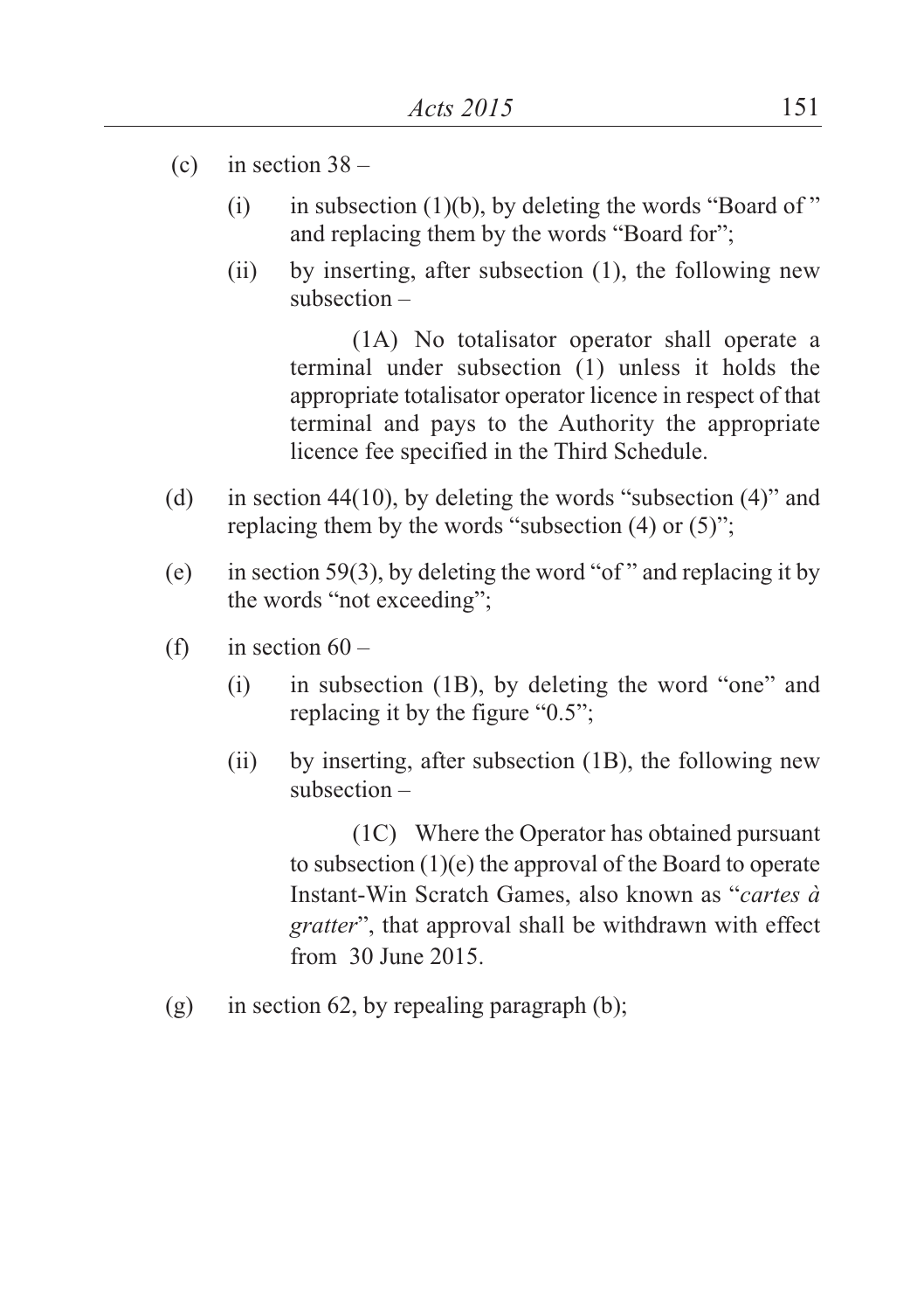(c) in section 38 –

   (i) in subsection (1)(b), by deleting the words "Board of " and replacing them by the words "Board for";

   (ii) by inserting, after subsection (1), the following new subsection –

      (1A) No totalisator operator shall operate a terminal under subsection (1) unless it holds the appropriate totalisator operator licence in respect of that terminal and pays to the Authority the appropriate licence fee specified in the Third Schedule.

(d) in section 44(10), by deleting the words "subsection (4)" and replacing them by the words "subsection (4) or (5)";

(e) in section 59(3), by deleting the word "of " and replacing it by the words "not exceeding";

(f) in section 60 –

   (i) in subsection (1B), by deleting the word "one" and replacing it by the figure "0.5";

   (ii) by inserting, after subsection (1B), the following new subsection –

      (1C) Where the Operator has obtained pursuant to subsection (1)(e) the approval of the Board to operate Instant-Win Scratch Games, also known as "*cartes à gratter*", that approval shall be withdrawn with effect from 30 June 2015.

(g) in section 62, by repealing paragraph (b);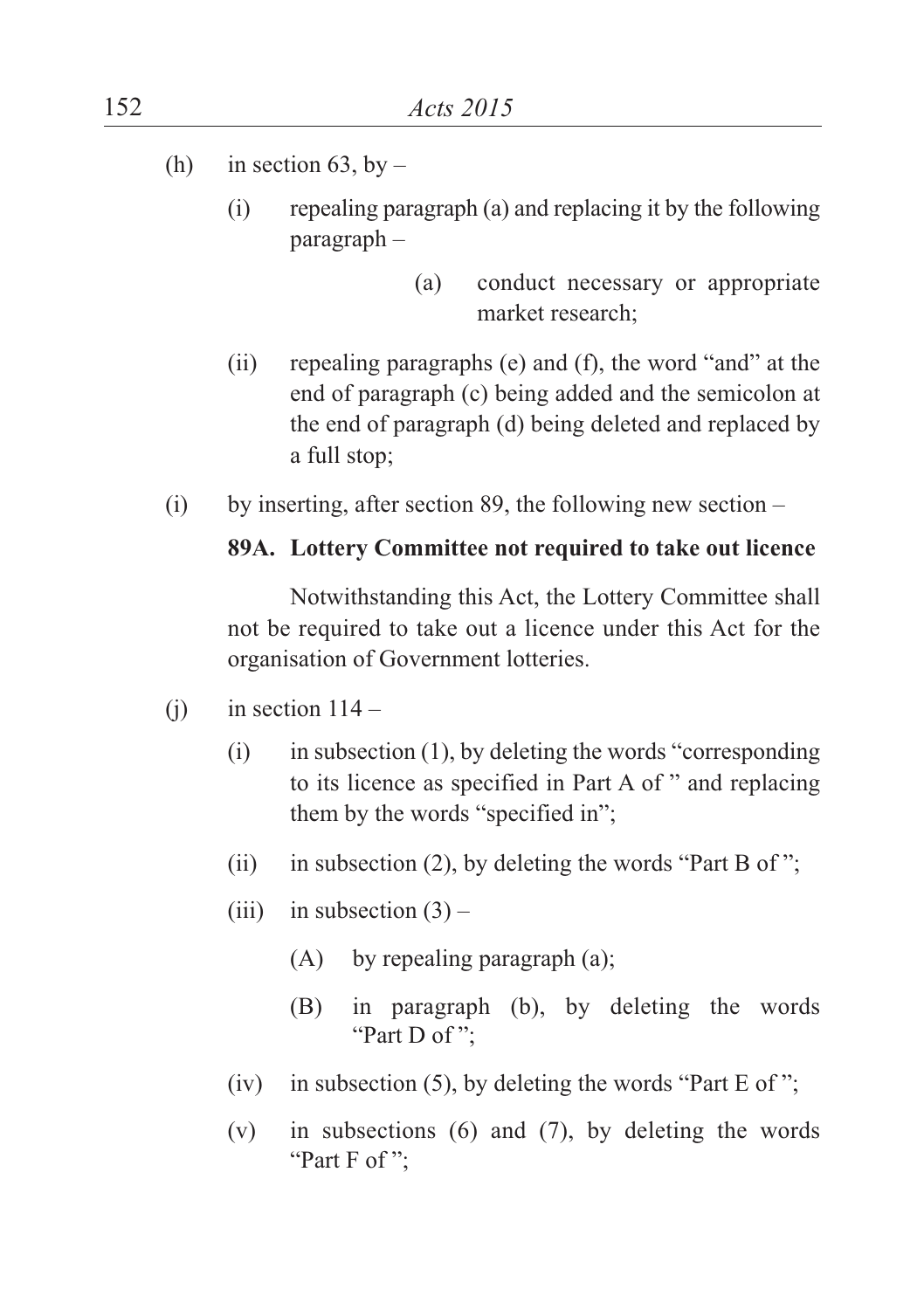(h) in section 63, by –

 (i) repealing paragraph (a) and replacing it by the following paragraph –

  (a) conduct necessary or appropriate market research;

 (ii) repealing paragraphs (e) and (f), the word "and" at the end of paragraph (c) being added and the semicolon at the end of paragraph (d) being deleted and replaced by a full stop;

(i) by inserting, after section 89, the following new section –

**89A. Lottery Committee not required to take out licence**

Notwithstanding this Act, the Lottery Committee shall not be required to take out a licence under this Act for the organisation of Government lotteries.

(j) in section 114 –

 (i) in subsection (1), by deleting the words "corresponding to its licence as specified in Part A of " and replacing them by the words "specified in";

 (ii) in subsection (2), by deleting the words "Part B of ";

 (iii) in subsection (3) –

  (A) by repealing paragraph (a);

  (B) in paragraph (b), by deleting the words "Part D of ";

 (iv) in subsection (5), by deleting the words "Part E of ";

 (v) in subsections (6) and (7), by deleting the words "Part F of ";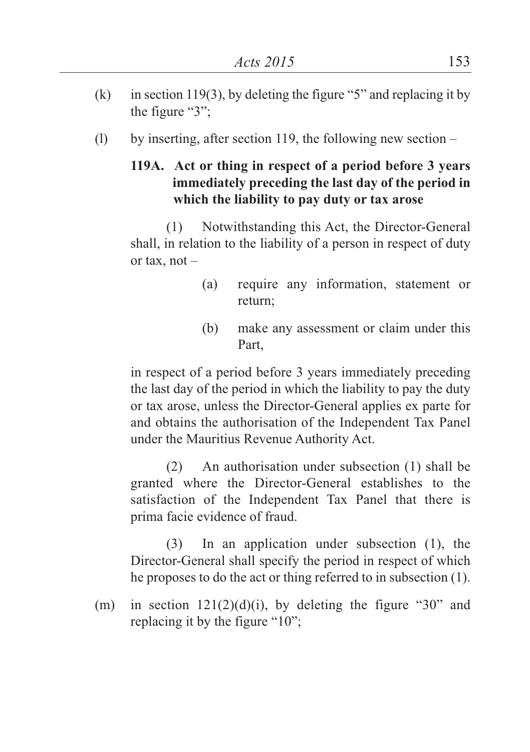(k) in section 119(3), by deleting the figure "5" and replacing it by the figure "3";

(l) by inserting, after section 119, the following new section –

**119A. Act or thing in respect of a period before 3 years immediately preceding the last day of the period in which the liability to pay duty or tax arose**

(1) Notwithstanding this Act, the Director-General shall, in relation to the liability of a person in respect of duty or tax, not –

(a) require any information, statement or return;

(b) make any assessment or claim under this Part,

in respect of a period before 3 years immediately preceding the last day of the period in which the liability to pay the duty or tax arose, unless the Director-General applies ex parte for and obtains the authorisation of the Independent Tax Panel under the Mauritius Revenue Authority Act.

(2) An authorisation under subsection (1) shall be granted where the Director-General establishes to the satisfaction of the Independent Tax Panel that there is prima facie evidence of fraud.

(3) In an application under subsection (1), the Director-General shall specify the period in respect of which he proposes to do the act or thing referred to in subsection (1).

(m) in section 121(2)(d)(i), by deleting the figure "30" and replacing it by the figure "10";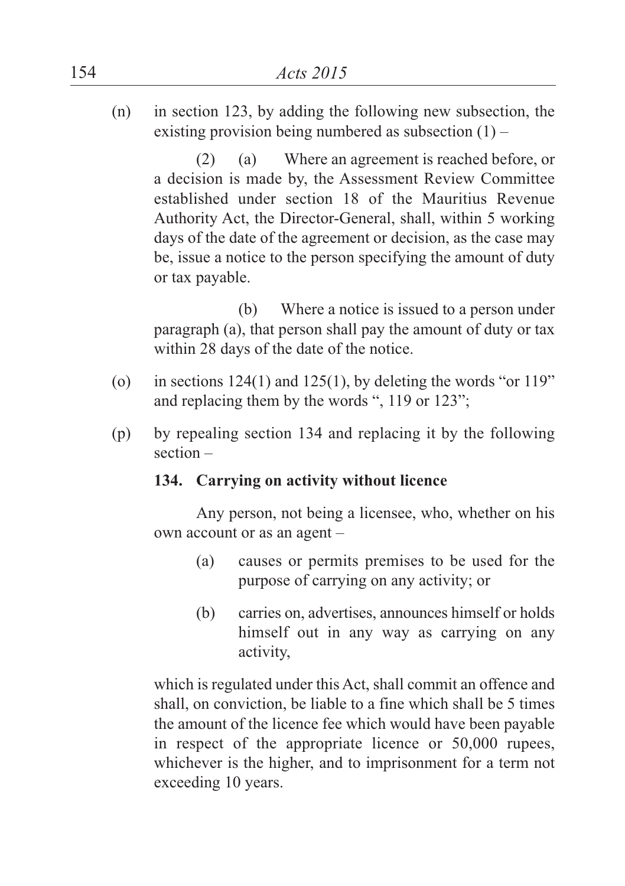(n) in section 123, by adding the following new subsection, the existing provision being numbered as subsection (1) –

(2) (a) Where an agreement is reached before, or a decision is made by, the Assessment Review Committee established under section 18 of the Mauritius Revenue Authority Act, the Director-General, shall, within 5 working days of the date of the agreement or decision, as the case may be, issue a notice to the person specifying the amount of duty or tax payable.

(b) Where a notice is issued to a person under paragraph (a), that person shall pay the amount of duty or tax within 28 days of the date of the notice.

(o) in sections 124(1) and 125(1), by deleting the words "or 119" and replacing them by the words ", 119 or 123";

(p) by repealing section 134 and replacing it by the following section –

**134. Carrying on activity without licence**

Any person, not being a licensee, who, whether on his own account or as an agent –

(a) causes or permits premises to be used for the purpose of carrying on any activity; or

(b) carries on, advertises, announces himself or holds himself out in any way as carrying on any activity,

which is regulated under this Act, shall commit an offence and shall, on conviction, be liable to a fine which shall be 5 times the amount of the licence fee which would have been payable in respect of the appropriate licence or 50,000 rupees, whichever is the higher, and to imprisonment for a term not exceeding 10 years.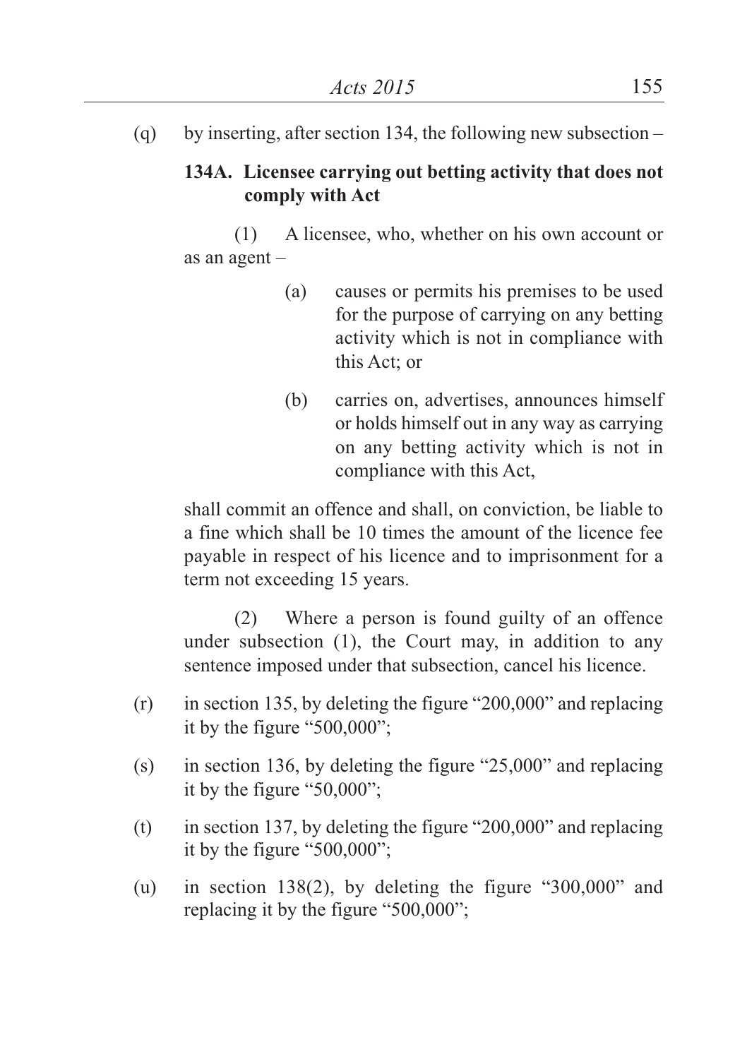(q) by inserting, after section 134, the following new subsection –

**134A. Licensee carrying out betting activity that does not comply with Act**

(1) A licensee, who, whether on his own account or as an agent –

(a) causes or permits his premises to be used for the purpose of carrying on any betting activity which is not in compliance with this Act; or

(b) carries on, advertises, announces himself or holds himself out in any way as carrying on any betting activity which is not in compliance with this Act,

shall commit an offence and shall, on conviction, be liable to a fine which shall be 10 times the amount of the licence fee payable in respect of his licence and to imprisonment for a term not exceeding 15 years.

(2) Where a person is found guilty of an offence under subsection (1), the Court may, in addition to any sentence imposed under that subsection, cancel his licence.

(r) in section 135, by deleting the figure "200,000" and replacing it by the figure "500,000";

(s) in section 136, by deleting the figure "25,000" and replacing it by the figure "50,000";

(t) in section 137, by deleting the figure "200,000" and replacing it by the figure "500,000";

(u) in section 138(2), by deleting the figure "300,000" and replacing it by the figure "500,000";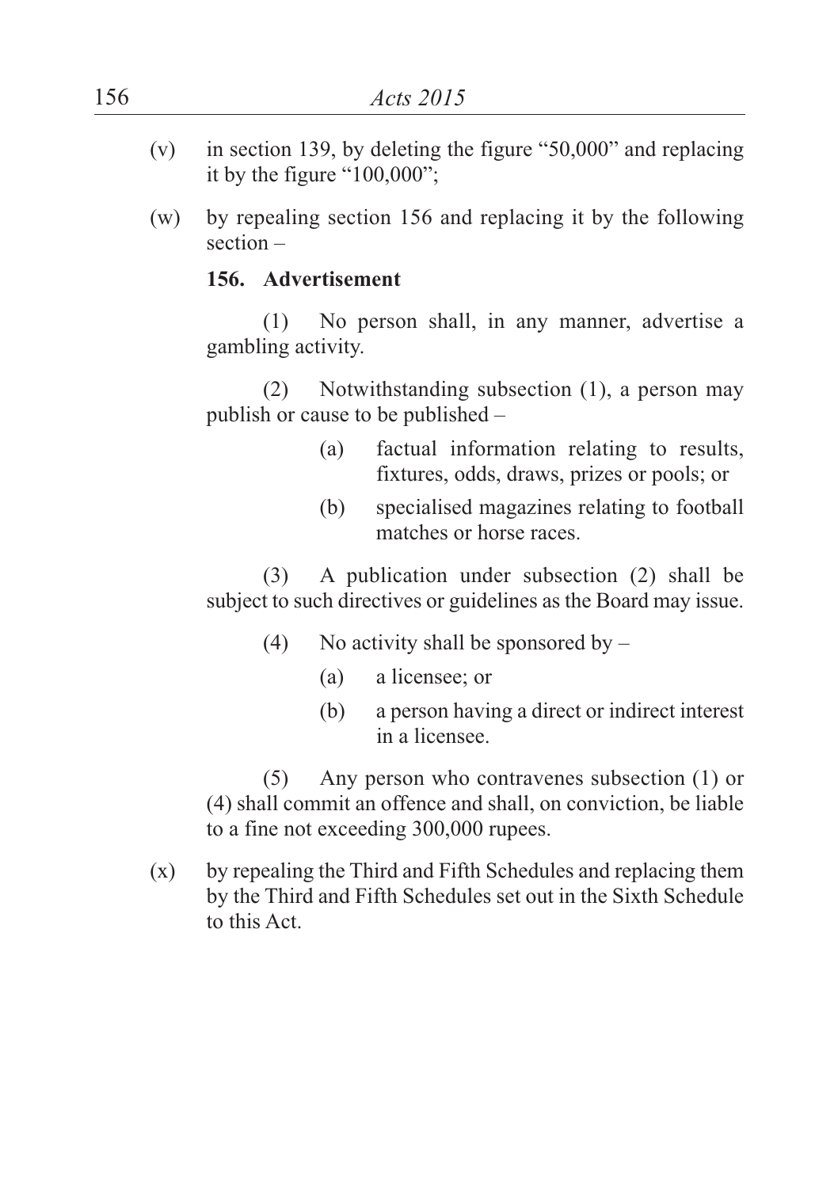(v) in section 139, by deleting the figure "50,000" and replacing it by the figure "100,000";

(w) by repealing section 156 and replacing it by the following section –

**156. Advertisement**

(1) No person shall, in any manner, advertise a gambling activity.

(2) Notwithstanding subsection (1), a person may publish or cause to be published –

(a) factual information relating to results, fixtures, odds, draws, prizes or pools; or

(b) specialised magazines relating to football matches or horse races.

(3) A publication under subsection (2) shall be subject to such directives or guidelines as the Board may issue.

(4) No activity shall be sponsored by –

(a) a licensee; or

(b) a person having a direct or indirect interest in a licensee.

(5) Any person who contravenes subsection (1) or (4) shall commit an offence and shall, on conviction, be liable to a fine not exceeding 300,000 rupees.

(x) by repealing the Third and Fifth Schedules and replacing them by the Third and Fifth Schedules set out in the Sixth Schedule to this Act.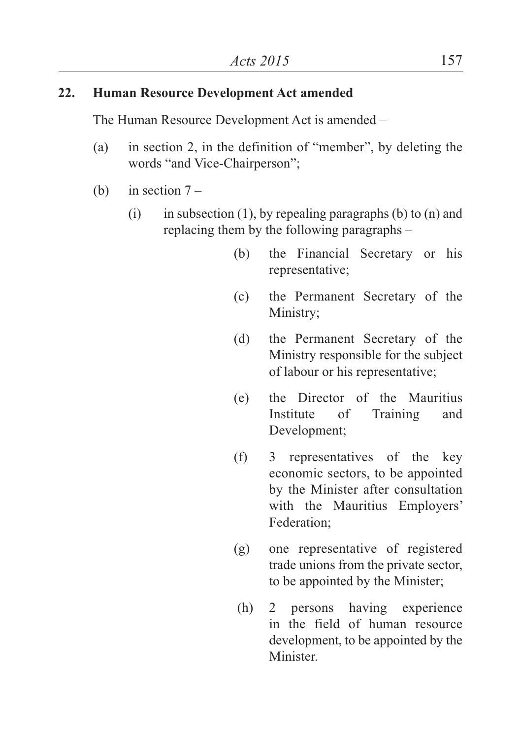**22. Human Resource Development Act amended**

The Human Resource Development Act is amended –

(a) in section 2, in the definition of "member", by deleting the words "and Vice-Chairperson";

(b) in section 7 –

(i) in subsection (1), by repealing paragraphs (b) to (n) and replacing them by the following paragraphs –

(b) the Financial Secretary or his representative;

(c) the Permanent Secretary of the Ministry;

(d) the Permanent Secretary of the Ministry responsible for the subject of labour or his representative;

(e) the Director of the Mauritius Institute of Training and Development;

(f) 3 representatives of the key economic sectors, to be appointed by the Minister after consultation with the Mauritius Employers' Federation;

(g) one representative of registered trade unions from the private sector, to be appointed by the Minister;

(h) 2 persons having experience in the field of human resource development, to be appointed by the Minister.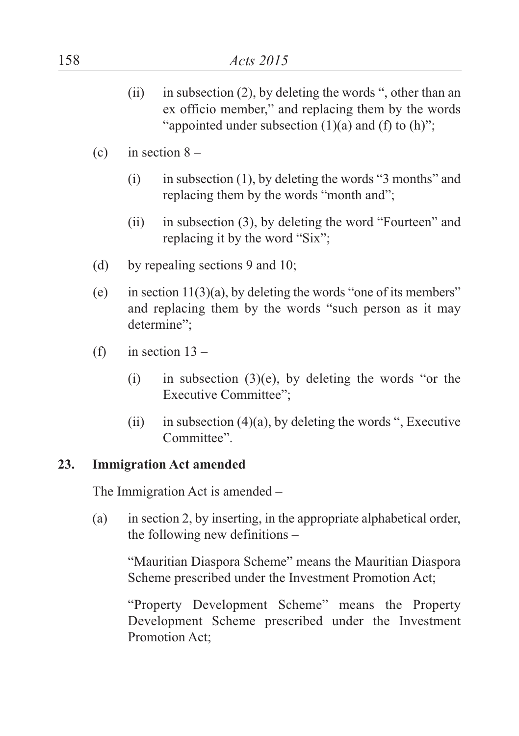(ii) in subsection (2), by deleting the words ", other than an ex officio member," and replacing them by the words "appointed under subsection (1)(a) and (f) to (h)";

(c) in section 8 –

(i) in subsection (1), by deleting the words "3 months" and replacing them by the words "month and";

(ii) in subsection (3), by deleting the word "Fourteen" and replacing it by the word "Six";

(d) by repealing sections 9 and 10;

(e) in section 11(3)(a), by deleting the words "one of its members" and replacing them by the words "such person as it may determine";

(f) in section 13 –

(i) in subsection (3)(e), by deleting the words "or the Executive Committee";

(ii) in subsection (4)(a), by deleting the words ", Executive Committee".

**23. Immigration Act amended**

The Immigration Act is amended –

(a) in section 2, by inserting, in the appropriate alphabetical order, the following new definitions –

"Mauritian Diaspora Scheme" means the Mauritian Diaspora Scheme prescribed under the Investment Promotion Act;

"Property Development Scheme" means the Property Development Scheme prescribed under the Investment Promotion Act;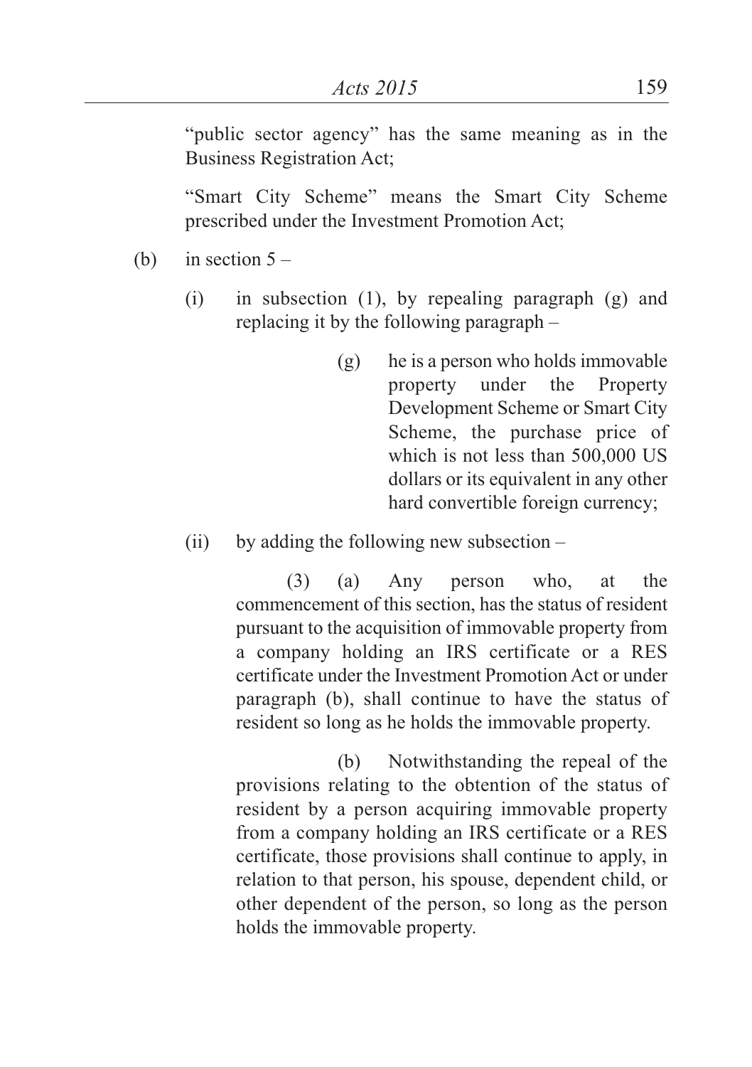"public sector agency" has the same meaning as in the Business Registration Act;

"Smart City Scheme" means the Smart City Scheme prescribed under the Investment Promotion Act;

(b) in section 5 –

(i) in subsection (1), by repealing paragraph (g) and replacing it by the following paragraph –

(g) he is a person who holds immovable property under the Property Development Scheme or Smart City Scheme, the purchase price of which is not less than 500,000 US dollars or its equivalent in any other hard convertible foreign currency;

(ii) by adding the following new subsection –

(3) (a) Any person who, at the commencement of this section, has the status of resident pursuant to the acquisition of immovable property from a company holding an IRS certificate or a RES certificate under the Investment Promotion Act or under paragraph (b), shall continue to have the status of resident so long as he holds the immovable property.

(b) Notwithstanding the repeal of the provisions relating to the obtention of the status of resident by a person acquiring immovable property from a company holding an IRS certificate or a RES certificate, those provisions shall continue to apply, in relation to that person, his spouse, dependent child, or other dependent of the person, so long as the person holds the immovable property.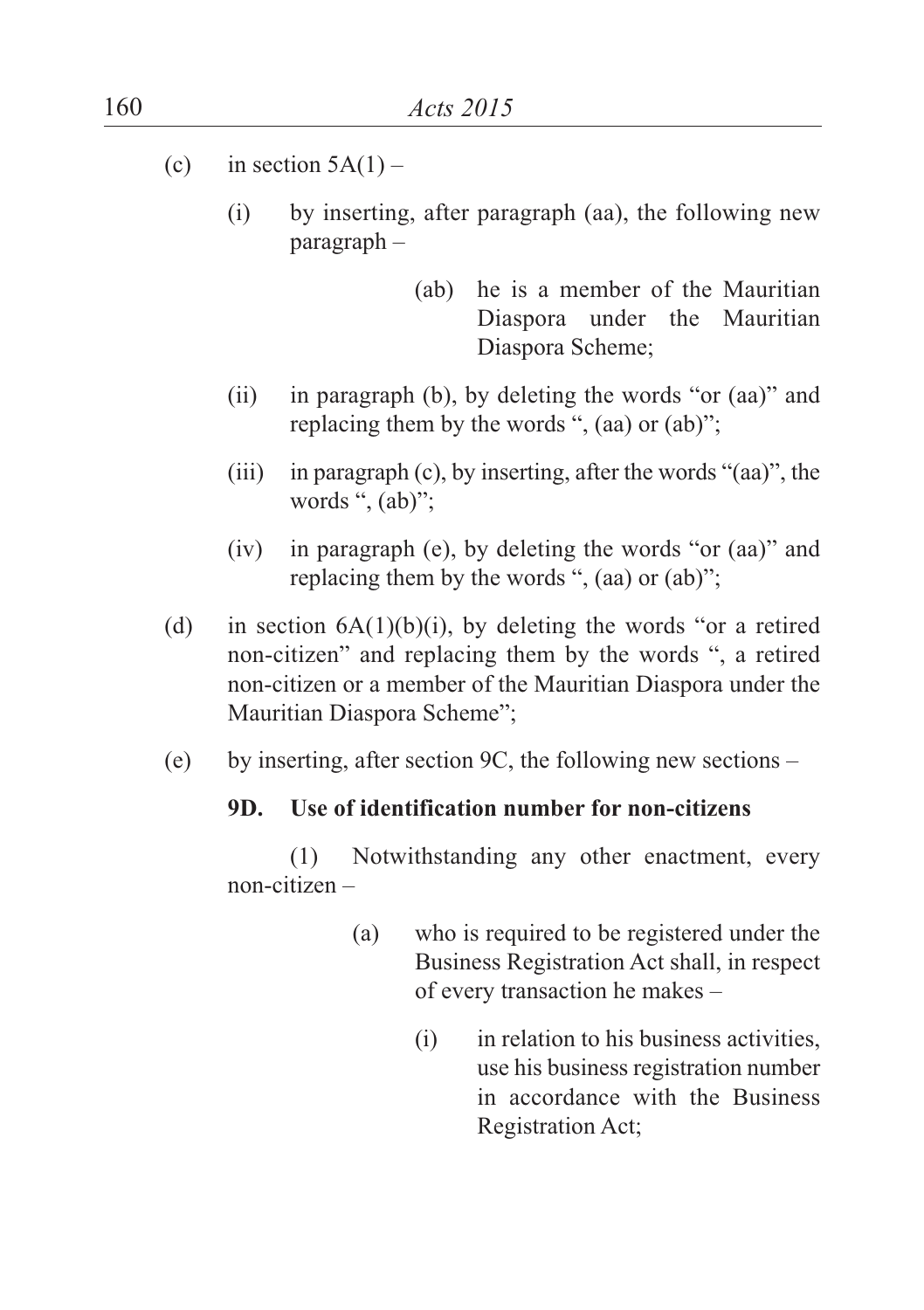(c) in section 5A(1) –

   (i) by inserting, after paragraph (aa), the following new paragraph –

      (ab) he is a member of the Mauritian Diaspora under the Mauritian Diaspora Scheme;

   (ii) in paragraph (b), by deleting the words "or (aa)" and replacing them by the words ", (aa) or (ab)";

   (iii) in paragraph (c), by inserting, after the words "(aa)", the words ", (ab)";

   (iv) in paragraph (e), by deleting the words "or (aa)" and replacing them by the words ", (aa) or (ab)";

(d) in section 6A(1)(b)(i), by deleting the words "or a retired non-citizen" and replacing them by the words ", a retired non-citizen or a member of the Mauritian Diaspora under the Mauritian Diaspora Scheme";

(e) by inserting, after section 9C, the following new sections –

**9D. Use of identification number for non-citizens**

(1) Notwithstanding any other enactment, every non-citizen –

   (a) who is required to be registered under the Business Registration Act shall, in respect of every transaction he makes –

      (i) in relation to his business activities, use his business registration number in accordance with the Business Registration Act;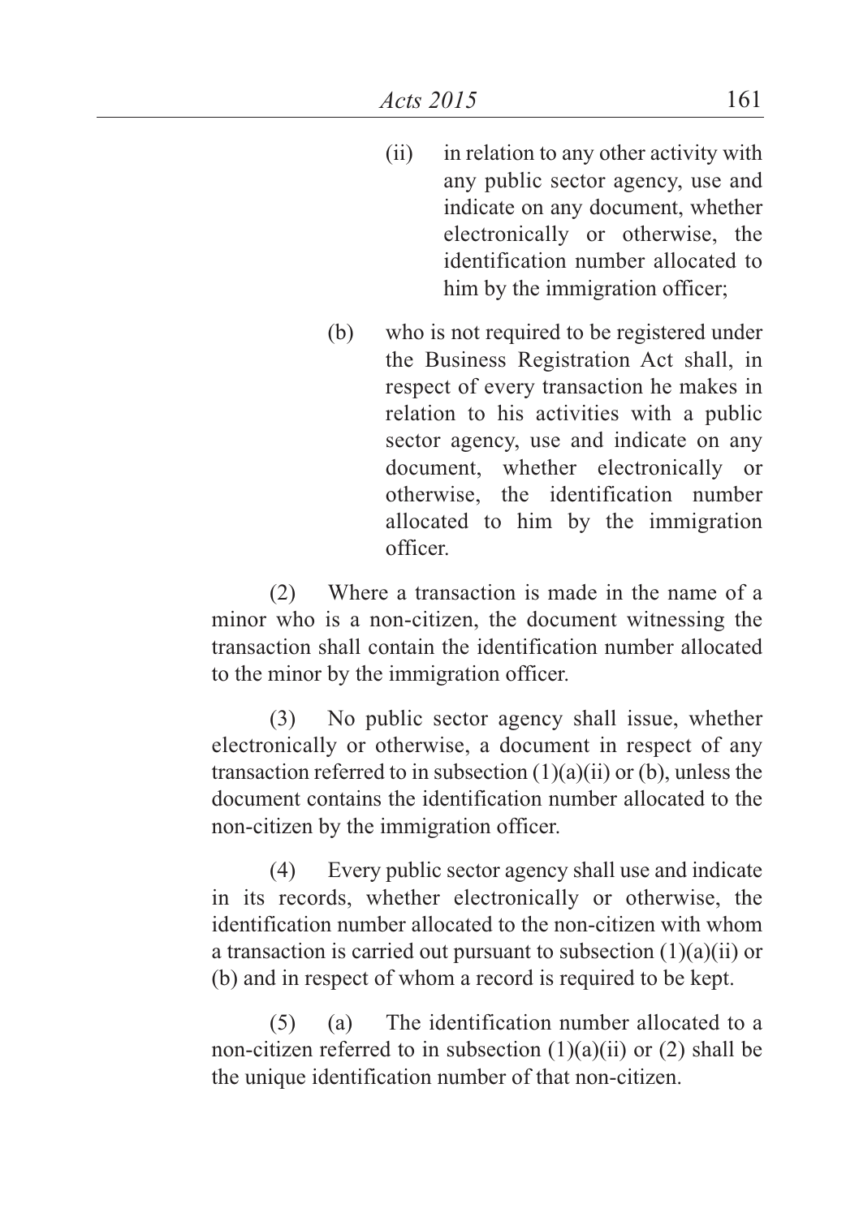(ii) in relation to any other activity with any public sector agency, use and indicate on any document, whether electronically or otherwise, the identification number allocated to him by the immigration officer;

(b) who is not required to be registered under the Business Registration Act shall, in respect of every transaction he makes in relation to his activities with a public sector agency, use and indicate on any document, whether electronically or otherwise, the identification number allocated to him by the immigration officer.

(2) Where a transaction is made in the name of a minor who is a non-citizen, the document witnessing the transaction shall contain the identification number allocated to the minor by the immigration officer.

(3) No public sector agency shall issue, whether electronically or otherwise, a document in respect of any transaction referred to in subsection (1)(a)(ii) or (b), unless the document contains the identification number allocated to the non-citizen by the immigration officer.

(4) Every public sector agency shall use and indicate in its records, whether electronically or otherwise, the identification number allocated to the non-citizen with whom a transaction is carried out pursuant to subsection (1)(a)(ii) or (b) and in respect of whom a record is required to be kept.

(5) (a) The identification number allocated to a non-citizen referred to in subsection (1)(a)(ii) or (2) shall be the unique identification number of that non-citizen.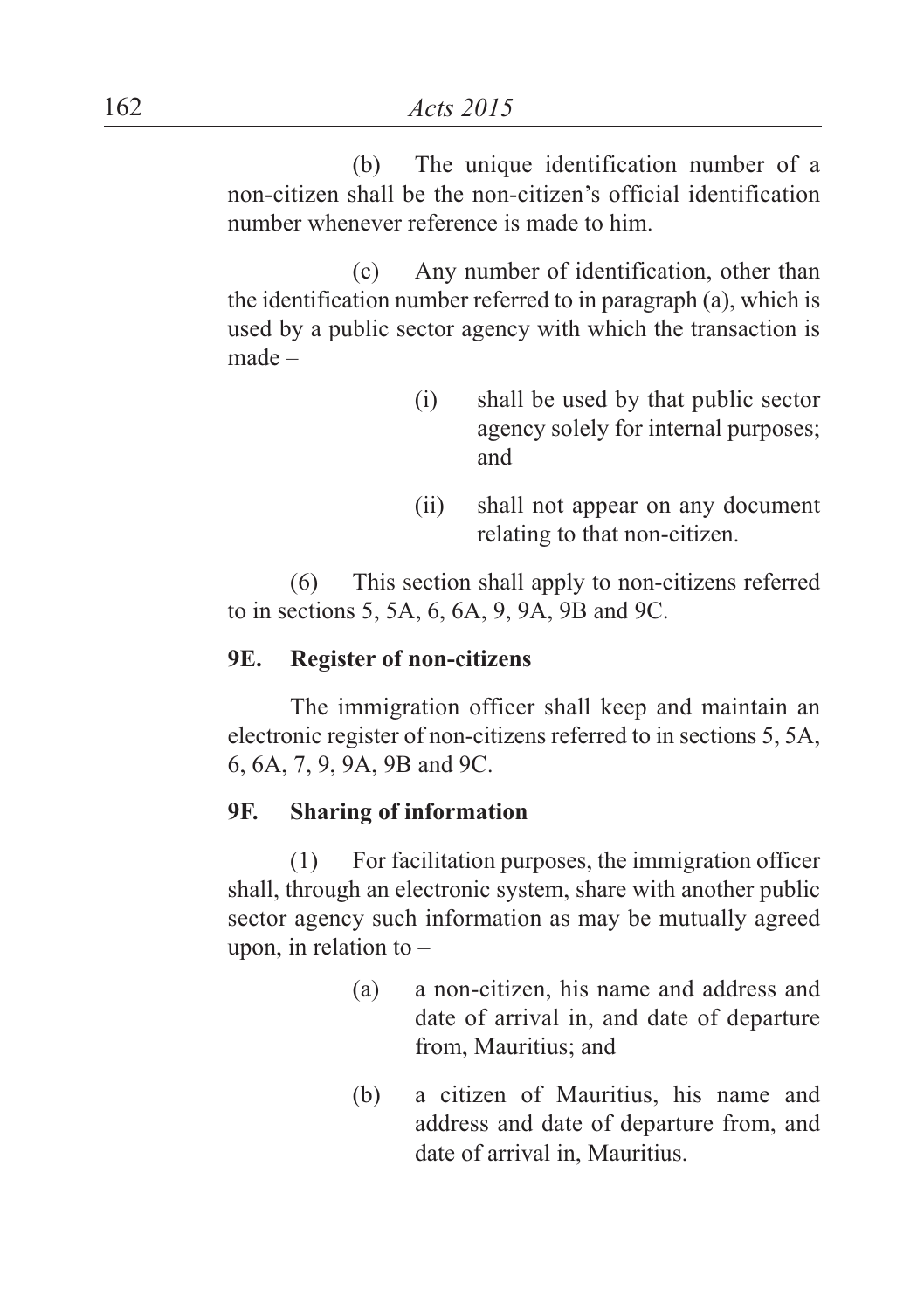(b) The unique identification number of a non-citizen shall be the non-citizen's official identification number whenever reference is made to him.

(c) Any number of identification, other than the identification number referred to in paragraph (a), which is used by a public sector agency with which the transaction is made –

(i) shall be used by that public sector agency solely for internal purposes; and

(ii) shall not appear on any document relating to that non-citizen.

(6) This section shall apply to non-citizens referred to in sections 5, 5A, 6, 6A, 9, 9A, 9B and 9C.

**9E. Register of non-citizens**

The immigration officer shall keep and maintain an electronic register of non-citizens referred to in sections 5, 5A, 6, 6A, 7, 9, 9A, 9B and 9C.

**9F. Sharing of information**

(1) For facilitation purposes, the immigration officer shall, through an electronic system, share with another public sector agency such information as may be mutually agreed upon, in relation to –

(a) a non-citizen, his name and address and date of arrival in, and date of departure from, Mauritius; and

(b) a citizen of Mauritius, his name and address and date of departure from, and date of arrival in, Mauritius.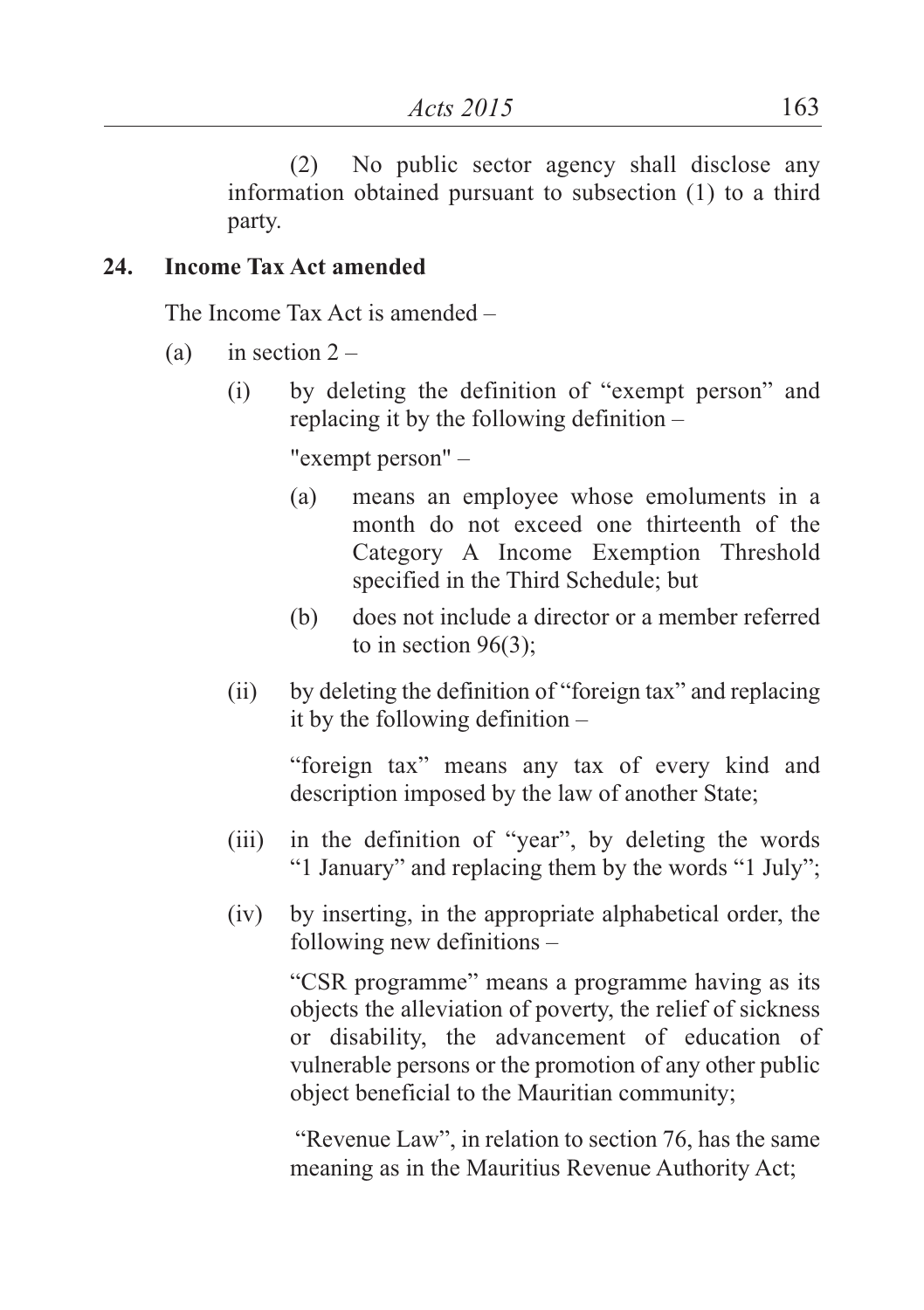(2) No public sector agency shall disclose any information obtained pursuant to subsection (1) to a third party.

**24. Income Tax Act amended**

The Income Tax Act is amended –

(a) in section 2 –

(i) by deleting the definition of "exempt person" and replacing it by the following definition –

"exempt person" –

(a) means an employee whose emoluments in a month do not exceed one thirteenth of the Category A Income Exemption Threshold specified in the Third Schedule; but

(b) does not include a director or a member referred to in section 96(3);

(ii) by deleting the definition of "foreign tax" and replacing it by the following definition –

"foreign tax" means any tax of every kind and description imposed by the law of another State;

(iii) in the definition of "year", by deleting the words "1 January" and replacing them by the words "1 July";

(iv) by inserting, in the appropriate alphabetical order, the following new definitions –

"CSR programme" means a programme having as its objects the alleviation of poverty, the relief of sickness or disability, the advancement of education of vulnerable persons or the promotion of any other public object beneficial to the Mauritian community;

"Revenue Law", in relation to section 76, has the same meaning as in the Mauritius Revenue Authority Act;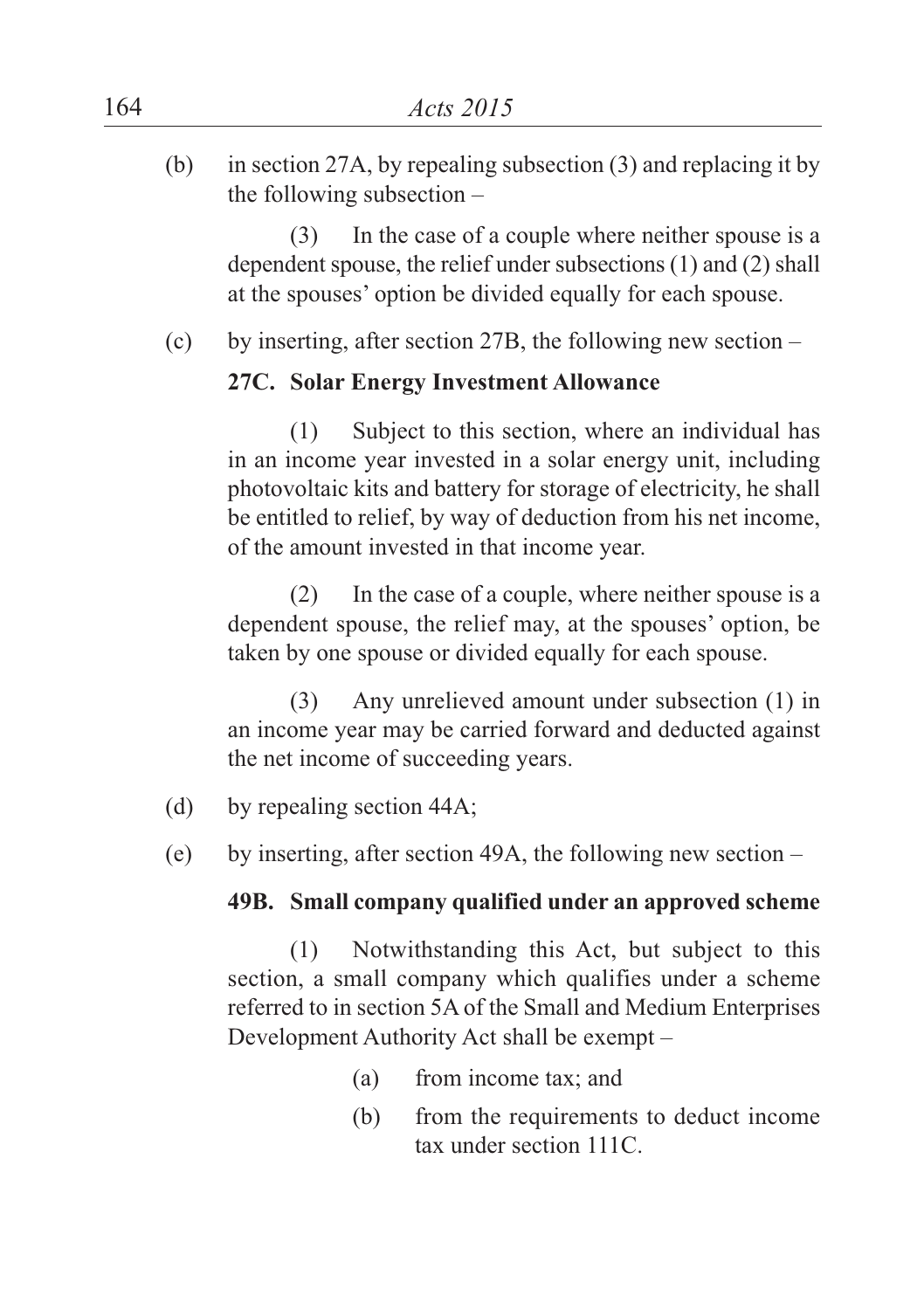(b) in section 27A, by repealing subsection (3) and replacing it by the following subsection –

(3) In the case of a couple where neither spouse is a dependent spouse, the relief under subsections (1) and (2) shall at the spouses' option be divided equally for each spouse.

(c) by inserting, after section 27B, the following new section –

**27C. Solar Energy Investment Allowance**

(1) Subject to this section, where an individual has in an income year invested in a solar energy unit, including photovoltaic kits and battery for storage of electricity, he shall be entitled to relief, by way of deduction from his net income, of the amount invested in that income year.

(2) In the case of a couple, where neither spouse is a dependent spouse, the relief may, at the spouses' option, be taken by one spouse or divided equally for each spouse.

(3) Any unrelieved amount under subsection (1) in an income year may be carried forward and deducted against the net income of succeeding years.

(d) by repealing section 44A;

(e) by inserting, after section 49A, the following new section –

**49B. Small company qualified under an approved scheme**

(1) Notwithstanding this Act, but subject to this section, a small company which qualifies under a scheme referred to in section 5A of the Small and Medium Enterprises Development Authority Act shall be exempt –

(a) from income tax; and

(b) from the requirements to deduct income tax under section 111C.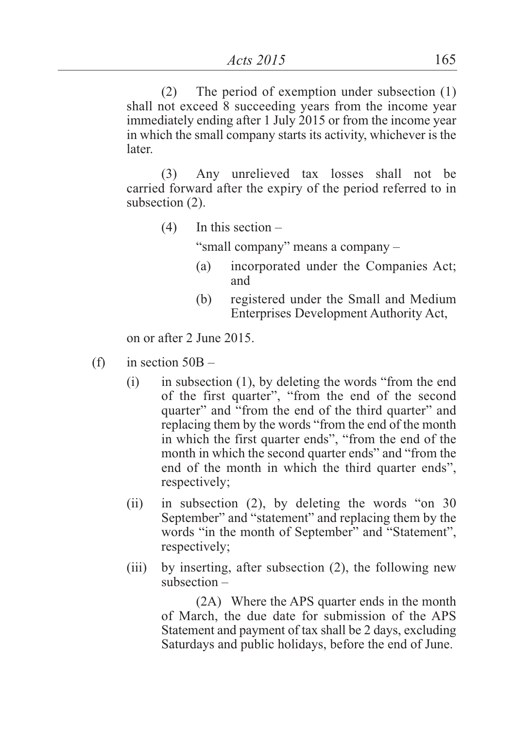(2) The period of exemption under subsection (1) shall not exceed 8 succeeding years from the income year immediately ending after 1 July 2015 or from the income year in which the small company starts its activity, whichever is the later.

(3) Any unrelieved tax losses shall not be carried forward after the expiry of the period referred to in subsection (2).

(4) In this section –

"small company" means a company –

(a) incorporated under the Companies Act; and

(b) registered under the Small and Medium Enterprises Development Authority Act,

on or after 2 June 2015.

(f) in section 50B –

(i) in subsection (1), by deleting the words "from the end of the first quarter", "from the end of the second quarter" and "from the end of the third quarter" and replacing them by the words "from the end of the month in which the first quarter ends", "from the end of the month in which the second quarter ends" and "from the end of the month in which the third quarter ends", respectively;

(ii) in subsection (2), by deleting the words "on 30 September" and "statement" and replacing them by the words "in the month of September" and "Statement", respectively;

(iii) by inserting, after subsection (2), the following new subsection –

(2A) Where the APS quarter ends in the month of March, the due date for submission of the APS Statement and payment of tax shall be 2 days, excluding Saturdays and public holidays, before the end of June.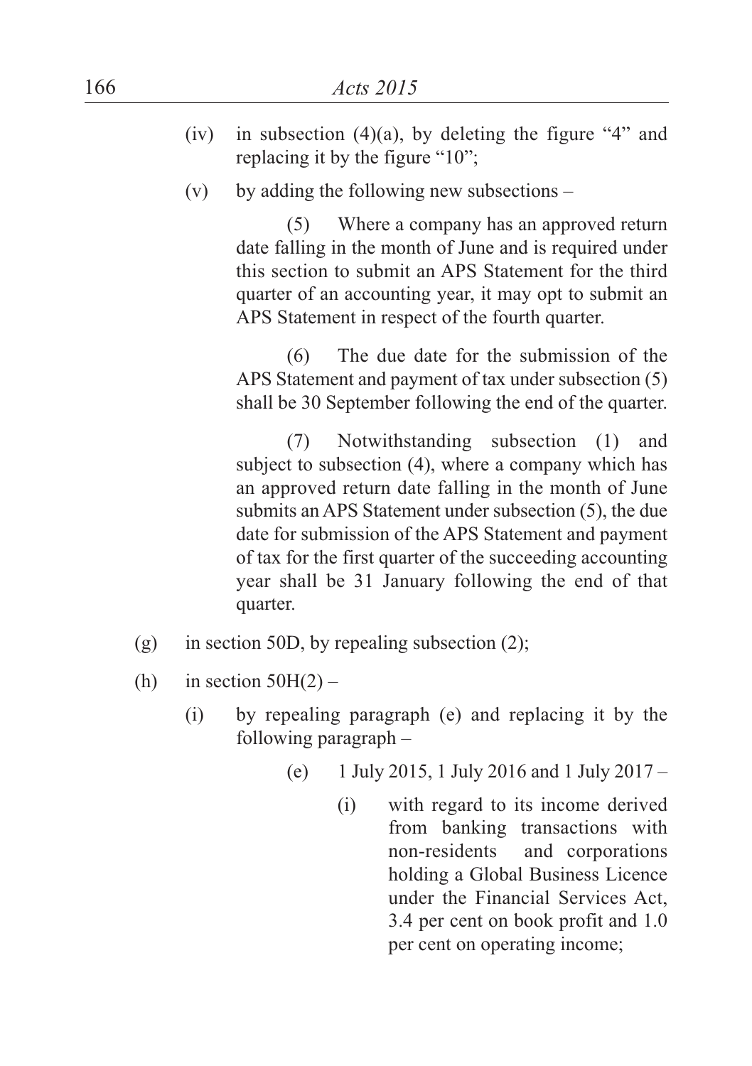(iv) in subsection (4)(a), by deleting the figure "4" and replacing it by the figure "10";

(v) by adding the following new subsections –

(5) Where a company has an approved return date falling in the month of June and is required under this section to submit an APS Statement for the third quarter of an accounting year, it may opt to submit an APS Statement in respect of the fourth quarter.

(6) The due date for the submission of the APS Statement and payment of tax under subsection (5) shall be 30 September following the end of the quarter.

(7) Notwithstanding subsection (1) and subject to subsection (4), where a company which has an approved return date falling in the month of June submits an APS Statement under subsection (5), the due date for submission of the APS Statement and payment of tax for the first quarter of the succeeding accounting year shall be 31 January following the end of that quarter.

(g) in section 50D, by repealing subsection (2);

(h) in section 50H(2) –

(i) by repealing paragraph (e) and replacing it by the following paragraph –

(e) 1 July 2015, 1 July 2016 and 1 July 2017 –

(i) with regard to its income derived from banking transactions with non-residents and corporations holding a Global Business Licence under the Financial Services Act, 3.4 per cent on book profit and 1.0 per cent on operating income;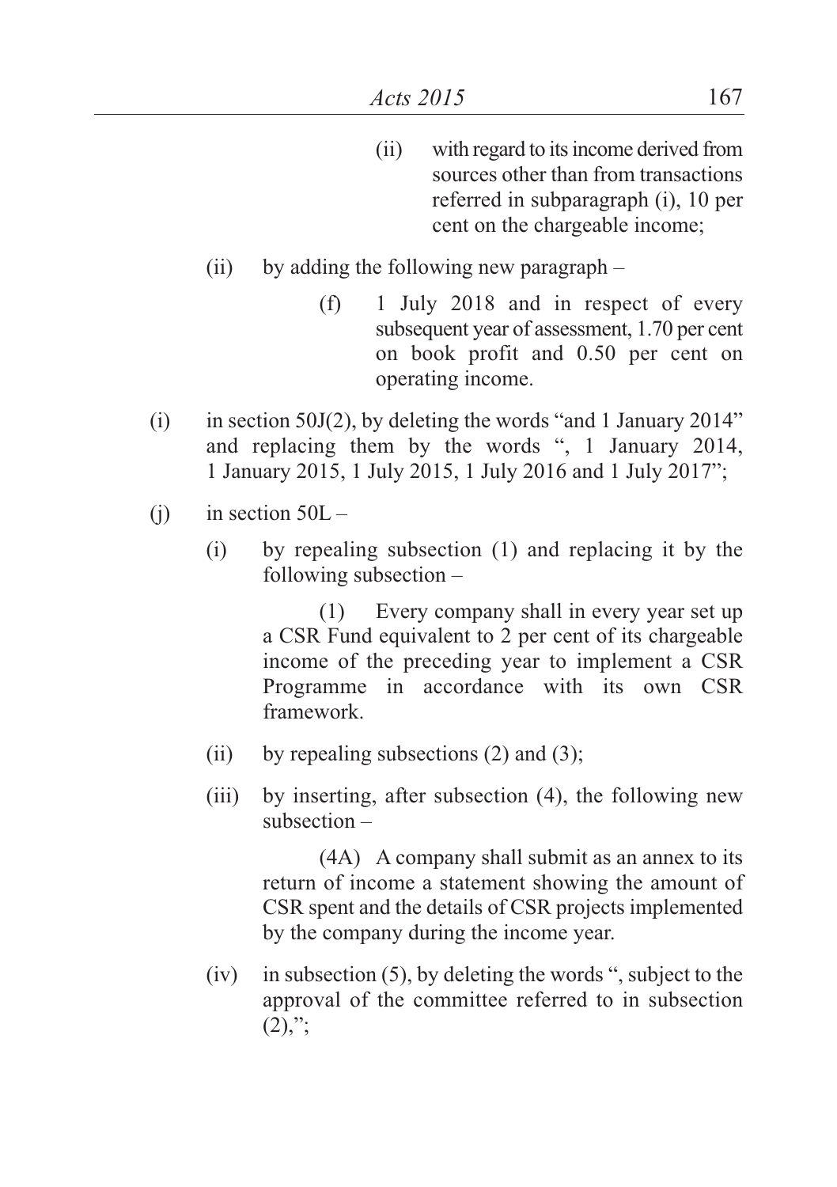(ii) with regard to its income derived from sources other than from transactions referred in subparagraph (i), 10 per cent on the chargeable income;

(ii) by adding the following new paragraph –

(f) 1 July 2018 and in respect of every subsequent year of assessment, 1.70 per cent on book profit and 0.50 per cent on operating income.

(i) in section 50J(2), by deleting the words "and 1 January 2014" and replacing them by the words ", 1 January 2014, 1 January 2015, 1 July 2015, 1 July 2016 and 1 July 2017";

(j) in section 50L –

(i) by repealing subsection (1) and replacing it by the following subsection –

(1) Every company shall in every year set up a CSR Fund equivalent to 2 per cent of its chargeable income of the preceding year to implement a CSR Programme in accordance with its own CSR framework.

(ii) by repealing subsections (2) and (3);

(iii) by inserting, after subsection (4), the following new subsection –

(4A) A company shall submit as an annex to its return of income a statement showing the amount of CSR spent and the details of CSR projects implemented by the company during the income year.

(iv) in subsection (5), by deleting the words ", subject to the approval of the committee referred to in subsection (2),";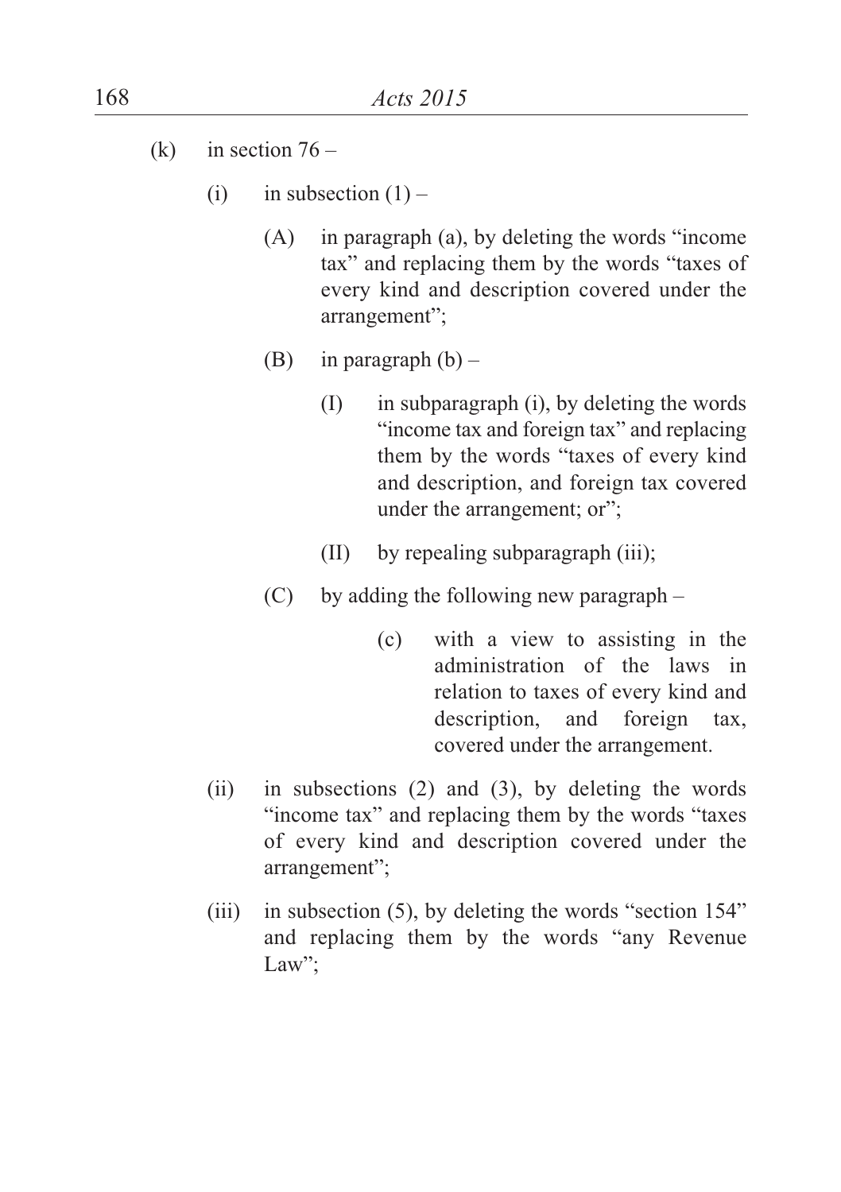(k) in section 76 –

(i) in subsection (1) –

(A) in paragraph (a), by deleting the words "income tax" and replacing them by the words "taxes of every kind and description covered under the arrangement";

(B) in paragraph (b) –

(I) in subparagraph (i), by deleting the words "income tax and foreign tax" and replacing them by the words "taxes of every kind and description, and foreign tax covered under the arrangement; or";

(II) by repealing subparagraph (iii);

(C) by adding the following new paragraph –

(c) with a view to assisting in the administration of the laws in relation to taxes of every kind and description, and foreign tax, covered under the arrangement.

(ii) in subsections (2) and (3), by deleting the words "income tax" and replacing them by the words "taxes of every kind and description covered under the arrangement";

(iii) in subsection (5), by deleting the words "section 154" and replacing them by the words "any Revenue Law";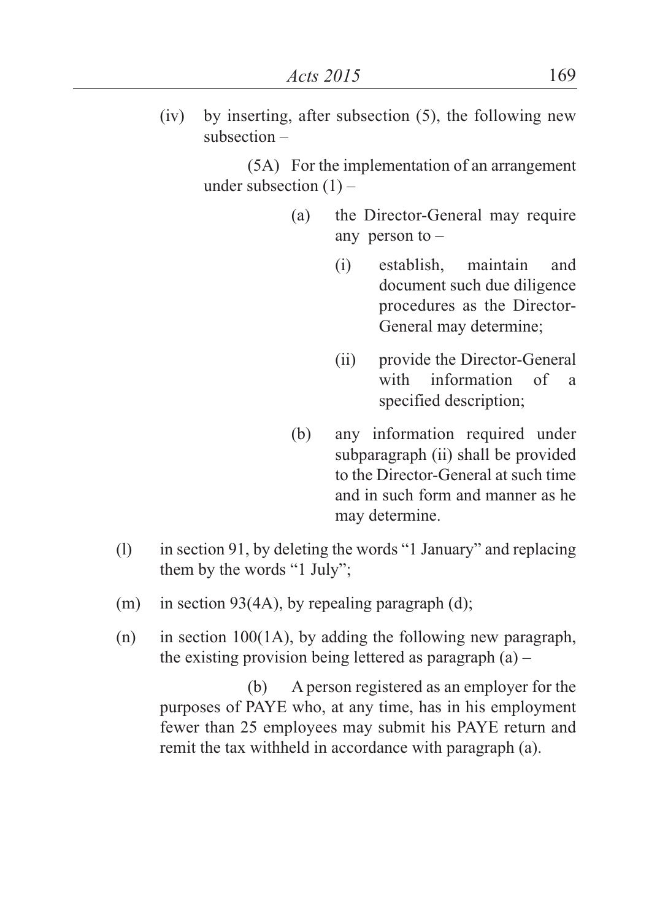(iv) by inserting, after subsection (5), the following new subsection –

(5A) For the implementation of an arrangement under subsection (1) –

(a) the Director-General may require any person to –

(i) establish, maintain and document such due diligence procedures as the Director-General may determine;

(ii) provide the Director-General with information of a specified description;

(b) any information required under subparagraph (ii) shall be provided to the Director-General at such time and in such form and manner as he may determine.

(l) in section 91, by deleting the words "1 January" and replacing them by the words "1 July";

(m) in section 93(4A), by repealing paragraph (d);

(n) in section 100(1A), by adding the following new paragraph, the existing provision being lettered as paragraph (a) –

(b) A person registered as an employer for the purposes of PAYE who, at any time, has in his employment fewer than 25 employees may submit his PAYE return and remit the tax withheld in accordance with paragraph (a).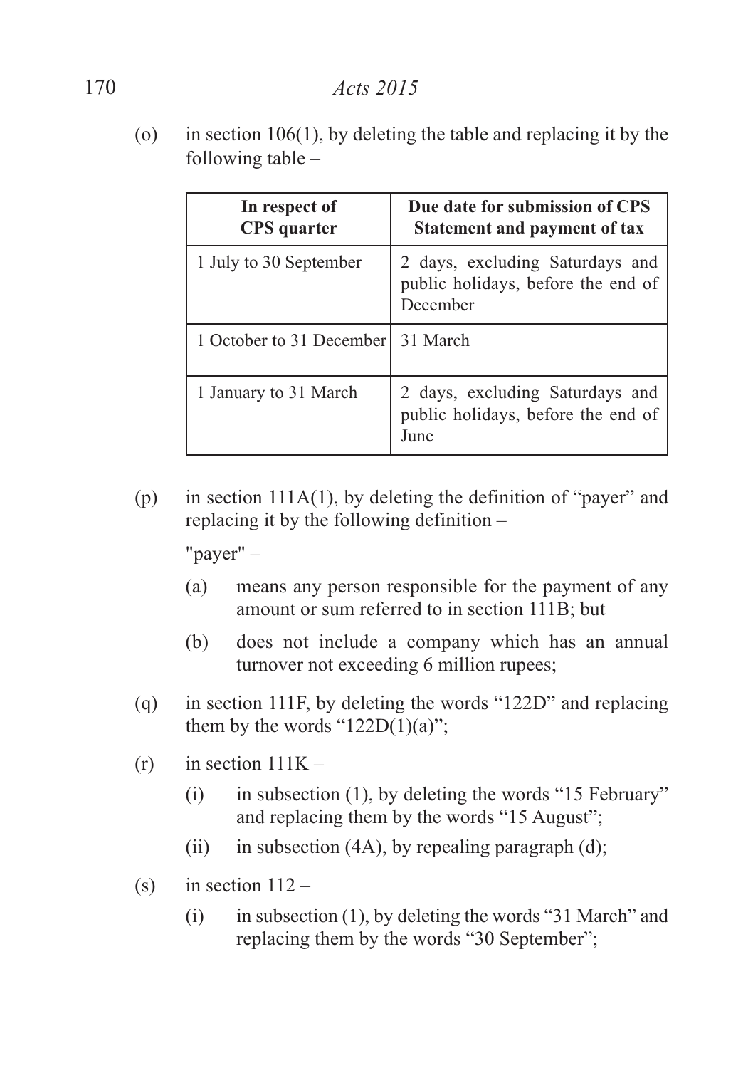(o) in section 106(1), by deleting the table and replacing it by the following table –

| In respect of CPS quarter | Due date for submission of CPS Statement and payment of tax |
|---|---|
| 1 July to 30 September | 2 days, excluding Saturdays and public holidays, before the end of December |
| 1 October to 31 December | 31 March |
| 1 January to 31 March | 2 days, excluding Saturdays and public holidays, before the end of June |

(p) in section 111A(1), by deleting the definition of "payer" and replacing it by the following definition –

"payer" –

(a) means any person responsible for the payment of any amount or sum referred to in section 111B; but

(b) does not include a company which has an annual turnover not exceeding 6 million rupees;

(q) in section 111F, by deleting the words "122D" and replacing them by the words "122D(1)(a)";

(r) in section 111K –

(i) in subsection (1), by deleting the words "15 February" and replacing them by the words "15 August";

(ii) in subsection (4A), by repealing paragraph (d);

(s) in section 112 –

(i) in subsection (1), by deleting the words "31 March" and replacing them by the words "30 September";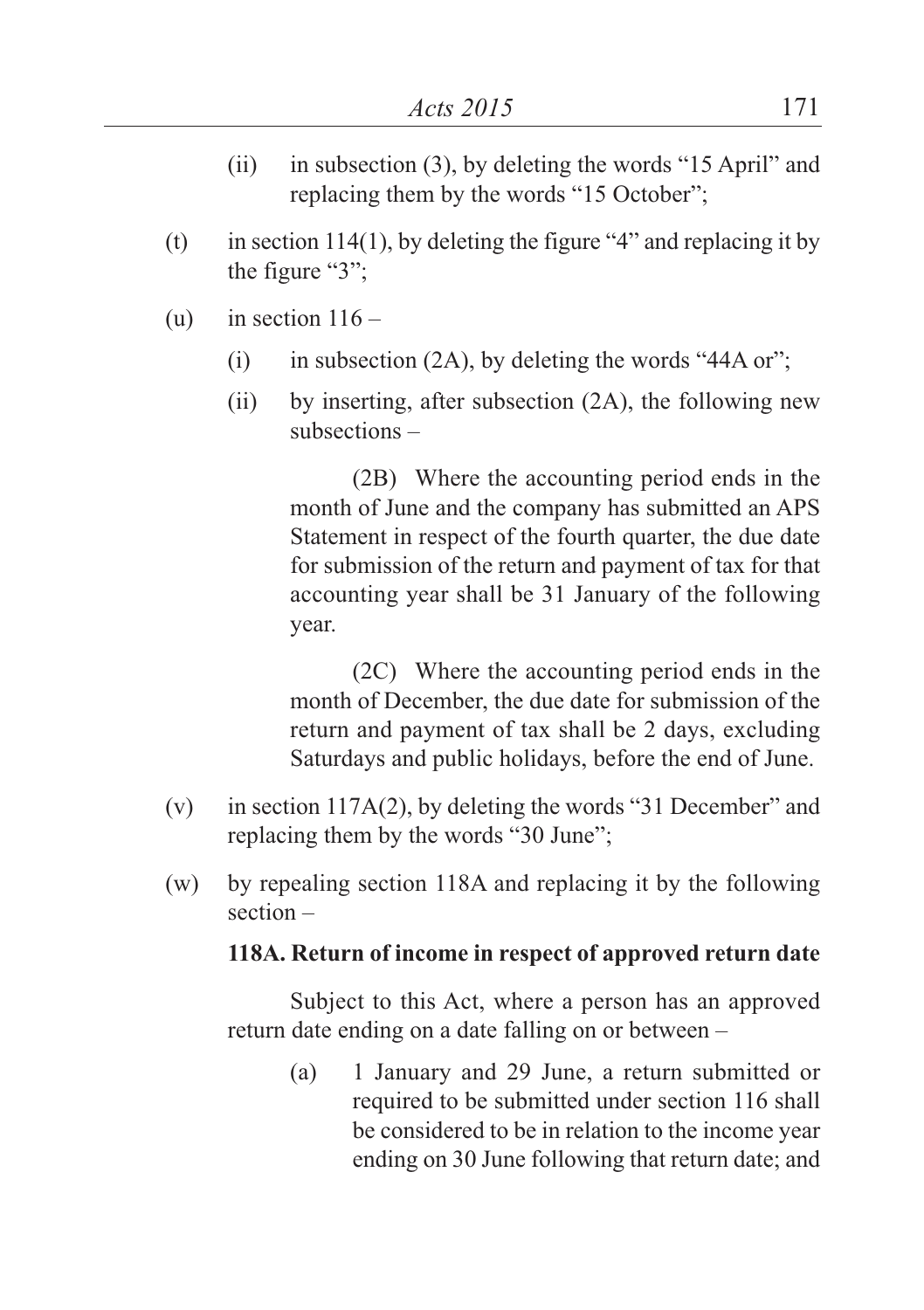(ii) in subsection (3), by deleting the words "15 April" and replacing them by the words "15 October";

(t) in section 114(1), by deleting the figure "4" and replacing it by the figure "3";

(u) in section 116 –

(i) in subsection (2A), by deleting the words "44A or";

(ii) by inserting, after subsection (2A), the following new subsections –

(2B) Where the accounting period ends in the month of June and the company has submitted an APS Statement in respect of the fourth quarter, the due date for submission of the return and payment of tax for that accounting year shall be 31 January of the following year.

(2C) Where the accounting period ends in the month of December, the due date for submission of the return and payment of tax shall be 2 days, excluding Saturdays and public holidays, before the end of June.

(v) in section 117A(2), by deleting the words "31 December" and replacing them by the words "30 June";

(w) by repealing section 118A and replacing it by the following section –

**118A. Return of income in respect of approved return date**

Subject to this Act, where a person has an approved return date ending on a date falling on or between –

(a) 1 January and 29 June, a return submitted or required to be submitted under section 116 shall be considered to be in relation to the income year ending on 30 June following that return date; and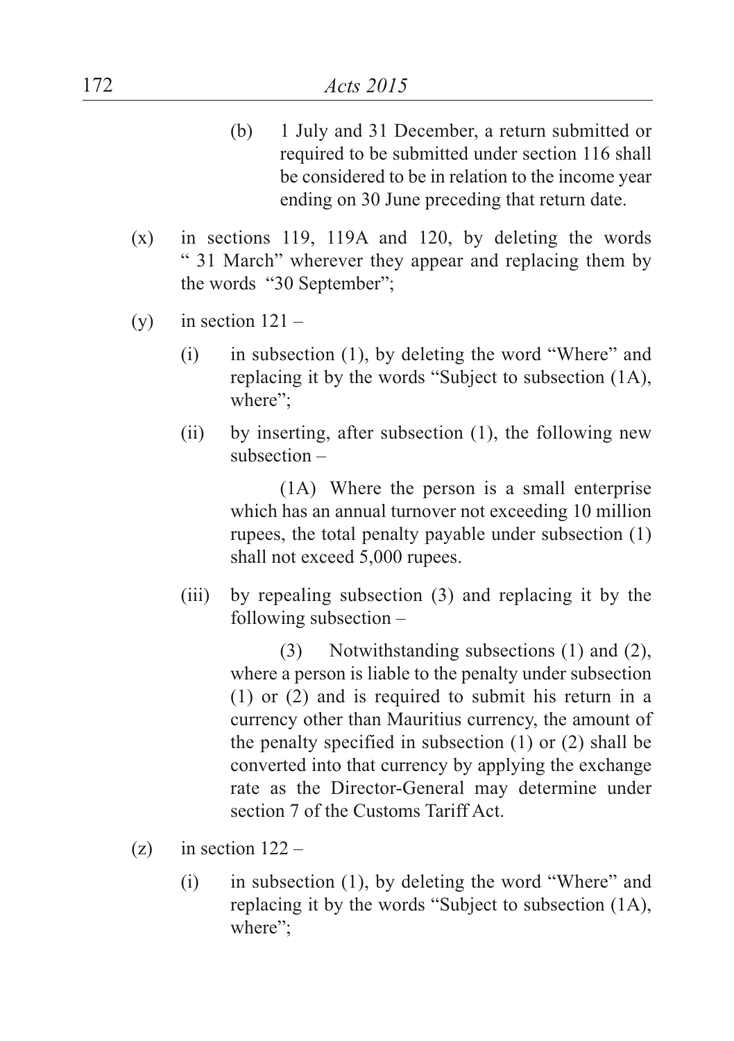(b) 1 July and 31 December, a return submitted or required to be submitted under section 116 shall be considered to be in relation to the income year ending on 30 June preceding that return date.

(x) in sections 119, 119A and 120, by deleting the words " 31 March" wherever they appear and replacing them by the words "30 September";

(y) in section 121 –

(i) in subsection (1), by deleting the word "Where" and replacing it by the words "Subject to subsection (1A), where";

(ii) by inserting, after subsection (1), the following new subsection –

(1A) Where the person is a small enterprise which has an annual turnover not exceeding 10 million rupees, the total penalty payable under subsection (1) shall not exceed 5,000 rupees.

(iii) by repealing subsection (3) and replacing it by the following subsection –

(3) Notwithstanding subsections (1) and (2), where a person is liable to the penalty under subsection (1) or (2) and is required to submit his return in a currency other than Mauritius currency, the amount of the penalty specified in subsection (1) or (2) shall be converted into that currency by applying the exchange rate as the Director-General may determine under section 7 of the Customs Tariff Act.

(z) in section 122 –

(i) in subsection (1), by deleting the word "Where" and replacing it by the words "Subject to subsection (1A), where";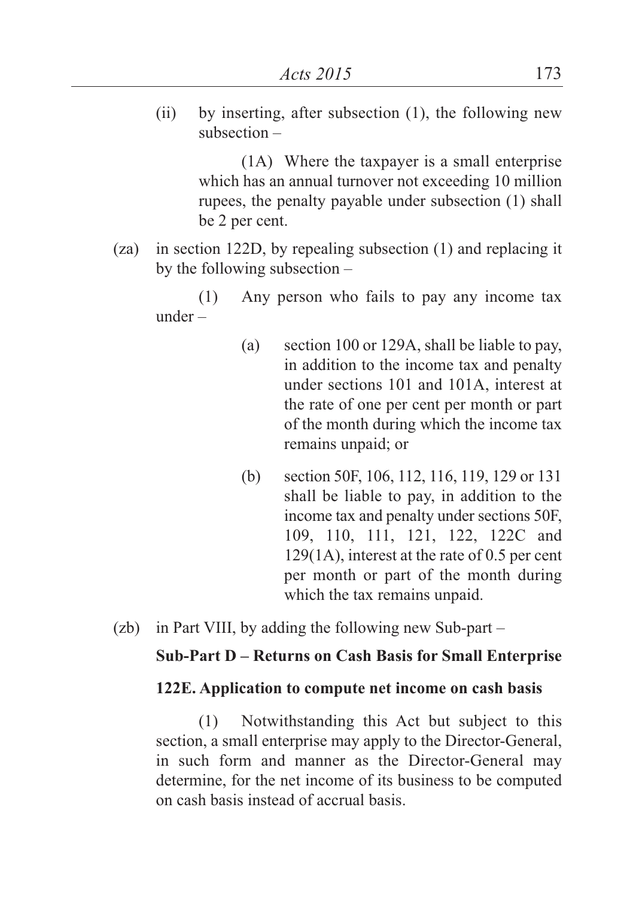(ii) by inserting, after subsection (1), the following new subsection –

(1A) Where the taxpayer is a small enterprise which has an annual turnover not exceeding 10 million rupees, the penalty payable under subsection (1) shall be 2 per cent.

(za) in section 122D, by repealing subsection (1) and replacing it by the following subsection –

(1) Any person who fails to pay any income tax under –

(a) section 100 or 129A, shall be liable to pay, in addition to the income tax and penalty under sections 101 and 101A, interest at the rate of one per cent per month or part of the month during which the income tax remains unpaid; or

(b) section 50F, 106, 112, 116, 119, 129 or 131 shall be liable to pay, in addition to the income tax and penalty under sections 50F, 109, 110, 111, 121, 122, 122C and 129(1A), interest at the rate of 0.5 per cent per month or part of the month during which the tax remains unpaid.

(zb) in Part VIII, by adding the following new Sub-part –

**Sub-Part D – Returns on Cash Basis for Small Enterprise**

**122E. Application to compute net income on cash basis**

(1) Notwithstanding this Act but subject to this section, a small enterprise may apply to the Director-General, in such form and manner as the Director-General may determine, for the net income of its business to be computed on cash basis instead of accrual basis.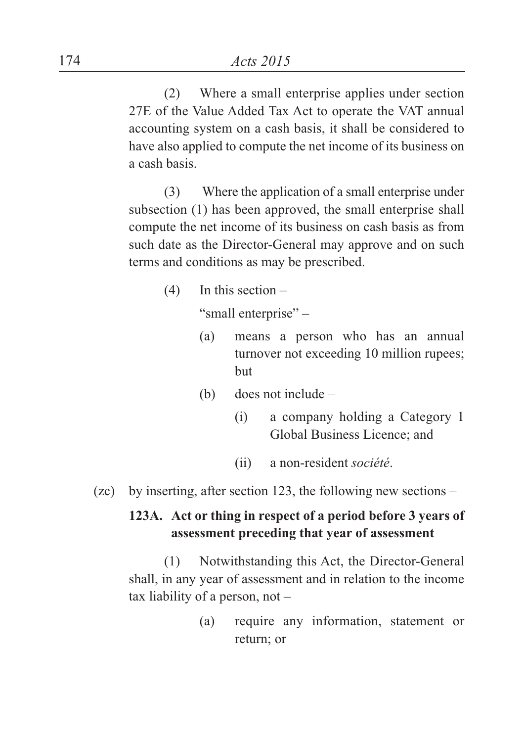(2) Where a small enterprise applies under section 27E of the Value Added Tax Act to operate the VAT annual accounting system on a cash basis, it shall be considered to have also applied to compute the net income of its business on a cash basis.

(3) Where the application of a small enterprise under subsection (1) has been approved, the small enterprise shall compute the net income of its business on cash basis as from such date as the Director-General may approve and on such terms and conditions as may be prescribed.

(4) In this section –

"small enterprise" –

(a) means a person who has an annual turnover not exceeding 10 million rupees; but

(b) does not include –

(i) a company holding a Category 1 Global Business Licence; and

(ii) a non-resident *société*.

(zc) by inserting, after section 123, the following new sections –

**123A. Act or thing in respect of a period before 3 years of assessment preceding that year of assessment**

(1) Notwithstanding this Act, the Director-General shall, in any year of assessment and in relation to the income tax liability of a person, not –

(a) require any information, statement or return; or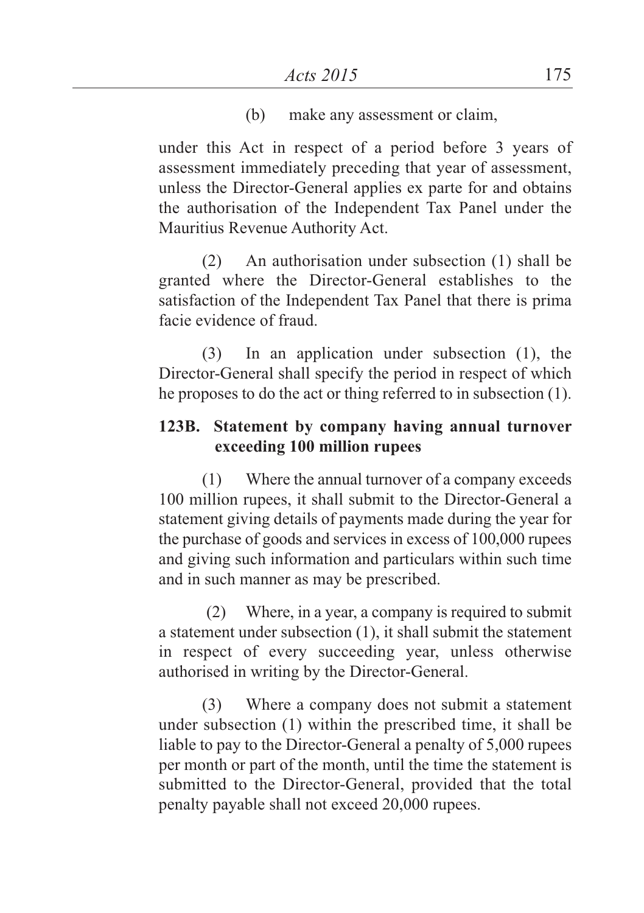(b) make any assessment or claim,

under this Act in respect of a period before 3 years of assessment immediately preceding that year of assessment, unless the Director-General applies ex parte for and obtains the authorisation of the Independent Tax Panel under the Mauritius Revenue Authority Act.

(2) An authorisation under subsection (1) shall be granted where the Director-General establishes to the satisfaction of the Independent Tax Panel that there is prima facie evidence of fraud.

(3) In an application under subsection (1), the Director-General shall specify the period in respect of which he proposes to do the act or thing referred to in subsection (1).

**123B. Statement by company having annual turnover exceeding 100 million rupees**

(1) Where the annual turnover of a company exceeds 100 million rupees, it shall submit to the Director-General a statement giving details of payments made during the year for the purchase of goods and services in excess of 100,000 rupees and giving such information and particulars within such time and in such manner as may be prescribed.

(2) Where, in a year, a company is required to submit a statement under subsection (1), it shall submit the statement in respect of every succeeding year, unless otherwise authorised in writing by the Director-General.

(3) Where a company does not submit a statement under subsection (1) within the prescribed time, it shall be liable to pay to the Director-General a penalty of 5,000 rupees per month or part of the month, until the time the statement is submitted to the Director-General, provided that the total penalty payable shall not exceed 20,000 rupees.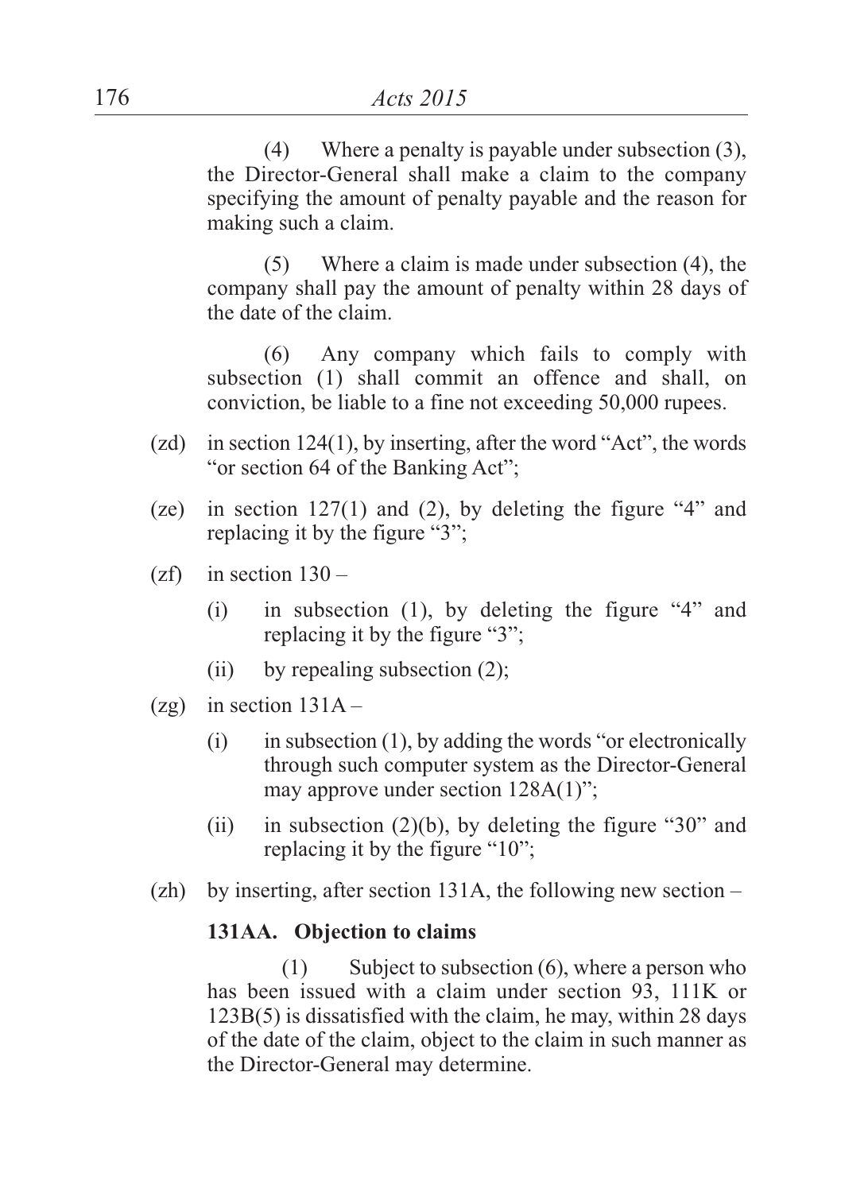(4) Where a penalty is payable under subsection (3), the Director-General shall make a claim to the company specifying the amount of penalty payable and the reason for making such a claim.

(5) Where a claim is made under subsection (4), the company shall pay the amount of penalty within 28 days of the date of the claim.

(6) Any company which fails to comply with subsection (1) shall commit an offence and shall, on conviction, be liable to a fine not exceeding 50,000 rupees.

(zd) in section 124(1), by inserting, after the word "Act", the words "or section 64 of the Banking Act";

(ze) in section 127(1) and (2), by deleting the figure "4" and replacing it by the figure "3";

(zf) in section 130 –

(i) in subsection (1), by deleting the figure "4" and replacing it by the figure "3";

(ii) by repealing subsection (2);

(zg) in section 131A –

(i) in subsection (1), by adding the words "or electronically through such computer system as the Director-General may approve under section 128A(1)";

(ii) in subsection (2)(b), by deleting the figure "30" and replacing it by the figure "10";

(zh) by inserting, after section 131A, the following new section –

**131AA. Objection to claims**

(1) Subject to subsection (6), where a person who has been issued with a claim under section 93, 111K or 123B(5) is dissatisfied with the claim, he may, within 28 days of the date of the claim, object to the claim in such manner as the Director-General may determine.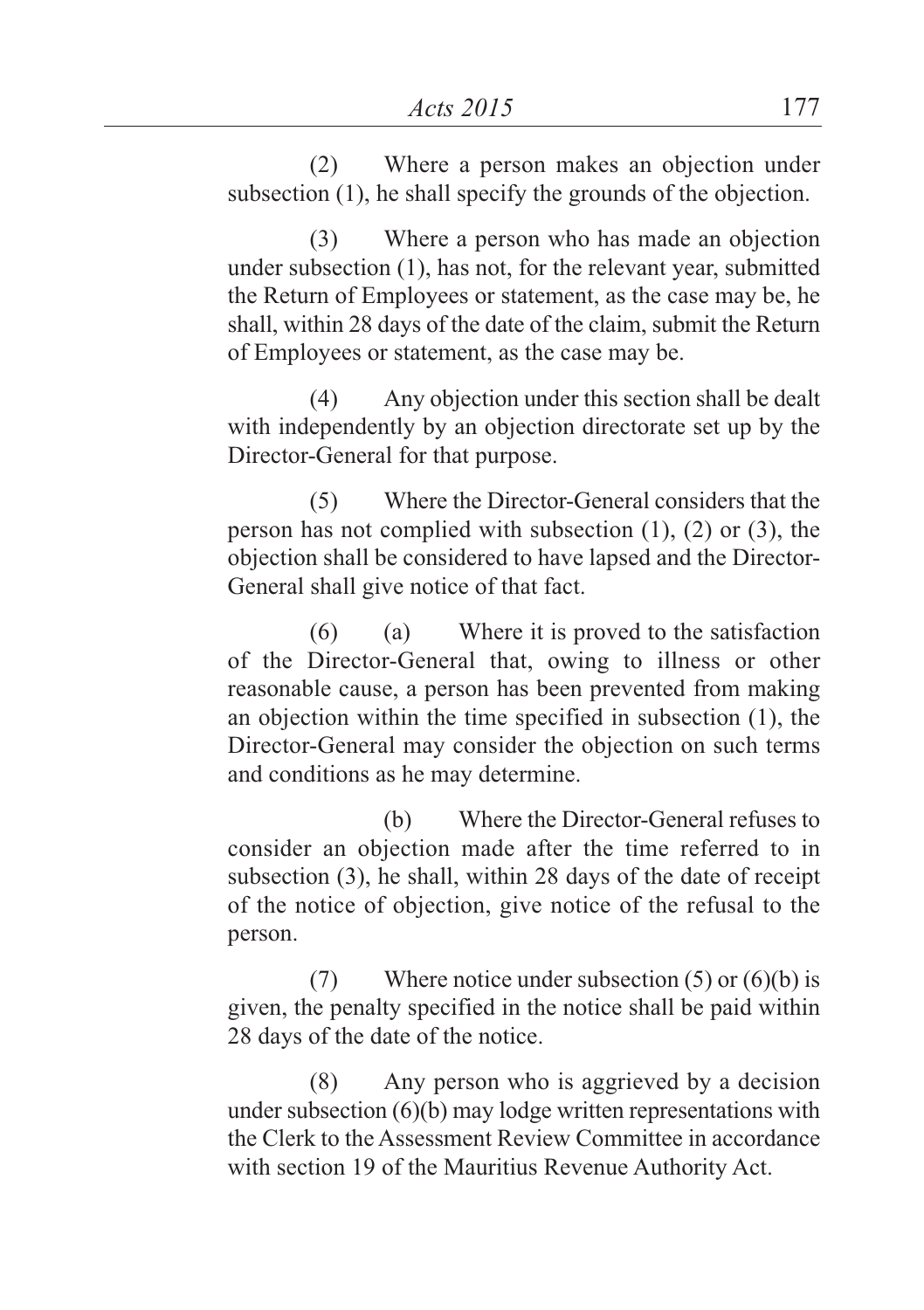(2) Where a person makes an objection under subsection (1), he shall specify the grounds of the objection.

(3) Where a person who has made an objection under subsection (1), has not, for the relevant year, submitted the Return of Employees or statement, as the case may be, he shall, within 28 days of the date of the claim, submit the Return of Employees or statement, as the case may be.

(4) Any objection under this section shall be dealt with independently by an objection directorate set up by the Director-General for that purpose.

(5) Where the Director-General considers that the person has not complied with subsection (1), (2) or (3), the objection shall be considered to have lapsed and the Director-General shall give notice of that fact.

(6) (a) Where it is proved to the satisfaction of the Director-General that, owing to illness or other reasonable cause, a person has been prevented from making an objection within the time specified in subsection (1), the Director-General may consider the objection on such terms and conditions as he may determine.

(b) Where the Director-General refuses to consider an objection made after the time referred to in subsection (3), he shall, within 28 days of the date of receipt of the notice of objection, give notice of the refusal to the person.

(7) Where notice under subsection (5) or (6)(b) is given, the penalty specified in the notice shall be paid within 28 days of the date of the notice.

(8) Any person who is aggrieved by a decision under subsection (6)(b) may lodge written representations with the Clerk to the Assessment Review Committee in accordance with section 19 of the Mauritius Revenue Authority Act.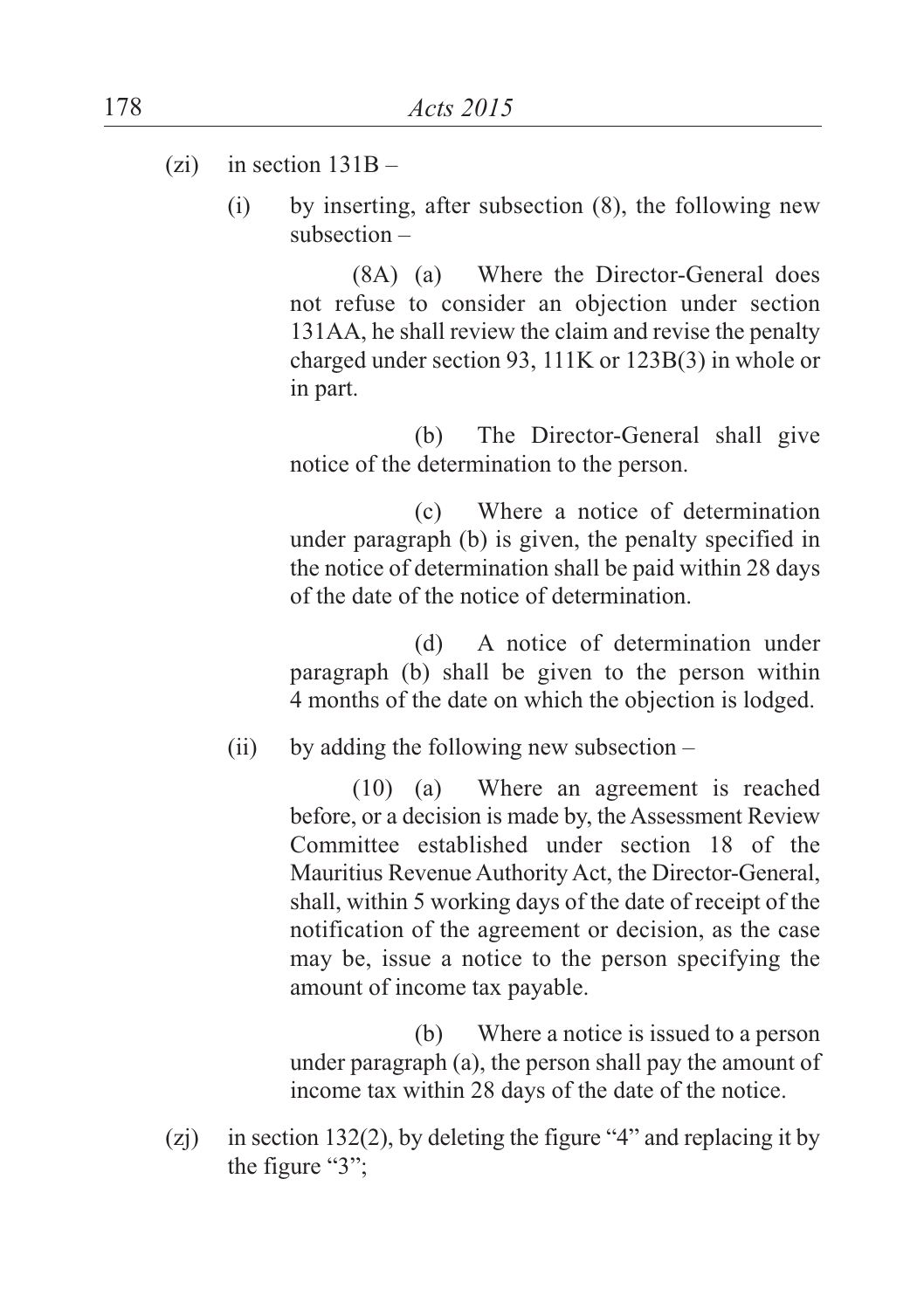(zi) in section 131B –

(i) by inserting, after subsection (8), the following new subsection –

(8A) (a) Where the Director-General does not refuse to consider an objection under section 131AA, he shall review the claim and revise the penalty charged under section 93, 111K or 123B(3) in whole or in part.

(b) The Director-General shall give notice of the determination to the person.

(c) Where a notice of determination under paragraph (b) is given, the penalty specified in the notice of determination shall be paid within 28 days of the date of the notice of determination.

(d) A notice of determination under paragraph (b) shall be given to the person within 4 months of the date on which the objection is lodged.

(ii) by adding the following new subsection –

(10) (a) Where an agreement is reached before, or a decision is made by, the Assessment Review Committee established under section 18 of the Mauritius Revenue Authority Act, the Director-General, shall, within 5 working days of the date of receipt of the notification of the agreement or decision, as the case may be, issue a notice to the person specifying the amount of income tax payable.

(b) Where a notice is issued to a person under paragraph (a), the person shall pay the amount of income tax within 28 days of the date of the notice.

(zj) in section 132(2), by deleting the figure "4" and replacing it by the figure "3";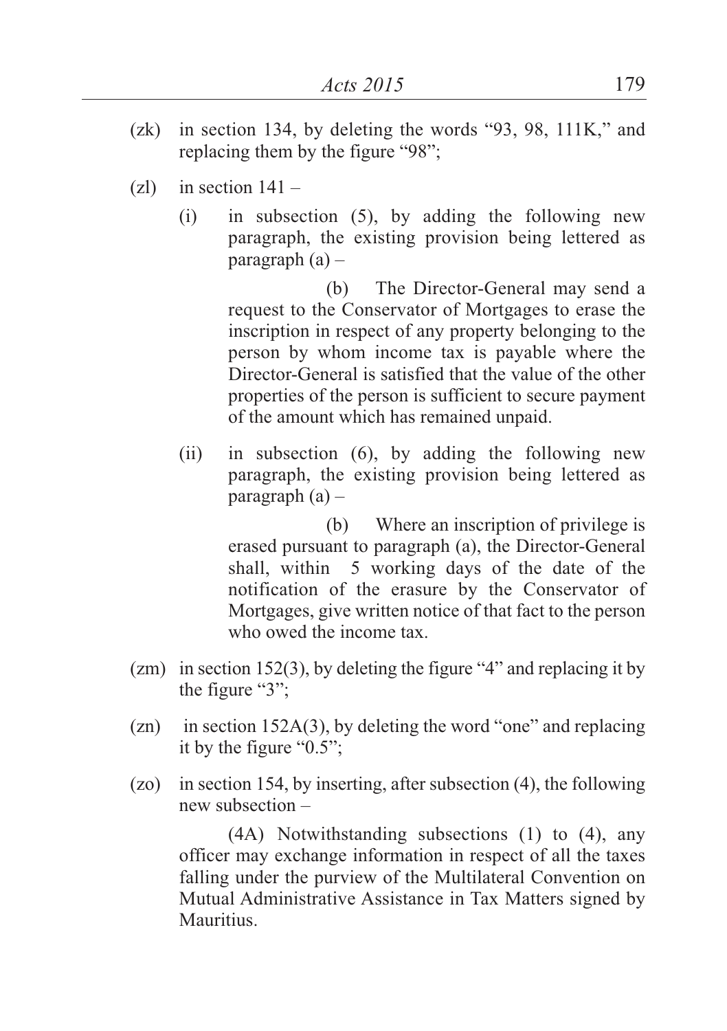(zk) in section 134, by deleting the words "93, 98, 111K," and replacing them by the figure "98";

(zl) in section 141 –

(i) in subsection (5), by adding the following new paragraph, the existing provision being lettered as paragraph (a) –

(b) The Director-General may send a request to the Conservator of Mortgages to erase the inscription in respect of any property belonging to the person by whom income tax is payable where the Director-General is satisfied that the value of the other properties of the person is sufficient to secure payment of the amount which has remained unpaid.

(ii) in subsection (6), by adding the following new paragraph, the existing provision being lettered as paragraph (a) –

(b) Where an inscription of privilege is erased pursuant to paragraph (a), the Director-General shall, within 5 working days of the date of the notification of the erasure by the Conservator of Mortgages, give written notice of that fact to the person who owed the income tax.

(zm) in section 152(3), by deleting the figure "4" and replacing it by the figure "3";

(zn) in section 152A(3), by deleting the word "one" and replacing it by the figure "0.5";

(zo) in section 154, by inserting, after subsection (4), the following new subsection –

(4A) Notwithstanding subsections (1) to (4), any officer may exchange information in respect of all the taxes falling under the purview of the Multilateral Convention on Mutual Administrative Assistance in Tax Matters signed by Mauritius.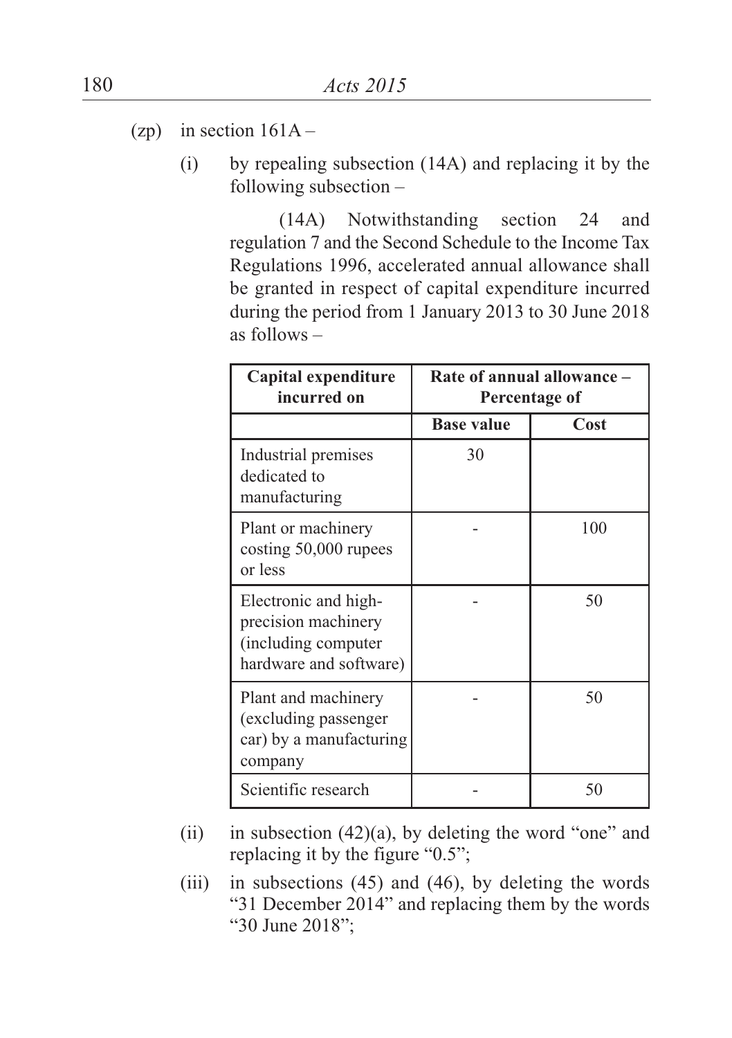(zp) in section 161A –

(i) by repealing subsection (14A) and replacing it by the following subsection –

(14A) Notwithstanding section 24 and regulation 7 and the Second Schedule to the Income Tax Regulations 1996, accelerated annual allowance shall be granted in respect of capital expenditure incurred during the period from 1 January 2013 to 30 June 2018 as follows –

| **Capital expenditure incurred on** | **Rate of annual allowance – Percentage of** | |
|---|---|---|
| | **Base value** | **Cost** |
| Industrial premises dedicated to manufacturing | 30 | |
| Plant or machinery costing 50,000 rupees or less | - | 100 |
| Electronic and high-precision machinery (including computer hardware and software) | - | 50 |
| Plant and machinery (excluding passenger car) by a manufacturing company | - | 50 |
| Scientific research | - | 50 |

(ii) in subsection (42)(a), by deleting the word "one" and replacing it by the figure "0.5";

(iii) in subsections (45) and (46), by deleting the words "31 December 2014" and replacing them by the words "30 June 2018";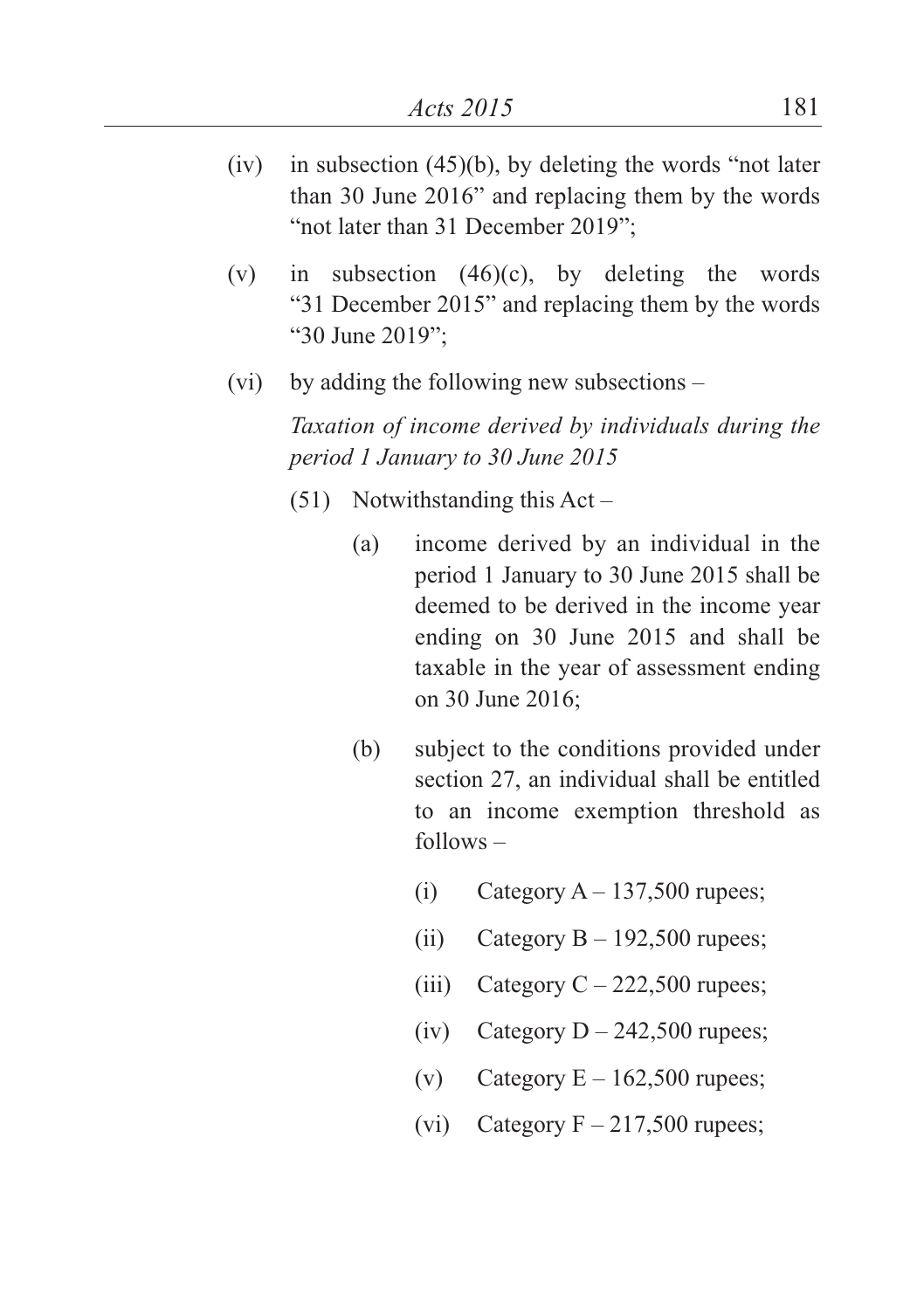(iv) in subsection (45)(b), by deleting the words "not later than 30 June 2016" and replacing them by the words "not later than 31 December 2019";

(v) in subsection (46)(c), by deleting the words "31 December 2015" and replacing them by the words "30 June 2019";

(vi) by adding the following new subsections –

*Taxation of income derived by individuals during the period 1 January to 30 June 2015*

(51) Notwithstanding this Act –

(a) income derived by an individual in the period 1 January to 30 June 2015 shall be deemed to be derived in the income year ending on 30 June 2015 and shall be taxable in the year of assessment ending on 30 June 2016;

(b) subject to the conditions provided under section 27, an individual shall be entitled to an income exemption threshold as follows –

(i) Category A – 137,500 rupees;

(ii) Category B – 192,500 rupees;

(iii) Category C – 222,500 rupees;

(iv) Category D – 242,500 rupees;

(v) Category E – 162,500 rupees;

(vi) Category F – 217,500 rupees;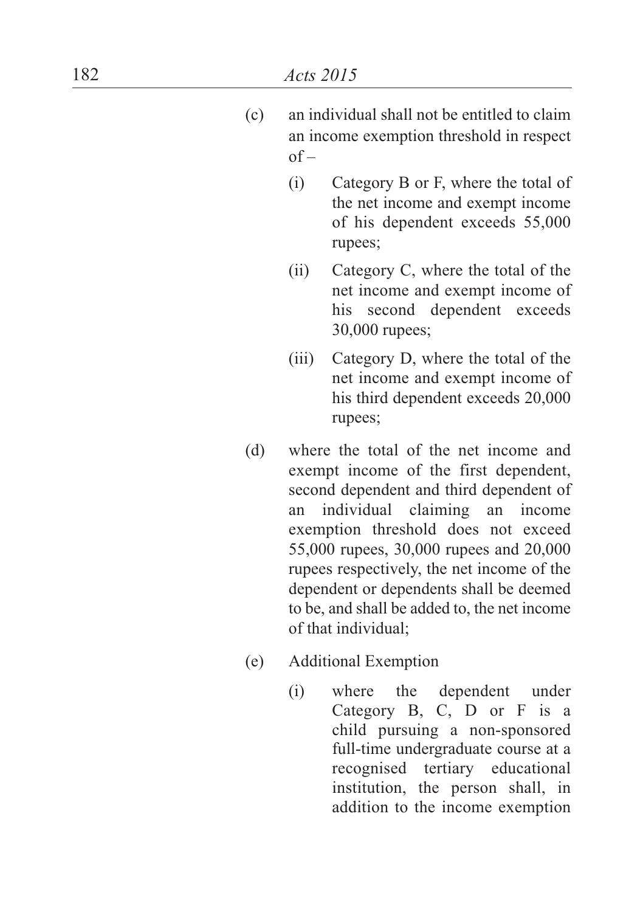(c) an individual shall not be entitled to claim an income exemption threshold in respect of –

   (i) Category B or F, where the total of the net income and exempt income of his dependent exceeds 55,000 rupees;

   (ii) Category C, where the total of the net income and exempt income of his second dependent exceeds 30,000 rupees;

   (iii) Category D, where the total of the net income and exempt income of his third dependent exceeds 20,000 rupees;

(d) where the total of the net income and exempt income of the first dependent, second dependent and third dependent of an individual claiming an income exemption threshold does not exceed 55,000 rupees, 30,000 rupees and 20,000 rupees respectively, the net income of the dependent or dependents shall be deemed to be, and shall be added to, the net income of that individual;

(e) Additional Exemption

   (i) where the dependent under Category B, C, D or F is a child pursuing a non-sponsored full-time undergraduate course at a recognised tertiary educational institution, the person shall, in addition to the income exemption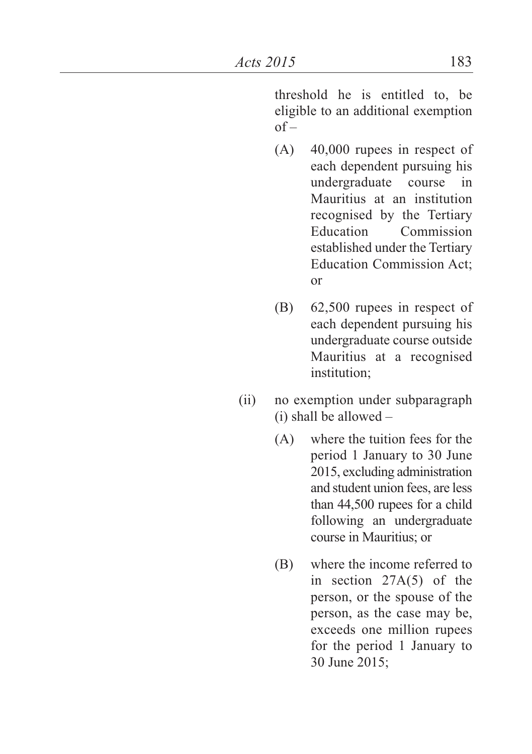threshold he is entitled to, be eligible to an additional exemption of –

(A) 40,000 rupees in respect of each dependent pursuing his undergraduate course in Mauritius at an institution recognised by the Tertiary Education Commission established under the Tertiary Education Commission Act; or

(B) 62,500 rupees in respect of each dependent pursuing his undergraduate course outside Mauritius at a recognised institution;

(ii) no exemption under subparagraph (i) shall be allowed –

(A) where the tuition fees for the period 1 January to 30 June 2015, excluding administration and student union fees, are less than 44,500 rupees for a child following an undergraduate course in Mauritius; or

(B) where the income referred to in section 27A(5) of the person, or the spouse of the person, as the case may be, exceeds one million rupees for the period 1 January to 30 June 2015;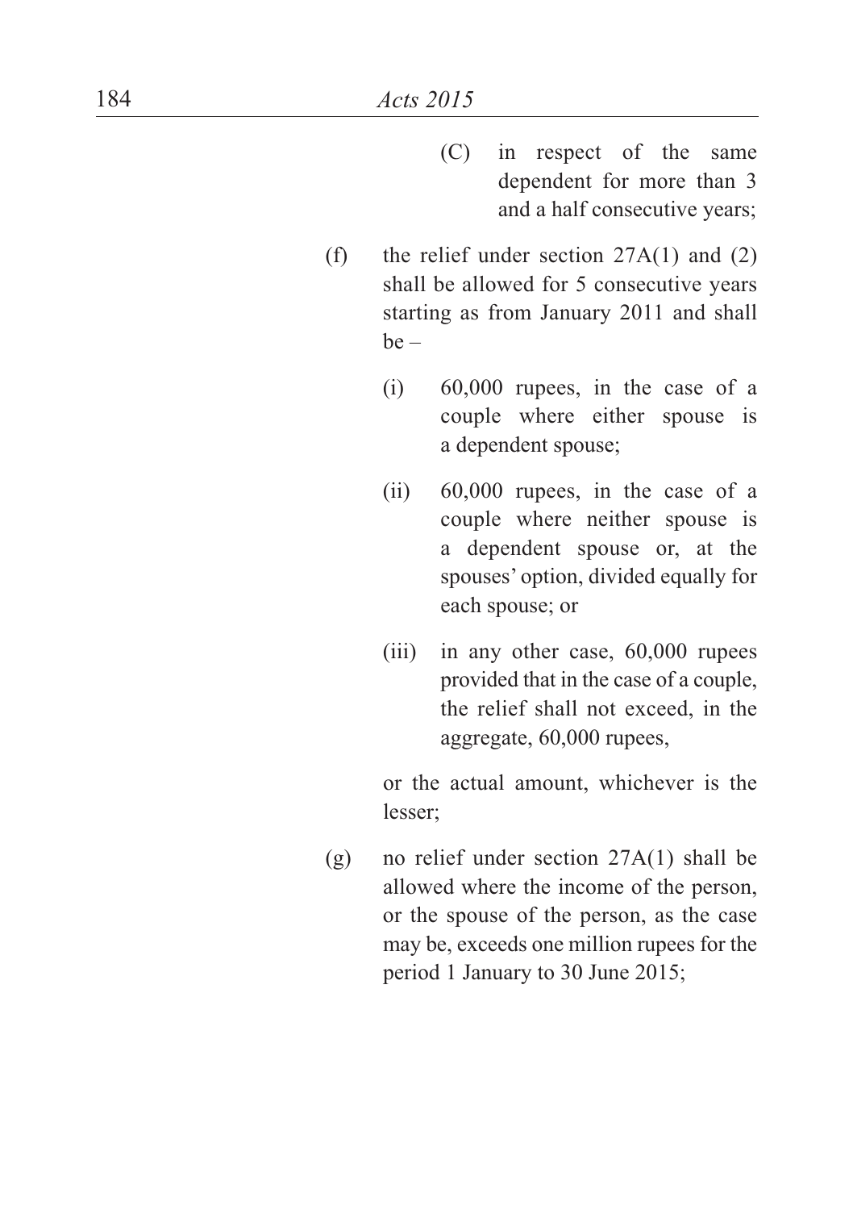(C) in respect of the same dependent for more than 3 and a half consecutive years;

(f) the relief under section 27A(1) and (2) shall be allowed for 5 consecutive years starting as from January 2011 and shall be –

(i) 60,000 rupees, in the case of a couple where either spouse is a dependent spouse;

(ii) 60,000 rupees, in the case of a couple where neither spouse is a dependent spouse or, at the spouses' option, divided equally for each spouse; or

(iii) in any other case, 60,000 rupees provided that in the case of a couple, the relief shall not exceed, in the aggregate, 60,000 rupees,

or the actual amount, whichever is the lesser;

(g) no relief under section 27A(1) shall be allowed where the income of the person, or the spouse of the person, as the case may be, exceeds one million rupees for the period 1 January to 30 June 2015;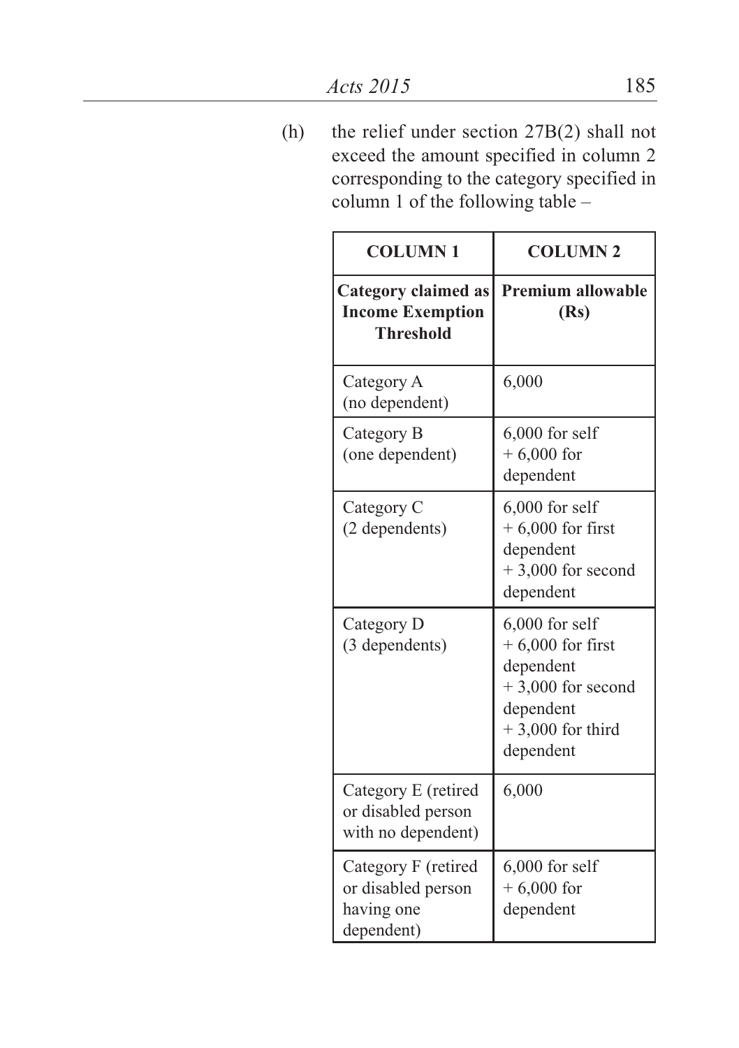(h) the relief under section 27B(2) shall not exceed the amount specified in column 2 corresponding to the category specified in column 1 of the following table –

| COLUMN 1 | COLUMN 2 |
|---|---|
| **Category claimed as Income Exemption Threshold** | **Premium allowable (Rs)** |
| Category A (no dependent) | 6,000 |
| Category B (one dependent) | 6,000 for self + 6,000 for dependent |
| Category C (2 dependents) | 6,000 for self + 6,000 for first dependent + 3,000 for second dependent |
| Category D (3 dependents) | 6,000 for self + 6,000 for first dependent + 3,000 for second dependent + 3,000 for third dependent |
| Category E (retired or disabled person with no dependent) | 6,000 |
| Category F (retired or disabled person having one dependent) | 6,000 for self + 6,000 for dependent |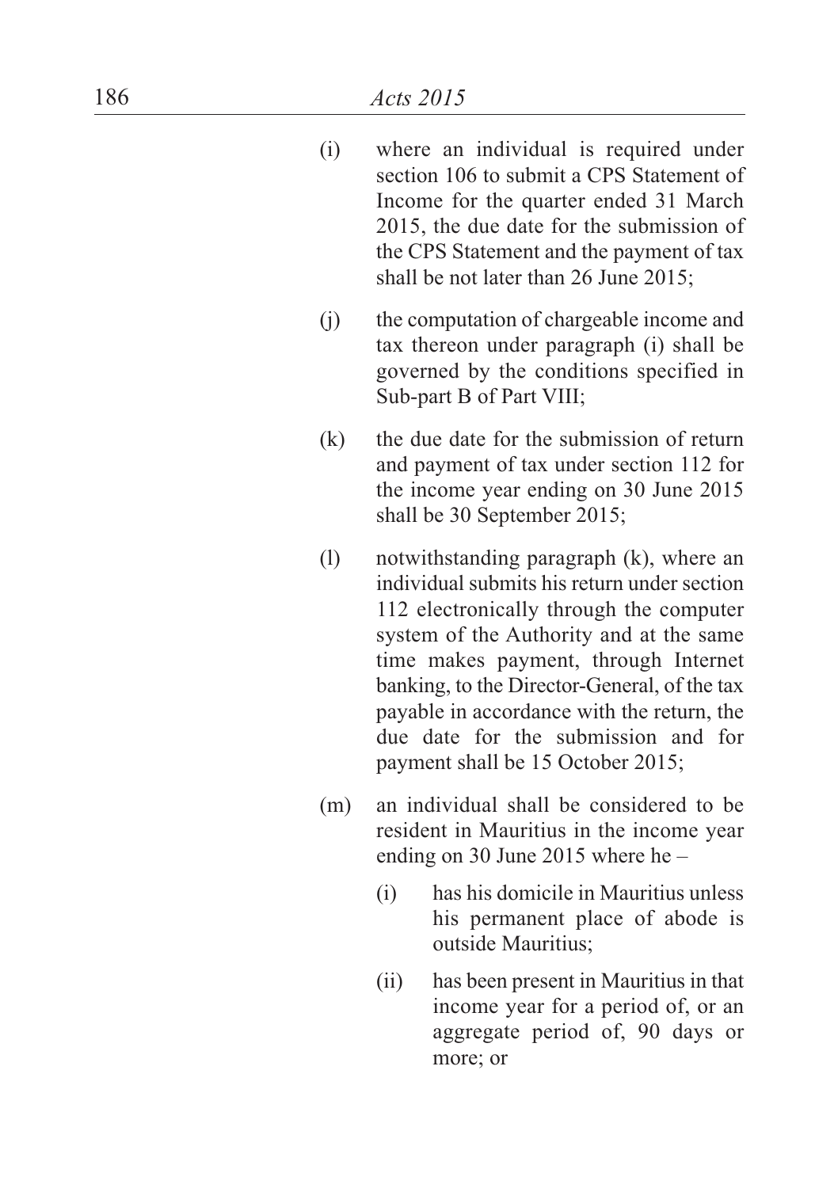(i) where an individual is required under section 106 to submit a CPS Statement of Income for the quarter ended 31 March 2015, the due date for the submission of the CPS Statement and the payment of tax shall be not later than 26 June 2015;

(j) the computation of chargeable income and tax thereon under paragraph (i) shall be governed by the conditions specified in Sub-part B of Part VIII;

(k) the due date for the submission of return and payment of tax under section 112 for the income year ending on 30 June 2015 shall be 30 September 2015;

(l) notwithstanding paragraph (k), where an individual submits his return under section 112 electronically through the computer system of the Authority and at the same time makes payment, through Internet banking, to the Director-General, of the tax payable in accordance with the return, the due date for the submission and for payment shall be 15 October 2015;

(m) an individual shall be considered to be resident in Mauritius in the income year ending on 30 June 2015 where he –

  (i) has his domicile in Mauritius unless his permanent place of abode is outside Mauritius;

  (ii) has been present in Mauritius in that income year for a period of, or an aggregate period of, 90 days or more; or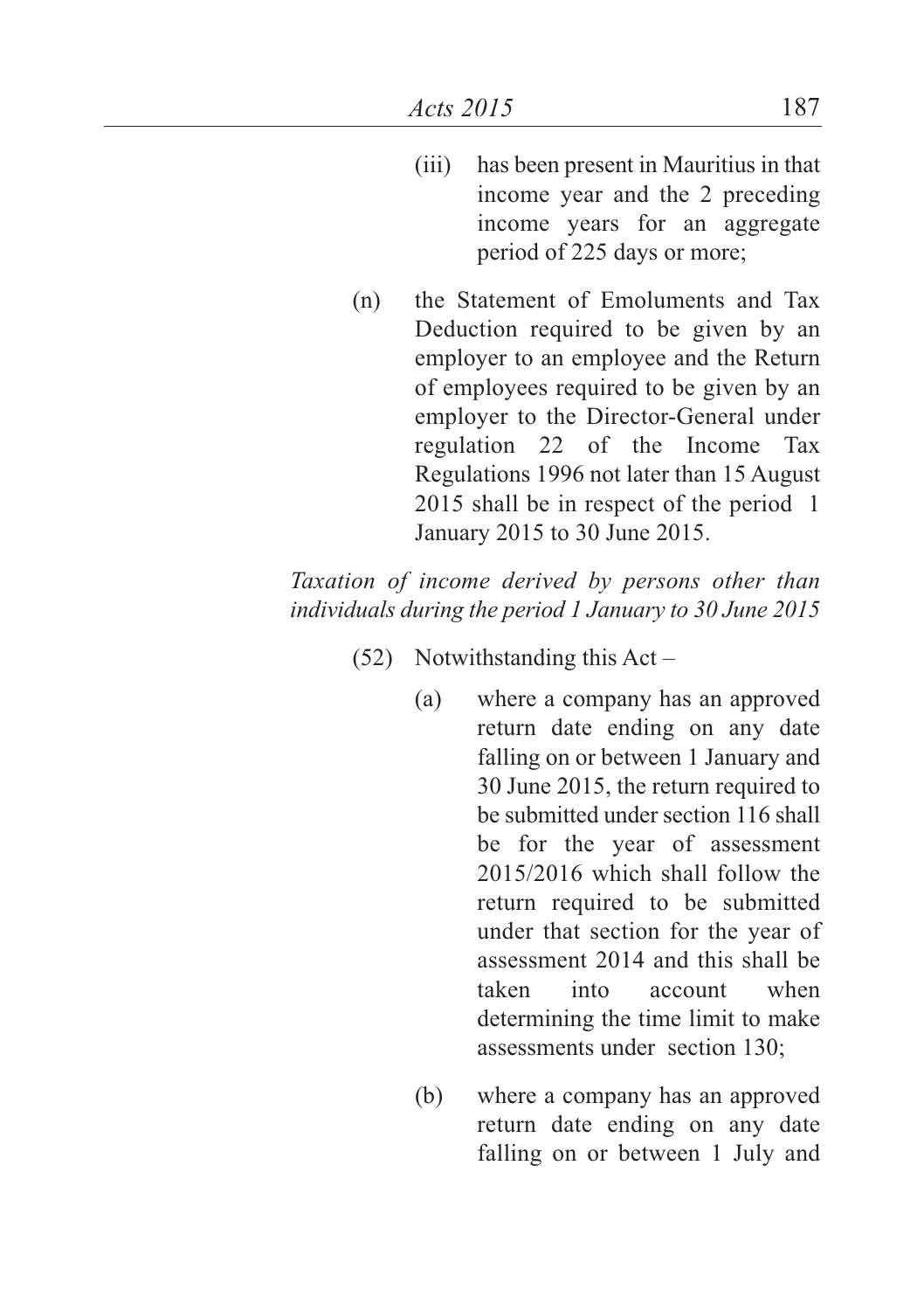(iii) has been present in Mauritius in that income year and the 2 preceding income years for an aggregate period of 225 days or more;

(n) the Statement of Emoluments and Tax Deduction required to be given by an employer to an employee and the Return of employees required to be given by an employer to the Director-General under regulation 22 of the Income Tax Regulations 1996 not later than 15 August 2015 shall be in respect of the period 1 January 2015 to 30 June 2015.

*Taxation of income derived by persons other than individuals during the period 1 January to 30 June 2015*

(52) Notwithstanding this Act –

(a) where a company has an approved return date ending on any date falling on or between 1 January and 30 June 2015, the return required to be submitted under section 116 shall be for the year of assessment 2015/2016 which shall follow the return required to be submitted under that section for the year of assessment 2014 and this shall be taken into account when determining the time limit to make assessments under section 130;

(b) where a company has an approved return date ending on any date falling on or between 1 July and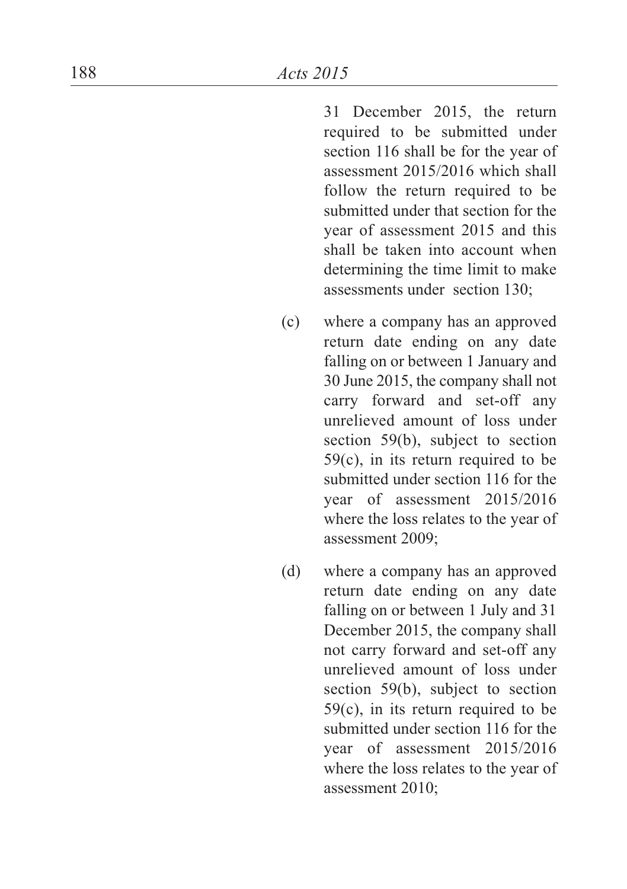31 December 2015, the return required to be submitted under section 116 shall be for the year of assessment 2015/2016 which shall follow the return required to be submitted under that section for the year of assessment 2015 and this shall be taken into account when determining the time limit to make assessments under section 130;

(c) where a company has an approved return date ending on any date falling on or between 1 January and 30 June 2015, the company shall not carry forward and set-off any unrelieved amount of loss under section 59(b), subject to section 59(c), in its return required to be submitted under section 116 for the year of assessment 2015/2016 where the loss relates to the year of assessment 2009;

(d) where a company has an approved return date ending on any date falling on or between 1 July and 31 December 2015, the company shall not carry forward and set-off any unrelieved amount of loss under section 59(b), subject to section 59(c), in its return required to be submitted under section 116 for the year of assessment 2015/2016 where the loss relates to the year of assessment 2010;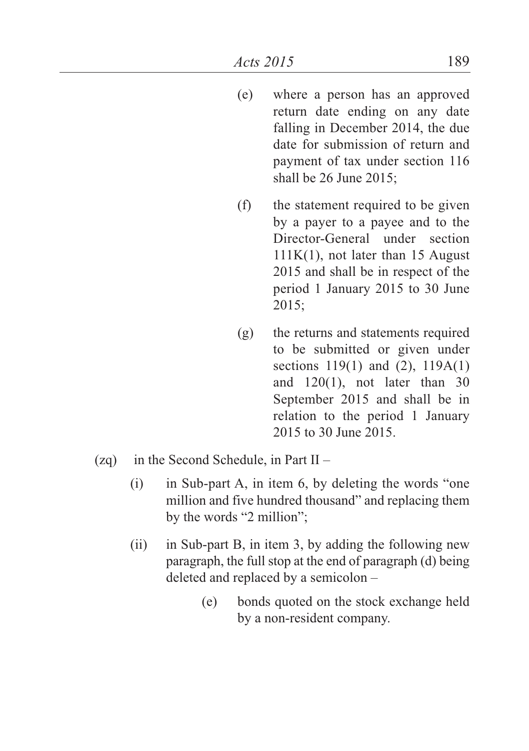(e) where a person has an approved return date ending on any date falling in December 2014, the due date for submission of return and payment of tax under section 116 shall be 26 June 2015;

(f) the statement required to be given by a payer to a payee and to the Director-General under section 111K(1), not later than 15 August 2015 and shall be in respect of the period 1 January 2015 to 30 June 2015;

(g) the returns and statements required to be submitted or given under sections 119(1) and (2), 119A(1) and 120(1), not later than 30 September 2015 and shall be in relation to the period 1 January 2015 to 30 June 2015.

(zq) in the Second Schedule, in Part II –

(i) in Sub-part A, in item 6, by deleting the words "one million and five hundred thousand" and replacing them by the words "2 million";

(ii) in Sub-part B, in item 3, by adding the following new paragraph, the full stop at the end of paragraph (d) being deleted and replaced by a semicolon –

(e) bonds quoted on the stock exchange held by a non-resident company.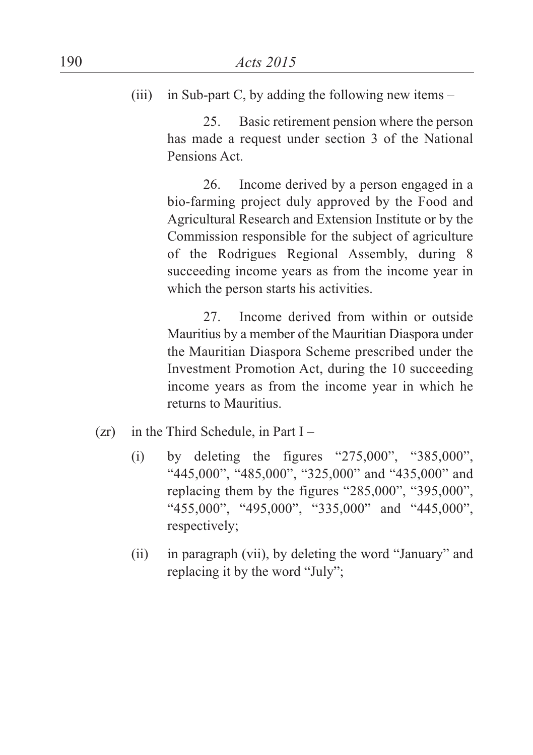(iii) in Sub-part C, by adding the following new items –

25. Basic retirement pension where the person has made a request under section 3 of the National Pensions Act.

26. Income derived by a person engaged in a bio-farming project duly approved by the Food and Agricultural Research and Extension Institute or by the Commission responsible for the subject of agriculture of the Rodrigues Regional Assembly, during 8 succeeding income years as from the income year in which the person starts his activities.

27. Income derived from within or outside Mauritius by a member of the Mauritian Diaspora under the Mauritian Diaspora Scheme prescribed under the Investment Promotion Act, during the 10 succeeding income years as from the income year in which he returns to Mauritius.

(zr) in the Third Schedule, in Part I –

(i) by deleting the figures "275,000", "385,000", "445,000", "485,000", "325,000" and "435,000" and replacing them by the figures "285,000", "395,000", "455,000", "495,000", "335,000" and "445,000", respectively;

(ii) in paragraph (vii), by deleting the word "January" and replacing it by the word "July";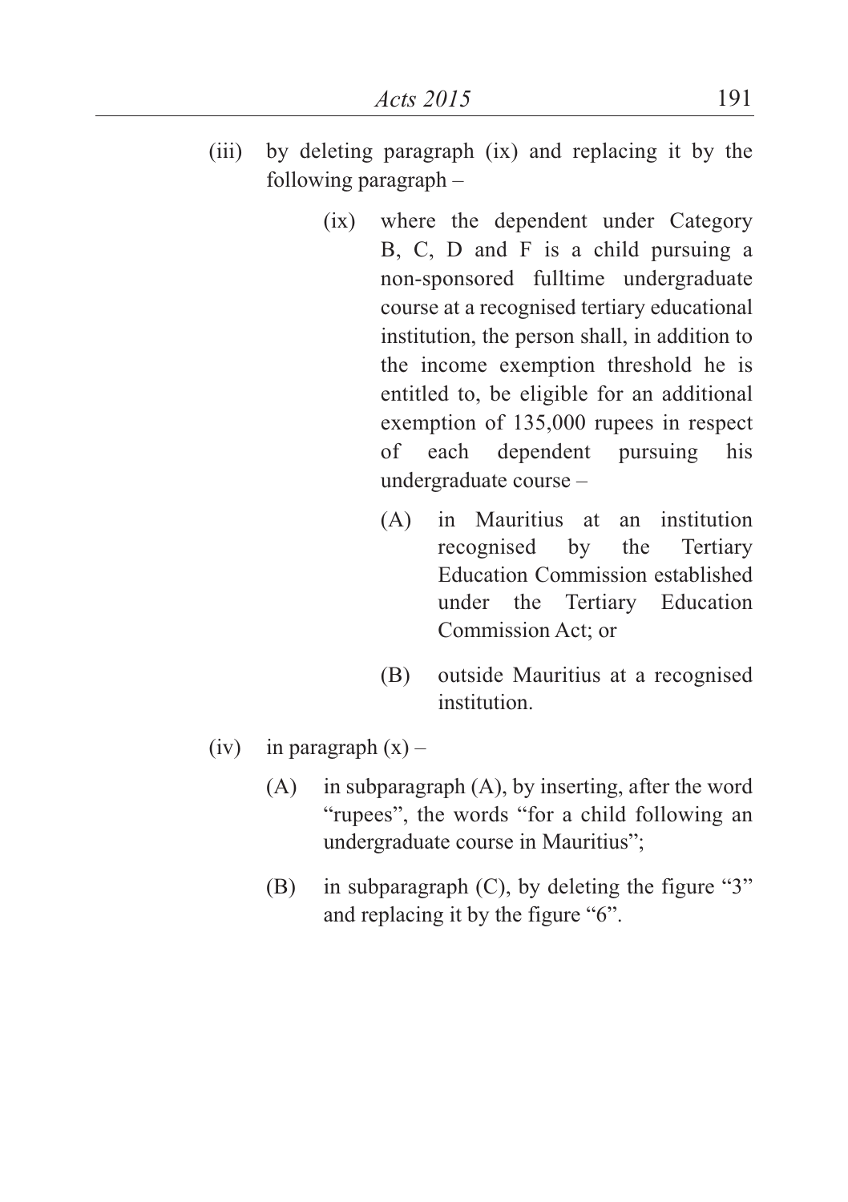(iii) by deleting paragraph (ix) and replacing it by the following paragraph –

> (ix) where the dependent under Category B, C, D and F is a child pursuing a non-sponsored fulltime undergraduate course at a recognised tertiary educational institution, the person shall, in addition to the income exemption threshold he is entitled to, be eligible for an additional exemption of 135,000 rupees in respect of each dependent pursuing his undergraduate course –
>
> > (A) in Mauritius at an institution recognised by the Tertiary Education Commission established under the Tertiary Education Commission Act; or
> >
> > (B) outside Mauritius at a recognised institution.

(iv) in paragraph (x) –

> (A) in subparagraph (A), by inserting, after the word "rupees", the words "for a child following an undergraduate course in Mauritius";
>
> (B) in subparagraph (C), by deleting the figure "3" and replacing it by the figure "6".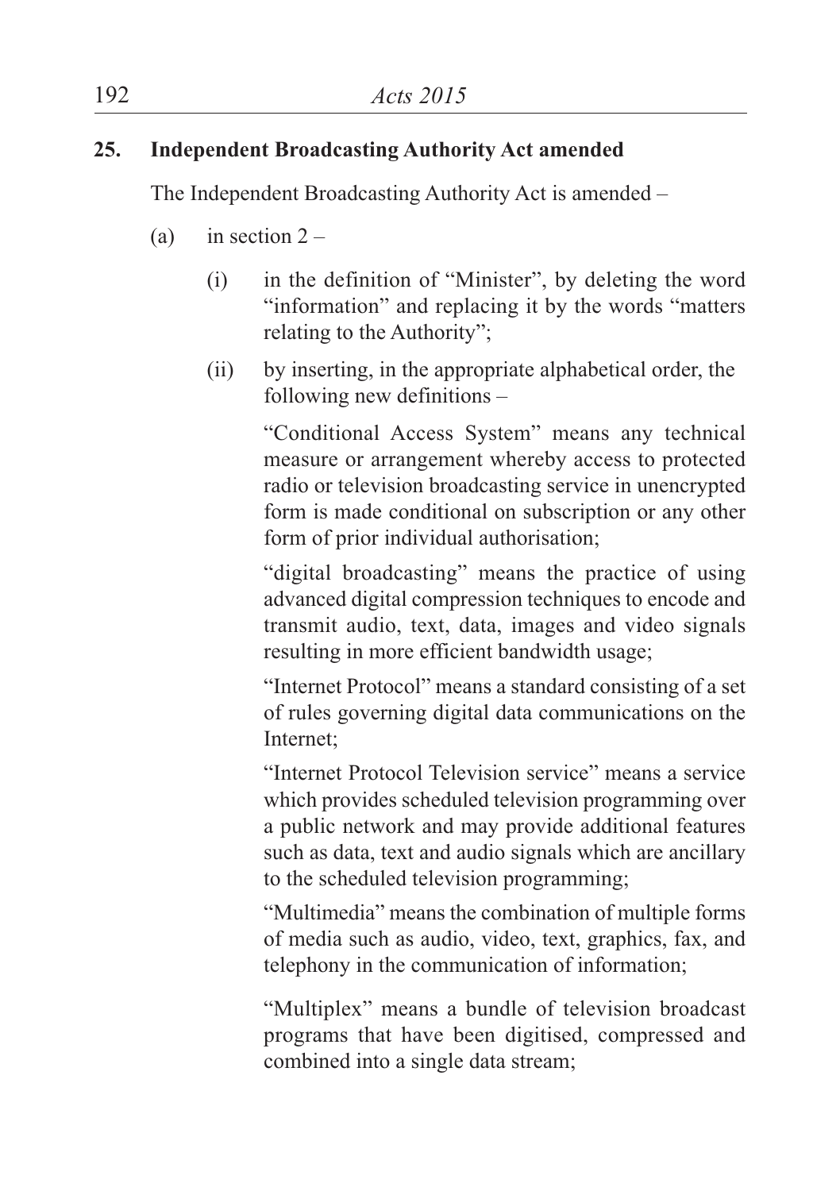**25. Independent Broadcasting Authority Act amended**

The Independent Broadcasting Authority Act is amended –

(a) in section 2 –

(i) in the definition of "Minister", by deleting the word "information" and replacing it by the words "matters relating to the Authority";

(ii) by inserting, in the appropriate alphabetical order, the following new definitions –

"Conditional Access System" means any technical measure or arrangement whereby access to protected radio or television broadcasting service in unencrypted form is made conditional on subscription or any other form of prior individual authorisation;

"digital broadcasting" means the practice of using advanced digital compression techniques to encode and transmit audio, text, data, images and video signals resulting in more efficient bandwidth usage;

"Internet Protocol" means a standard consisting of a set of rules governing digital data communications on the Internet;

"Internet Protocol Television service" means a service which provides scheduled television programming over a public network and may provide additional features such as data, text and audio signals which are ancillary to the scheduled television programming;

"Multimedia" means the combination of multiple forms of media such as audio, video, text, graphics, fax, and telephony in the communication of information;

"Multiplex" means a bundle of television broadcast programs that have been digitised, compressed and combined into a single data stream;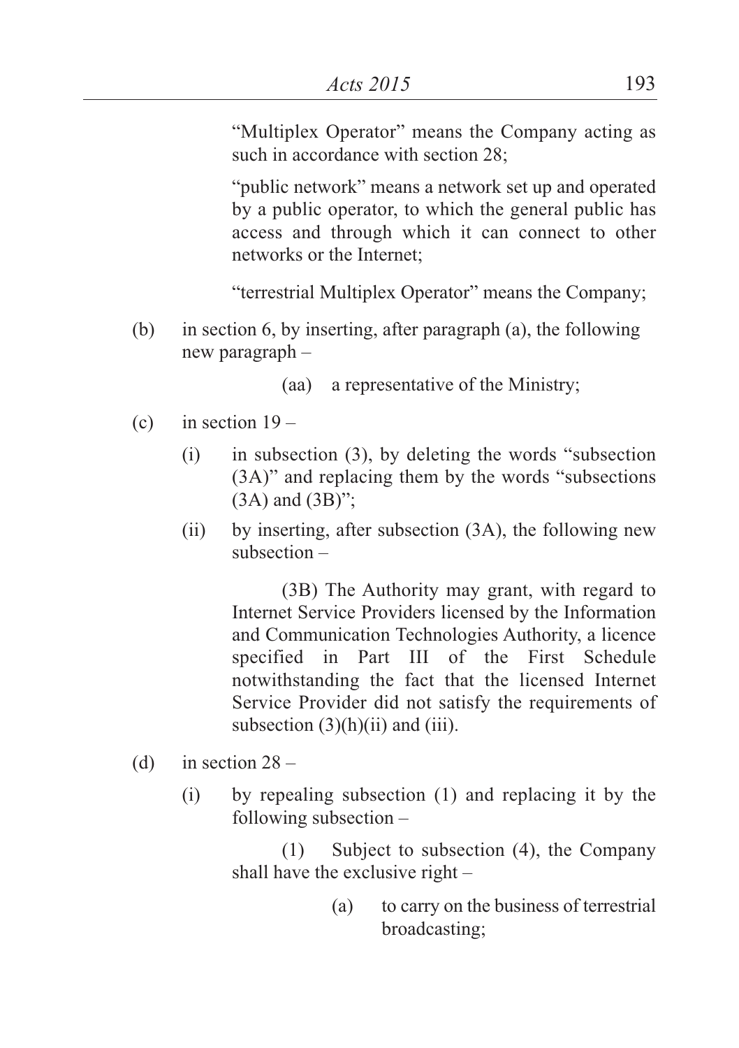"Multiplex Operator" means the Company acting as such in accordance with section 28;

"public network" means a network set up and operated by a public operator, to which the general public has access and through which it can connect to other networks or the Internet;

"terrestrial Multiplex Operator" means the Company;

(b) in section 6, by inserting, after paragraph (a), the following new paragraph –

(aa) a representative of the Ministry;

(c) in section 19 –

(i) in subsection (3), by deleting the words "subsection (3A)" and replacing them by the words "subsections (3A) and (3B)";

(ii) by inserting, after subsection (3A), the following new subsection –

(3B) The Authority may grant, with regard to Internet Service Providers licensed by the Information and Communication Technologies Authority, a licence specified in Part III of the First Schedule notwithstanding the fact that the licensed Internet Service Provider did not satisfy the requirements of subsection (3)(h)(ii) and (iii).

(d) in section 28 –

(i) by repealing subsection (1) and replacing it by the following subsection –

(1) Subject to subsection (4), the Company shall have the exclusive right –

(a) to carry on the business of terrestrial broadcasting;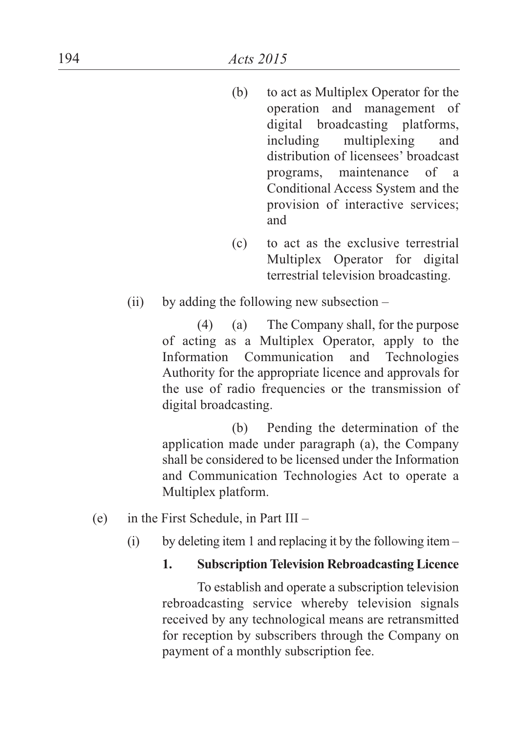(b) to act as Multiplex Operator for the operation and management of digital broadcasting platforms, including multiplexing and distribution of licensees' broadcast programs, maintenance of a Conditional Access System and the provision of interactive services; and

(c) to act as the exclusive terrestrial Multiplex Operator for digital terrestrial television broadcasting.

(ii) by adding the following new subsection –

(4) (a) The Company shall, for the purpose of acting as a Multiplex Operator, apply to the Information Communication and Technologies Authority for the appropriate licence and approvals for the use of radio frequencies or the transmission of digital broadcasting.

(b) Pending the determination of the application made under paragraph (a), the Company shall be considered to be licensed under the Information and Communication Technologies Act to operate a Multiplex platform.

(e) in the First Schedule, in Part III –

(i) by deleting item 1 and replacing it by the following item –

**1. Subscription Television Rebroadcasting Licence**

To establish and operate a subscription television rebroadcasting service whereby television signals received by any technological means are retransmitted for reception by subscribers through the Company on payment of a monthly subscription fee.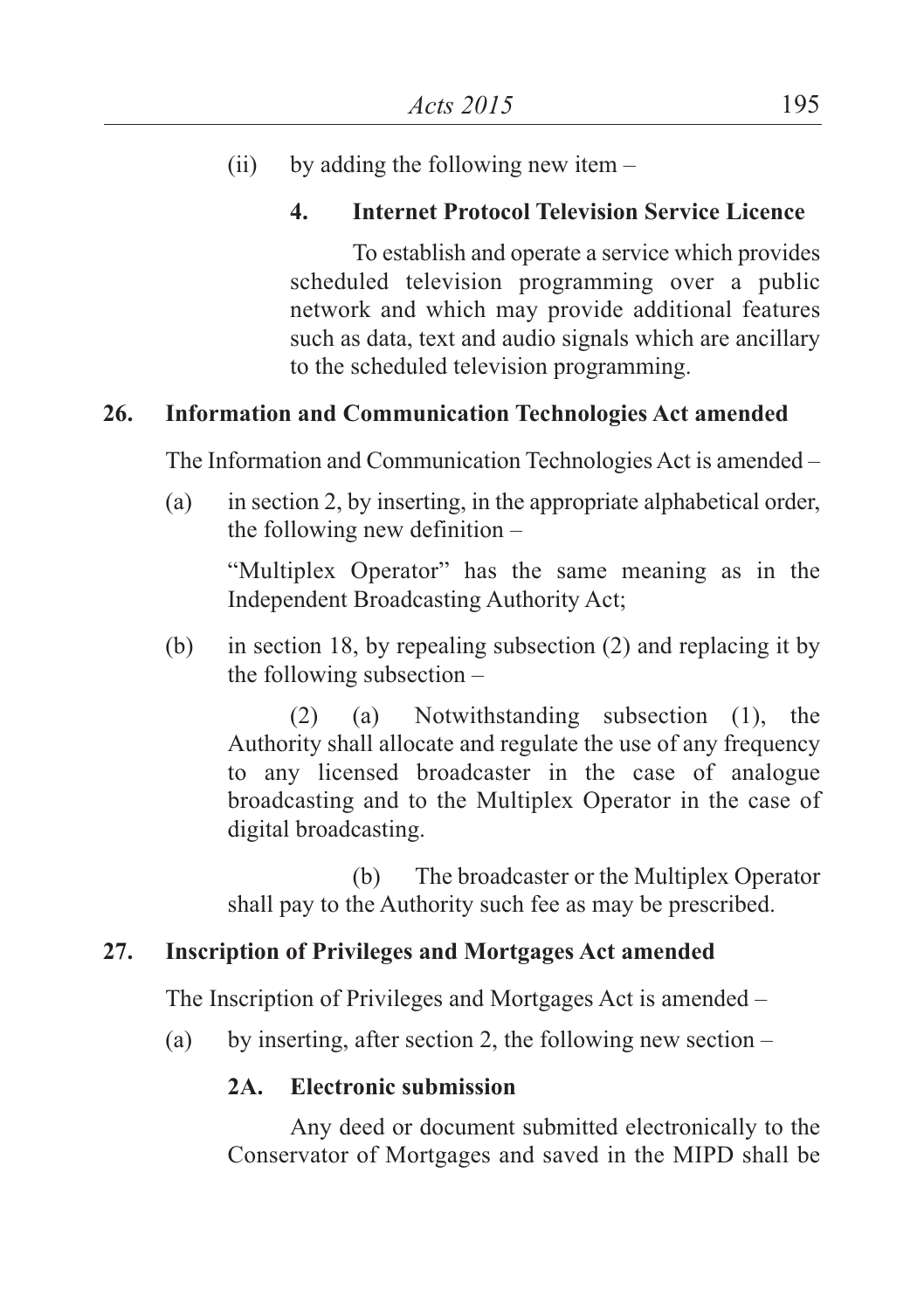(ii) by adding the following new item –

**4. Internet Protocol Television Service Licence**

To establish and operate a service which provides scheduled television programming over a public network and which may provide additional features such as data, text and audio signals which are ancillary to the scheduled television programming.

**26. Information and Communication Technologies Act amended**

The Information and Communication Technologies Act is amended –

(a) in section 2, by inserting, in the appropriate alphabetical order, the following new definition –

"Multiplex Operator" has the same meaning as in the Independent Broadcasting Authority Act;

(b) in section 18, by repealing subsection (2) and replacing it by the following subsection –

(2) (a) Notwithstanding subsection (1), the Authority shall allocate and regulate the use of any frequency to any licensed broadcaster in the case of analogue broadcasting and to the Multiplex Operator in the case of digital broadcasting.

(b) The broadcaster or the Multiplex Operator shall pay to the Authority such fee as may be prescribed.

**27. Inscription of Privileges and Mortgages Act amended**

The Inscription of Privileges and Mortgages Act is amended –

(a) by inserting, after section 2, the following new section –

**2A. Electronic submission**

Any deed or document submitted electronically to the Conservator of Mortgages and saved in the MIPD shall be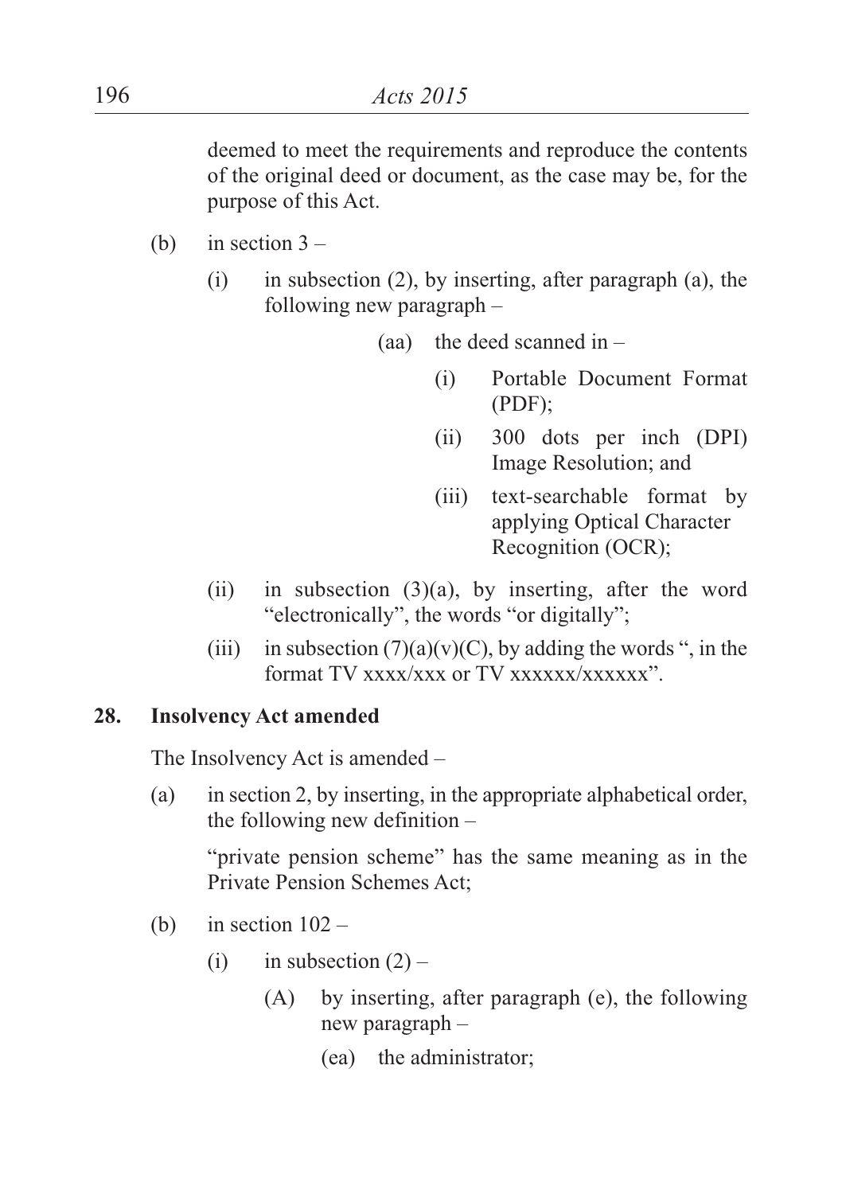deemed to meet the requirements and reproduce the contents of the original deed or document, as the case may be, for the purpose of this Act.

(b) in section 3 –

(i) in subsection (2), by inserting, after paragraph (a), the following new paragraph –

(aa) the deed scanned in –

(i) Portable Document Format (PDF);

(ii) 300 dots per inch (DPI) Image Resolution; and

(iii) text-searchable format by applying Optical Character Recognition (OCR);

(ii) in subsection (3)(a), by inserting, after the word "electronically", the words "or digitally";

(iii) in subsection (7)(a)(v)(C), by adding the words ", in the format TV xxxx/xxx or TV xxxxxx/xxxxxx".

**28. Insolvency Act amended**

The Insolvency Act is amended –

(a) in section 2, by inserting, in the appropriate alphabetical order, the following new definition –

"private pension scheme" has the same meaning as in the Private Pension Schemes Act;

(b) in section 102 –

(i) in subsection (2) –

(A) by inserting, after paragraph (e), the following new paragraph –

(ea) the administrator;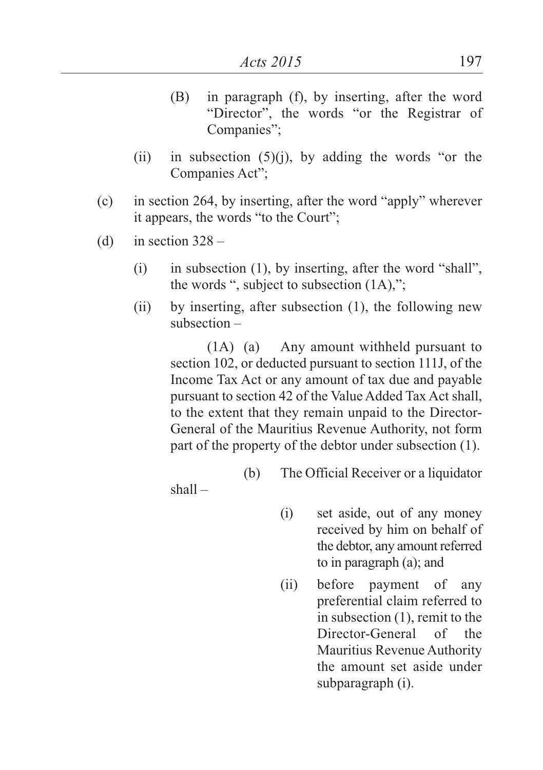(B) in paragraph (f), by inserting, after the word "Director", the words "or the Registrar of Companies";

(ii) in subsection (5)(j), by adding the words "or the Companies Act";

(c) in section 264, by inserting, after the word "apply" wherever it appears, the words "to the Court";

(d) in section 328 –

(i) in subsection (1), by inserting, after the word "shall", the words ", subject to subsection (1A),";

(ii) by inserting, after subsection (1), the following new subsection –

(1A) (a) Any amount withheld pursuant to section 102, or deducted pursuant to section 111J, of the Income Tax Act or any amount of tax due and payable pursuant to section 42 of the Value Added Tax Act shall, to the extent that they remain unpaid to the Director-General of the Mauritius Revenue Authority, not form part of the property of the debtor under subsection (1).

(b) The Official Receiver or a liquidator shall –

(i) set aside, out of any money received by him on behalf of the debtor, any amount referred to in paragraph (a); and

(ii) before payment of any preferential claim referred to in subsection (1), remit to the Director-General of the Mauritius Revenue Authority the amount set aside under subparagraph (i).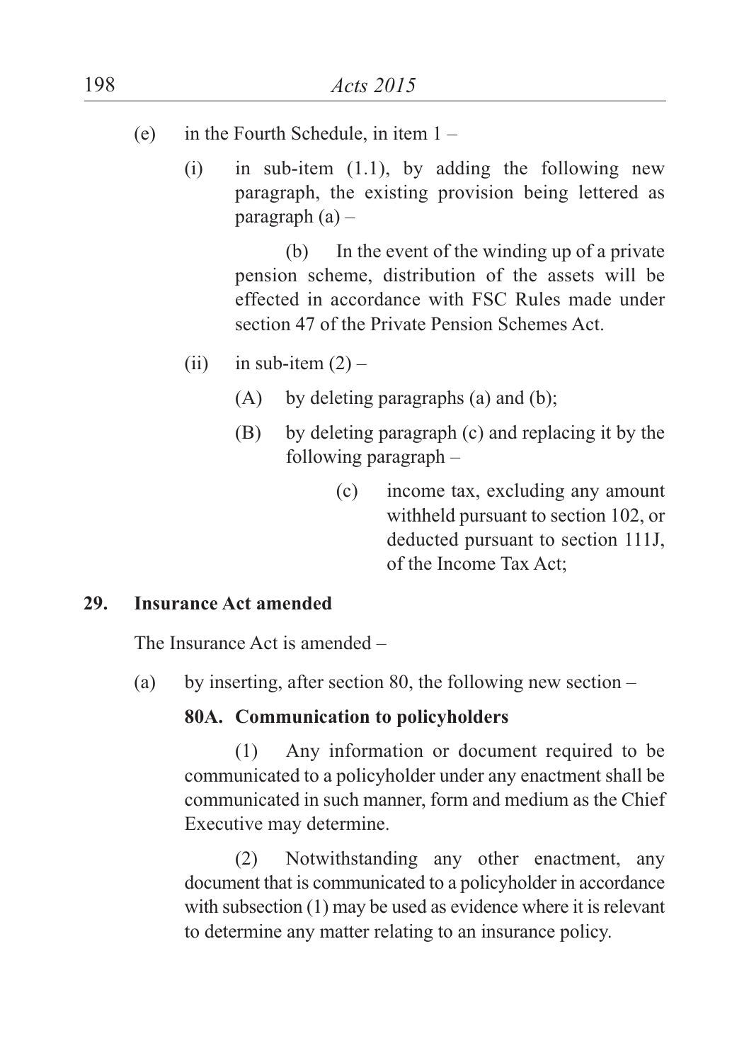(e) in the Fourth Schedule, in item 1 –

  (i) in sub-item (1.1), by adding the following new paragraph, the existing provision being lettered as paragraph (a) –

    (b) In the event of the winding up of a private pension scheme, distribution of the assets will be effected in accordance with FSC Rules made under section 47 of the Private Pension Schemes Act.

  (ii) in sub-item (2) –

    (A) by deleting paragraphs (a) and (b);

    (B) by deleting paragraph (c) and replacing it by the following paragraph –

      (c) income tax, excluding any amount withheld pursuant to section 102, or deducted pursuant to section 111J, of the Income Tax Act;

**29. Insurance Act amended**

The Insurance Act is amended –

(a) by inserting, after section 80, the following new section –

**80A. Communication to policyholders**

(1) Any information or document required to be communicated to a policyholder under any enactment shall be communicated in such manner, form and medium as the Chief Executive may determine.

(2) Notwithstanding any other enactment, any document that is communicated to a policyholder in accordance with subsection (1) may be used as evidence where it is relevant to determine any matter relating to an insurance policy.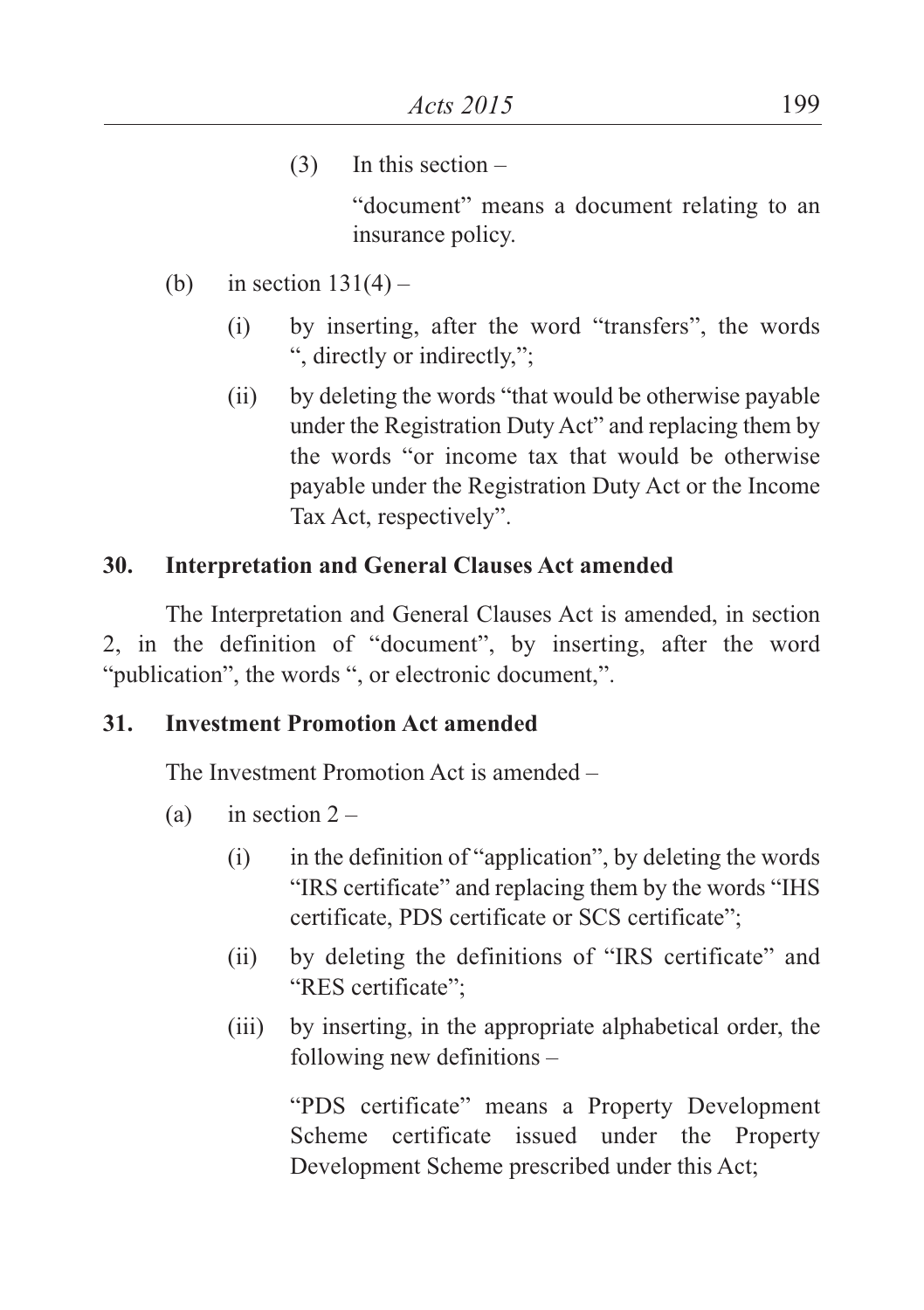(3) In this section –

"document" means a document relating to an insurance policy.

(b) in section 131(4) –

(i) by inserting, after the word "transfers", the words ", directly or indirectly,";

(ii) by deleting the words "that would be otherwise payable under the Registration Duty Act" and replacing them by the words "or income tax that would be otherwise payable under the Registration Duty Act or the Income Tax Act, respectively".

## 30. Interpretation and General Clauses Act amended

The Interpretation and General Clauses Act is amended, in section 2, in the definition of "document", by inserting, after the word "publication", the words ", or electronic document,".

## 31. Investment Promotion Act amended

The Investment Promotion Act is amended –

(a) in section 2 –

(i) in the definition of "application", by deleting the words "IRS certificate" and replacing them by the words "IHS certificate, PDS certificate or SCS certificate";

(ii) by deleting the definitions of "IRS certificate" and "RES certificate";

(iii) by inserting, in the appropriate alphabetical order, the following new definitions –

"PDS certificate" means a Property Development Scheme certificate issued under the Property Development Scheme prescribed under this Act;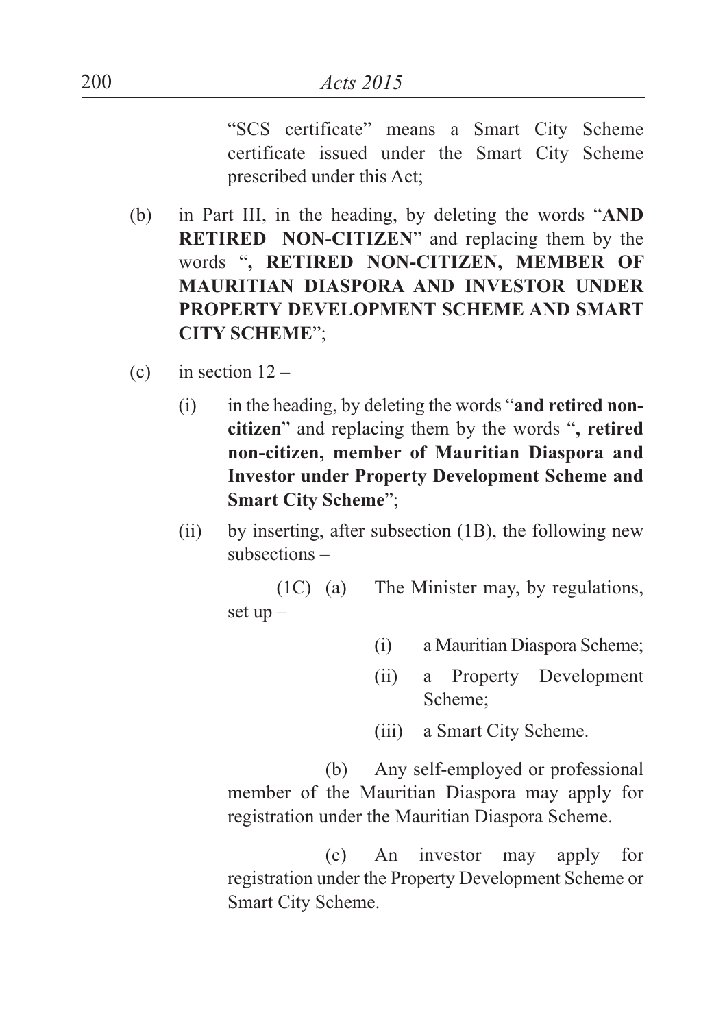"SCS certificate" means a Smart City Scheme certificate issued under the Smart City Scheme prescribed under this Act;

(b) in Part III, in the heading, by deleting the words "**AND RETIRED NON-CITIZEN**" and replacing them by the words "**, RETIRED NON-CITIZEN, MEMBER OF MAURITIAN DIASPORA AND INVESTOR UNDER PROPERTY DEVELOPMENT SCHEME AND SMART CITY SCHEME**";

(c) in section 12 –

(i) in the heading, by deleting the words "**and retired non-citizen**" and replacing them by the words "**, retired non-citizen, member of Mauritian Diaspora and Investor under Property Development Scheme and Smart City Scheme**";

(ii) by inserting, after subsection (1B), the following new subsections –

(1C) (a) The Minister may, by regulations, set up –

(i) a Mauritian Diaspora Scheme;

(ii) a Property Development Scheme;

(iii) a Smart City Scheme.

(b) Any self-employed or professional member of the Mauritian Diaspora may apply for registration under the Mauritian Diaspora Scheme.

(c) An investor may apply for registration under the Property Development Scheme or Smart City Scheme.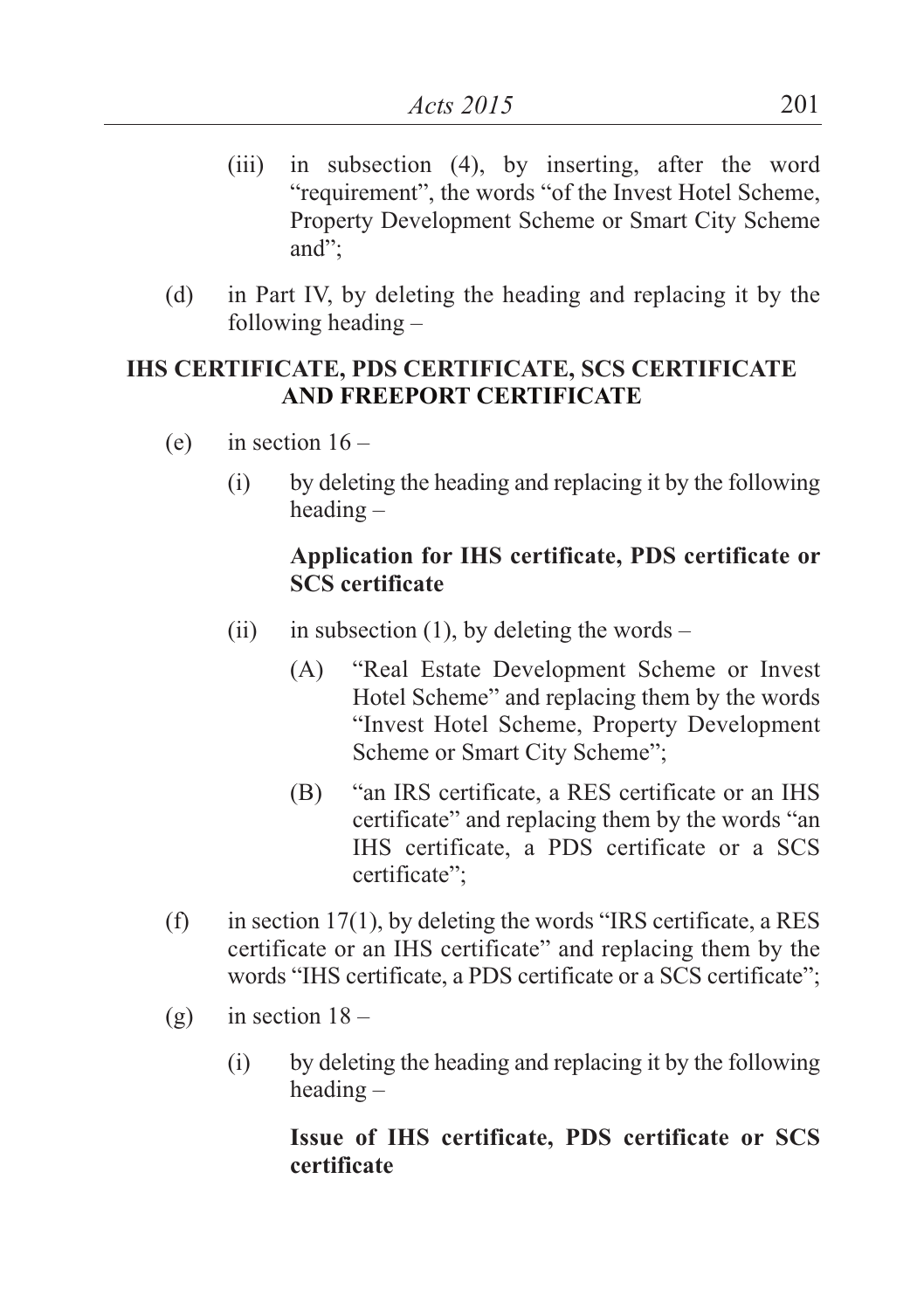(iii) in subsection (4), by inserting, after the word "requirement", the words "of the Invest Hotel Scheme, Property Development Scheme or Smart City Scheme and";

(d) in Part IV, by deleting the heading and replacing it by the following heading –

**IHS CERTIFICATE, PDS CERTIFICATE, SCS CERTIFICATE AND FREEPORT CERTIFICATE**

(e) in section 16 –

(i) by deleting the heading and replacing it by the following heading –

**Application for IHS certificate, PDS certificate or SCS certificate**

(ii) in subsection (1), by deleting the words –

(A) "Real Estate Development Scheme or Invest Hotel Scheme" and replacing them by the words "Invest Hotel Scheme, Property Development Scheme or Smart City Scheme";

(B) "an IRS certificate, a RES certificate or an IHS certificate" and replacing them by the words "an IHS certificate, a PDS certificate or a SCS certificate";

(f) in section 17(1), by deleting the words "IRS certificate, a RES certificate or an IHS certificate" and replacing them by the words "IHS certificate, a PDS certificate or a SCS certificate";

(g) in section 18 –

(i) by deleting the heading and replacing it by the following heading –

**Issue of IHS certificate, PDS certificate or SCS certificate**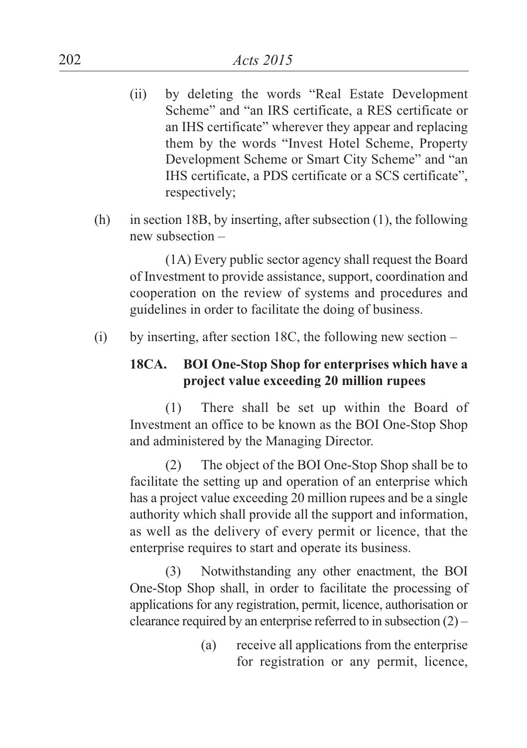(ii) by deleting the words "Real Estate Development Scheme" and "an IRS certificate, a RES certificate or an IHS certificate" wherever they appear and replacing them by the words "Invest Hotel Scheme, Property Development Scheme or Smart City Scheme" and "an IHS certificate, a PDS certificate or a SCS certificate", respectively;

(h) in section 18B, by inserting, after subsection (1), the following new subsection –

(1A) Every public sector agency shall request the Board of Investment to provide assistance, support, coordination and cooperation on the review of systems and procedures and guidelines in order to facilitate the doing of business.

(i) by inserting, after section 18C, the following new section –

**18CA. BOI One-Stop Shop for enterprises which have a project value exceeding 20 million rupees**

(1) There shall be set up within the Board of Investment an office to be known as the BOI One-Stop Shop and administered by the Managing Director.

(2) The object of the BOI One-Stop Shop shall be to facilitate the setting up and operation of an enterprise which has a project value exceeding 20 million rupees and be a single authority which shall provide all the support and information, as well as the delivery of every permit or licence, that the enterprise requires to start and operate its business.

(3) Notwithstanding any other enactment, the BOI One-Stop Shop shall, in order to facilitate the processing of applications for any registration, permit, licence, authorisation or clearance required by an enterprise referred to in subsection (2) –

(a) receive all applications from the enterprise for registration or any permit, licence,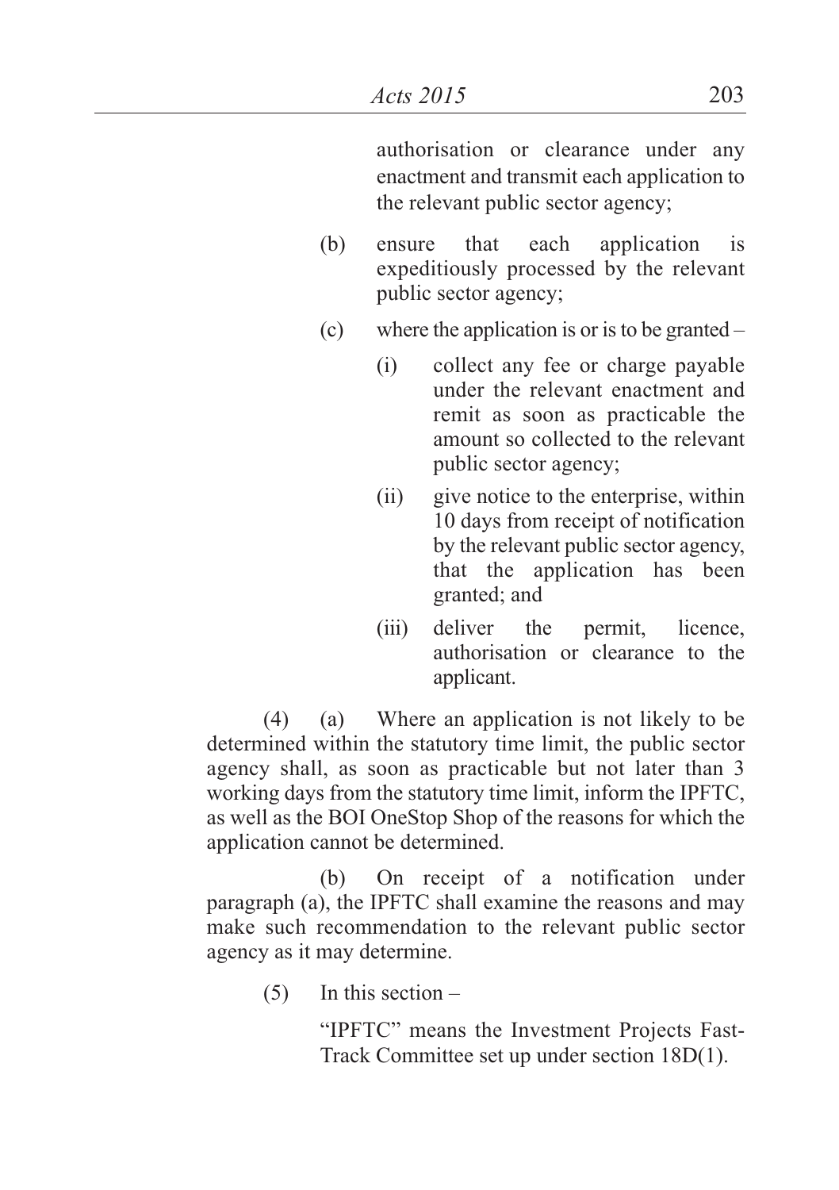authorisation or clearance under any enactment and transmit each application to the relevant public sector agency;

(b) ensure that each application is expeditiously processed by the relevant public sector agency;

(c) where the application is or is to be granted –

(i) collect any fee or charge payable under the relevant enactment and remit as soon as practicable the amount so collected to the relevant public sector agency;

(ii) give notice to the enterprise, within 10 days from receipt of notification by the relevant public sector agency, that the application has been granted; and

(iii) deliver the permit, licence, authorisation or clearance to the applicant.

(4) (a) Where an application is not likely to be determined within the statutory time limit, the public sector agency shall, as soon as practicable but not later than 3 working days from the statutory time limit, inform the IPFTC, as well as the BOI OneStop Shop of the reasons for which the application cannot be determined.

(b) On receipt of a notification under paragraph (a), the IPFTC shall examine the reasons and may make such recommendation to the relevant public sector agency as it may determine.

(5) In this section –

"IPFTC" means the Investment Projects Fast-Track Committee set up under section 18D(1).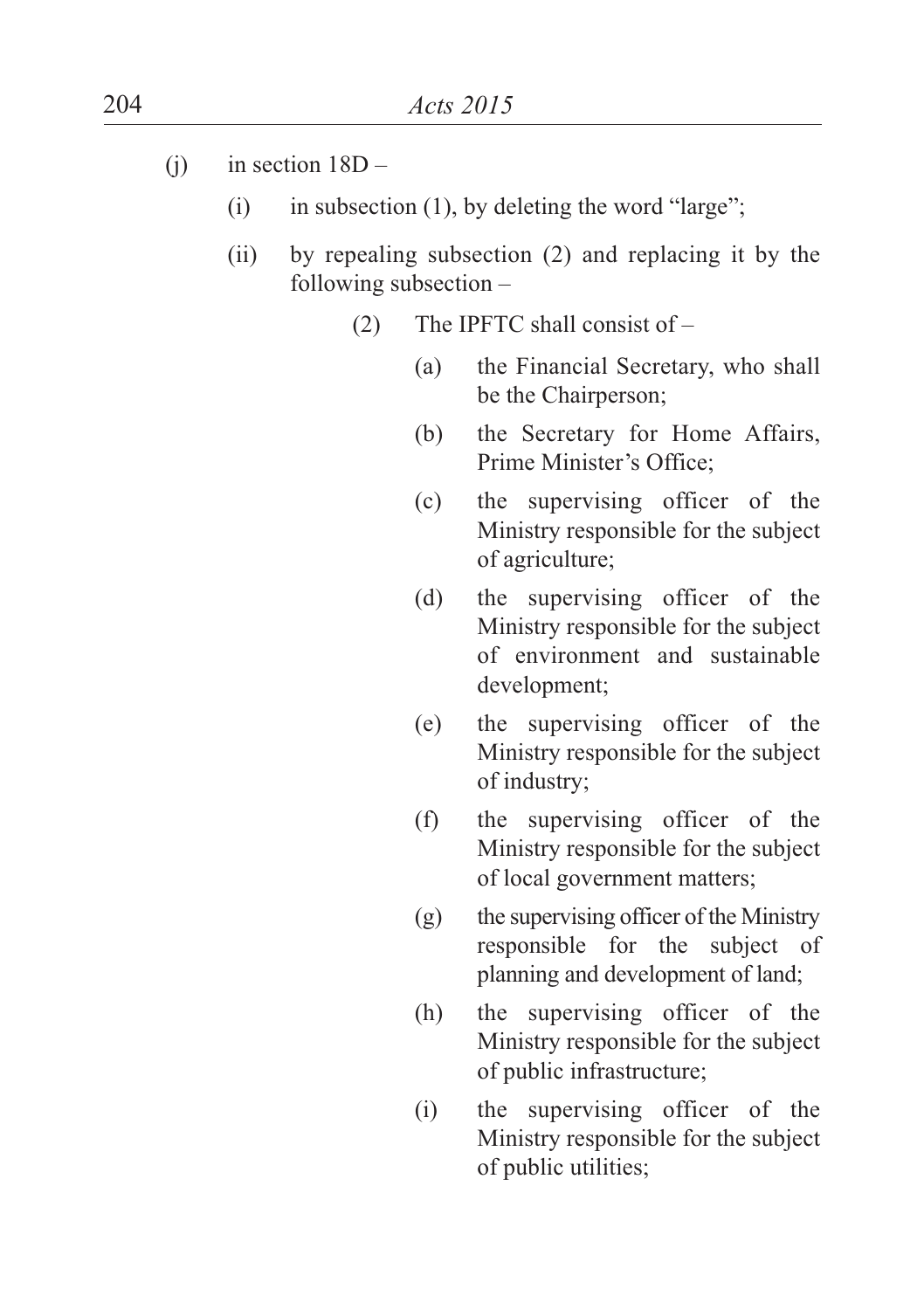(j) in section 18D –

  (i) in subsection (1), by deleting the word "large";

  (ii) by repealing subsection (2) and replacing it by the following subsection –

    (2) The IPFTC shall consist of –

      (a) the Financial Secretary, who shall be the Chairperson;

      (b) the Secretary for Home Affairs, Prime Minister's Office;

      (c) the supervising officer of the Ministry responsible for the subject of agriculture;

      (d) the supervising officer of the Ministry responsible for the subject of environment and sustainable development;

      (e) the supervising officer of the Ministry responsible for the subject of industry;

      (f) the supervising officer of the Ministry responsible for the subject of local government matters;

      (g) the supervising officer of the Ministry responsible for the subject of planning and development of land;

      (h) the supervising officer of the Ministry responsible for the subject of public infrastructure;

      (i) the supervising officer of the Ministry responsible for the subject of public utilities;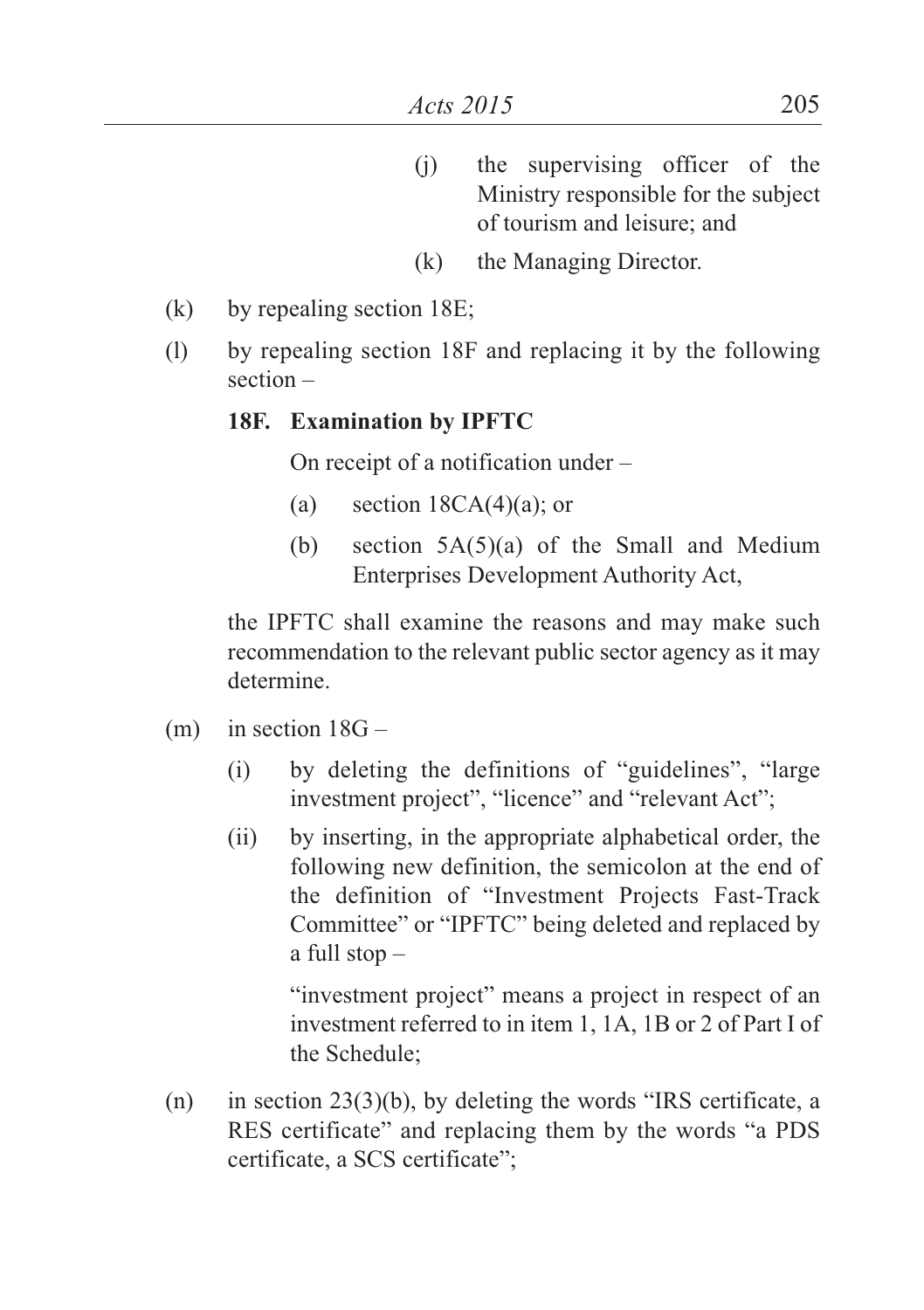(j) the supervising officer of the Ministry responsible for the subject of tourism and leisure; and

(k) the Managing Director.

(k) by repealing section 18E;

(l) by repealing section 18F and replacing it by the following section –

**18F. Examination by IPFTC**

On receipt of a notification under –

(a) section 18CA(4)(a); or

(b) section 5A(5)(a) of the Small and Medium Enterprises Development Authority Act,

the IPFTC shall examine the reasons and may make such recommendation to the relevant public sector agency as it may determine.

(m) in section 18G –

(i) by deleting the definitions of "guidelines", "large investment project", "licence" and "relevant Act";

(ii) by inserting, in the appropriate alphabetical order, the following new definition, the semicolon at the end of the definition of "Investment Projects Fast-Track Committee" or "IPFTC" being deleted and replaced by a full stop –

"investment project" means a project in respect of an investment referred to in item 1, 1A, 1B or 2 of Part I of the Schedule;

(n) in section 23(3)(b), by deleting the words "IRS certificate, a RES certificate" and replacing them by the words "a PDS certificate, a SCS certificate";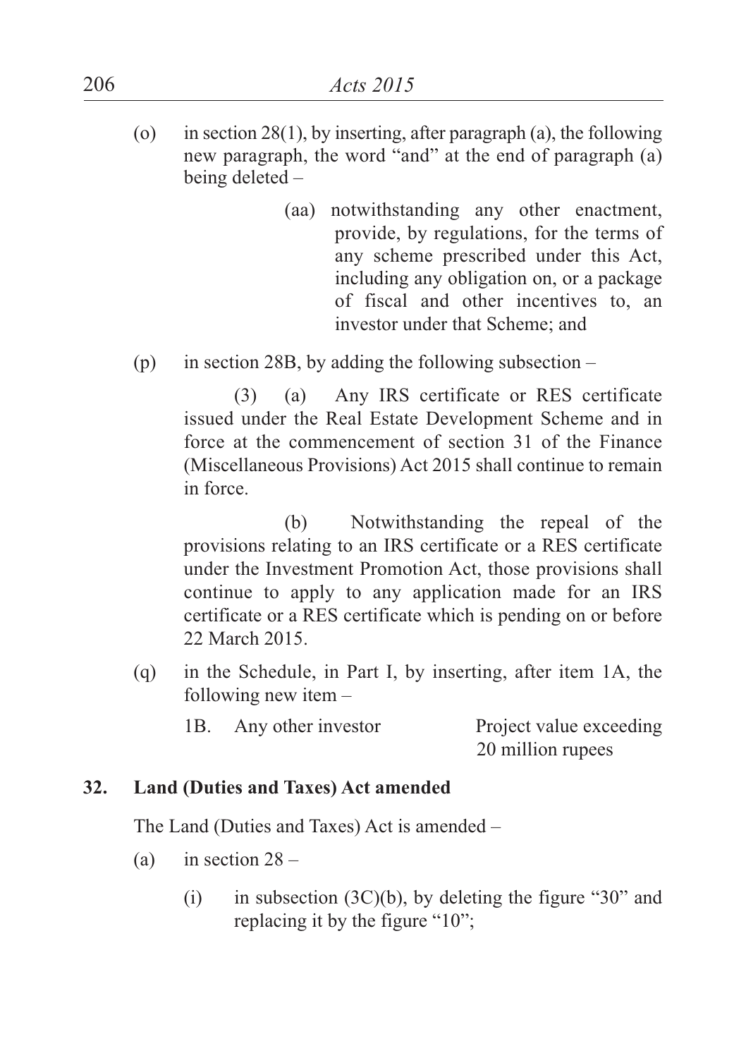(o) in section 28(1), by inserting, after paragraph (a), the following new paragraph, the word "and" at the end of paragraph (a) being deleted –

> (aa) notwithstanding any other enactment, provide, by regulations, for the terms of any scheme prescribed under this Act, including any obligation on, or a package of fiscal and other incentives to, an investor under that Scheme; and

(p) in section 28B, by adding the following subsection –

> (3) (a) Any IRS certificate or RES certificate issued under the Real Estate Development Scheme and in force at the commencement of section 31 of the Finance (Miscellaneous Provisions) Act 2015 shall continue to remain in force.
>
> (b) Notwithstanding the repeal of the provisions relating to an IRS certificate or a RES certificate under the Investment Promotion Act, those provisions shall continue to apply to any application made for an IRS certificate or a RES certificate which is pending on or before 22 March 2015.

(q) in the Schedule, in Part I, by inserting, after item 1A, the following new item –

| | |
|---|---|
| 1B. Any other investor | Project value exceeding 20 million rupees |

**32. Land (Duties and Taxes) Act amended**

The Land (Duties and Taxes) Act is amended –

(a) in section 28 –

(i) in subsection (3C)(b), by deleting the figure "30" and replacing it by the figure "10";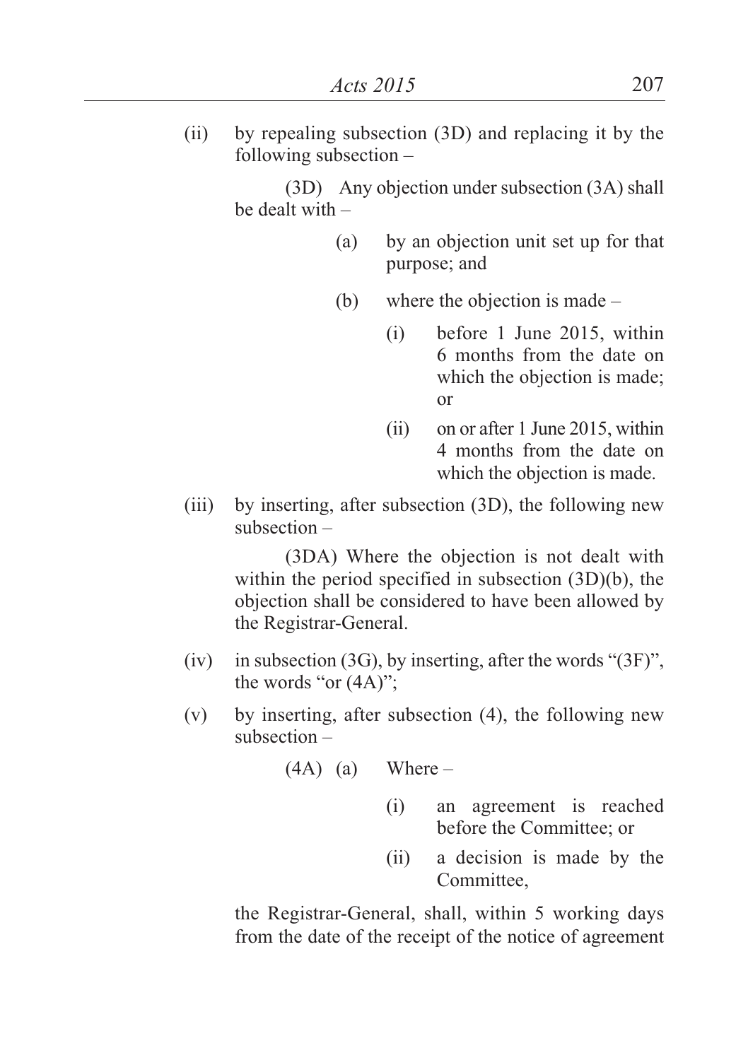(ii) by repealing subsection (3D) and replacing it by the following subsection –

(3D) Any objection under subsection (3A) shall be dealt with –

(a) by an objection unit set up for that purpose; and

(b) where the objection is made –

(i) before 1 June 2015, within 6 months from the date on which the objection is made; or

(ii) on or after 1 June 2015, within 4 months from the date on which the objection is made.

(iii) by inserting, after subsection (3D), the following new subsection –

(3DA) Where the objection is not dealt with within the period specified in subsection (3D)(b), the objection shall be considered to have been allowed by the Registrar-General.

(iv) in subsection (3G), by inserting, after the words "(3F)", the words "or (4A)";

(v) by inserting, after subsection (4), the following new subsection –

(4A) (a) Where –

(i) an agreement is reached before the Committee; or

(ii) a decision is made by the Committee,

the Registrar-General, shall, within 5 working days from the date of the receipt of the notice of agreement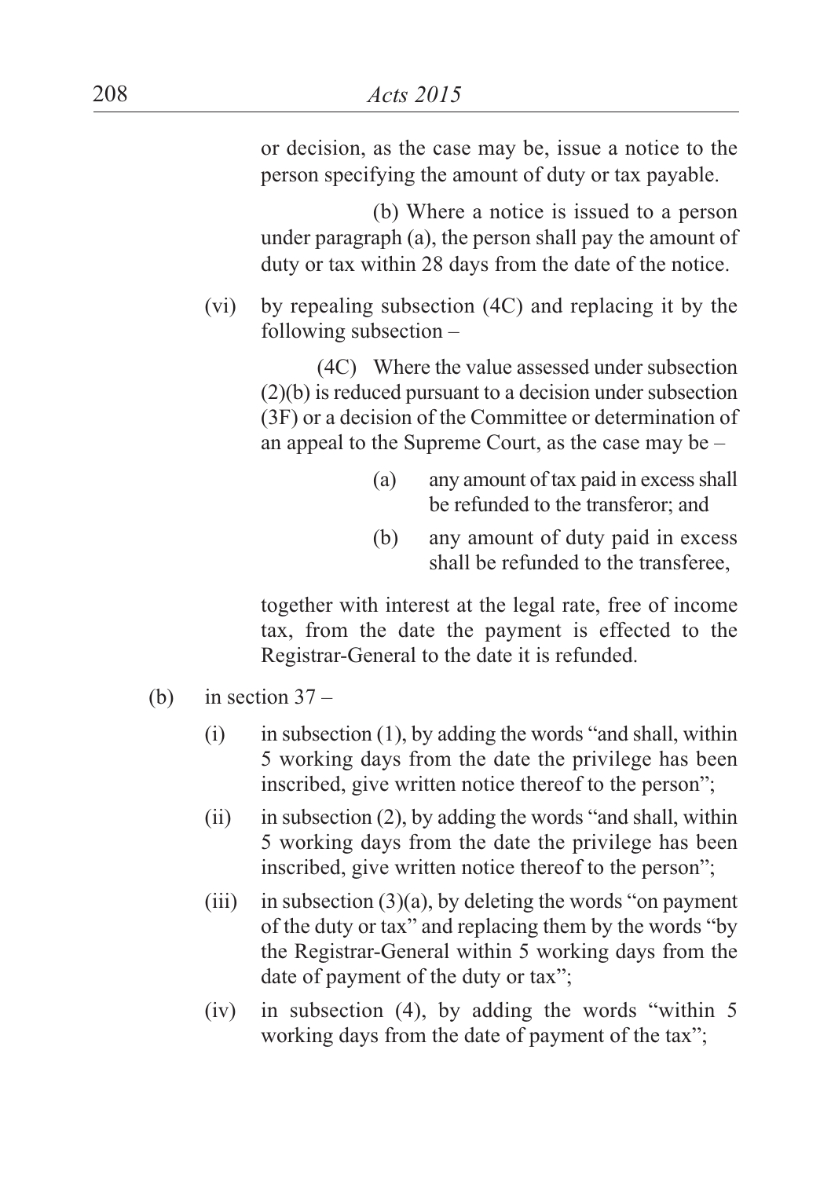or decision, as the case may be, issue a notice to the person specifying the amount of duty or tax payable.

(b) Where a notice is issued to a person under paragraph (a), the person shall pay the amount of duty or tax within 28 days from the date of the notice.

(vi) by repealing subsection (4C) and replacing it by the following subsection –

(4C) Where the value assessed under subsection (2)(b) is reduced pursuant to a decision under subsection (3F) or a decision of the Committee or determination of an appeal to the Supreme Court, as the case may be –

(a) any amount of tax paid in excess shall be refunded to the transferor; and

(b) any amount of duty paid in excess shall be refunded to the transferee,

together with interest at the legal rate, free of income tax, from the date the payment is effected to the Registrar-General to the date it is refunded.

(b) in section 37 –

(i) in subsection (1), by adding the words "and shall, within 5 working days from the date the privilege has been inscribed, give written notice thereof to the person";

(ii) in subsection (2), by adding the words "and shall, within 5 working days from the date the privilege has been inscribed, give written notice thereof to the person";

(iii) in subsection (3)(a), by deleting the words "on payment of the duty or tax" and replacing them by the words "by the Registrar-General within 5 working days from the date of payment of the duty or tax";

(iv) in subsection (4), by adding the words "within 5 working days from the date of payment of the tax";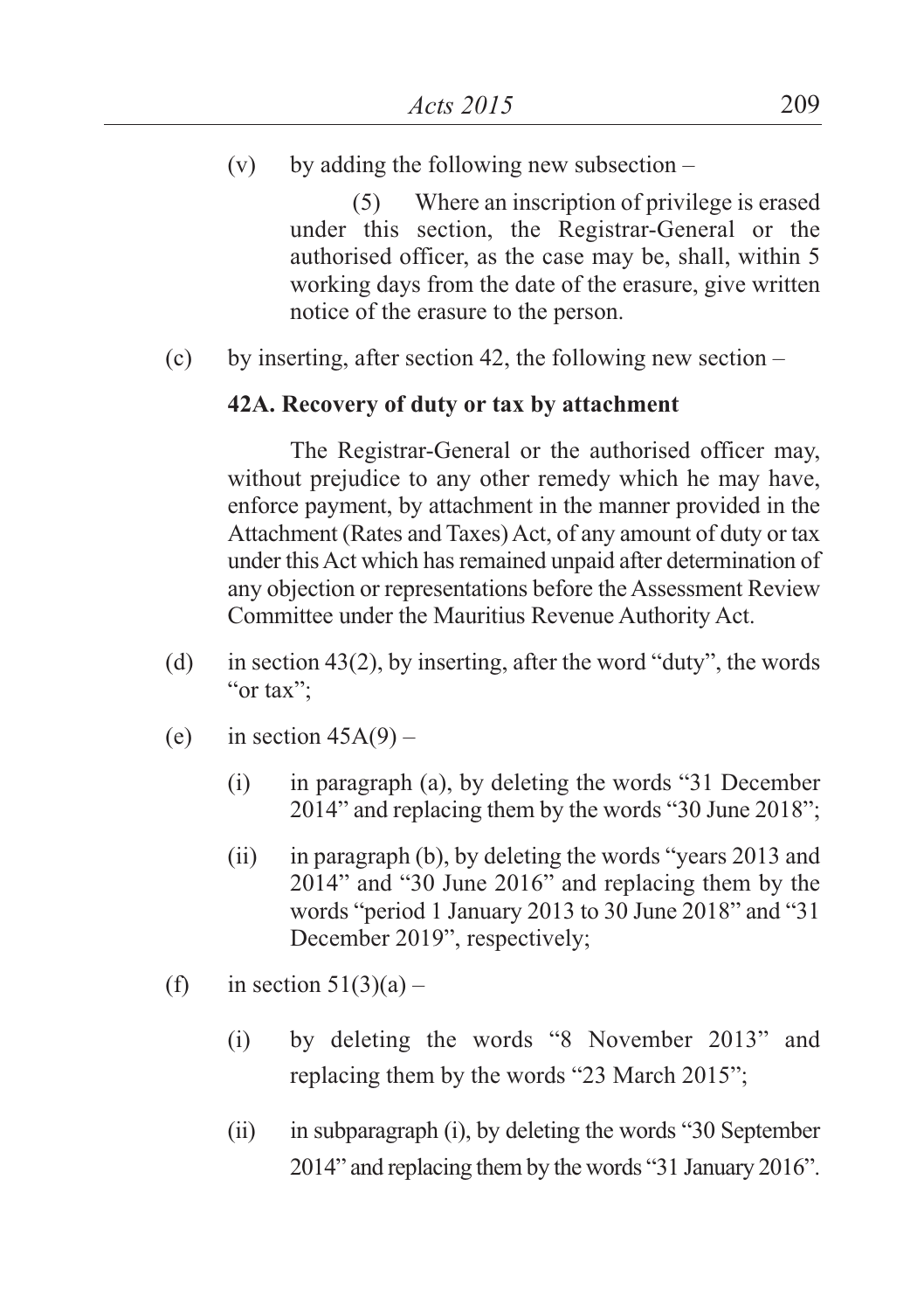(v) by adding the following new subsection –

> (5) Where an inscription of privilege is erased under this section, the Registrar-General or the authorised officer, as the case may be, shall, within 5 working days from the date of the erasure, give written notice of the erasure to the person.

(c) by inserting, after section 42, the following new section –

> **42A. Recovery of duty or tax by attachment**
>
> The Registrar-General or the authorised officer may, without prejudice to any other remedy which he may have, enforce payment, by attachment in the manner provided in the Attachment (Rates and Taxes) Act, of any amount of duty or tax under this Act which has remained unpaid after determination of any objection or representations before the Assessment Review Committee under the Mauritius Revenue Authority Act.

(d) in section 43(2), by inserting, after the word "duty", the words "or tax";

(e) in section 45A(9) –

- (i) in paragraph (a), by deleting the words "31 December 2014" and replacing them by the words "30 June 2018";
- (ii) in paragraph (b), by deleting the words "years 2013 and 2014" and "30 June 2016" and replacing them by the words "period 1 January 2013 to 30 June 2018" and "31 December 2019", respectively;

(f) in section 51(3)(a) –

- (i) by deleting the words "8 November 2013" and replacing them by the words "23 March 2015";
- (ii) in subparagraph (i), by deleting the words "30 September 2014" and replacing them by the words "31 January 2016".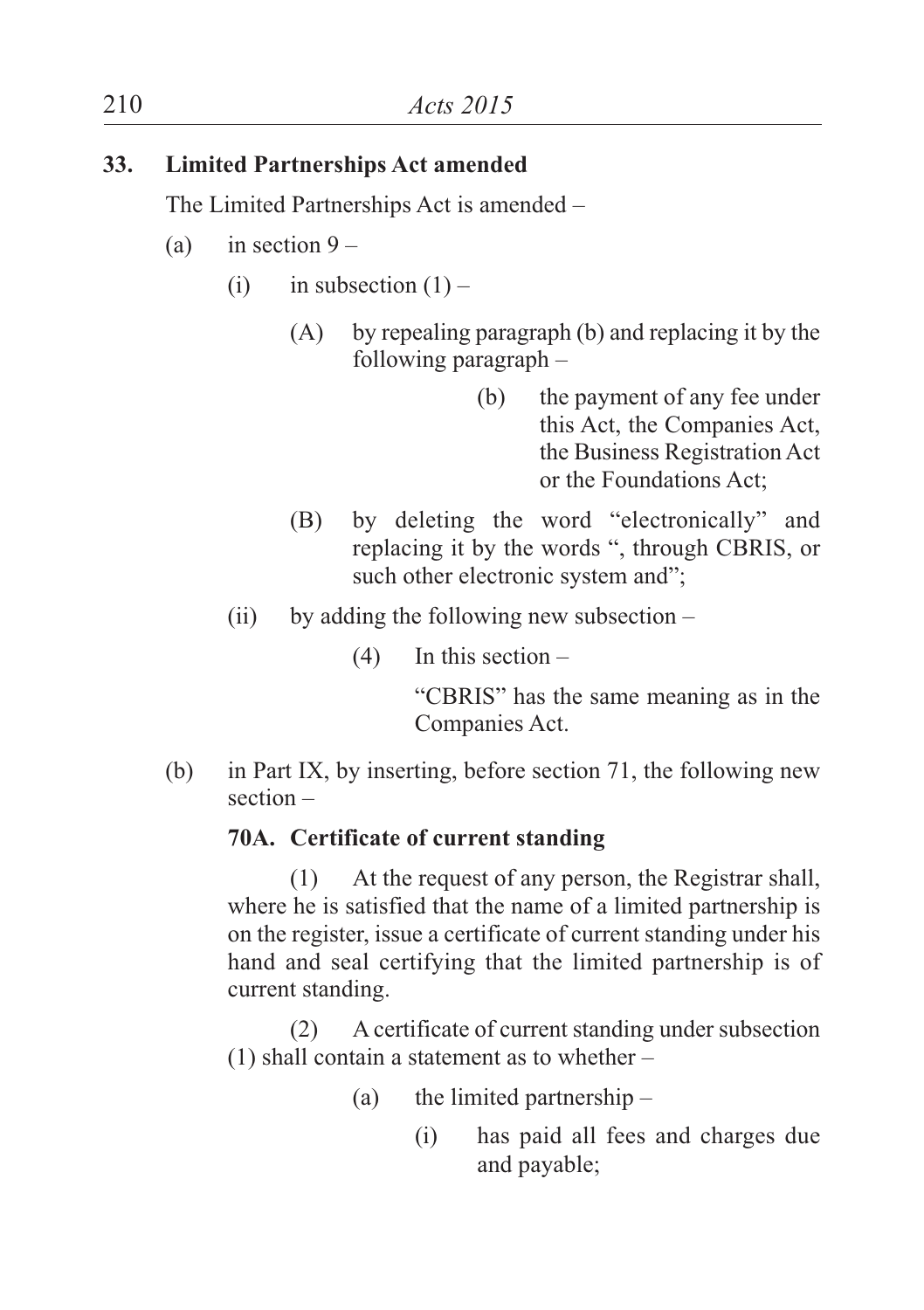**33. Limited Partnerships Act amended**

The Limited Partnerships Act is amended –

(a) in section 9 –

(i) in subsection (1) –

(A) by repealing paragraph (b) and replacing it by the following paragraph –

(b) the payment of any fee under this Act, the Companies Act, the Business Registration Act or the Foundations Act;

(B) by deleting the word "electronically" and replacing it by the words ", through CBRIS, or such other electronic system and";

(ii) by adding the following new subsection –

(4) In this section –

"CBRIS" has the same meaning as in the Companies Act.

(b) in Part IX, by inserting, before section 71, the following new section –

**70A. Certificate of current standing**

(1) At the request of any person, the Registrar shall, where he is satisfied that the name of a limited partnership is on the register, issue a certificate of current standing under his hand and seal certifying that the limited partnership is of current standing.

(2) A certificate of current standing under subsection (1) shall contain a statement as to whether –

(a) the limited partnership –

(i) has paid all fees and charges due and payable;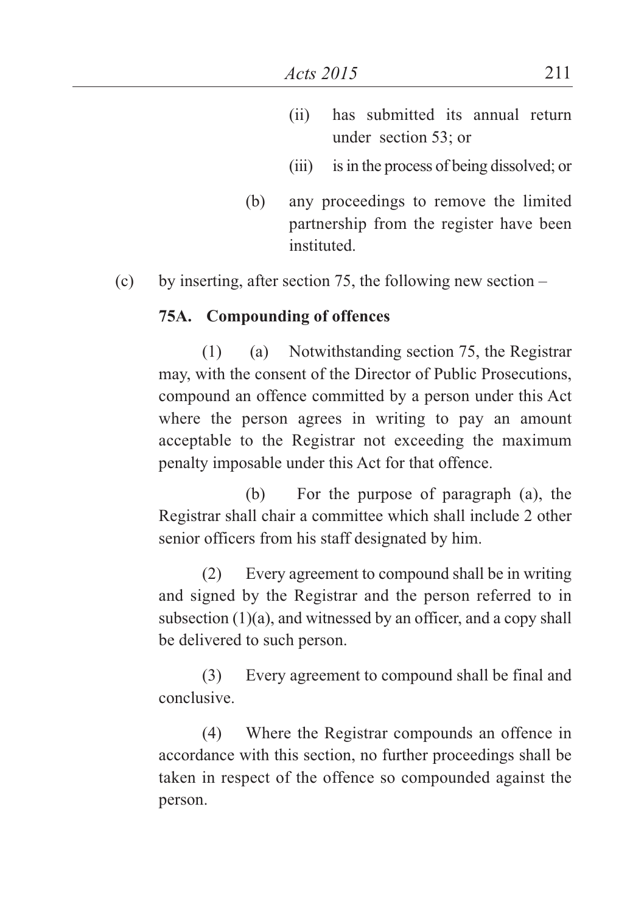(ii) has submitted its annual return under section 53; or

(iii) is in the process of being dissolved; or

(b) any proceedings to remove the limited partnership from the register have been instituted.

(c) by inserting, after section 75, the following new section –

**75A. Compounding of offences**

(1) (a) Notwithstanding section 75, the Registrar may, with the consent of the Director of Public Prosecutions, compound an offence committed by a person under this Act where the person agrees in writing to pay an amount acceptable to the Registrar not exceeding the maximum penalty imposable under this Act for that offence.

(b) For the purpose of paragraph (a), the Registrar shall chair a committee which shall include 2 other senior officers from his staff designated by him.

(2) Every agreement to compound shall be in writing and signed by the Registrar and the person referred to in subsection (1)(a), and witnessed by an officer, and a copy shall be delivered to such person.

(3) Every agreement to compound shall be final and conclusive.

(4) Where the Registrar compounds an offence in accordance with this section, no further proceedings shall be taken in respect of the offence so compounded against the person.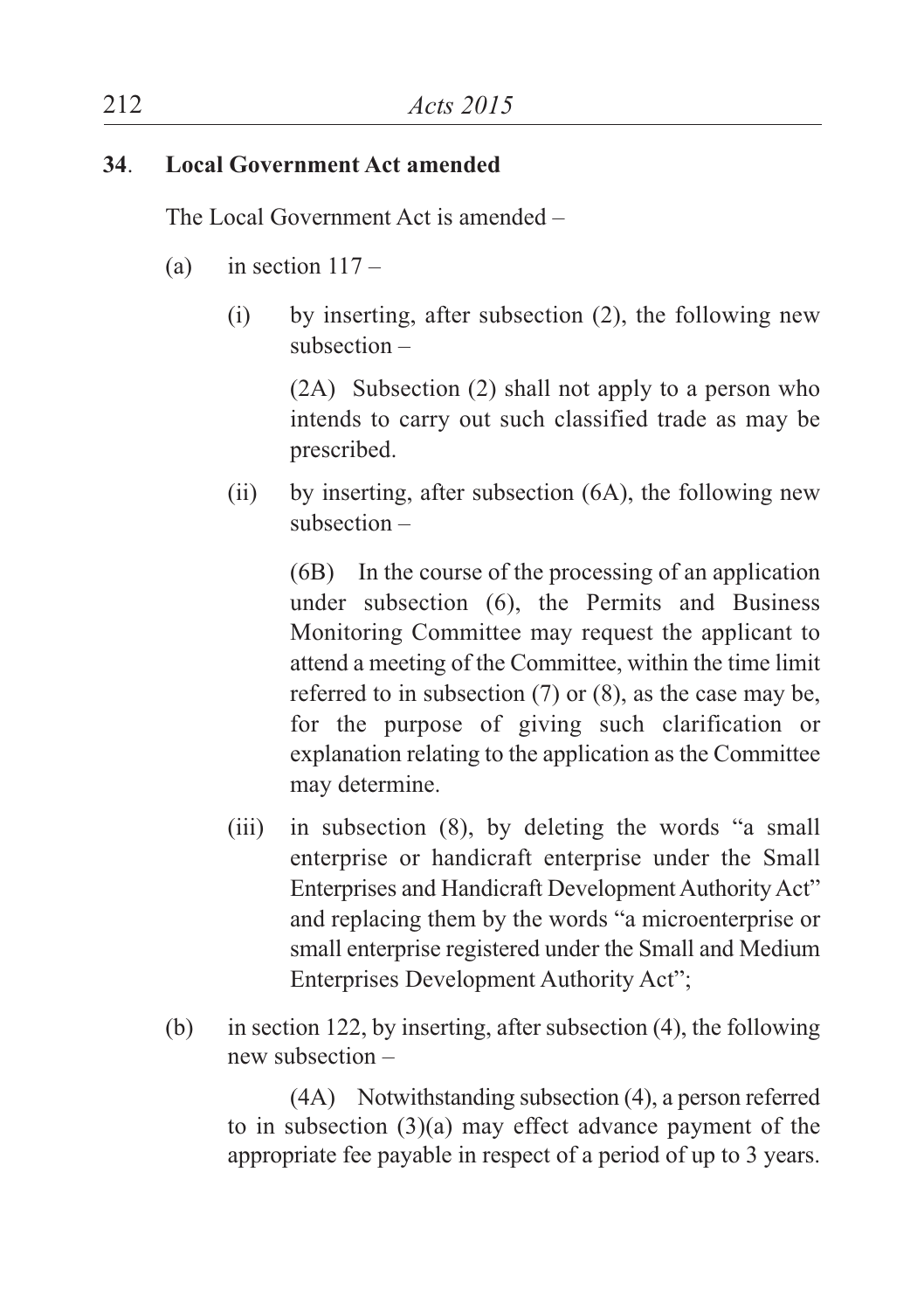**34. Local Government Act amended**

The Local Government Act is amended –

(a) in section 117 –

(i) by inserting, after subsection (2), the following new subsection –

(2A) Subsection (2) shall not apply to a person who intends to carry out such classified trade as may be prescribed.

(ii) by inserting, after subsection (6A), the following new subsection –

(6B) In the course of the processing of an application under subsection (6), the Permits and Business Monitoring Committee may request the applicant to attend a meeting of the Committee, within the time limit referred to in subsection (7) or (8), as the case may be, for the purpose of giving such clarification or explanation relating to the application as the Committee may determine.

(iii) in subsection (8), by deleting the words "a small enterprise or handicraft enterprise under the Small Enterprises and Handicraft Development Authority Act" and replacing them by the words "a microenterprise or small enterprise registered under the Small and Medium Enterprises Development Authority Act";

(b) in section 122, by inserting, after subsection (4), the following new subsection –

(4A) Notwithstanding subsection (4), a person referred to in subsection (3)(a) may effect advance payment of the appropriate fee payable in respect of a period of up to 3 years.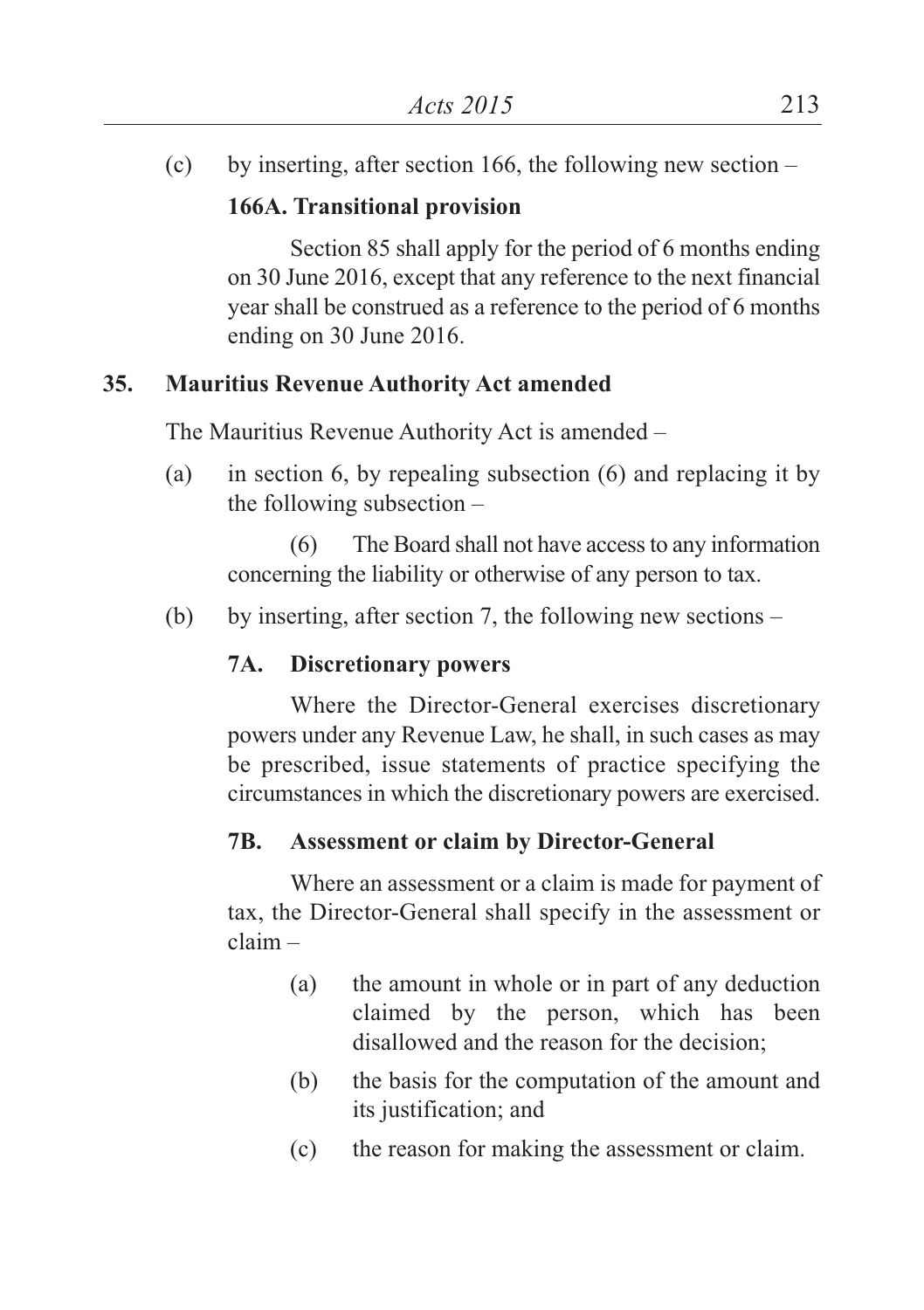(c) by inserting, after section 166, the following new section –

**166A. Transitional provision**

Section 85 shall apply for the period of 6 months ending on 30 June 2016, except that any reference to the next financial year shall be construed as a reference to the period of 6 months ending on 30 June 2016.

**35. Mauritius Revenue Authority Act amended**

The Mauritius Revenue Authority Act is amended –

(a) in section 6, by repealing subsection (6) and replacing it by the following subsection –

(6) The Board shall not have access to any information concerning the liability or otherwise of any person to tax.

(b) by inserting, after section 7, the following new sections –

**7A. Discretionary powers**

Where the Director-General exercises discretionary powers under any Revenue Law, he shall, in such cases as may be prescribed, issue statements of practice specifying the circumstances in which the discretionary powers are exercised.

**7B. Assessment or claim by Director-General**

Where an assessment or a claim is made for payment of tax, the Director-General shall specify in the assessment or claim –

(a) the amount in whole or in part of any deduction claimed by the person, which has been disallowed and the reason for the decision;

(b) the basis for the computation of the amount and its justification; and

(c) the reason for making the assessment or claim.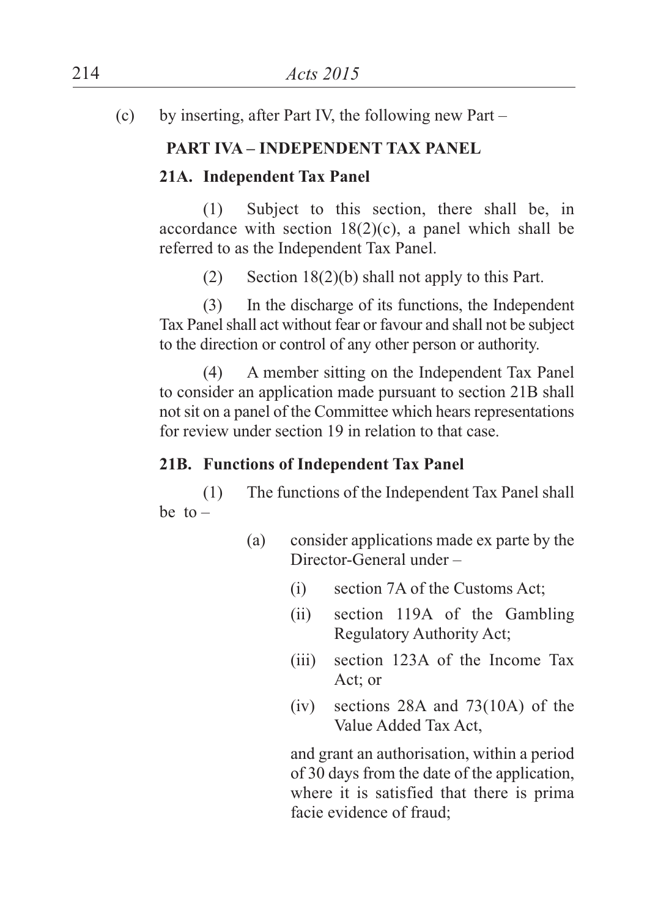(c) by inserting, after Part IV, the following new Part –

**PART IVA – INDEPENDENT TAX PANEL**

**21A. Independent Tax Panel**

(1) Subject to this section, there shall be, in accordance with section 18(2)(c), a panel which shall be referred to as the Independent Tax Panel.

(2) Section 18(2)(b) shall not apply to this Part.

(3) In the discharge of its functions, the Independent Tax Panel shall act without fear or favour and shall not be subject to the direction or control of any other person or authority.

(4) A member sitting on the Independent Tax Panel to consider an application made pursuant to section 21B shall not sit on a panel of the Committee which hears representations for review under section 19 in relation to that case.

**21B. Functions of Independent Tax Panel**

(1) The functions of the Independent Tax Panel shall be to –

(a) consider applications made ex parte by the Director-General under –

(i) section 7A of the Customs Act;

(ii) section 119A of the Gambling Regulatory Authority Act;

(iii) section 123A of the Income Tax Act; or

(iv) sections 28A and 73(10A) of the Value Added Tax Act,

and grant an authorisation, within a period of 30 days from the date of the application, where it is satisfied that there is prima facie evidence of fraud;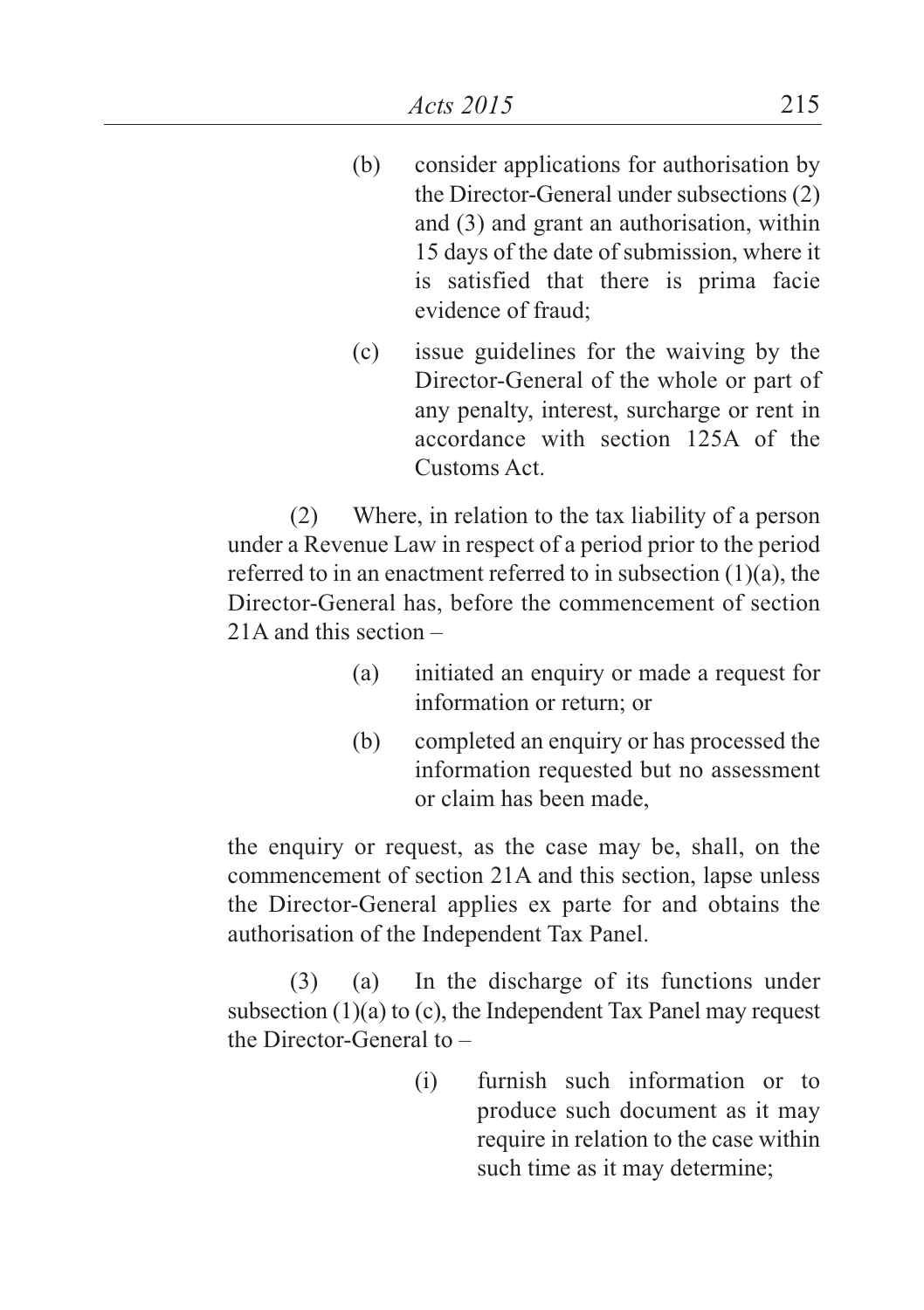(b) consider applications for authorisation by the Director-General under subsections (2) and (3) and grant an authorisation, within 15 days of the date of submission, where it is satisfied that there is prima facie evidence of fraud;

(c) issue guidelines for the waiving by the Director-General of the whole or part of any penalty, interest, surcharge or rent in accordance with section 125A of the Customs Act.

(2) Where, in relation to the tax liability of a person under a Revenue Law in respect of a period prior to the period referred to in an enactment referred to in subsection (1)(a), the Director-General has, before the commencement of section 21A and this section –

(a) initiated an enquiry or made a request for information or return; or

(b) completed an enquiry or has processed the information requested but no assessment or claim has been made,

the enquiry or request, as the case may be, shall, on the commencement of section 21A and this section, lapse unless the Director-General applies ex parte for and obtains the authorisation of the Independent Tax Panel.

(3) (a) In the discharge of its functions under subsection (1)(a) to (c), the Independent Tax Panel may request the Director-General to –

(i) furnish such information or to produce such document as it may require in relation to the case within such time as it may determine;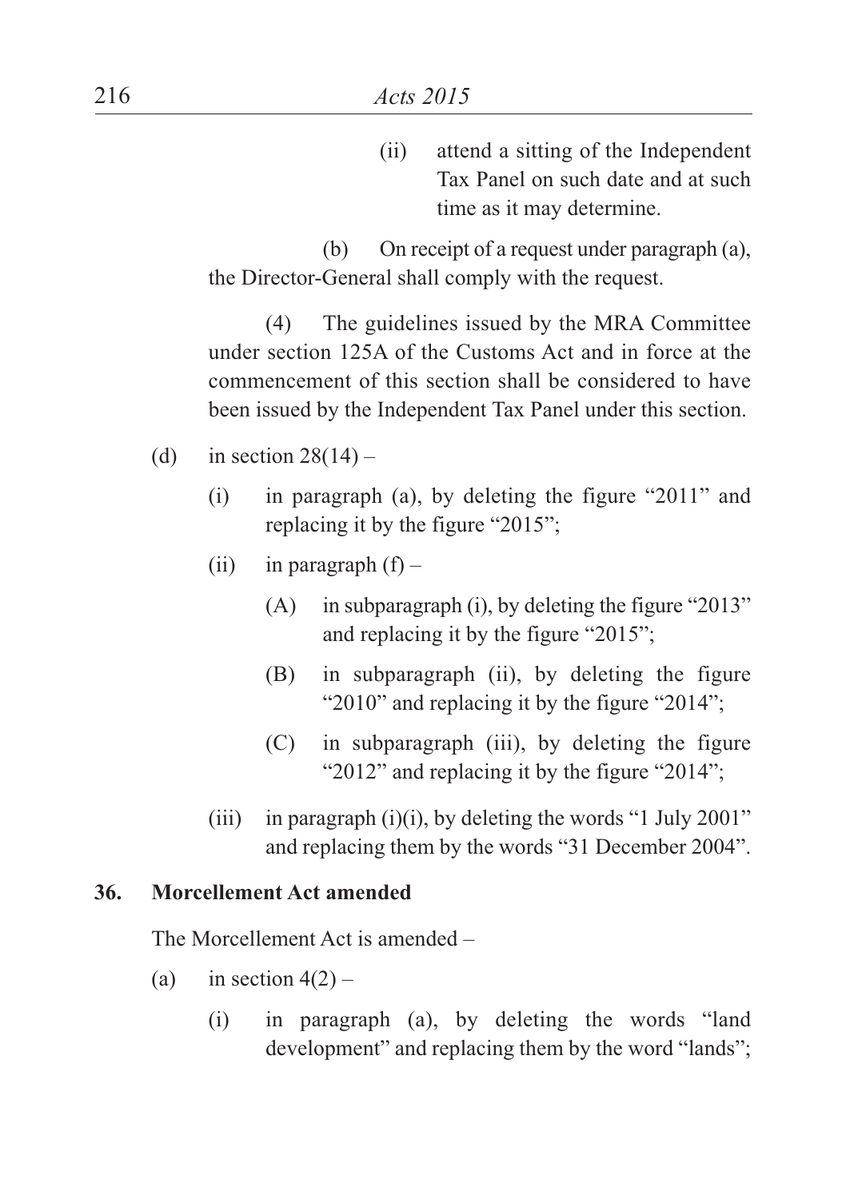(ii) attend a sitting of the Independent Tax Panel on such date and at such time as it may determine.

(b) On receipt of a request under paragraph (a), the Director-General shall comply with the request.

(4) The guidelines issued by the MRA Committee under section 125A of the Customs Act and in force at the commencement of this section shall be considered to have been issued by the Independent Tax Panel under this section.

(d) in section 28(14) –

(i) in paragraph (a), by deleting the figure "2011" and replacing it by the figure "2015";

(ii) in paragraph (f) –

(A) in subparagraph (i), by deleting the figure "2013" and replacing it by the figure "2015";

(B) in subparagraph (ii), by deleting the figure "2010" and replacing it by the figure "2014";

(C) in subparagraph (iii), by deleting the figure "2012" and replacing it by the figure "2014";

(iii) in paragraph (i)(i), by deleting the words "1 July 2001" and replacing them by the words "31 December 2004".

**36. Morcellement Act amended**

The Morcellement Act is amended –

(a) in section 4(2) –

(i) in paragraph (a), by deleting the words "land development" and replacing them by the word "lands";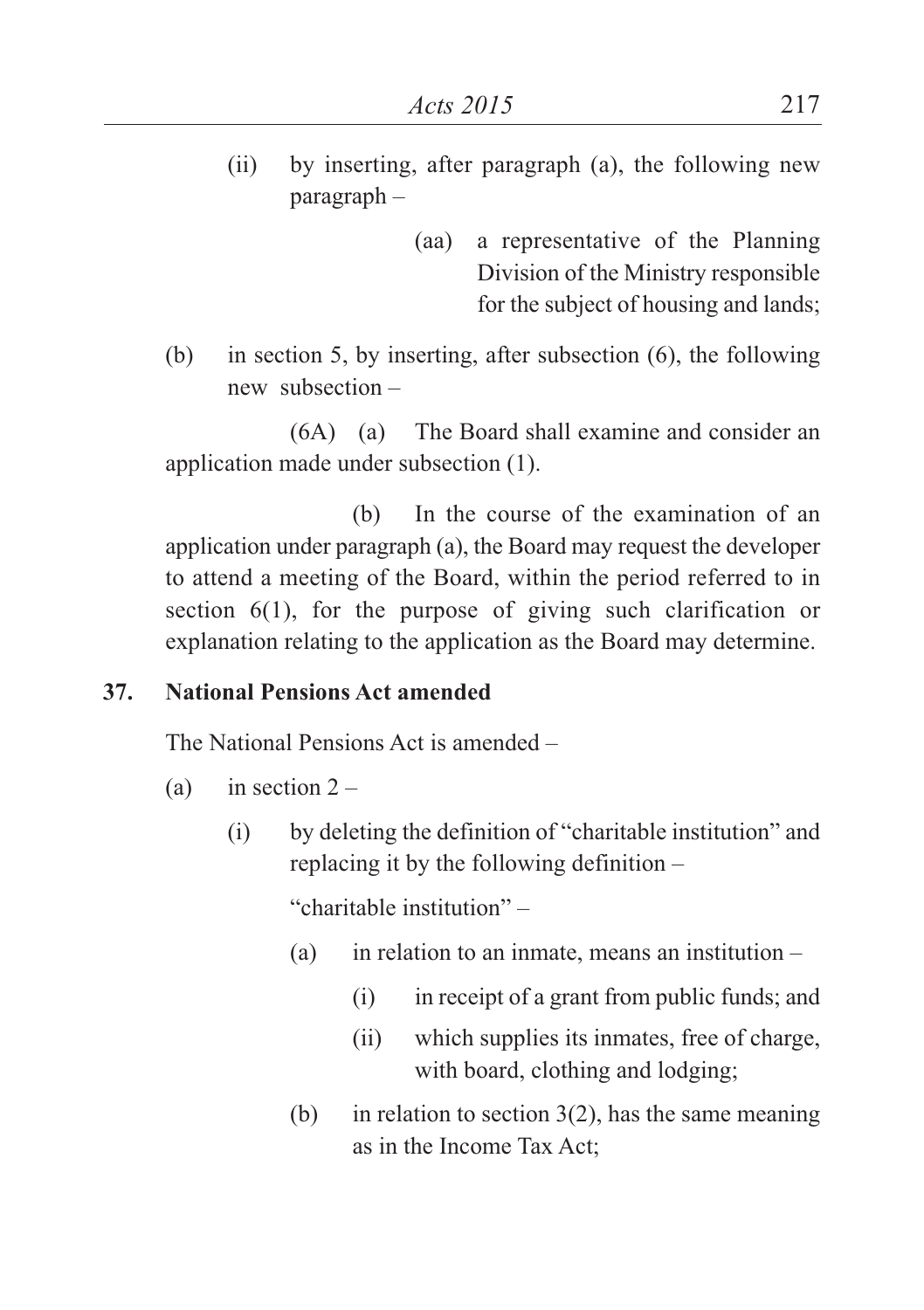(ii) by inserting, after paragraph (a), the following new paragraph –

(aa) a representative of the Planning Division of the Ministry responsible for the subject of housing and lands;

(b) in section 5, by inserting, after subsection (6), the following new subsection –

(6A) (a) The Board shall examine and consider an application made under subsection (1).

(b) In the course of the examination of an application under paragraph (a), the Board may request the developer to attend a meeting of the Board, within the period referred to in section 6(1), for the purpose of giving such clarification or explanation relating to the application as the Board may determine.

**37. National Pensions Act amended**

The National Pensions Act is amended –

(a) in section 2 –

(i) by deleting the definition of "charitable institution" and replacing it by the following definition –

"charitable institution" –

(a) in relation to an inmate, means an institution –

(i) in receipt of a grant from public funds; and

(ii) which supplies its inmates, free of charge, with board, clothing and lodging;

(b) in relation to section 3(2), has the same meaning as in the Income Tax Act;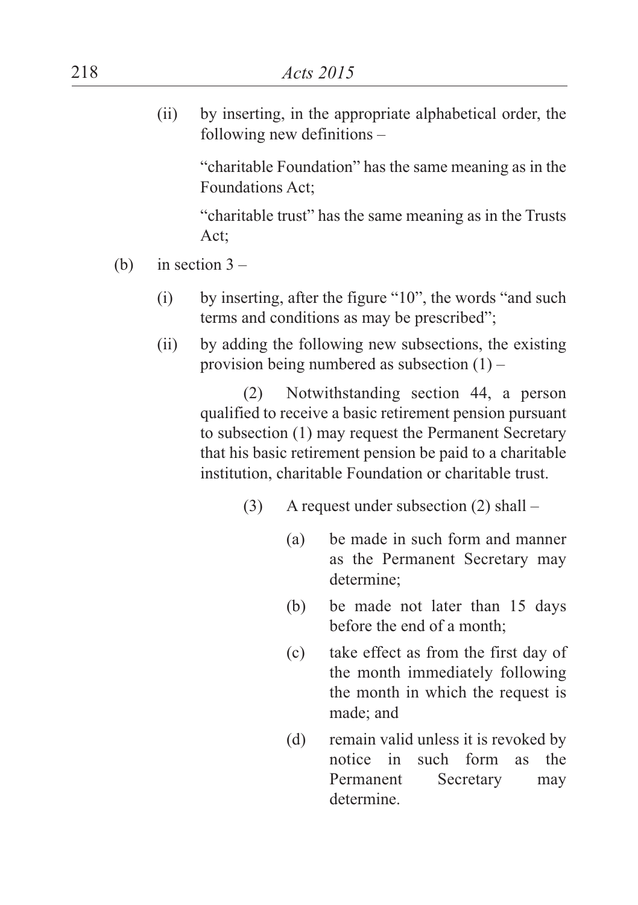(ii) by inserting, in the appropriate alphabetical order, the following new definitions –

"charitable Foundation" has the same meaning as in the Foundations Act;

"charitable trust" has the same meaning as in the Trusts Act;

(b) in section 3 –

(i) by inserting, after the figure "10", the words "and such terms and conditions as may be prescribed";

(ii) by adding the following new subsections, the existing provision being numbered as subsection (1) –

(2) Notwithstanding section 44, a person qualified to receive a basic retirement pension pursuant to subsection (1) may request the Permanent Secretary that his basic retirement pension be paid to a charitable institution, charitable Foundation or charitable trust.

(3) A request under subsection (2) shall –

(a) be made in such form and manner as the Permanent Secretary may determine;

(b) be made not later than 15 days before the end of a month;

(c) take effect as from the first day of the month immediately following the month in which the request is made; and

(d) remain valid unless it is revoked by notice in such form as the Permanent Secretary may determine.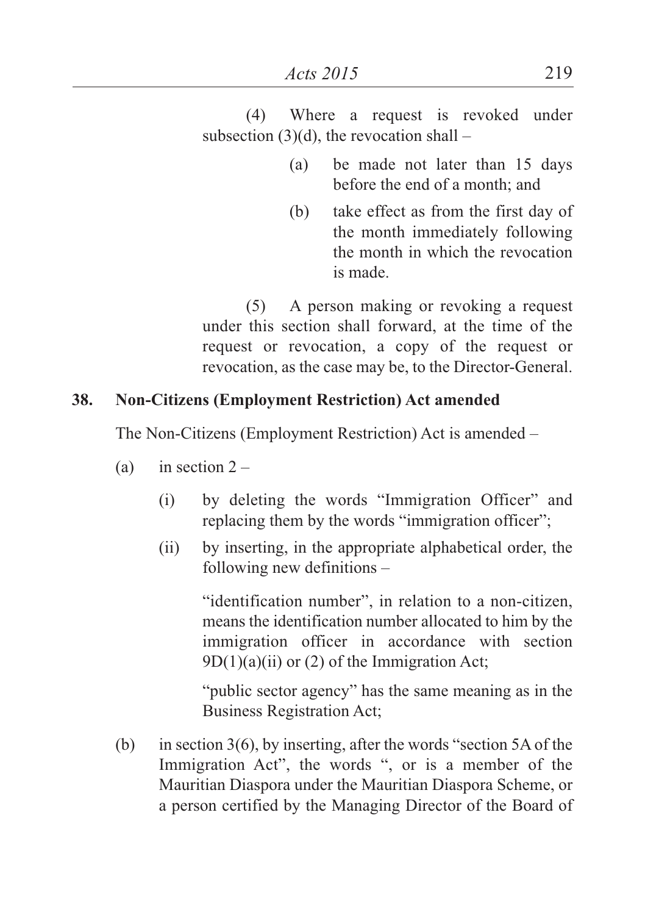(4) Where a request is revoked under subsection (3)(d), the revocation shall –

(a) be made not later than 15 days before the end of a month; and

(b) take effect as from the first day of the month immediately following the month in which the revocation is made.

(5) A person making or revoking a request under this section shall forward, at the time of the request or revocation, a copy of the request or revocation, as the case may be, to the Director-General.

**38. Non-Citizens (Employment Restriction) Act amended**

The Non-Citizens (Employment Restriction) Act is amended –

(a) in section 2 –

(i) by deleting the words "Immigration Officer" and replacing them by the words "immigration officer";

(ii) by inserting, in the appropriate alphabetical order, the following new definitions –

"identification number", in relation to a non-citizen, means the identification number allocated to him by the immigration officer in accordance with section 9D(1)(a)(ii) or (2) of the Immigration Act;

"public sector agency" has the same meaning as in the Business Registration Act;

(b) in section 3(6), by inserting, after the words "section 5A of the Immigration Act", the words ", or is a member of the Mauritian Diaspora under the Mauritian Diaspora Scheme, or a person certified by the Managing Director of the Board of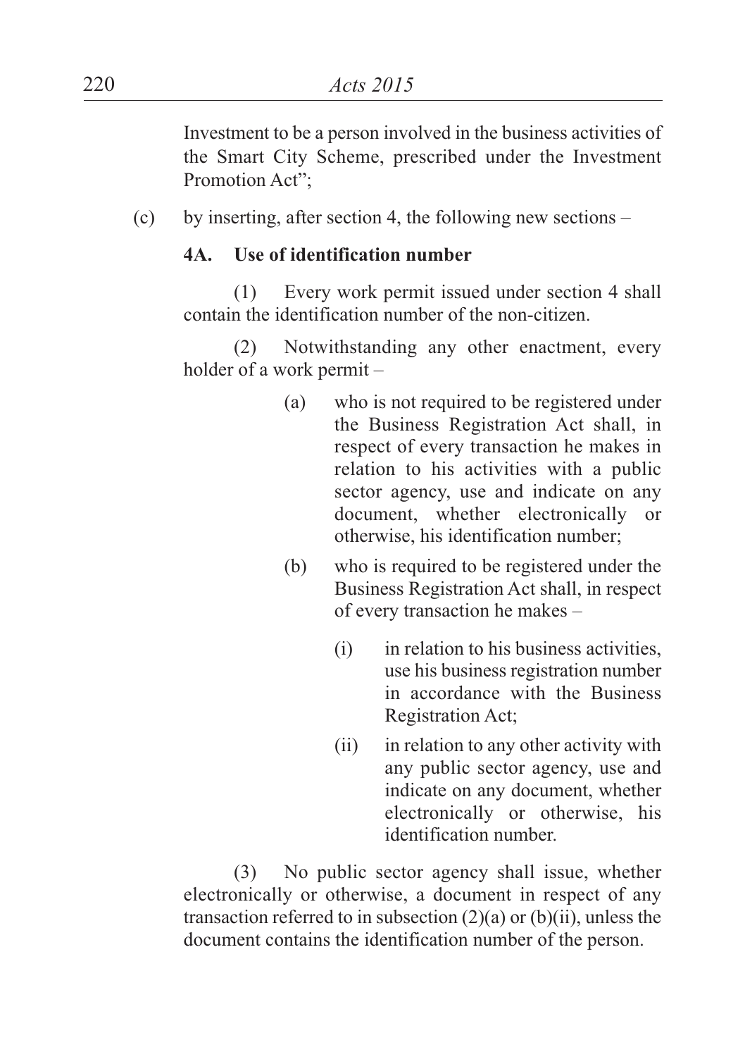Investment to be a person involved in the business activities of the Smart City Scheme, prescribed under the Investment Promotion Act";

(c) by inserting, after section 4, the following new sections –

**4A. Use of identification number**

(1) Every work permit issued under section 4 shall contain the identification number of the non-citizen.

(2) Notwithstanding any other enactment, every holder of a work permit –

(a) who is not required to be registered under the Business Registration Act shall, in respect of every transaction he makes in relation to his activities with a public sector agency, use and indicate on any document, whether electronically or otherwise, his identification number;

(b) who is required to be registered under the Business Registration Act shall, in respect of every transaction he makes –

(i) in relation to his business activities, use his business registration number in accordance with the Business Registration Act;

(ii) in relation to any other activity with any public sector agency, use and indicate on any document, whether electronically or otherwise, his identification number.

(3) No public sector agency shall issue, whether electronically or otherwise, a document in respect of any transaction referred to in subsection (2)(a) or (b)(ii), unless the document contains the identification number of the person.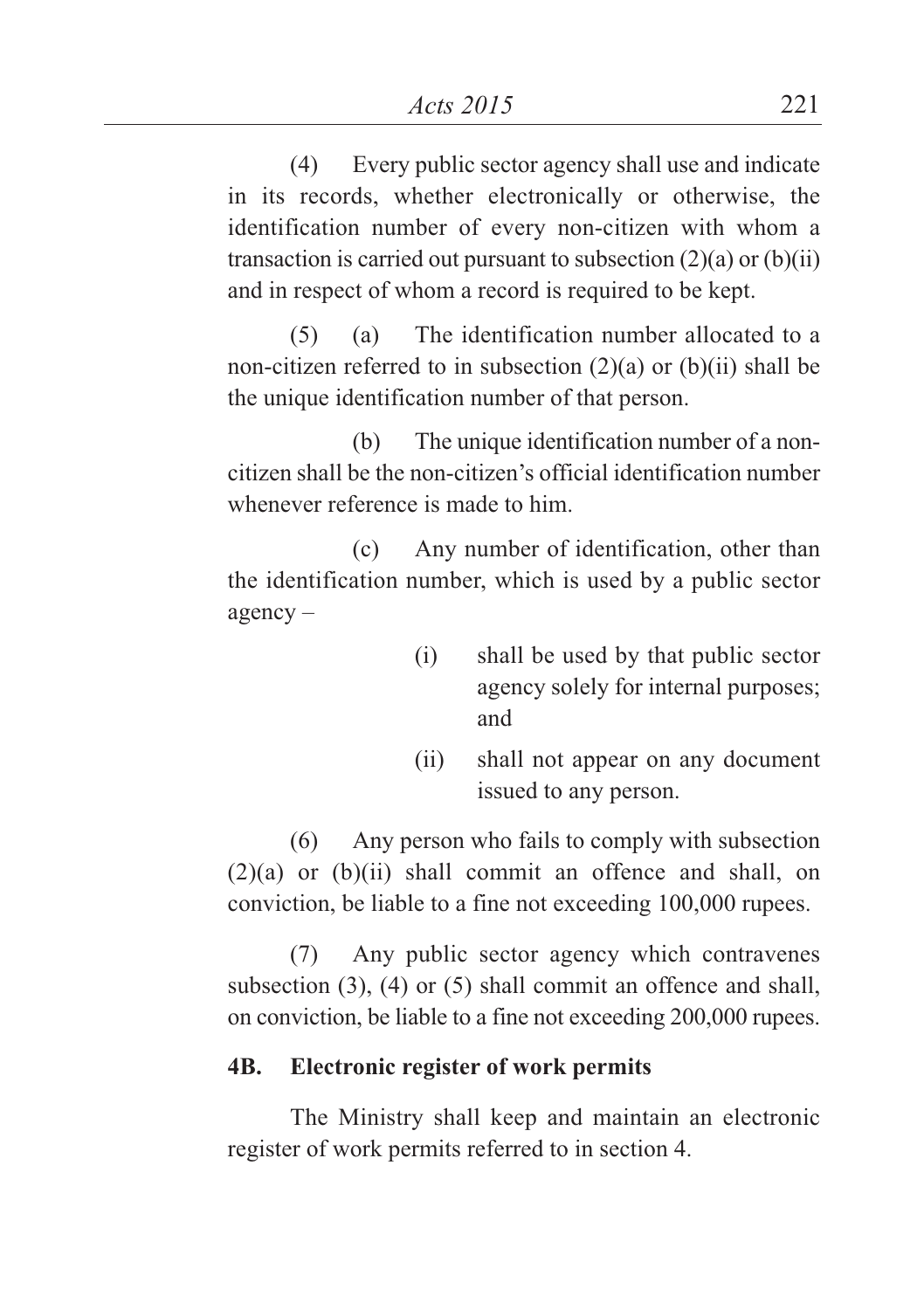(4) Every public sector agency shall use and indicate in its records, whether electronically or otherwise, the identification number of every non-citizen with whom a transaction is carried out pursuant to subsection (2)(a) or (b)(ii) and in respect of whom a record is required to be kept.

(5) (a) The identification number allocated to a non-citizen referred to in subsection (2)(a) or (b)(ii) shall be the unique identification number of that person.

(b) The unique identification number of a non-citizen shall be the non-citizen's official identification number whenever reference is made to him.

(c) Any number of identification, other than the identification number, which is used by a public sector agency –

(i) shall be used by that public sector agency solely for internal purposes; and

(ii) shall not appear on any document issued to any person.

(6) Any person who fails to comply with subsection (2)(a) or (b)(ii) shall commit an offence and shall, on conviction, be liable to a fine not exceeding 100,000 rupees.

(7) Any public sector agency which contravenes subsection (3), (4) or (5) shall commit an offence and shall, on conviction, be liable to a fine not exceeding 200,000 rupees.

**4B. Electronic register of work permits**

The Ministry shall keep and maintain an electronic register of work permits referred to in section 4.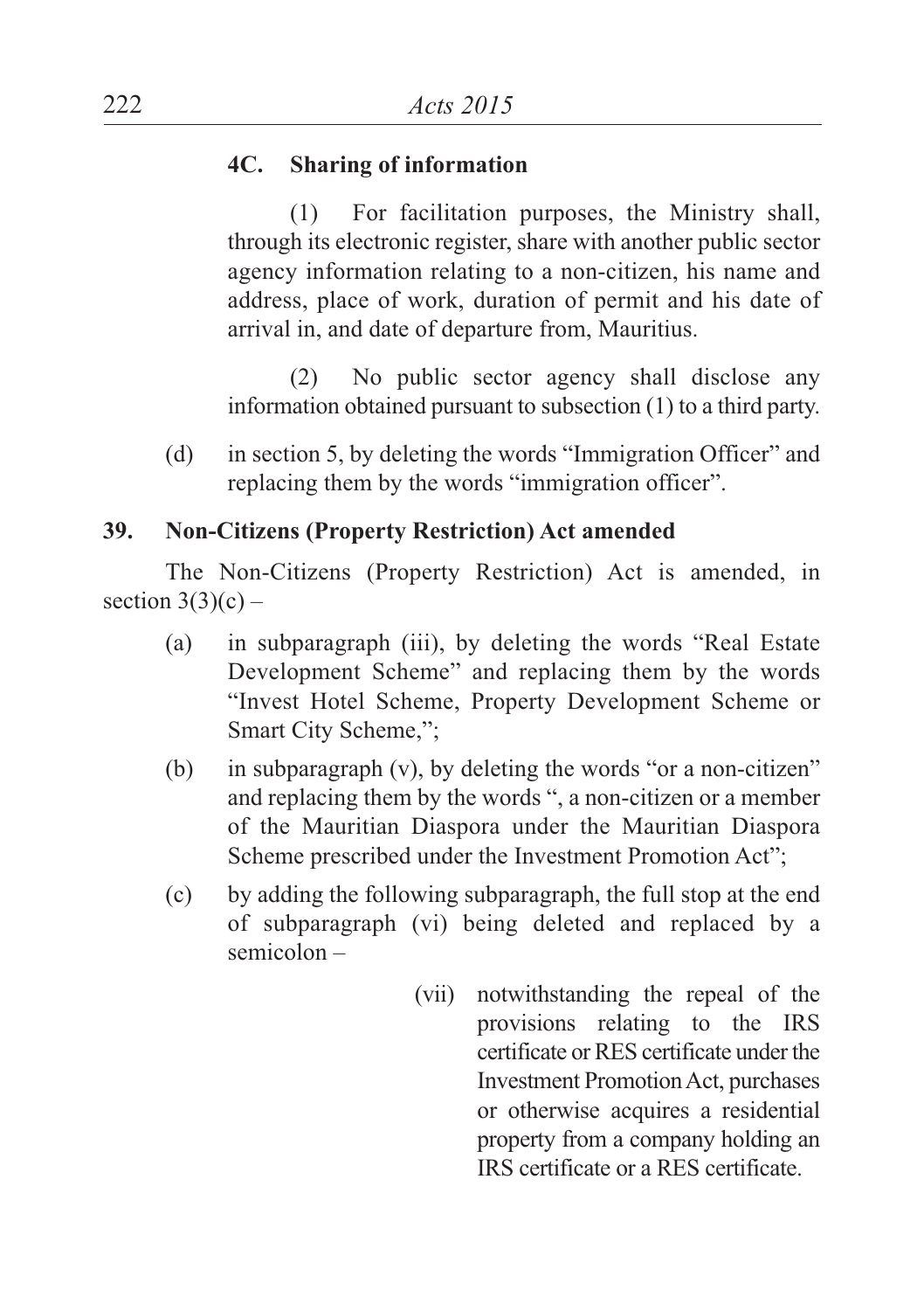**4C. Sharing of information**

(1) For facilitation purposes, the Ministry shall, through its electronic register, share with another public sector agency information relating to a non-citizen, his name and address, place of work, duration of permit and his date of arrival in, and date of departure from, Mauritius.

(2) No public sector agency shall disclose any information obtained pursuant to subsection (1) to a third party.

(d) in section 5, by deleting the words "Immigration Officer" and replacing them by the words "immigration officer".

**39. Non-Citizens (Property Restriction) Act amended**

The Non-Citizens (Property Restriction) Act is amended, in section 3(3)(c) –

(a) in subparagraph (iii), by deleting the words "Real Estate Development Scheme" and replacing them by the words "Invest Hotel Scheme, Property Development Scheme or Smart City Scheme,";

(b) in subparagraph (v), by deleting the words "or a non-citizen" and replacing them by the words ", a non-citizen or a member of the Mauritian Diaspora under the Mauritian Diaspora Scheme prescribed under the Investment Promotion Act";

(c) by adding the following subparagraph, the full stop at the end of subparagraph (vi) being deleted and replaced by a semicolon –

(vii) notwithstanding the repeal of the provisions relating to the IRS certificate or RES certificate under the Investment Promotion Act, purchases or otherwise acquires a residential property from a company holding an IRS certificate or a RES certificate.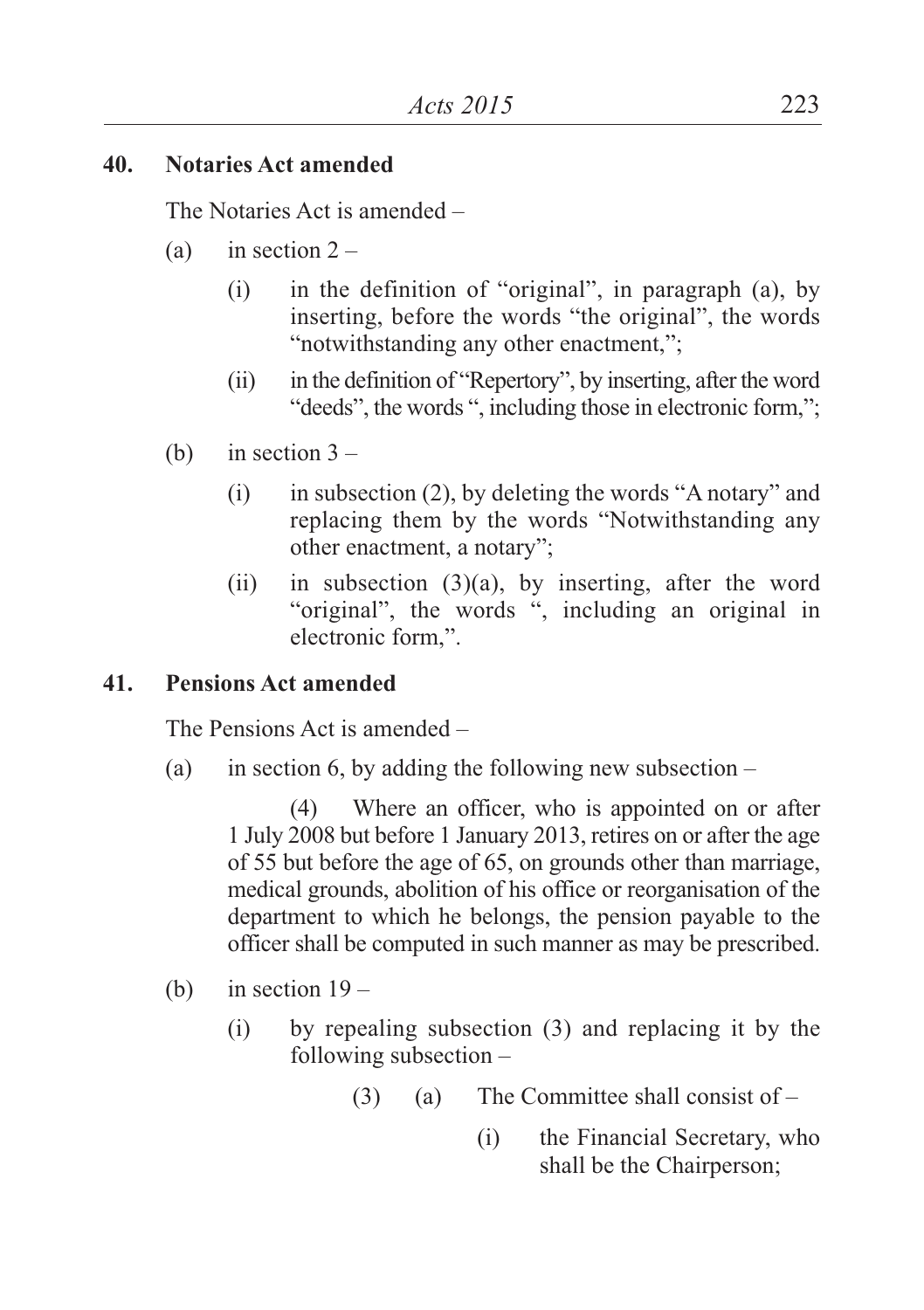**40. Notaries Act amended**

The Notaries Act is amended –

(a) in section 2 –

(i) in the definition of "original", in paragraph (a), by inserting, before the words "the original", the words "notwithstanding any other enactment,";

(ii) in the definition of "Repertory", by inserting, after the word "deeds", the words ", including those in electronic form,";

(b) in section 3 –

(i) in subsection (2), by deleting the words "A notary" and replacing them by the words "Notwithstanding any other enactment, a notary";

(ii) in subsection (3)(a), by inserting, after the word "original", the words ", including an original in electronic form,".

**41. Pensions Act amended**

The Pensions Act is amended –

(a) in section 6, by adding the following new subsection –

(4) Where an officer, who is appointed on or after 1 July 2008 but before 1 January 2013, retires on or after the age of 55 but before the age of 65, on grounds other than marriage, medical grounds, abolition of his office or reorganisation of the department to which he belongs, the pension payable to the officer shall be computed in such manner as may be prescribed.

(b) in section 19 –

(i) by repealing subsection (3) and replacing it by the following subsection –

(3) (a) The Committee shall consist of –

(i) the Financial Secretary, who shall be the Chairperson;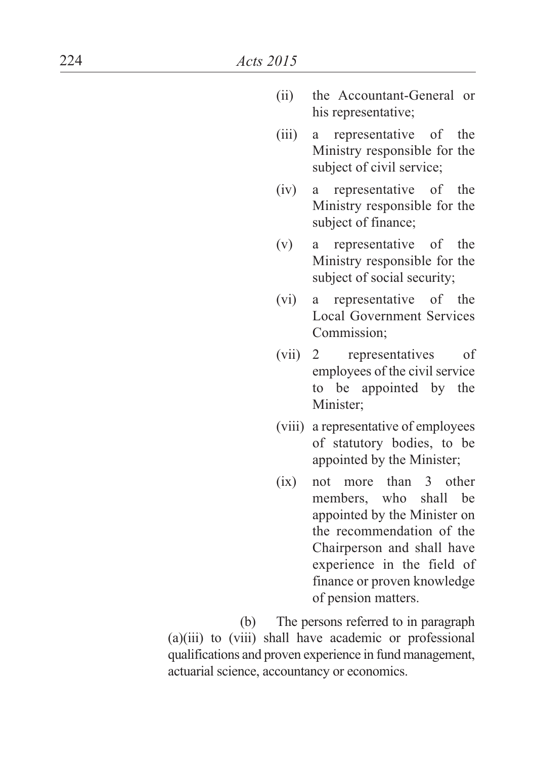(ii) the Accountant-General or his representative;

(iii) a representative of the Ministry responsible for the subject of civil service;

(iv) a representative of the Ministry responsible for the subject of finance;

(v) a representative of the Ministry responsible for the subject of social security;

(vi) a representative of the Local Government Services Commission;

(vii) 2 representatives of employees of the civil service to be appointed by the Minister;

(viii) a representative of employees of statutory bodies, to be appointed by the Minister;

(ix) not more than 3 other members, who shall be appointed by the Minister on the recommendation of the Chairperson and shall have experience in the field of finance or proven knowledge of pension matters.

(b) The persons referred to in paragraph (a)(iii) to (viii) shall have academic or professional qualifications and proven experience in fund management, actuarial science, accountancy or economics.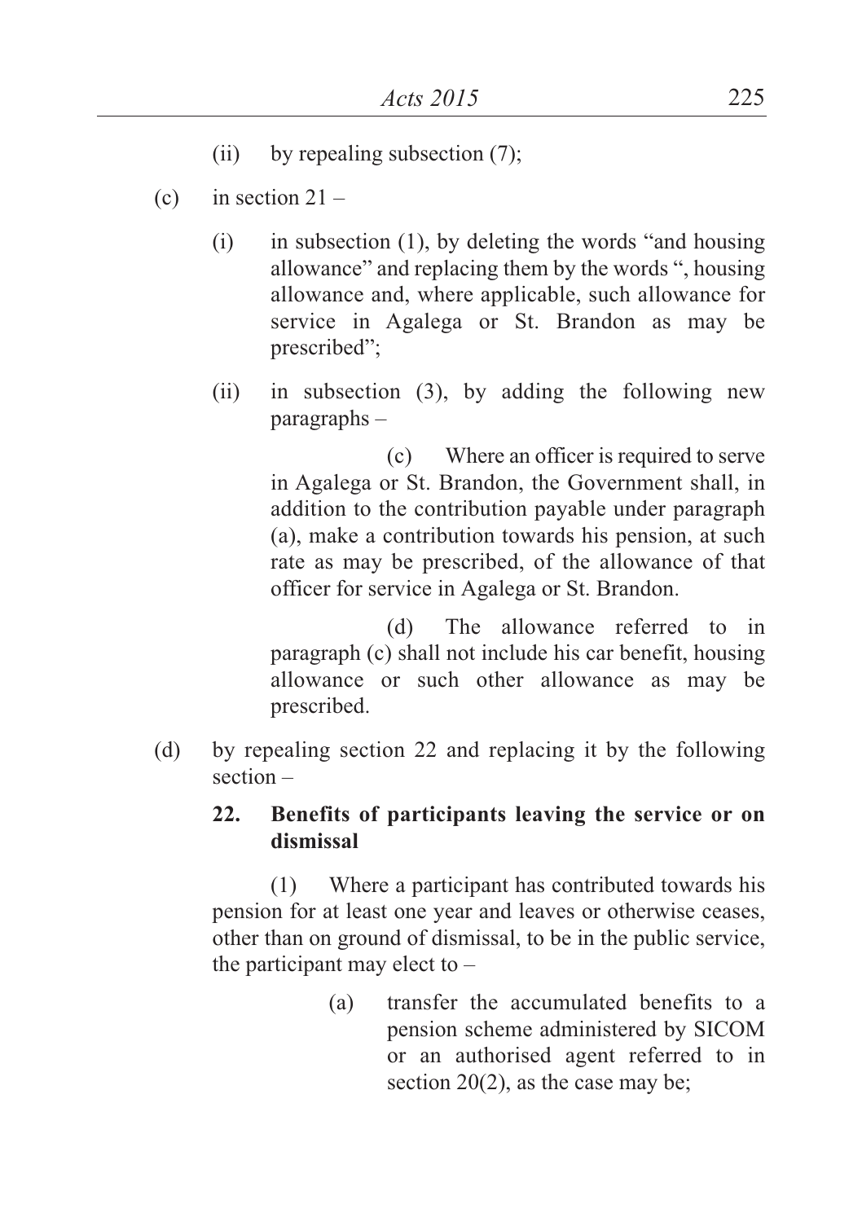(ii) by repealing subsection (7);

(c) in section 21 –

(i) in subsection (1), by deleting the words "and housing allowance" and replacing them by the words ", housing allowance and, where applicable, such allowance for service in Agalega or St. Brandon as may be prescribed";

(ii) in subsection (3), by adding the following new paragraphs –

(c) Where an officer is required to serve in Agalega or St. Brandon, the Government shall, in addition to the contribution payable under paragraph (a), make a contribution towards his pension, at such rate as may be prescribed, of the allowance of that officer for service in Agalega or St. Brandon.

(d) The allowance referred to in paragraph (c) shall not include his car benefit, housing allowance or such other allowance as may be prescribed.

(d) by repealing section 22 and replacing it by the following section –

**22. Benefits of participants leaving the service or on dismissal**

(1) Where a participant has contributed towards his pension for at least one year and leaves or otherwise ceases, other than on ground of dismissal, to be in the public service, the participant may elect to –

(a) transfer the accumulated benefits to a pension scheme administered by SICOM or an authorised agent referred to in section 20(2), as the case may be;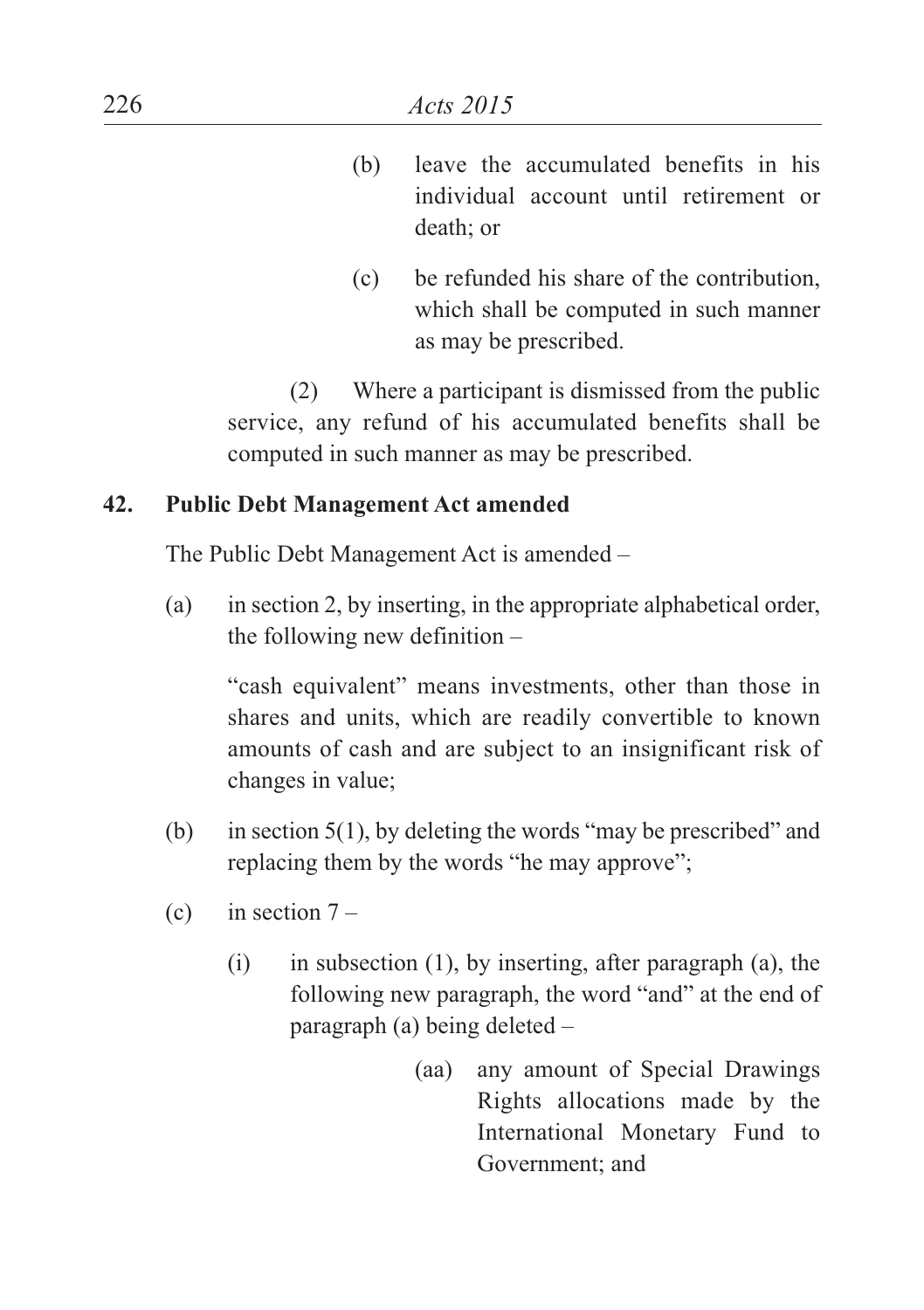(b) leave the accumulated benefits in his individual account until retirement or death; or

(c) be refunded his share of the contribution, which shall be computed in such manner as may be prescribed.

(2) Where a participant is dismissed from the public service, any refund of his accumulated benefits shall be computed in such manner as may be prescribed.

**42. Public Debt Management Act amended**

The Public Debt Management Act is amended –

(a) in section 2, by inserting, in the appropriate alphabetical order, the following new definition –

"cash equivalent" means investments, other than those in shares and units, which are readily convertible to known amounts of cash and are subject to an insignificant risk of changes in value;

(b) in section 5(1), by deleting the words "may be prescribed" and replacing them by the words "he may approve";

(c) in section 7 –

(i) in subsection (1), by inserting, after paragraph (a), the following new paragraph, the word "and" at the end of paragraph (a) being deleted –

(aa) any amount of Special Drawings Rights allocations made by the International Monetary Fund to Government; and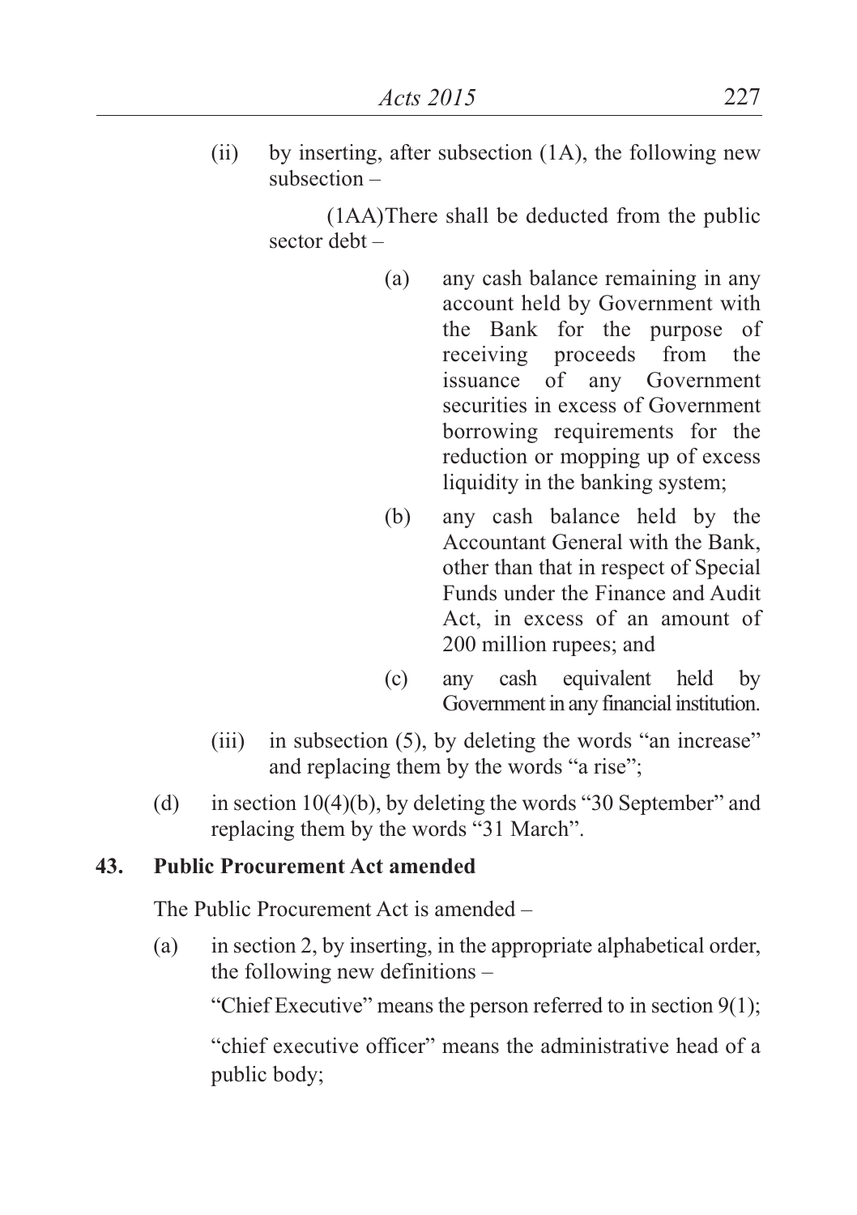(ii) by inserting, after subsection (1A), the following new subsection –

(1AA) There shall be deducted from the public sector debt –

(a) any cash balance remaining in any account held by Government with the Bank for the purpose of receiving proceeds from the issuance of any Government securities in excess of Government borrowing requirements for the reduction or mopping up of excess liquidity in the banking system;

(b) any cash balance held by the Accountant General with the Bank, other than that in respect of Special Funds under the Finance and Audit Act, in excess of an amount of 200 million rupees; and

(c) any cash equivalent held by Government in any financial institution.

(iii) in subsection (5), by deleting the words "an increase" and replacing them by the words "a rise";

(d) in section 10(4)(b), by deleting the words "30 September" and replacing them by the words "31 March".

**43. Public Procurement Act amended**

The Public Procurement Act is amended –

(a) in section 2, by inserting, in the appropriate alphabetical order, the following new definitions –

"Chief Executive" means the person referred to in section 9(1);

"chief executive officer" means the administrative head of a public body;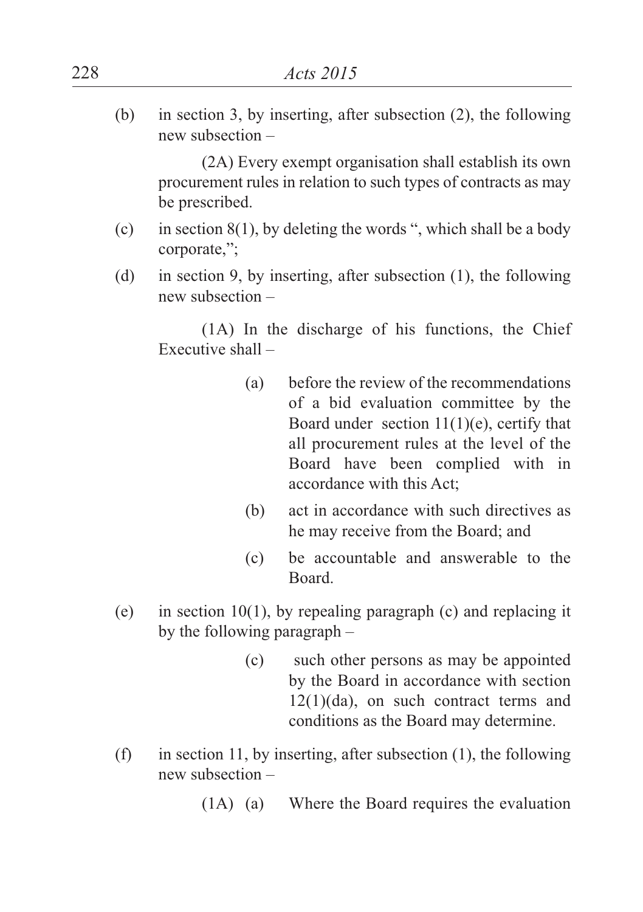(b) in section 3, by inserting, after subsection (2), the following new subsection –

> (2A) Every exempt organisation shall establish its own procurement rules in relation to such types of contracts as may be prescribed.

(c) in section 8(1), by deleting the words ", which shall be a body corporate,";

(d) in section 9, by inserting, after subsection (1), the following new subsection –

> (1A) In the discharge of his functions, the Chief Executive shall –
>
> (a) before the review of the recommendations of a bid evaluation committee by the Board under section 11(1)(e), certify that all procurement rules at the level of the Board have been complied with in accordance with this Act;
>
> (b) act in accordance with such directives as he may receive from the Board; and
>
> (c) be accountable and answerable to the Board.

(e) in section 10(1), by repealing paragraph (c) and replacing it by the following paragraph –

> (c) such other persons as may be appointed by the Board in accordance with section 12(1)(da), on such contract terms and conditions as the Board may determine.

(f) in section 11, by inserting, after subsection (1), the following new subsection –

> (1A) (a) Where the Board requires the evaluation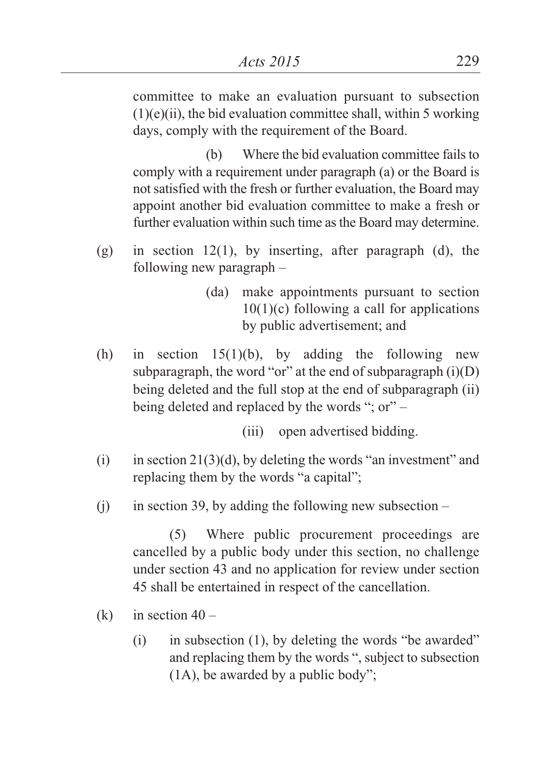committee to make an evaluation pursuant to subsection (1)(e)(ii), the bid evaluation committee shall, within 5 working days, comply with the requirement of the Board.

(b) Where the bid evaluation committee fails to comply with a requirement under paragraph (a) or the Board is not satisfied with the fresh or further evaluation, the Board may appoint another bid evaluation committee to make a fresh or further evaluation within such time as the Board may determine.

(g) in section 12(1), by inserting, after paragraph (d), the following new paragraph –

> (da) make appointments pursuant to section 10(1)(c) following a call for applications by public advertisement; and

(h) in section 15(1)(b), by adding the following new subparagraph, the word "or" at the end of subparagraph (i)(D) being deleted and the full stop at the end of subparagraph (ii) being deleted and replaced by the words "; or" –

> (iii) open advertised bidding.

(i) in section 21(3)(d), by deleting the words "an investment" and replacing them by the words "a capital";

(j) in section 39, by adding the following new subsection –

> (5) Where public procurement proceedings are cancelled by a public body under this section, no challenge under section 43 and no application for review under section 45 shall be entertained in respect of the cancellation.

(k) in section 40 –

(i) in subsection (1), by deleting the words "be awarded" and replacing them by the words ", subject to subsection (1A), be awarded by a public body";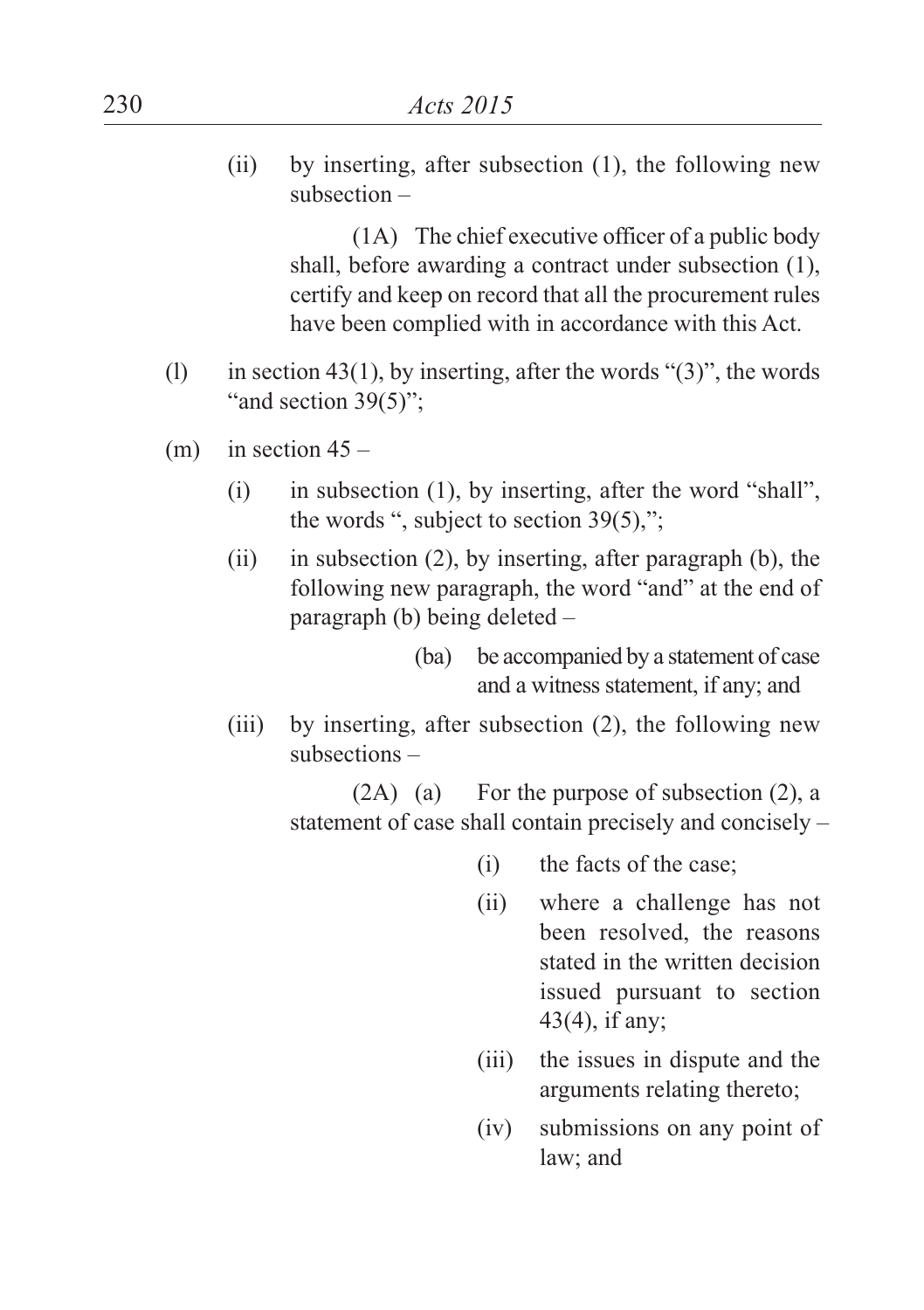(ii) by inserting, after subsection (1), the following new subsection –

> (1A) The chief executive officer of a public body shall, before awarding a contract under subsection (1), certify and keep on record that all the procurement rules have been complied with in accordance with this Act.

(l) in section 43(1), by inserting, after the words "(3)", the words "and section 39(5)";

(m) in section 45 –

(i) in subsection (1), by inserting, after the word "shall", the words ", subject to section 39(5),";

(ii) in subsection (2), by inserting, after paragraph (b), the following new paragraph, the word "and" at the end of paragraph (b) being deleted –

> (ba) be accompanied by a statement of case and a witness statement, if any; and

(iii) by inserting, after subsection (2), the following new subsections –

> (2A) (a) For the purpose of subsection (2), a statement of case shall contain precisely and concisely –
>
> (i) the facts of the case;
>
> (ii) where a challenge has not been resolved, the reasons stated in the written decision issued pursuant to section 43(4), if any;
>
> (iii) the issues in dispute and the arguments relating thereto;
>
> (iv) submissions on any point of law; and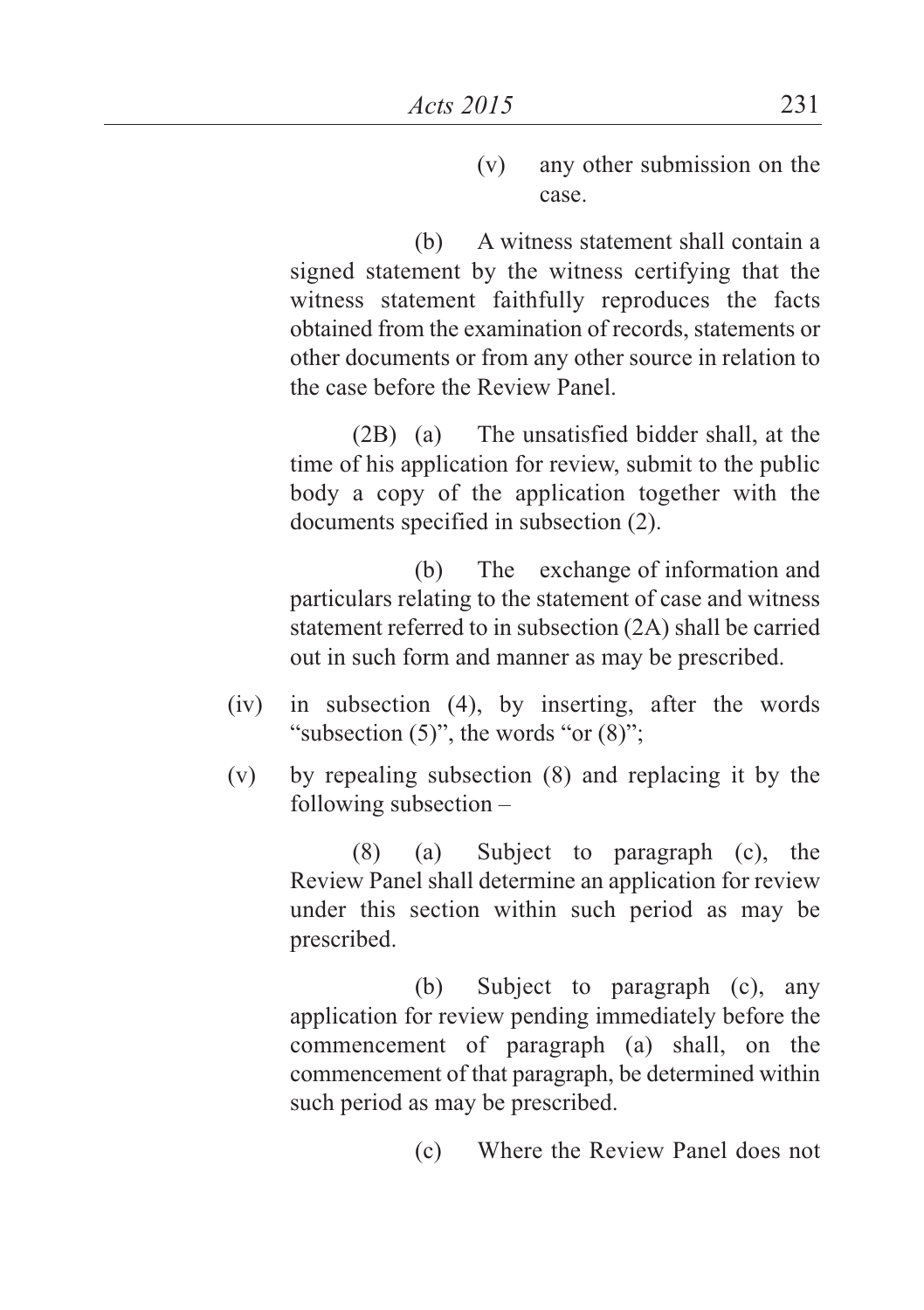(v) any other submission on the case.

(b) A witness statement shall contain a signed statement by the witness certifying that the witness statement faithfully reproduces the facts obtained from the examination of records, statements or other documents or from any other source in relation to the case before the Review Panel.

(2B) (a) The unsatisfied bidder shall, at the time of his application for review, submit to the public body a copy of the application together with the documents specified in subsection (2).

(b) The exchange of information and particulars relating to the statement of case and witness statement referred to in subsection (2A) shall be carried out in such form and manner as may be prescribed.

(iv) in subsection (4), by inserting, after the words "subsection (5)", the words "or (8)";

(v) by repealing subsection (8) and replacing it by the following subsection –

(8) (a) Subject to paragraph (c), the Review Panel shall determine an application for review under this section within such period as may be prescribed.

(b) Subject to paragraph (c), any application for review pending immediately before the commencement of paragraph (a) shall, on the commencement of that paragraph, be determined within such period as may be prescribed.

(c) Where the Review Panel does not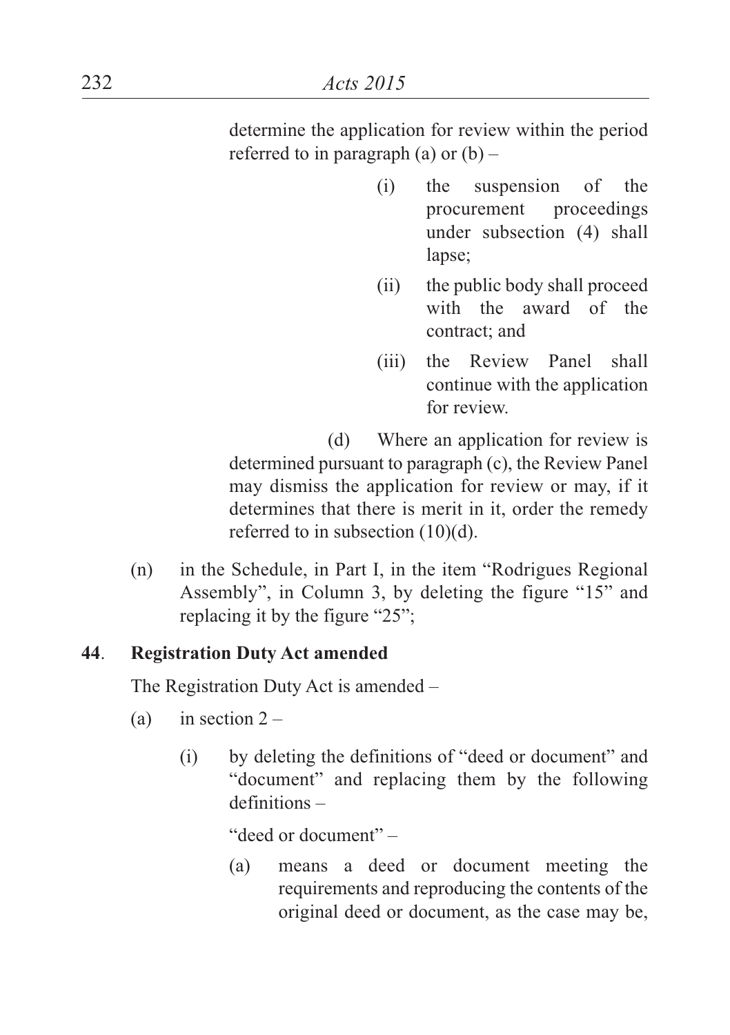determine the application for review within the period referred to in paragraph (a) or (b) –

(i) the suspension of the procurement proceedings under subsection (4) shall lapse;

(ii) the public body shall proceed with the award of the contract; and

(iii) the Review Panel shall continue with the application for review.

(d) Where an application for review is determined pursuant to paragraph (c), the Review Panel may dismiss the application for review or may, if it determines that there is merit in it, order the remedy referred to in subsection (10)(d).

(n) in the Schedule, in Part I, in the item "Rodrigues Regional Assembly", in Column 3, by deleting the figure "15" and replacing it by the figure "25";

**44. Registration Duty Act amended**

The Registration Duty Act is amended –

(a) in section 2 –

(i) by deleting the definitions of "deed or document" and "document" and replacing them by the following definitions –

"deed or document" –

(a) means a deed or document meeting the requirements and reproducing the contents of the original deed or document, as the case may be,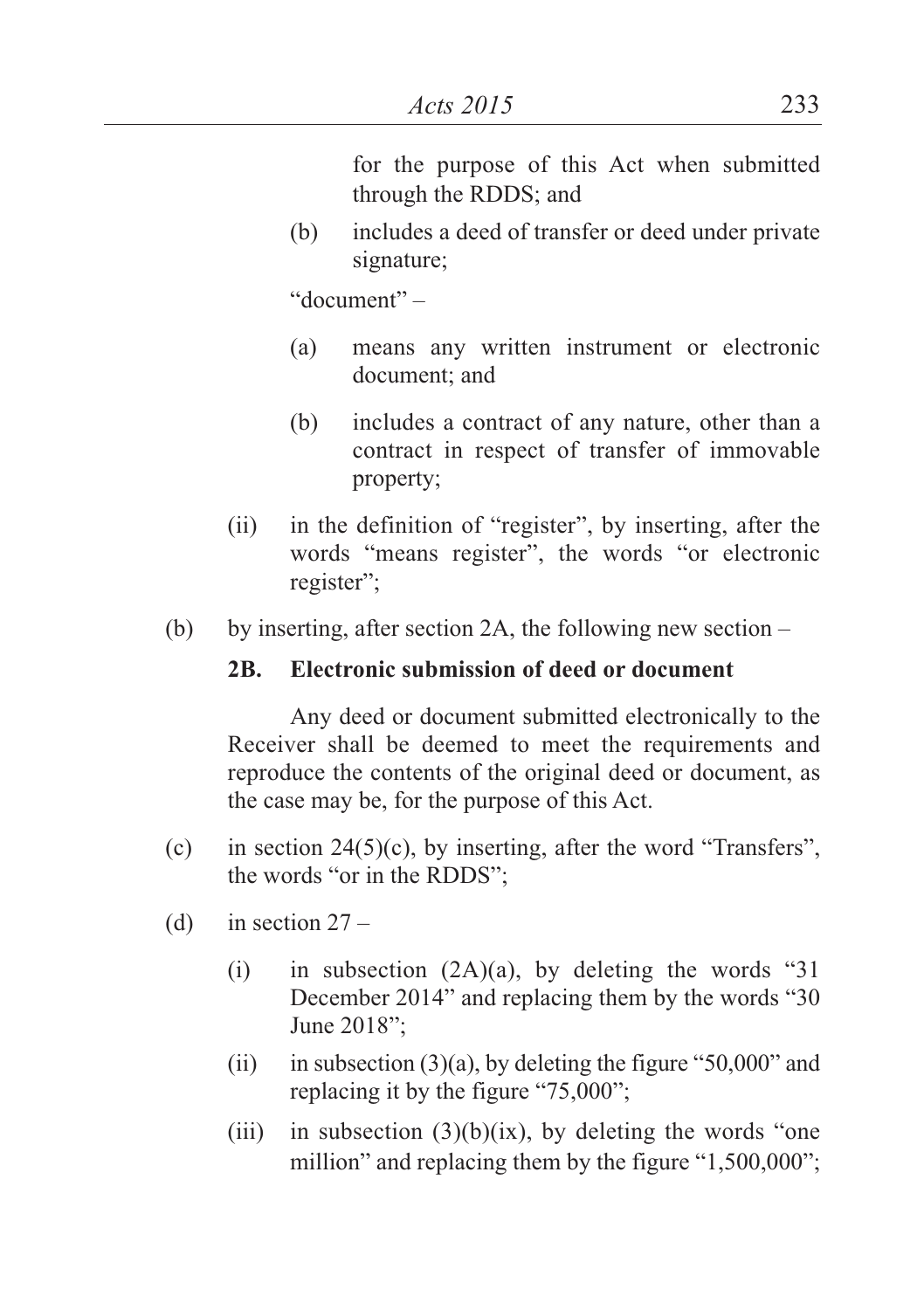for the purpose of this Act when submitted through the RDDS; and

(b) includes a deed of transfer or deed under private signature;

"document" –

(a) means any written instrument or electronic document; and

(b) includes a contract of any nature, other than a contract in respect of transfer of immovable property;

(ii) in the definition of "register", by inserting, after the words "means register", the words "or electronic register";

(b) by inserting, after section 2A, the following new section –

**2B. Electronic submission of deed or document**

Any deed or document submitted electronically to the Receiver shall be deemed to meet the requirements and reproduce the contents of the original deed or document, as the case may be, for the purpose of this Act.

(c) in section 24(5)(c), by inserting, after the word "Transfers", the words "or in the RDDS";

(d) in section 27 –

(i) in subsection (2A)(a), by deleting the words "31 December 2014" and replacing them by the words "30 June 2018";

(ii) in subsection (3)(a), by deleting the figure "50,000" and replacing it by the figure "75,000";

(iii) in subsection (3)(b)(ix), by deleting the words "one million" and replacing them by the figure "1,500,000";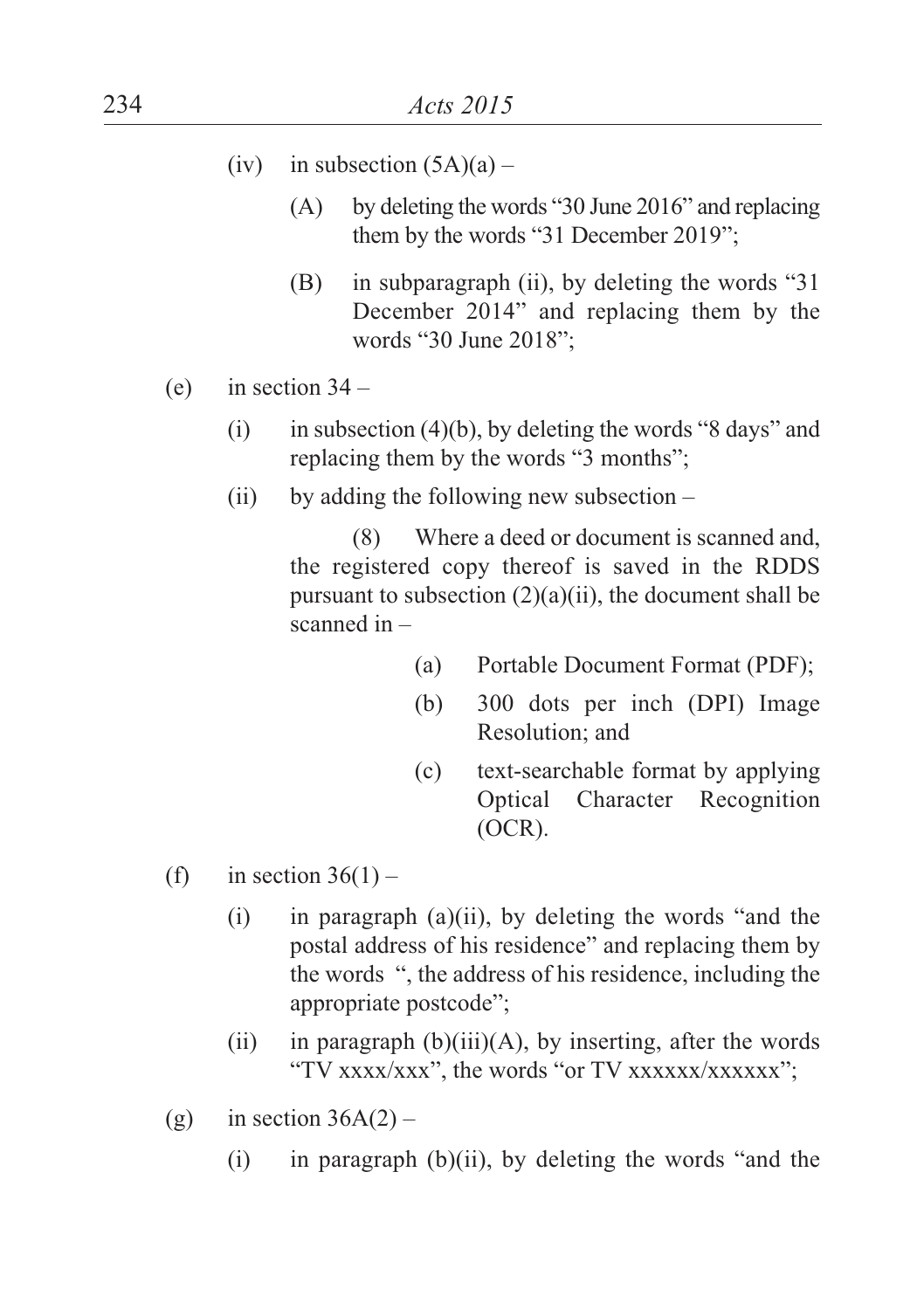(iv) in subsection (5A)(a) –

(A) by deleting the words "30 June 2016" and replacing them by the words "31 December 2019";

(B) in subparagraph (ii), by deleting the words "31 December 2014" and replacing them by the words "30 June 2018";

(e) in section 34 –

(i) in subsection (4)(b), by deleting the words "8 days" and replacing them by the words "3 months";

(ii) by adding the following new subsection –

(8) Where a deed or document is scanned and, the registered copy thereof is saved in the RDDS pursuant to subsection (2)(a)(ii), the document shall be scanned in –

(a) Portable Document Format (PDF);

(b) 300 dots per inch (DPI) Image Resolution; and

(c) text-searchable format by applying Optical Character Recognition (OCR).

(f) in section 36(1) –

(i) in paragraph (a)(ii), by deleting the words "and the postal address of his residence" and replacing them by the words ", the address of his residence, including the appropriate postcode";

(ii) in paragraph (b)(iii)(A), by inserting, after the words "TV xxxx/xxx", the words "or TV xxxxxx/xxxxxx";

(g) in section 36A(2) –

(i) in paragraph (b)(ii), by deleting the words "and the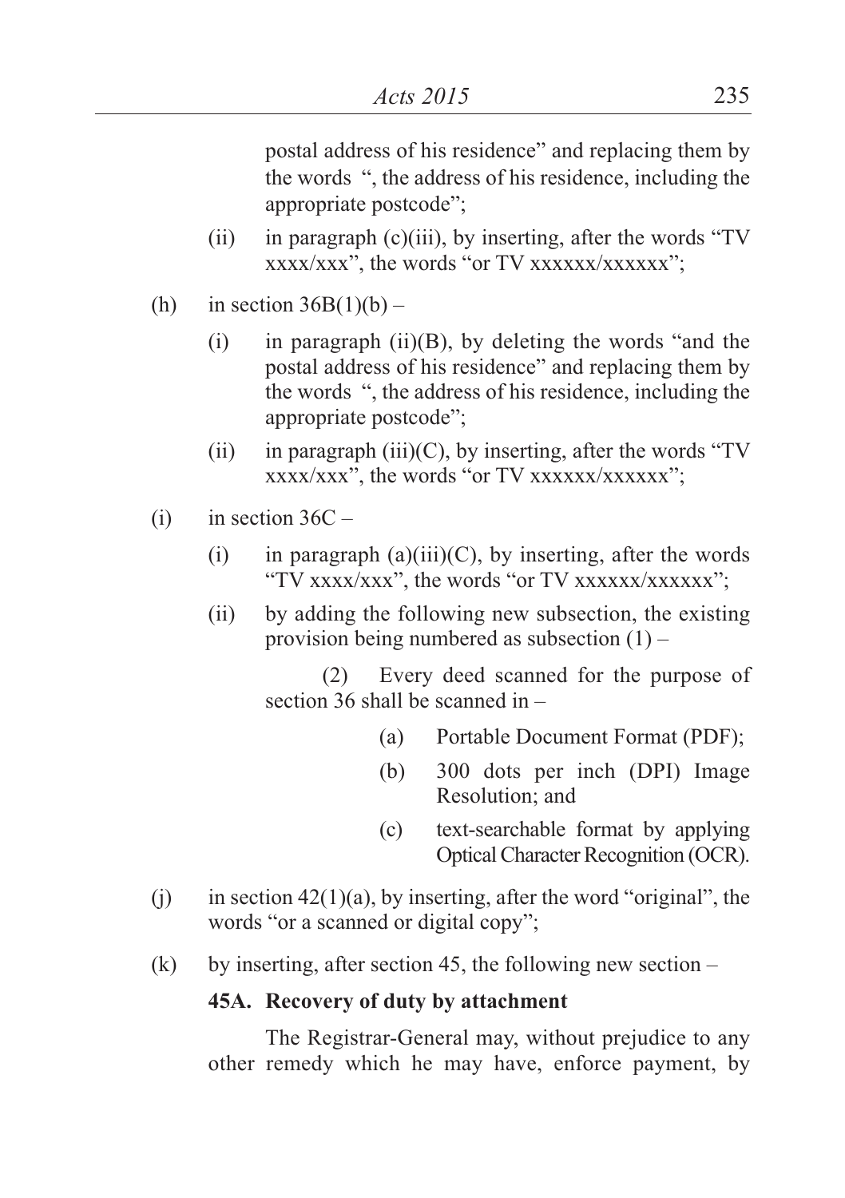postal address of his residence" and replacing them by the words ", the address of his residence, including the appropriate postcode";

(ii) in paragraph (c)(iii), by inserting, after the words "TV xxxx/xxx", the words "or TV xxxxxx/xxxxxx";

(h) in section 36B(1)(b) –

(i) in paragraph (ii)(B), by deleting the words "and the postal address of his residence" and replacing them by the words ", the address of his residence, including the appropriate postcode";

(ii) in paragraph (iii)(C), by inserting, after the words "TV xxxx/xxx", the words "or TV xxxxxx/xxxxxx";

(i) in section 36C –

(i) in paragraph (a)(iii)(C), by inserting, after the words "TV xxxx/xxx", the words "or TV xxxxxx/xxxxxx";

(ii) by adding the following new subsection, the existing provision being numbered as subsection (1) –

(2) Every deed scanned for the purpose of section 36 shall be scanned in –

(a) Portable Document Format (PDF);

(b) 300 dots per inch (DPI) Image Resolution; and

(c) text-searchable format by applying Optical Character Recognition (OCR).

(j) in section 42(1)(a), by inserting, after the word "original", the words "or a scanned or digital copy";

(k) by inserting, after section 45, the following new section –

**45A. Recovery of duty by attachment**

The Registrar-General may, without prejudice to any other remedy which he may have, enforce payment, by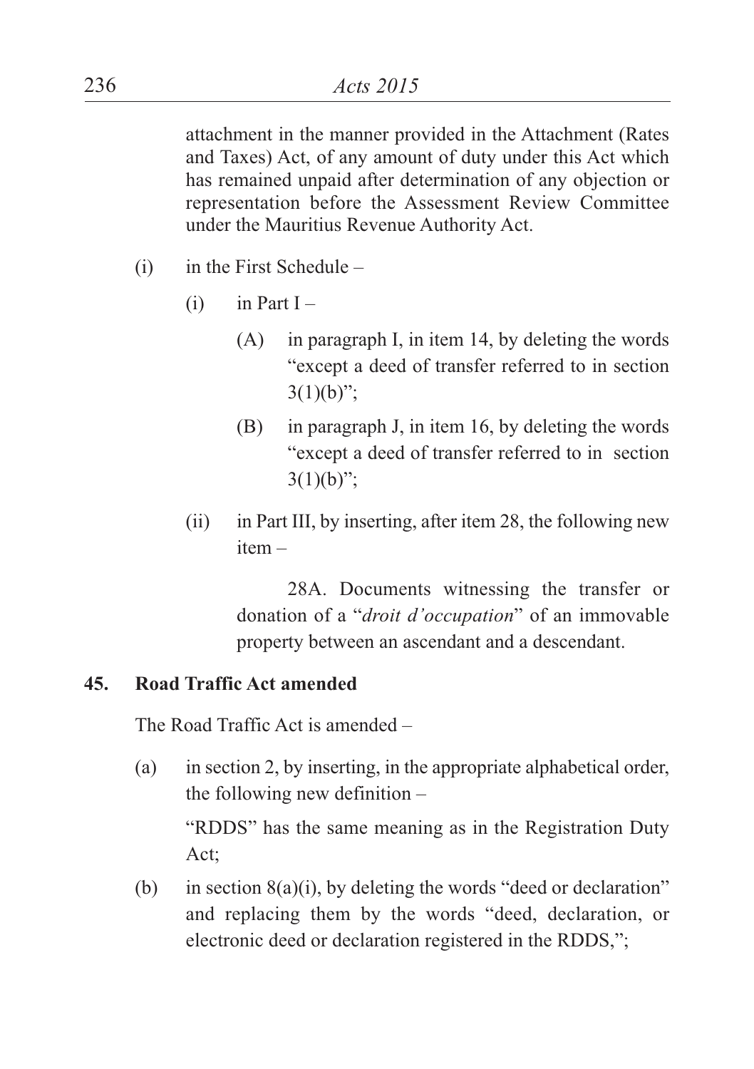attachment in the manner provided in the Attachment (Rates and Taxes) Act, of any amount of duty under this Act which has remained unpaid after determination of any objection or representation before the Assessment Review Committee under the Mauritius Revenue Authority Act.

(i) in the First Schedule –

(i) in Part I –

(A) in paragraph I, in item 14, by deleting the words "except a deed of transfer referred to in section 3(1)(b)";

(B) in paragraph J, in item 16, by deleting the words "except a deed of transfer referred to in section 3(1)(b)";

(ii) in Part III, by inserting, after item 28, the following new item –

28A. Documents witnessing the transfer or donation of a "*droit d'occupation*" of an immovable property between an ascendant and a descendant.

**45. Road Traffic Act amended**

The Road Traffic Act is amended –

(a) in section 2, by inserting, in the appropriate alphabetical order, the following new definition –

"RDDS" has the same meaning as in the Registration Duty Act;

(b) in section 8(a)(i), by deleting the words "deed or declaration" and replacing them by the words "deed, declaration, or electronic deed or declaration registered in the RDDS,";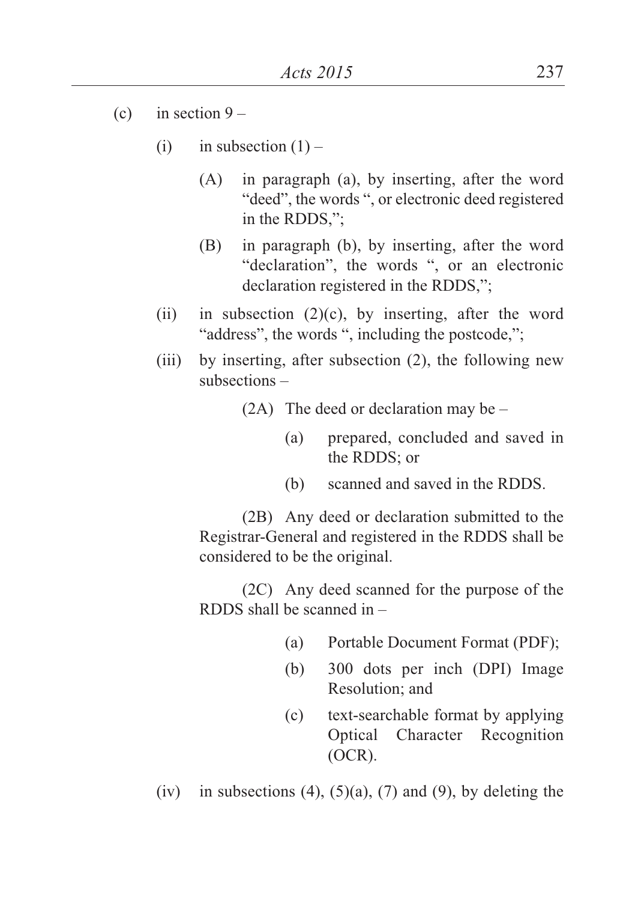(c) in section 9 –

(i) in subsection (1) –

(A) in paragraph (a), by inserting, after the word "deed", the words ", or electronic deed registered in the RDDS,";

(B) in paragraph (b), by inserting, after the word "declaration", the words ", or an electronic declaration registered in the RDDS,";

(ii) in subsection (2)(c), by inserting, after the word "address", the words ", including the postcode,";

(iii) by inserting, after subsection (2), the following new subsections –

(2A) The deed or declaration may be –

(a) prepared, concluded and saved in the RDDS; or

(b) scanned and saved in the RDDS.

(2B) Any deed or declaration submitted to the Registrar-General and registered in the RDDS shall be considered to be the original.

(2C) Any deed scanned for the purpose of the RDDS shall be scanned in –

(a) Portable Document Format (PDF);

(b) 300 dots per inch (DPI) Image Resolution; and

(c) text-searchable format by applying Optical Character Recognition (OCR).

(iv) in subsections (4), (5)(a), (7) and (9), by deleting the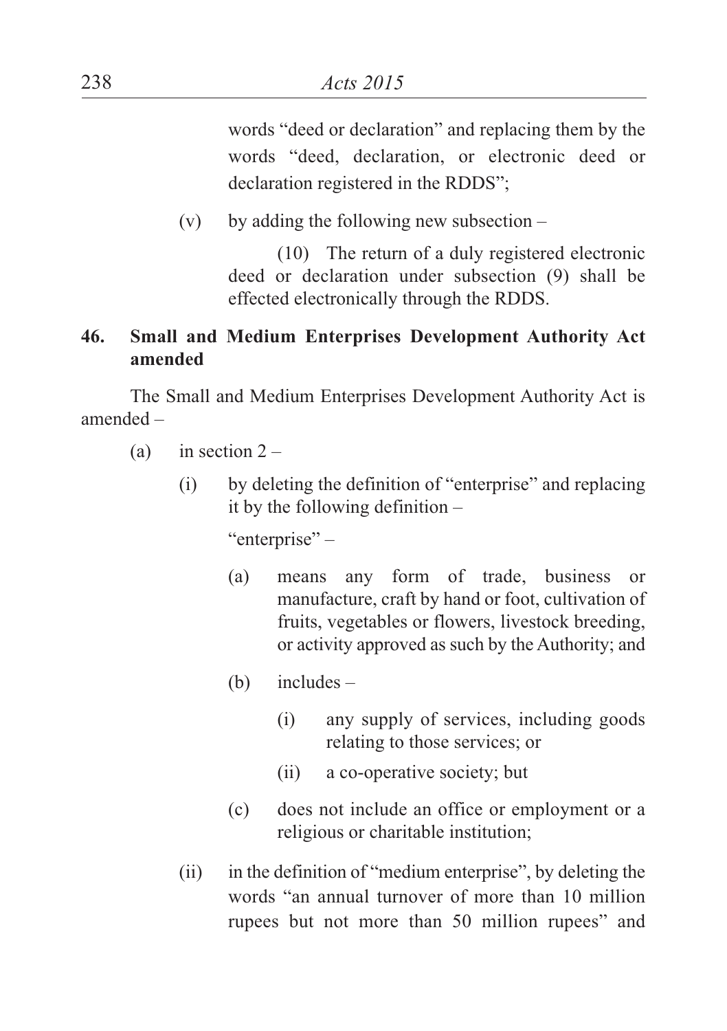words "deed or declaration" and replacing them by the words "deed, declaration, or electronic deed or declaration registered in the RDDS";

(v) by adding the following new subsection –

(10) The return of a duly registered electronic deed or declaration under subsection (9) shall be effected electronically through the RDDS.

### 46. Small and Medium Enterprises Development Authority Act amended

The Small and Medium Enterprises Development Authority Act is amended –

(a) in section 2 –

(i) by deleting the definition of "enterprise" and replacing it by the following definition –

"enterprise" –

(a) means any form of trade, business or manufacture, craft by hand or foot, cultivation of fruits, vegetables or flowers, livestock breeding, or activity approved as such by the Authority; and

(b) includes –

(i) any supply of services, including goods relating to those services; or

(ii) a co-operative society; but

(c) does not include an office or employment or a religious or charitable institution;

(ii) in the definition of "medium enterprise", by deleting the words "an annual turnover of more than 10 million rupees but not more than 50 million rupees" and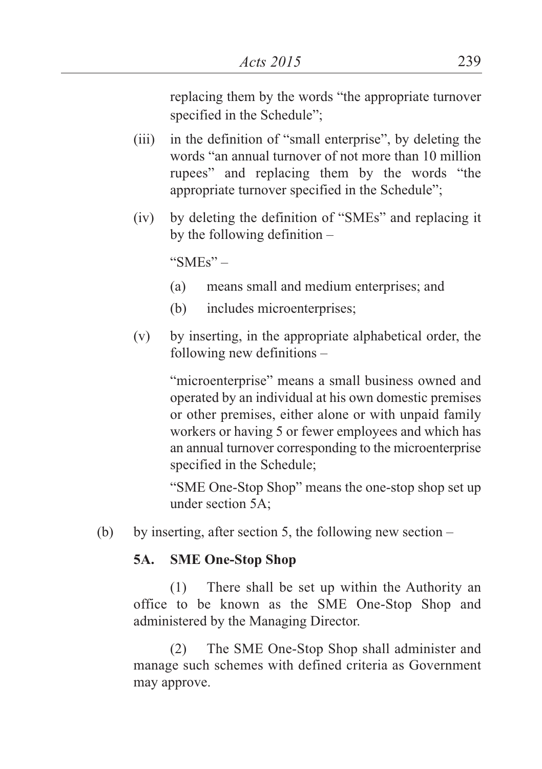replacing them by the words "the appropriate turnover specified in the Schedule";

(iii) in the definition of "small enterprise", by deleting the words "an annual turnover of not more than 10 million rupees" and replacing them by the words "the appropriate turnover specified in the Schedule";

(iv) by deleting the definition of "SMEs" and replacing it by the following definition –

"SMEs" –

(a) means small and medium enterprises; and

(b) includes microenterprises;

(v) by inserting, in the appropriate alphabetical order, the following new definitions –

"microenterprise" means a small business owned and operated by an individual at his own domestic premises or other premises, either alone or with unpaid family workers or having 5 or fewer employees and which has an annual turnover corresponding to the microenterprise specified in the Schedule;

"SME One-Stop Shop" means the one-stop shop set up under section 5A;

(b) by inserting, after section 5, the following new section –

**5A. SME One-Stop Shop**

(1) There shall be set up within the Authority an office to be known as the SME One-Stop Shop and administered by the Managing Director.

(2) The SME One-Stop Shop shall administer and manage such schemes with defined criteria as Government may approve.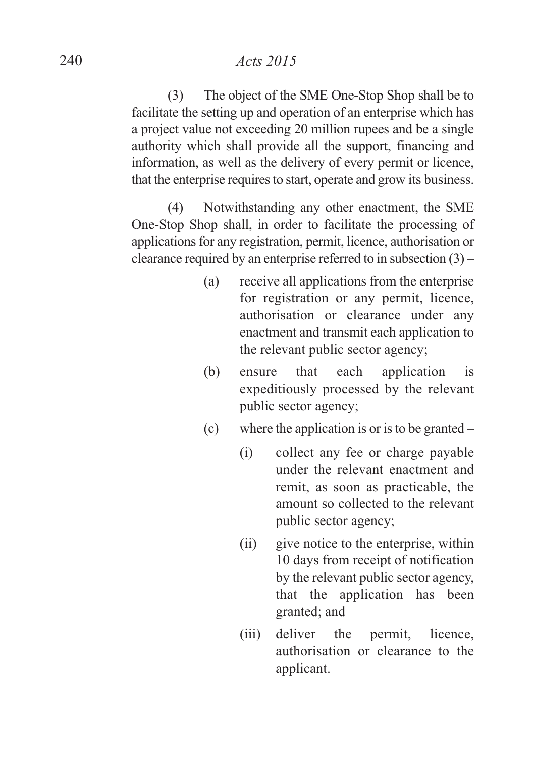(3) The object of the SME One-Stop Shop shall be to facilitate the setting up and operation of an enterprise which has a project value not exceeding 20 million rupees and be a single authority which shall provide all the support, financing and information, as well as the delivery of every permit or licence, that the enterprise requires to start, operate and grow its business.

(4) Notwithstanding any other enactment, the SME One-Stop Shop shall, in order to facilitate the processing of applications for any registration, permit, licence, authorisation or clearance required by an enterprise referred to in subsection (3) –

- (a) receive all applications from the enterprise for registration or any permit, licence, authorisation or clearance under any enactment and transmit each application to the relevant public sector agency;
- (b) ensure that each application is expeditiously processed by the relevant public sector agency;
- (c) where the application is or is to be granted –
  - (i) collect any fee or charge payable under the relevant enactment and remit, as soon as practicable, the amount so collected to the relevant public sector agency;
  - (ii) give notice to the enterprise, within 10 days from receipt of notification by the relevant public sector agency, that the application has been granted; and
  - (iii) deliver the permit, licence, authorisation or clearance to the applicant.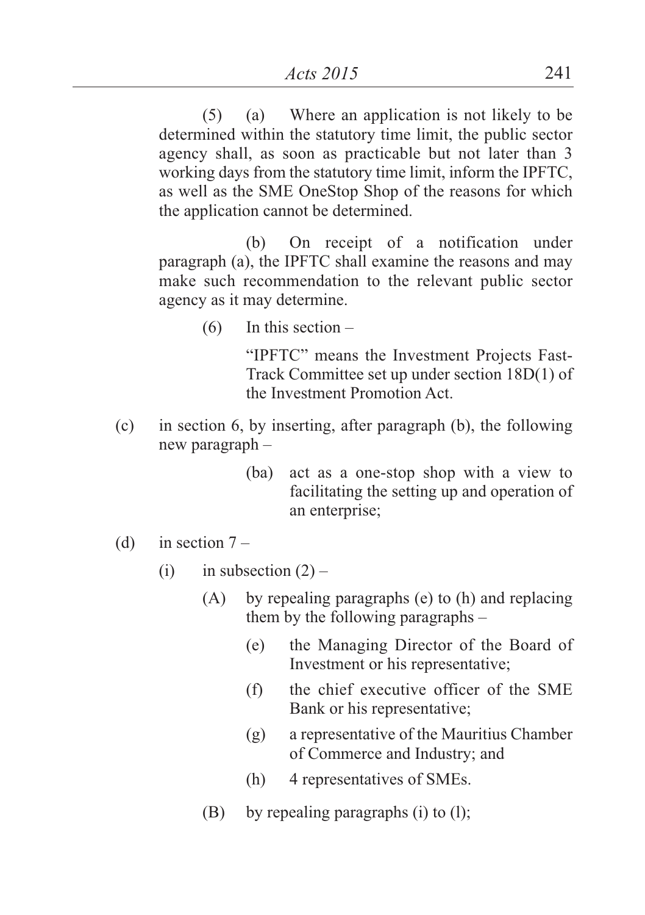(5) (a) Where an application is not likely to be determined within the statutory time limit, the public sector agency shall, as soon as practicable but not later than 3 working days from the statutory time limit, inform the IPFTC, as well as the SME OneStop Shop of the reasons for which the application cannot be determined.

(b) On receipt of a notification under paragraph (a), the IPFTC shall examine the reasons and may make such recommendation to the relevant public sector agency as it may determine.

(6) In this section –

"IPFTC" means the Investment Projects Fast-Track Committee set up under section 18D(1) of the Investment Promotion Act.

(c) in section 6, by inserting, after paragraph (b), the following new paragraph –

(ba) act as a one-stop shop with a view to facilitating the setting up and operation of an enterprise;

(d) in section 7 –

(i) in subsection (2) –

(A) by repealing paragraphs (e) to (h) and replacing them by the following paragraphs –

(e) the Managing Director of the Board of Investment or his representative;

(f) the chief executive officer of the SME Bank or his representative;

(g) a representative of the Mauritius Chamber of Commerce and Industry; and

(h) 4 representatives of SMEs.

(B) by repealing paragraphs (i) to (l);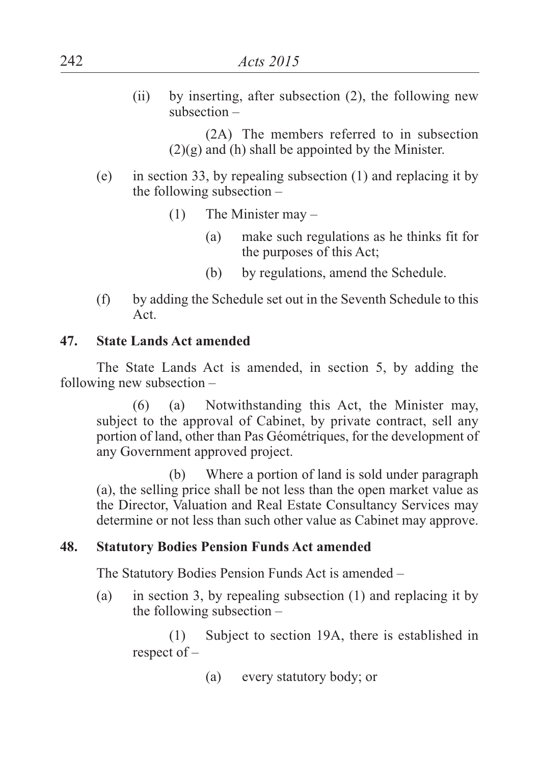(ii) by inserting, after subsection (2), the following new subsection –

(2A) The members referred to in subsection (2)(g) and (h) shall be appointed by the Minister.

(e) in section 33, by repealing subsection (1) and replacing it by the following subsection –

(1) The Minister may –

(a) make such regulations as he thinks fit for the purposes of this Act;

(b) by regulations, amend the Schedule.

(f) by adding the Schedule set out in the Seventh Schedule to this Act.

**47. State Lands Act amended**

The State Lands Act is amended, in section 5, by adding the following new subsection –

(6) (a) Notwithstanding this Act, the Minister may, subject to the approval of Cabinet, by private contract, sell any portion of land, other than Pas Géométriques, for the development of any Government approved project.

(b) Where a portion of land is sold under paragraph (a), the selling price shall be not less than the open market value as the Director, Valuation and Real Estate Consultancy Services may determine or not less than such other value as Cabinet may approve.

**48. Statutory Bodies Pension Funds Act amended**

The Statutory Bodies Pension Funds Act is amended –

(a) in section 3, by repealing subsection (1) and replacing it by the following subsection –

(1) Subject to section 19A, there is established in respect of –

(a) every statutory body; or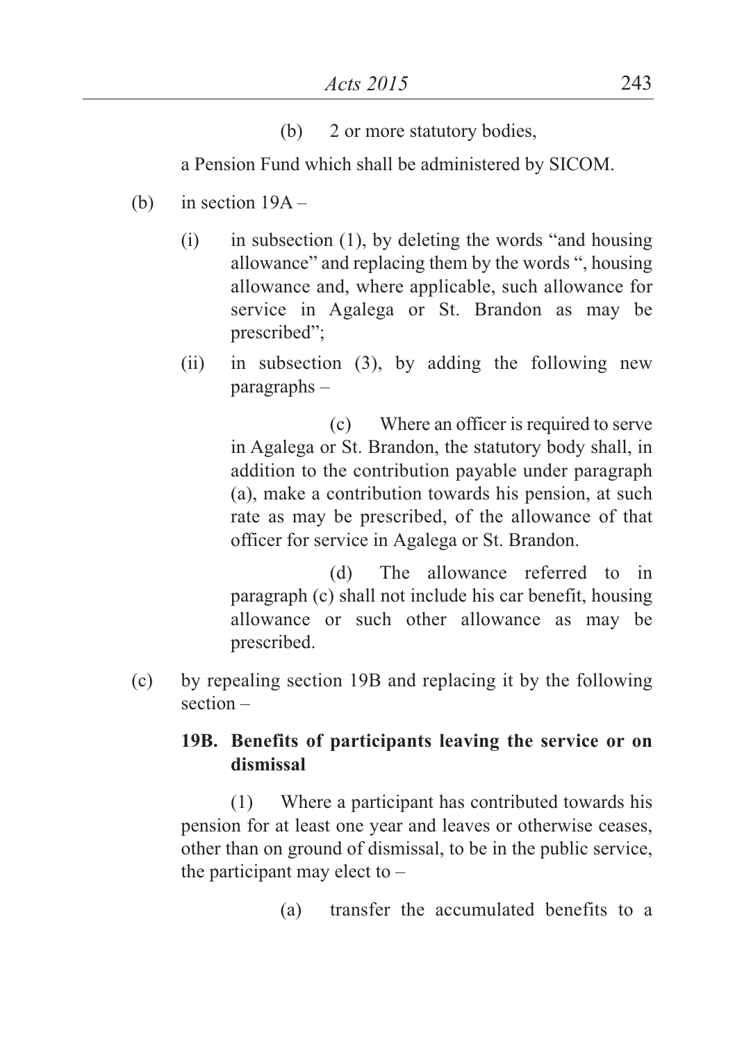(b) 2 or more statutory bodies,

a Pension Fund which shall be administered by SICOM.

(b) in section 19A –

(i) in subsection (1), by deleting the words "and housing allowance" and replacing them by the words ", housing allowance and, where applicable, such allowance for service in Agalega or St. Brandon as may be prescribed";

(ii) in subsection (3), by adding the following new paragraphs –

(c) Where an officer is required to serve in Agalega or St. Brandon, the statutory body shall, in addition to the contribution payable under paragraph (a), make a contribution towards his pension, at such rate as may be prescribed, of the allowance of that officer for service in Agalega or St. Brandon.

(d) The allowance referred to in paragraph (c) shall not include his car benefit, housing allowance or such other allowance as may be prescribed.

(c) by repealing section 19B and replacing it by the following section –

**19B. Benefits of participants leaving the service or on dismissal**

(1) Where a participant has contributed towards his pension for at least one year and leaves or otherwise ceases, other than on ground of dismissal, to be in the public service, the participant may elect to –

(a) transfer the accumulated benefits to a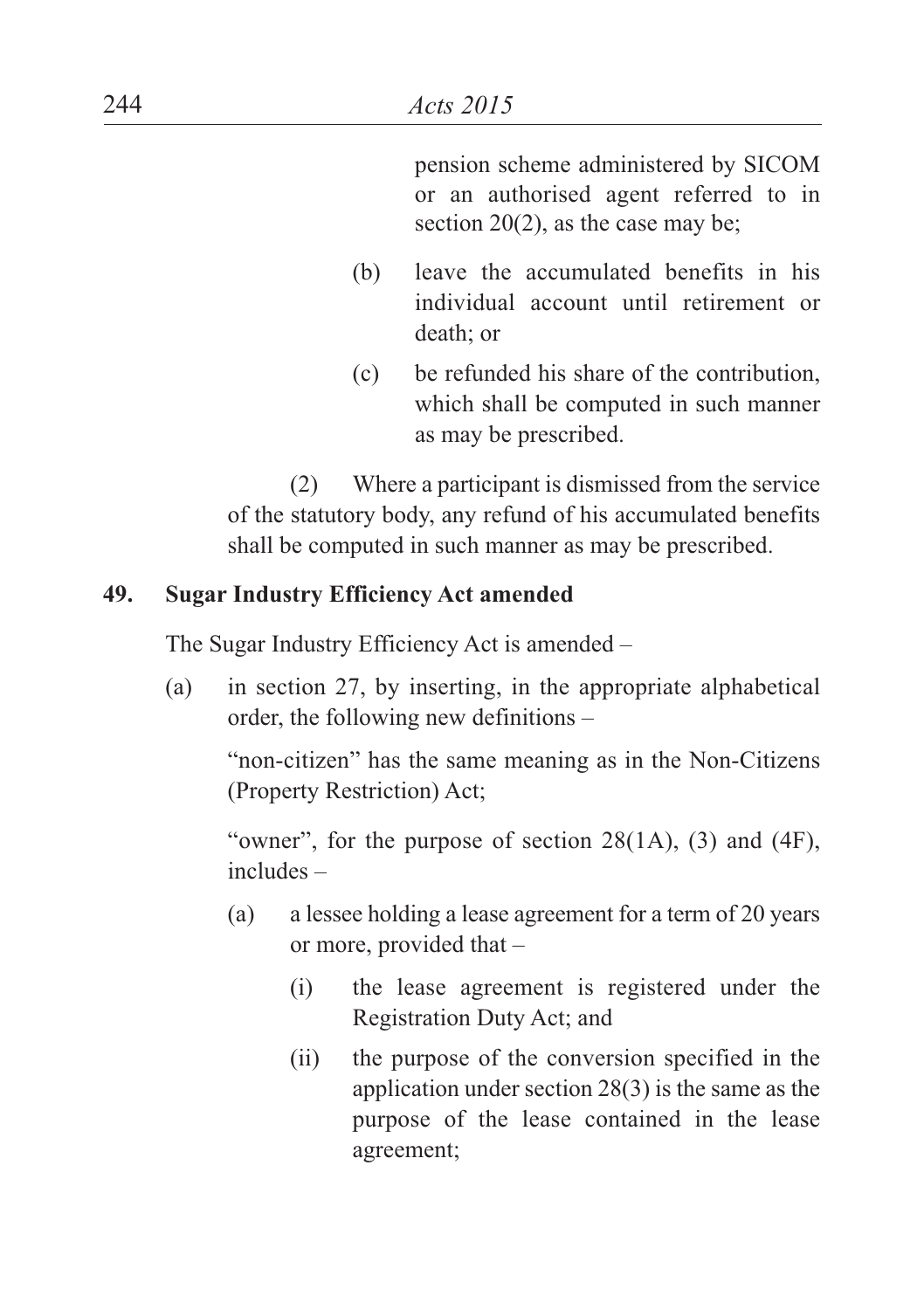pension scheme administered by SICOM or an authorised agent referred to in section 20(2), as the case may be;

(b) leave the accumulated benefits in his individual account until retirement or death; or

(c) be refunded his share of the contribution, which shall be computed in such manner as may be prescribed.

(2) Where a participant is dismissed from the service of the statutory body, any refund of his accumulated benefits shall be computed in such manner as may be prescribed.

**49. Sugar Industry Efficiency Act amended**

The Sugar Industry Efficiency Act is amended –

(a) in section 27, by inserting, in the appropriate alphabetical order, the following new definitions –

"non-citizen" has the same meaning as in the Non-Citizens (Property Restriction) Act;

"owner", for the purpose of section 28(1A), (3) and (4F), includes –

(a) a lessee holding a lease agreement for a term of 20 years or more, provided that –

(i) the lease agreement is registered under the Registration Duty Act; and

(ii) the purpose of the conversion specified in the application under section 28(3) is the same as the purpose of the lease contained in the lease agreement;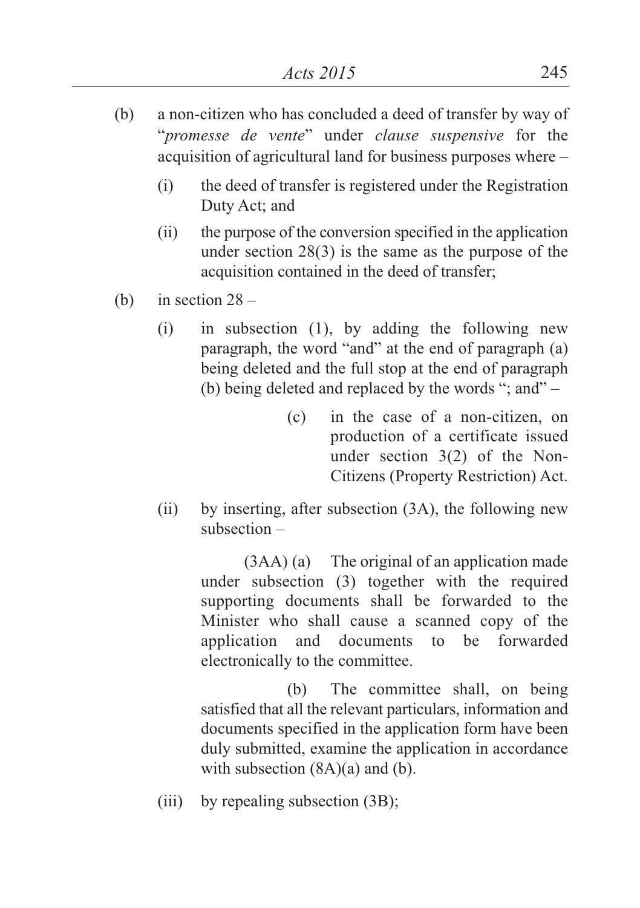(b) a non-citizen who has concluded a deed of transfer by way of "*promesse de vente*" under *clause suspensive* for the acquisition of agricultural land for business purposes where –

(i) the deed of transfer is registered under the Registration Duty Act; and

(ii) the purpose of the conversion specified in the application under section 28(3) is the same as the purpose of the acquisition contained in the deed of transfer;

(b) in section 28 –

(i) in subsection (1), by adding the following new paragraph, the word "and" at the end of paragraph (a) being deleted and the full stop at the end of paragraph (b) being deleted and replaced by the words "; and" –

> (c) in the case of a non-citizen, on production of a certificate issued under section 3(2) of the Non-Citizens (Property Restriction) Act.

(ii) by inserting, after subsection (3A), the following new subsection –

> (3AA) (a) The original of an application made under subsection (3) together with the required supporting documents shall be forwarded to the Minister who shall cause a scanned copy of the application and documents to be forwarded electronically to the committee.
>
> (b) The committee shall, on being satisfied that all the relevant particulars, information and documents specified in the application form have been duly submitted, examine the application in accordance with subsection (8A)(a) and (b).

(iii) by repealing subsection (3B);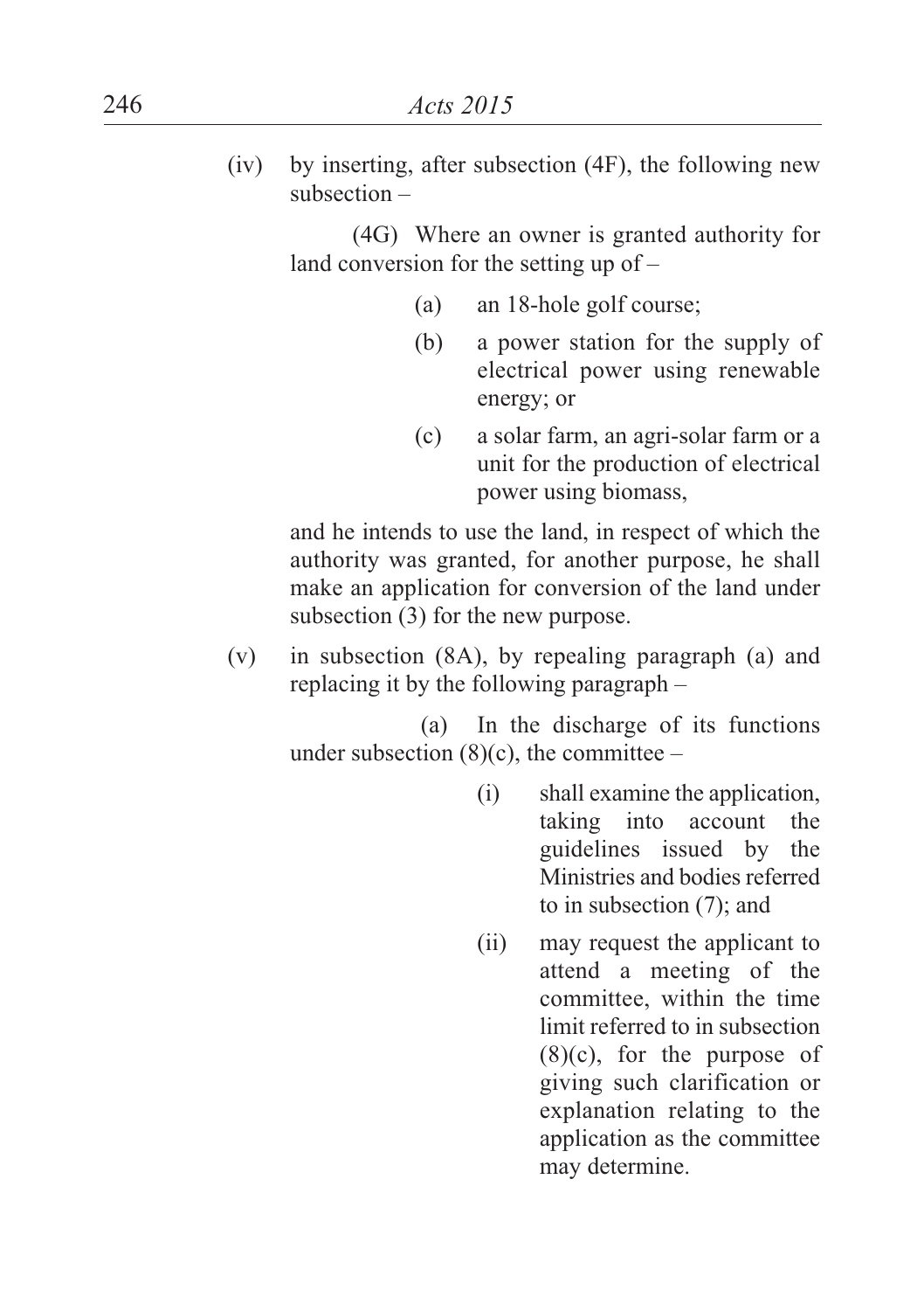(iv) by inserting, after subsection (4F), the following new subsection –

> (4G) Where an owner is granted authority for land conversion for the setting up of –
>
> (a) an 18-hole golf course;
>
> (b) a power station for the supply of electrical power using renewable energy; or
>
> (c) a solar farm, an agri-solar farm or a unit for the production of electrical power using biomass,
>
> and he intends to use the land, in respect of which the authority was granted, for another purpose, he shall make an application for conversion of the land under subsection (3) for the new purpose.

(v) in subsection (8A), by repealing paragraph (a) and replacing it by the following paragraph –

> (a) In the discharge of its functions under subsection (8)(c), the committee –
>
> (i) shall examine the application, taking into account the guidelines issued by the Ministries and bodies referred to in subsection (7); and
>
> (ii) may request the applicant to attend a meeting of the committee, within the time limit referred to in subsection (8)(c), for the purpose of giving such clarification or explanation relating to the application as the committee may determine.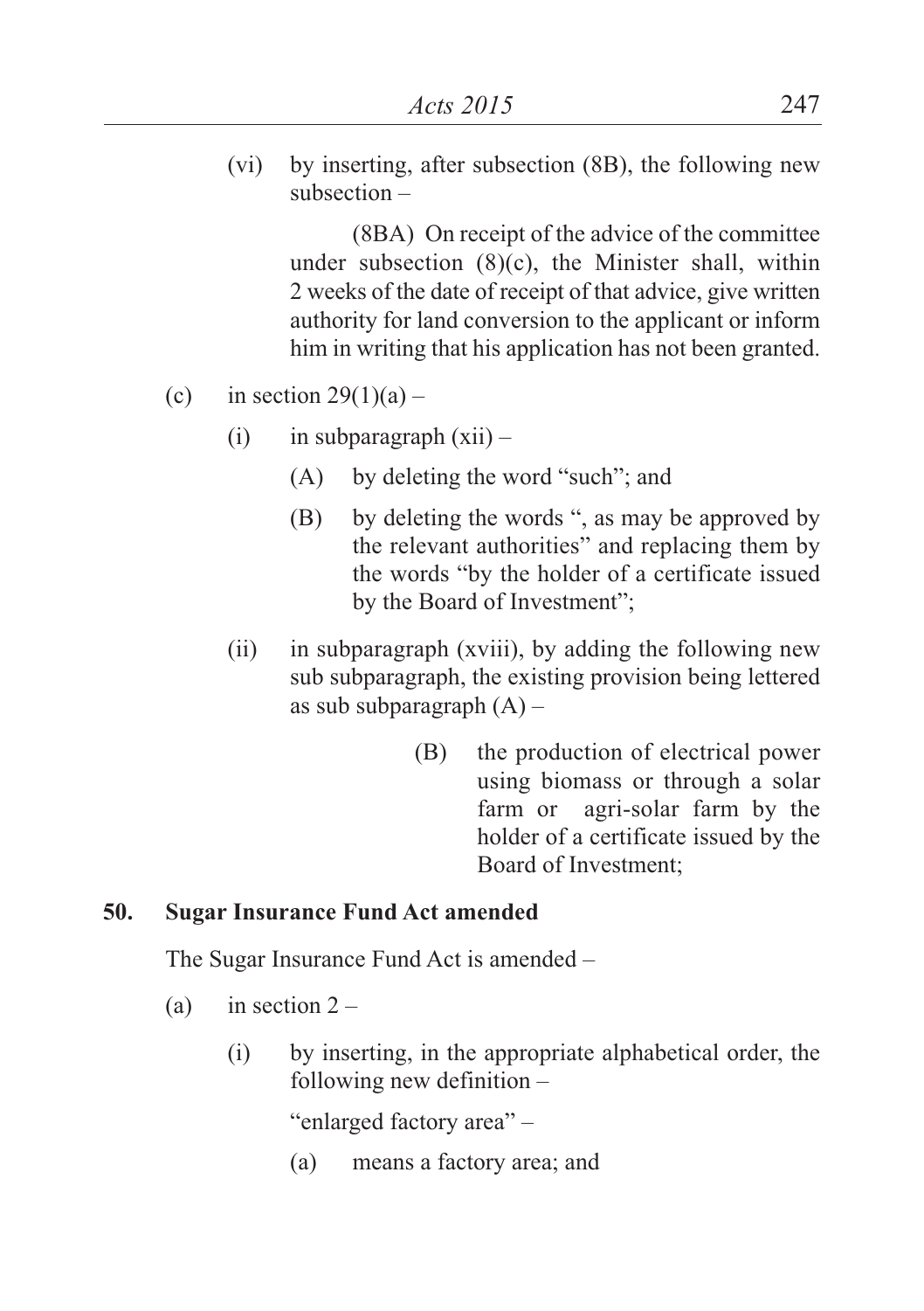(vi) by inserting, after subsection (8B), the following new subsection –

(8BA) On receipt of the advice of the committee under subsection (8)(c), the Minister shall, within 2 weeks of the date of receipt of that advice, give written authority for land conversion to the applicant or inform him in writing that his application has not been granted.

(c) in section 29(1)(a) –

(i) in subparagraph (xii) –

(A) by deleting the word "such"; and

(B) by deleting the words ", as may be approved by the relevant authorities" and replacing them by the words "by the holder of a certificate issued by the Board of Investment";

(ii) in subparagraph (xviii), by adding the following new sub subparagraph, the existing provision being lettered as sub subparagraph (A) –

(B) the production of electrical power using biomass or through a solar farm or agri-solar farm by the holder of a certificate issued by the Board of Investment;

**50. Sugar Insurance Fund Act amended**

The Sugar Insurance Fund Act is amended –

(a) in section 2 –

(i) by inserting, in the appropriate alphabetical order, the following new definition –

"enlarged factory area" –

(a) means a factory area; and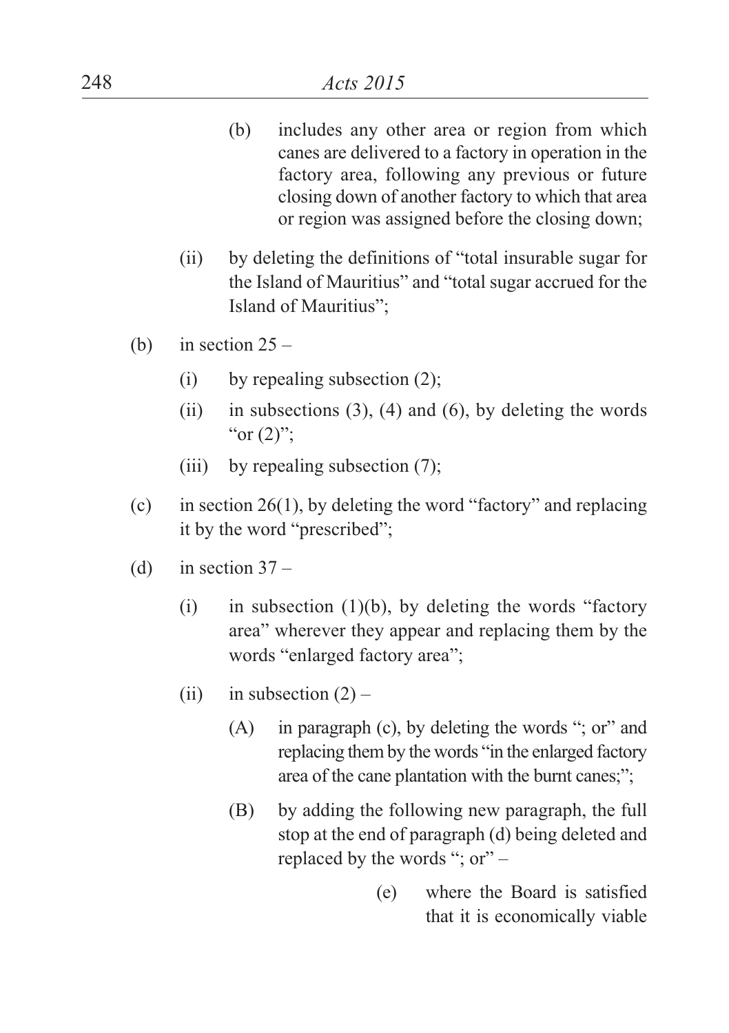(b) includes any other area or region from which canes are delivered to a factory in operation in the factory area, following any previous or future closing down of another factory to which that area or region was assigned before the closing down;

(ii) by deleting the definitions of "total insurable sugar for the Island of Mauritius" and "total sugar accrued for the Island of Mauritius";

(b) in section 25 –

(i) by repealing subsection (2);

(ii) in subsections (3), (4) and (6), by deleting the words "or (2)";

(iii) by repealing subsection (7);

(c) in section 26(1), by deleting the word "factory" and replacing it by the word "prescribed";

(d) in section 37 –

(i) in subsection (1)(b), by deleting the words "factory area" wherever they appear and replacing them by the words "enlarged factory area";

(ii) in subsection (2) –

(A) in paragraph (c), by deleting the words "; or" and replacing them by the words "in the enlarged factory area of the cane plantation with the burnt canes;";

(B) by adding the following new paragraph, the full stop at the end of paragraph (d) being deleted and replaced by the words "; or" –

(e) where the Board is satisfied that it is economically viable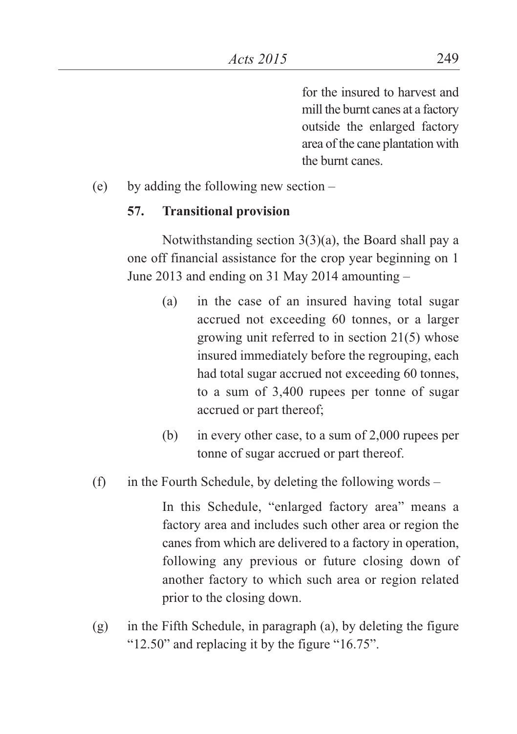for the insured to harvest and mill the burnt canes at a factory outside the enlarged factory area of the cane plantation with the burnt canes.

(e) by adding the following new section –

**57. Transitional provision**

Notwithstanding section 3(3)(a), the Board shall pay a one off financial assistance for the crop year beginning on 1 June 2013 and ending on 31 May 2014 amounting –

(a) in the case of an insured having total sugar accrued not exceeding 60 tonnes, or a larger growing unit referred to in section 21(5) whose insured immediately before the regrouping, each had total sugar accrued not exceeding 60 tonnes, to a sum of 3,400 rupees per tonne of sugar accrued or part thereof;

(b) in every other case, to a sum of 2,000 rupees per tonne of sugar accrued or part thereof.

(f) in the Fourth Schedule, by deleting the following words –

In this Schedule, "enlarged factory area" means a factory area and includes such other area or region the canes from which are delivered to a factory in operation, following any previous or future closing down of another factory to which such area or region related prior to the closing down.

(g) in the Fifth Schedule, in paragraph (a), by deleting the figure "12.50" and replacing it by the figure "16.75".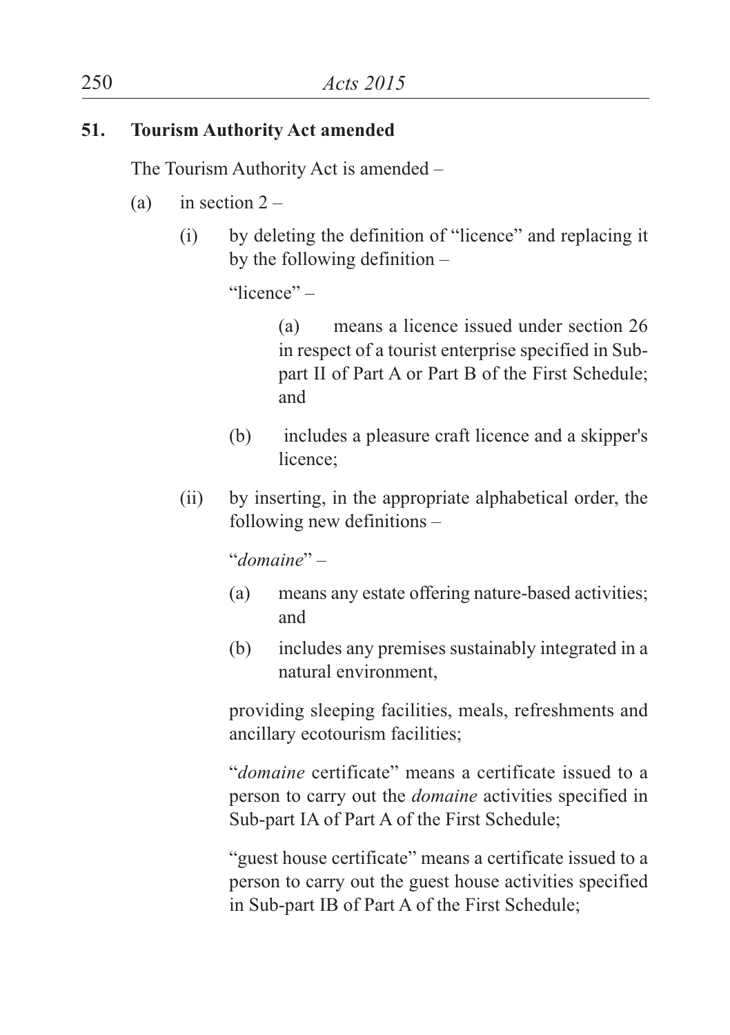**51. Tourism Authority Act amended**

The Tourism Authority Act is amended –

(a) in section 2 –

(i) by deleting the definition of "licence" and replacing it by the following definition –

"licence" –

(a) means a licence issued under section 26 in respect of a tourist enterprise specified in Sub-part II of Part A or Part B of the First Schedule; and

(b) includes a pleasure craft licence and a skipper's licence;

(ii) by inserting, in the appropriate alphabetical order, the following new definitions –

"*domaine*" –

(a) means any estate offering nature-based activities; and

(b) includes any premises sustainably integrated in a natural environment,

providing sleeping facilities, meals, refreshments and ancillary ecotourism facilities;

"*domaine* certificate" means a certificate issued to a person to carry out the *domaine* activities specified in Sub-part IA of Part A of the First Schedule;

"guest house certificate" means a certificate issued to a person to carry out the guest house activities specified in Sub-part IB of Part A of the First Schedule;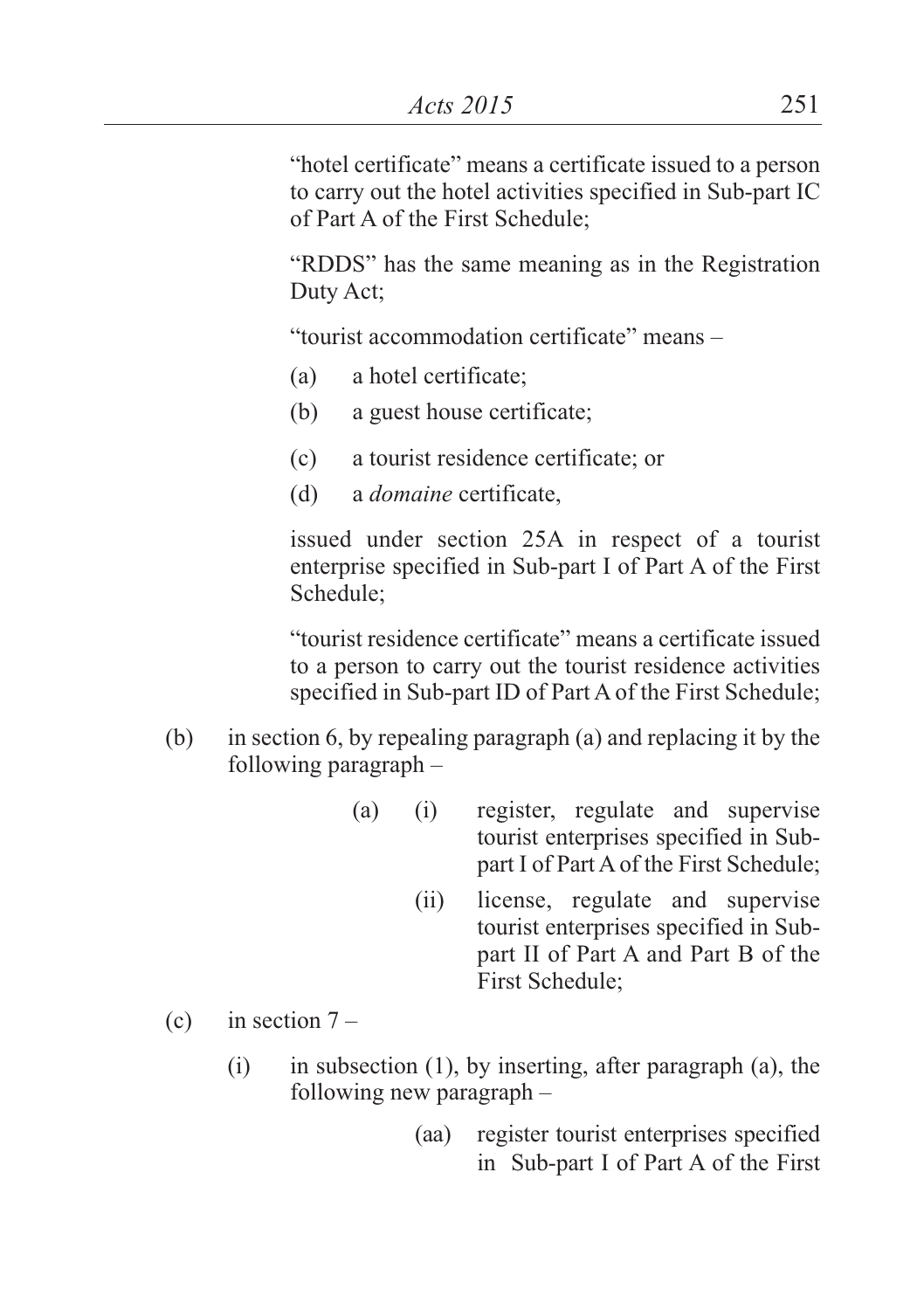"hotel certificate" means a certificate issued to a person to carry out the hotel activities specified in Sub-part IC of Part A of the First Schedule;

"RDDS" has the same meaning as in the Registration Duty Act;

"tourist accommodation certificate" means –

(a) a hotel certificate;

(b) a guest house certificate;

(c) a tourist residence certificate; or

(d) a *domaine* certificate,

issued under section 25A in respect of a tourist enterprise specified in Sub-part I of Part A of the First Schedule;

"tourist residence certificate" means a certificate issued to a person to carry out the tourist residence activities specified in Sub-part ID of Part A of the First Schedule;

(b) in section 6, by repealing paragraph (a) and replacing it by the following paragraph –

(a) (i) register, regulate and supervise tourist enterprises specified in Sub-part I of Part A of the First Schedule;

(ii) license, regulate and supervise tourist enterprises specified in Sub-part II of Part A and Part B of the First Schedule;

(c) in section 7 –

(i) in subsection (1), by inserting, after paragraph (a), the following new paragraph –

(aa) register tourist enterprises specified in Sub-part I of Part A of the First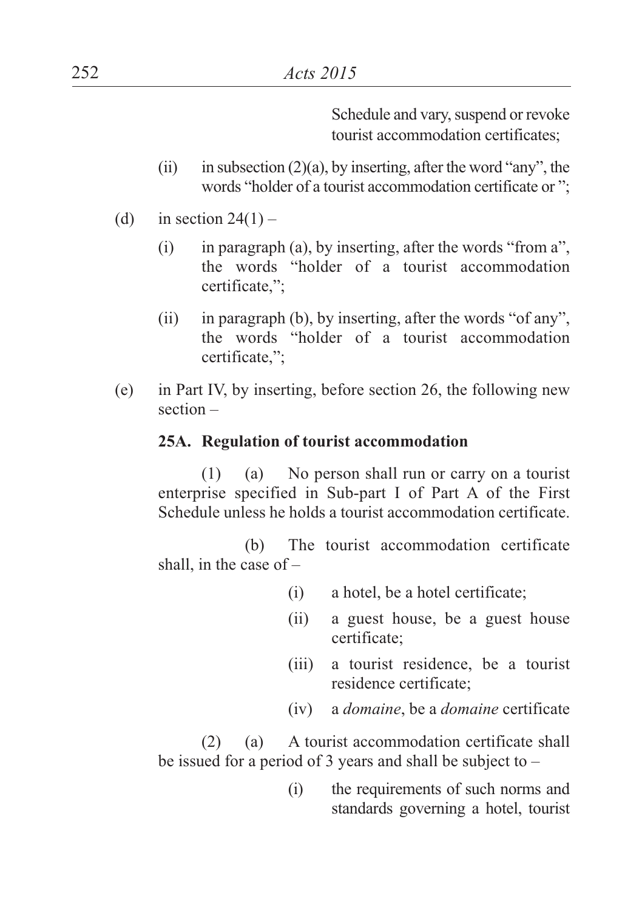Schedule and vary, suspend or revoke tourist accommodation certificates;

(ii) in subsection (2)(a), by inserting, after the word "any", the words "holder of a tourist accommodation certificate or ";

(d) in section 24(1) –

(i) in paragraph (a), by inserting, after the words "from a", the words "holder of a tourist accommodation certificate,";

(ii) in paragraph (b), by inserting, after the words "of any", the words "holder of a tourist accommodation certificate,";

(e) in Part IV, by inserting, before section 26, the following new section –

**25A. Regulation of tourist accommodation**

(1) (a) No person shall run or carry on a tourist enterprise specified in Sub-part I of Part A of the First Schedule unless he holds a tourist accommodation certificate.

(b) The tourist accommodation certificate shall, in the case of –

(i) a hotel, be a hotel certificate;

(ii) a guest house, be a guest house certificate;

(iii) a tourist residence, be a tourist residence certificate;

(iv) a *domaine*, be a *domaine* certificate

(2) (a) A tourist accommodation certificate shall be issued for a period of 3 years and shall be subject to –

(i) the requirements of such norms and standards governing a hotel, tourist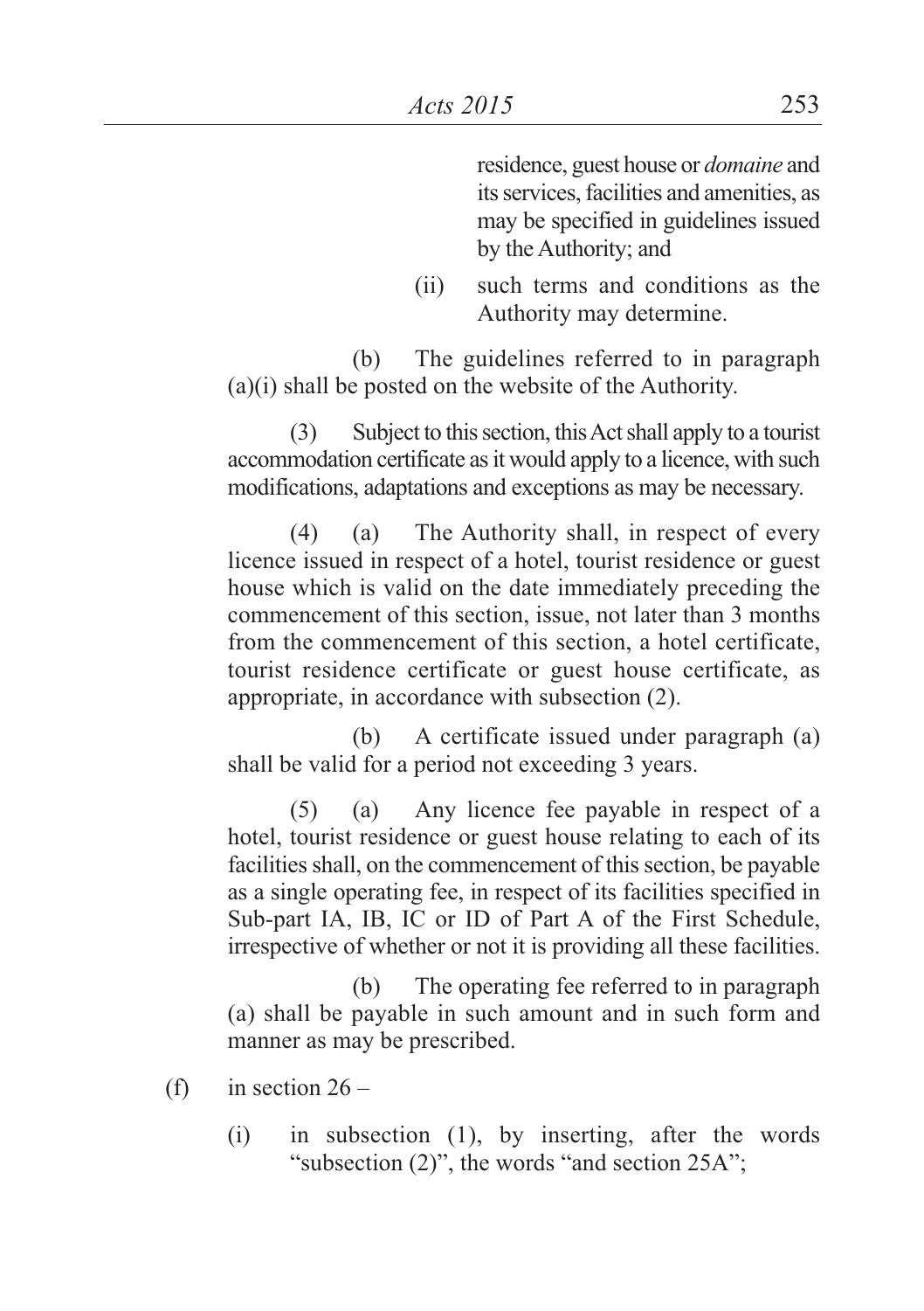residence, guest house or *domaine* and its services, facilities and amenities, as may be specified in guidelines issued by the Authority; and

(ii) such terms and conditions as the Authority may determine.

(b) The guidelines referred to in paragraph (a)(i) shall be posted on the website of the Authority.

(3) Subject to this section, this Act shall apply to a tourist accommodation certificate as it would apply to a licence, with such modifications, adaptations and exceptions as may be necessary.

(4) (a) The Authority shall, in respect of every licence issued in respect of a hotel, tourist residence or guest house which is valid on the date immediately preceding the commencement of this section, issue, not later than 3 months from the commencement of this section, a hotel certificate, tourist residence certificate or guest house certificate, as appropriate, in accordance with subsection (2).

(b) A certificate issued under paragraph (a) shall be valid for a period not exceeding 3 years.

(5) (a) Any licence fee payable in respect of a hotel, tourist residence or guest house relating to each of its facilities shall, on the commencement of this section, be payable as a single operating fee, in respect of its facilities specified in Sub-part IA, IB, IC or ID of Part A of the First Schedule, irrespective of whether or not it is providing all these facilities.

(b) The operating fee referred to in paragraph (a) shall be payable in such amount and in such form and manner as may be prescribed.

(f) in section 26 –

(i) in subsection (1), by inserting, after the words "subsection (2)", the words "and section 25A";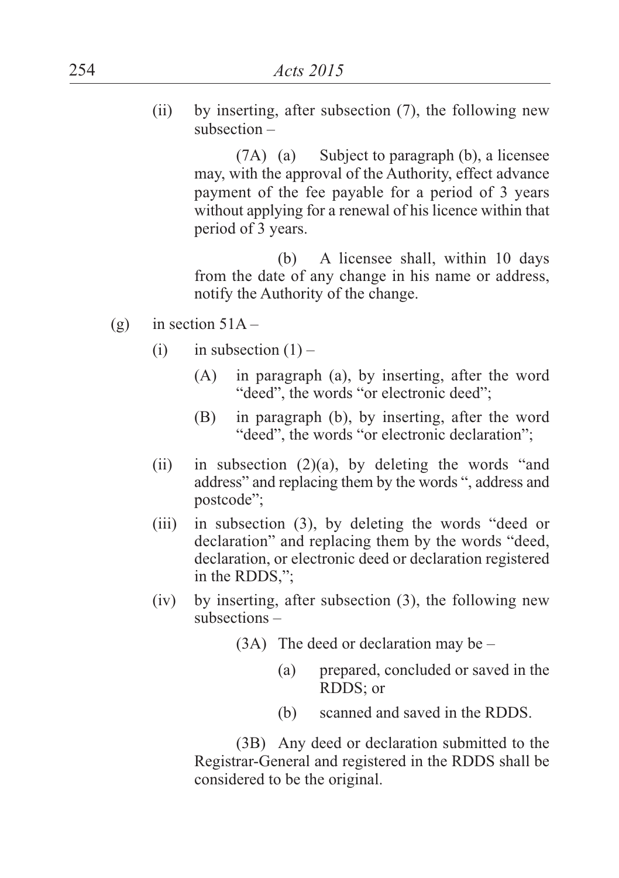(ii) by inserting, after subsection (7), the following new subsection –

> (7A) (a) Subject to paragraph (b), a licensee may, with the approval of the Authority, effect advance payment of the fee payable for a period of 3 years without applying for a renewal of his licence within that period of 3 years.
>
> (b) A licensee shall, within 10 days from the date of any change in his name or address, notify the Authority of the change.

(g) in section 51A –

- (i) in subsection (1) –
  - (A) in paragraph (a), by inserting, after the word "deed", the words "or electronic deed";
  - (B) in paragraph (b), by inserting, after the word "deed", the words "or electronic declaration";
- (ii) in subsection (2)(a), by deleting the words "and address" and replacing them by the words ", address and postcode";
- (iii) in subsection (3), by deleting the words "deed or declaration" and replacing them by the words "deed, declaration, or electronic deed or declaration registered in the RDDS,";
- (iv) by inserting, after subsection (3), the following new subsections –

> (3A) The deed or declaration may be –
>
> (a) prepared, concluded or saved in the RDDS; or
>
> (b) scanned and saved in the RDDS.
>
> (3B) Any deed or declaration submitted to the Registrar-General and registered in the RDDS shall be considered to be the original.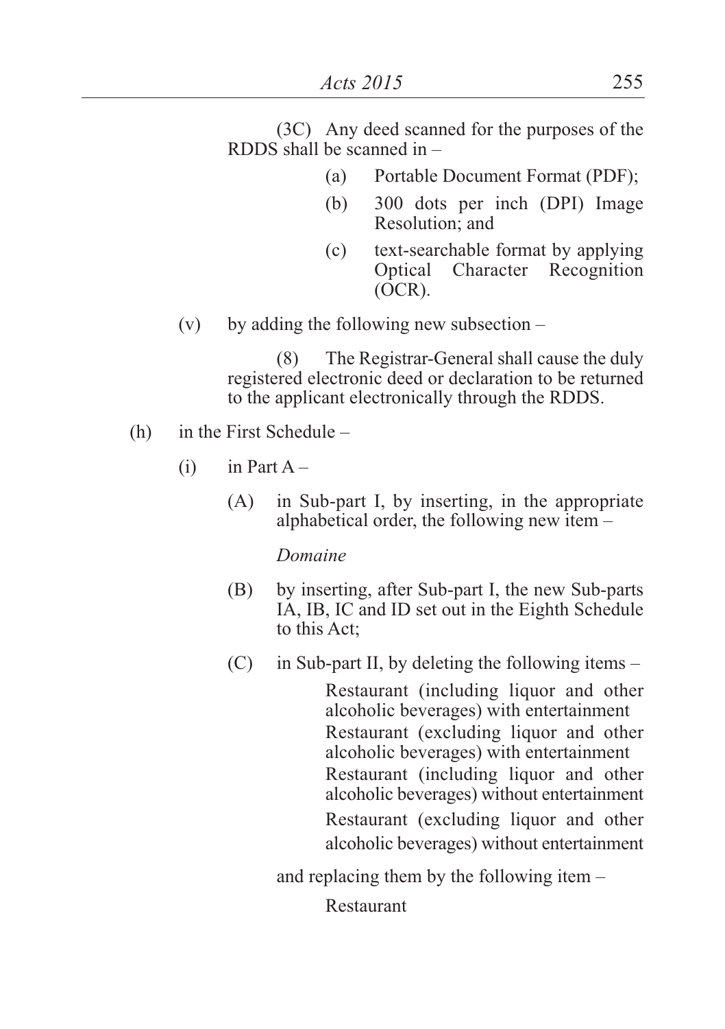(3C) Any deed scanned for the purposes of the RDDS shall be scanned in –

(a) Portable Document Format (PDF);

(b) 300 dots per inch (DPI) Image Resolution; and

(c) text-searchable format by applying Optical Character Recognition (OCR).

(v) by adding the following new subsection –

(8) The Registrar-General shall cause the duly registered electronic deed or declaration to be returned to the applicant electronically through the RDDS.

(h) in the First Schedule –

(i) in Part A –

(A) in Sub-part I, by inserting, in the appropriate alphabetical order, the following new item –

*Domaine*

(B) by inserting, after Sub-part I, the new Sub-parts IA, IB, IC and ID set out in the Eighth Schedule to this Act;

(C) in Sub-part II, by deleting the following items –

Restaurant (including liquor and other alcoholic beverages) with entertainment
Restaurant (excluding liquor and other alcoholic beverages) with entertainment
Restaurant (including liquor and other alcoholic beverages) without entertainment
Restaurant (excluding liquor and other alcoholic beverages) without entertainment

and replacing them by the following item –

Restaurant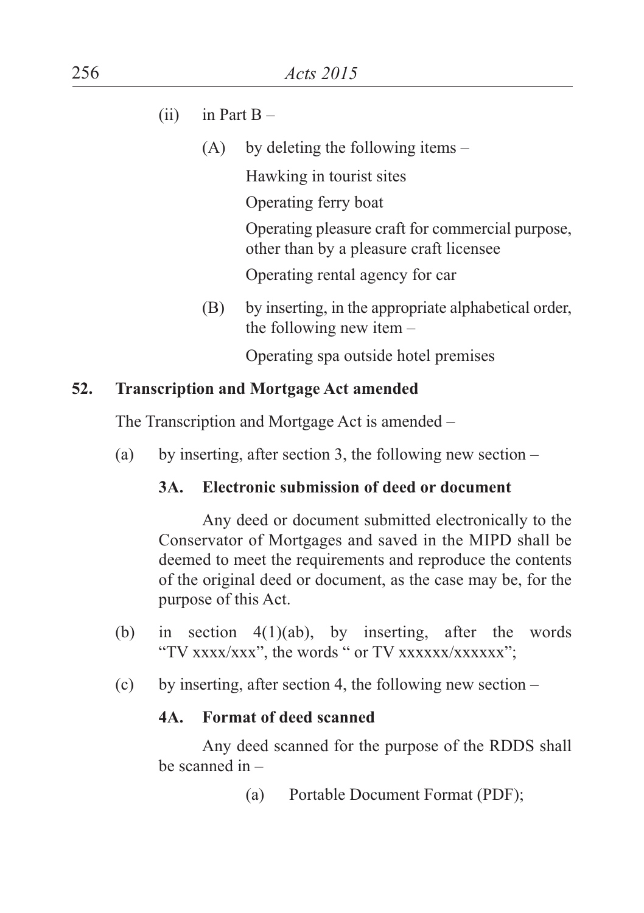(ii) in Part B –

(A) by deleting the following items –

Hawking in tourist sites

Operating ferry boat

Operating pleasure craft for commercial purpose, other than by a pleasure craft licensee

Operating rental agency for car

(B) by inserting, in the appropriate alphabetical order, the following new item –

Operating spa outside hotel premises

**52. Transcription and Mortgage Act amended**

The Transcription and Mortgage Act is amended –

(a) by inserting, after section 3, the following new section –

**3A. Electronic submission of deed or document**

Any deed or document submitted electronically to the Conservator of Mortgages and saved in the MIPD shall be deemed to meet the requirements and reproduce the contents of the original deed or document, as the case may be, for the purpose of this Act.

(b) in section 4(1)(ab), by inserting, after the words "TV xxxx/xxx", the words " or TV xxxxxx/xxxxxx";

(c) by inserting, after section 4, the following new section –

**4A. Format of deed scanned**

Any deed scanned for the purpose of the RDDS shall be scanned in –

(a) Portable Document Format (PDF);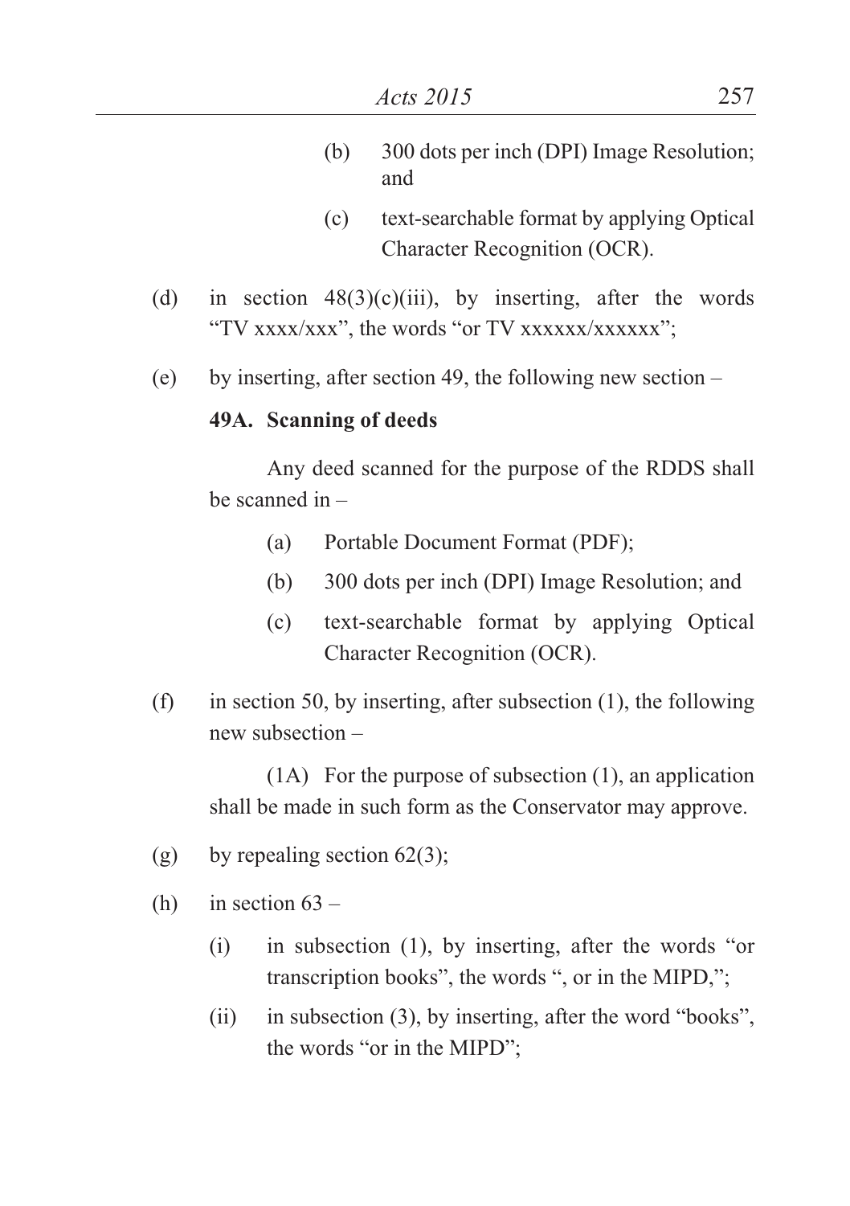(b) 300 dots per inch (DPI) Image Resolution; and

(c) text-searchable format by applying Optical Character Recognition (OCR).

(d) in section 48(3)(c)(iii), by inserting, after the words "TV xxxx/xxx", the words "or TV xxxxxx/xxxxxx";

(e) by inserting, after section 49, the following new section –

**49A. Scanning of deeds**

Any deed scanned for the purpose of the RDDS shall be scanned in –

(a) Portable Document Format (PDF);

(b) 300 dots per inch (DPI) Image Resolution; and

(c) text-searchable format by applying Optical Character Recognition (OCR).

(f) in section 50, by inserting, after subsection (1), the following new subsection –

(1A) For the purpose of subsection (1), an application shall be made in such form as the Conservator may approve.

(g) by repealing section 62(3);

(h) in section 63 –

(i) in subsection (1), by inserting, after the words "or transcription books", the words ", or in the MIPD,";

(ii) in subsection (3), by inserting, after the word "books", the words "or in the MIPD";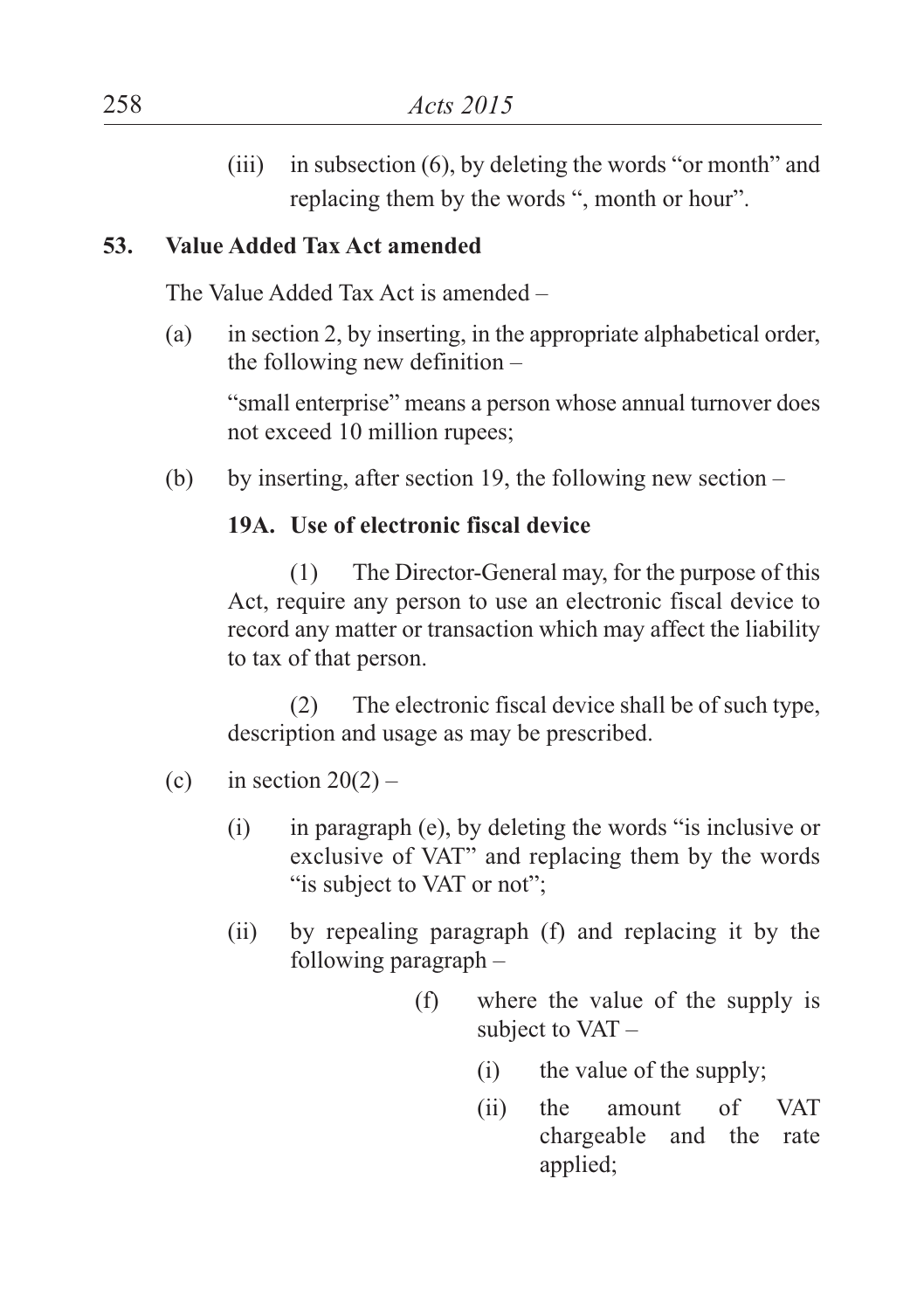(iii) in subsection (6), by deleting the words "or month" and replacing them by the words ", month or hour".

**53. Value Added Tax Act amended**

The Value Added Tax Act is amended –

(a) in section 2, by inserting, in the appropriate alphabetical order, the following new definition –

"small enterprise" means a person whose annual turnover does not exceed 10 million rupees;

(b) by inserting, after section 19, the following new section –

**19A. Use of electronic fiscal device**

(1) The Director-General may, for the purpose of this Act, require any person to use an electronic fiscal device to record any matter or transaction which may affect the liability to tax of that person.

(2) The electronic fiscal device shall be of such type, description and usage as may be prescribed.

(c) in section 20(2) –

(i) in paragraph (e), by deleting the words "is inclusive or exclusive of VAT" and replacing them by the words "is subject to VAT or not";

(ii) by repealing paragraph (f) and replacing it by the following paragraph –

(f) where the value of the supply is subject to VAT –

(i) the value of the supply;

(ii) the amount of VAT chargeable and the rate applied;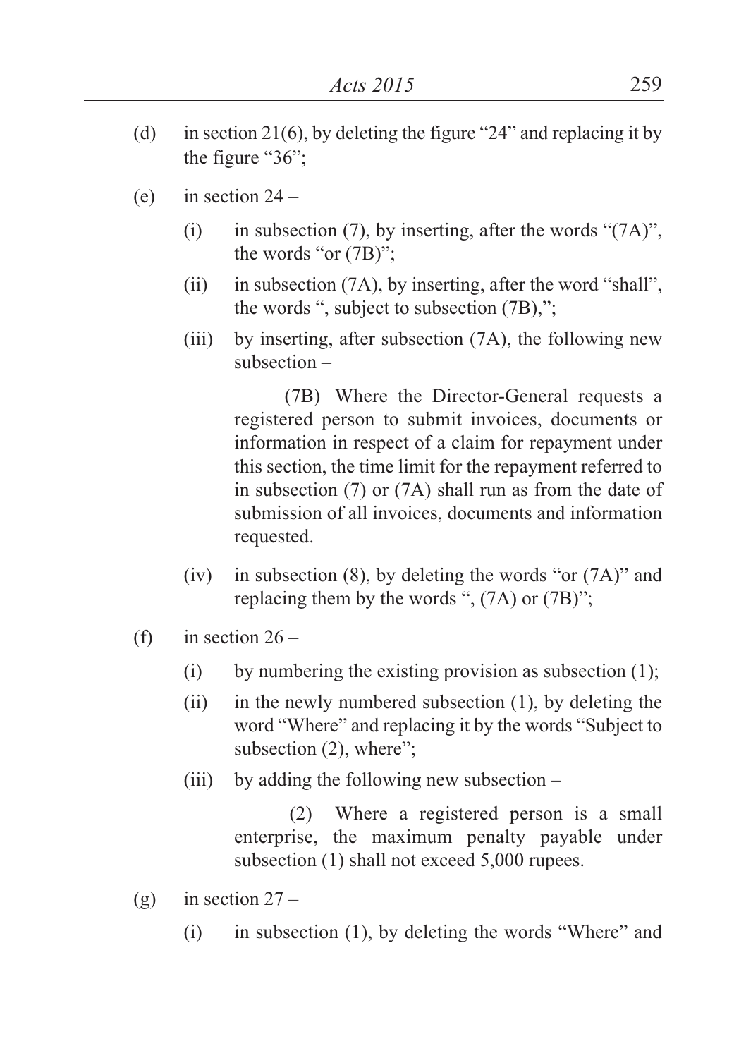(d) in section 21(6), by deleting the figure "24" and replacing it by the figure "36";

(e) in section 24 –

 (i) in subsection (7), by inserting, after the words "(7A)", the words "or (7B)";

 (ii) in subsection (7A), by inserting, after the word "shall", the words ", subject to subsection (7B),";

 (iii) by inserting, after subsection (7A), the following new subsection –

 (7B) Where the Director-General requests a registered person to submit invoices, documents or information in respect of a claim for repayment under this section, the time limit for the repayment referred to in subsection (7) or (7A) shall run as from the date of submission of all invoices, documents and information requested.

 (iv) in subsection (8), by deleting the words "or (7A)" and replacing them by the words ", (7A) or (7B)";

(f) in section 26 –

 (i) by numbering the existing provision as subsection (1);

 (ii) in the newly numbered subsection (1), by deleting the word "Where" and replacing it by the words "Subject to subsection (2), where";

 (iii) by adding the following new subsection –

 (2) Where a registered person is a small enterprise, the maximum penalty payable under subsection (1) shall not exceed 5,000 rupees.

(g) in section 27 –

 (i) in subsection (1), by deleting the words "Where" and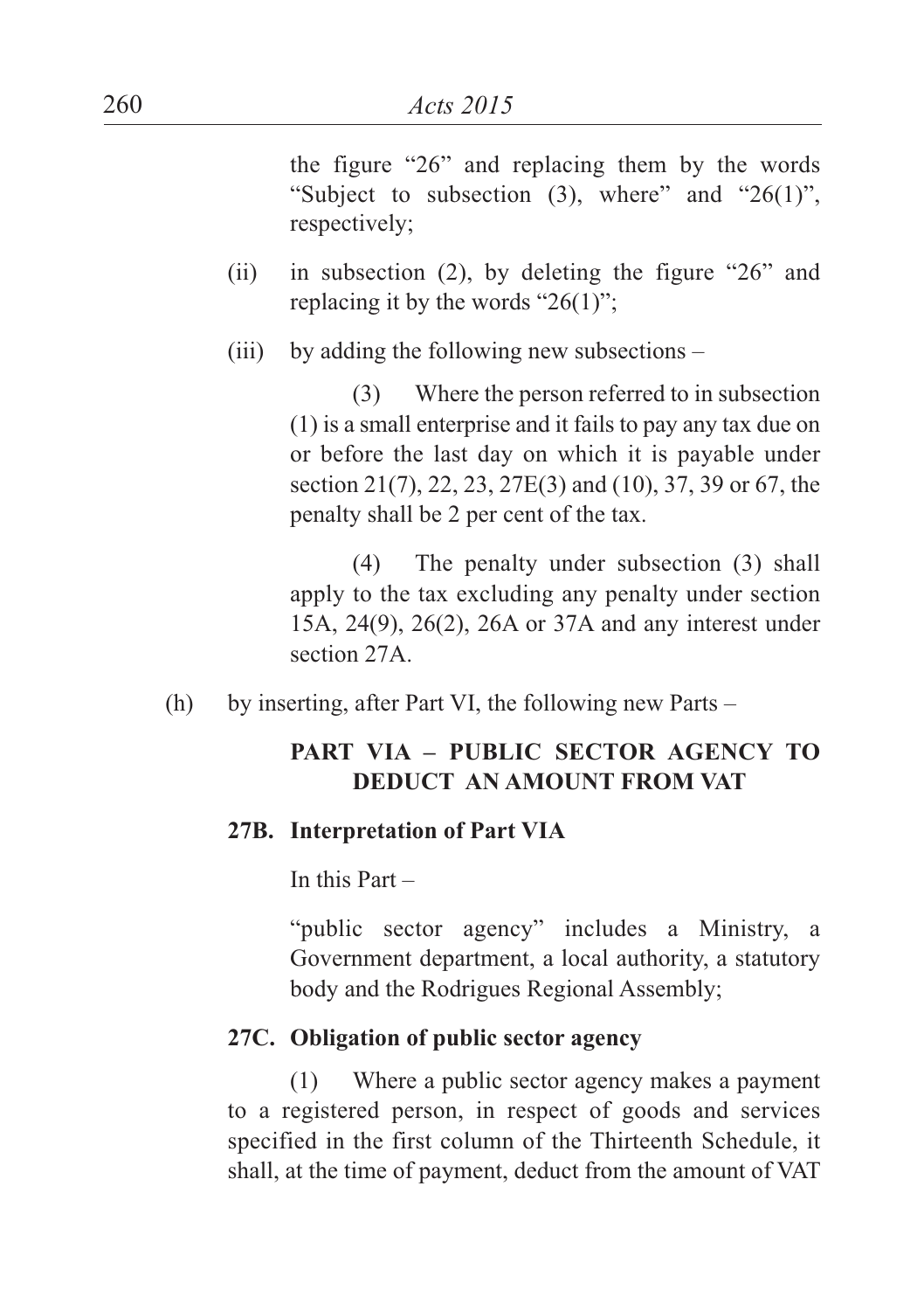the figure "26" and replacing them by the words "Subject to subsection (3), where" and "26(1)", respectively;

(ii) in subsection (2), by deleting the figure "26" and replacing it by the words "26(1)";

(iii) by adding the following new subsections –

(3) Where the person referred to in subsection (1) is a small enterprise and it fails to pay any tax due on or before the last day on which it is payable under section 21(7), 22, 23, 27E(3) and (10), 37, 39 or 67, the penalty shall be 2 per cent of the tax.

(4) The penalty under subsection (3) shall apply to the tax excluding any penalty under section 15A, 24(9), 26(2), 26A or 37A and any interest under section 27A.

(h) by inserting, after Part VI, the following new Parts –

**PART VIA – PUBLIC SECTOR AGENCY TO DEDUCT AN AMOUNT FROM VAT**

**27B. Interpretation of Part VIA**

In this Part –

"public sector agency" includes a Ministry, a Government department, a local authority, a statutory body and the Rodrigues Regional Assembly;

**27C. Obligation of public sector agency**

(1) Where a public sector agency makes a payment to a registered person, in respect of goods and services specified in the first column of the Thirteenth Schedule, it shall, at the time of payment, deduct from the amount of VAT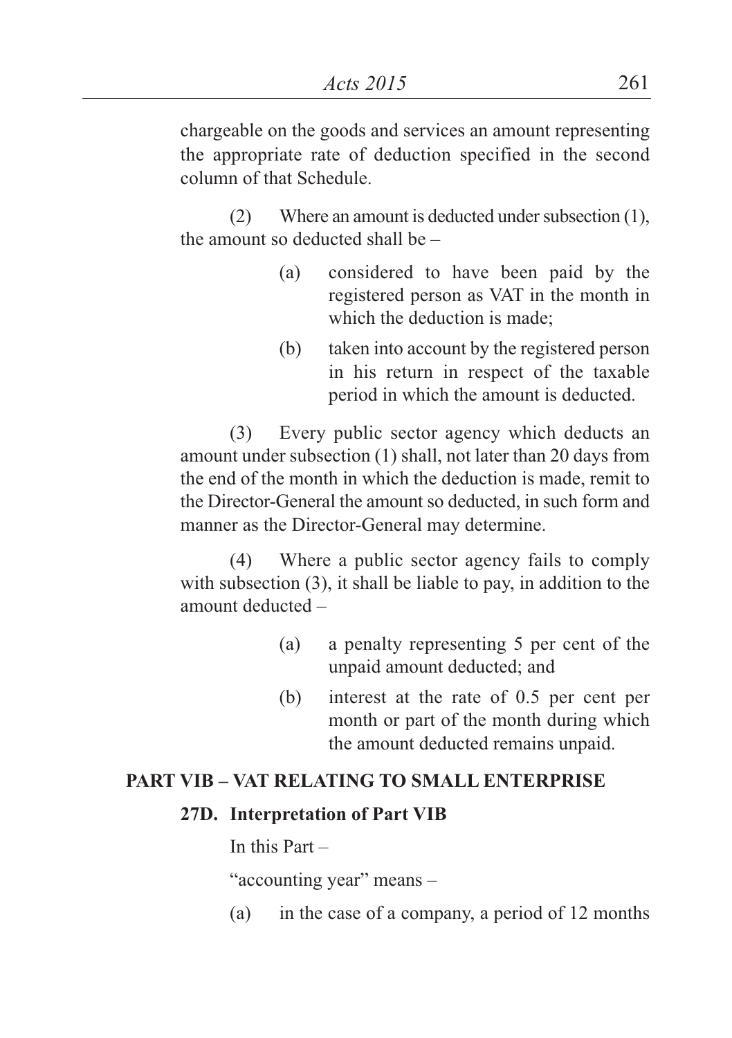chargeable on the goods and services an amount representing the appropriate rate of deduction specified in the second column of that Schedule.

(2) Where an amount is deducted under subsection (1), the amount so deducted shall be –

(a) considered to have been paid by the registered person as VAT in the month in which the deduction is made;

(b) taken into account by the registered person in his return in respect of the taxable period in which the amount is deducted.

(3) Every public sector agency which deducts an amount under subsection (1) shall, not later than 20 days from the end of the month in which the deduction is made, remit to the Director-General the amount so deducted, in such form and manner as the Director-General may determine.

(4) Where a public sector agency fails to comply with subsection (3), it shall be liable to pay, in addition to the amount deducted –

(a) a penalty representing 5 per cent of the unpaid amount deducted; and

(b) interest at the rate of 0.5 per cent per month or part of the month during which the amount deducted remains unpaid.

## PART VIB – VAT RELATING TO SMALL ENTERPRISE

### 27D. Interpretation of Part VIB

In this Part –

"accounting year" means –

(a) in the case of a company, a period of 12 months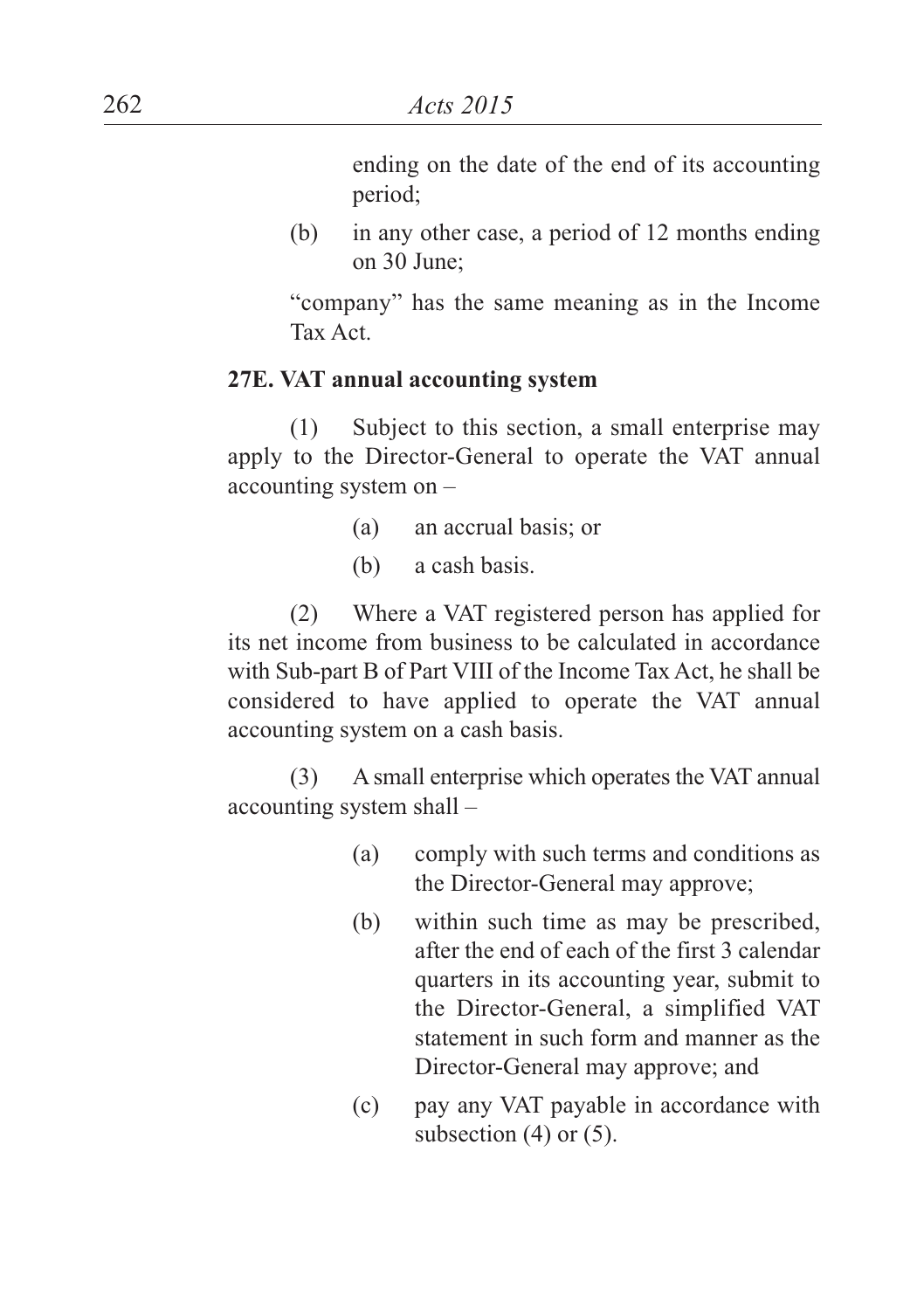ending on the date of the end of its accounting period;

(b) in any other case, a period of 12 months ending on 30 June;

"company" has the same meaning as in the Income Tax Act.

**27E. VAT annual accounting system**

(1) Subject to this section, a small enterprise may apply to the Director-General to operate the VAT annual accounting system on –

(a) an accrual basis; or

(b) a cash basis.

(2) Where a VAT registered person has applied for its net income from business to be calculated in accordance with Sub-part B of Part VIII of the Income Tax Act, he shall be considered to have applied to operate the VAT annual accounting system on a cash basis.

(3) A small enterprise which operates the VAT annual accounting system shall –

(a) comply with such terms and conditions as the Director-General may approve;

(b) within such time as may be prescribed, after the end of each of the first 3 calendar quarters in its accounting year, submit to the Director-General, a simplified VAT statement in such form and manner as the Director-General may approve; and

(c) pay any VAT payable in accordance with subsection (4) or (5).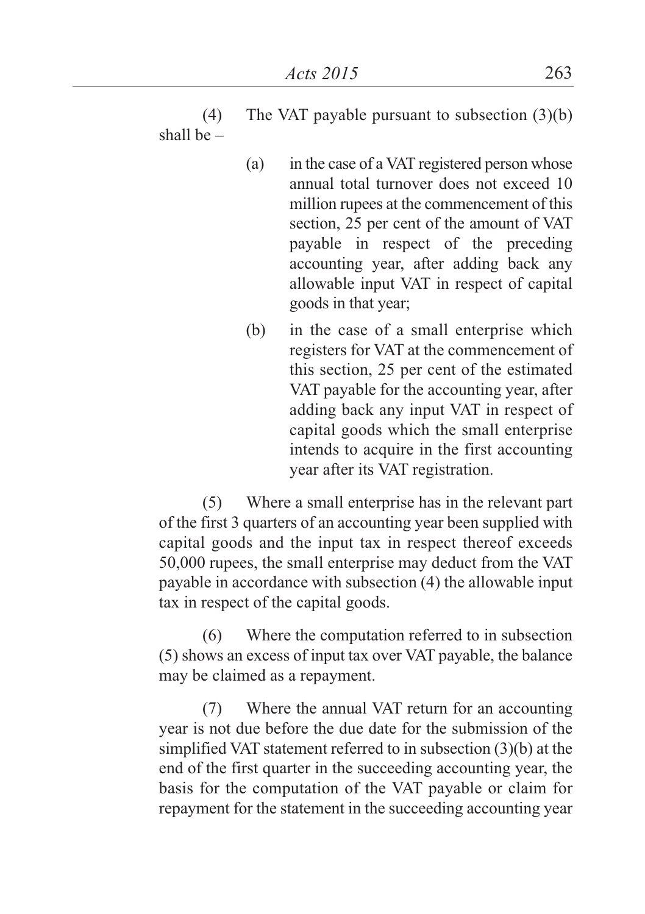(4) The VAT payable pursuant to subsection (3)(b) shall be –

(a) in the case of a VAT registered person whose annual total turnover does not exceed 10 million rupees at the commencement of this section, 25 per cent of the amount of VAT payable in respect of the preceding accounting year, after adding back any allowable input VAT in respect of capital goods in that year;

(b) in the case of a small enterprise which registers for VAT at the commencement of this section, 25 per cent of the estimated VAT payable for the accounting year, after adding back any input VAT in respect of capital goods which the small enterprise intends to acquire in the first accounting year after its VAT registration.

(5) Where a small enterprise has in the relevant part of the first 3 quarters of an accounting year been supplied with capital goods and the input tax in respect thereof exceeds 50,000 rupees, the small enterprise may deduct from the VAT payable in accordance with subsection (4) the allowable input tax in respect of the capital goods.

(6) Where the computation referred to in subsection (5) shows an excess of input tax over VAT payable, the balance may be claimed as a repayment.

(7) Where the annual VAT return for an accounting year is not due before the due date for the submission of the simplified VAT statement referred to in subsection (3)(b) at the end of the first quarter in the succeeding accounting year, the basis for the computation of the VAT payable or claim for repayment for the statement in the succeeding accounting year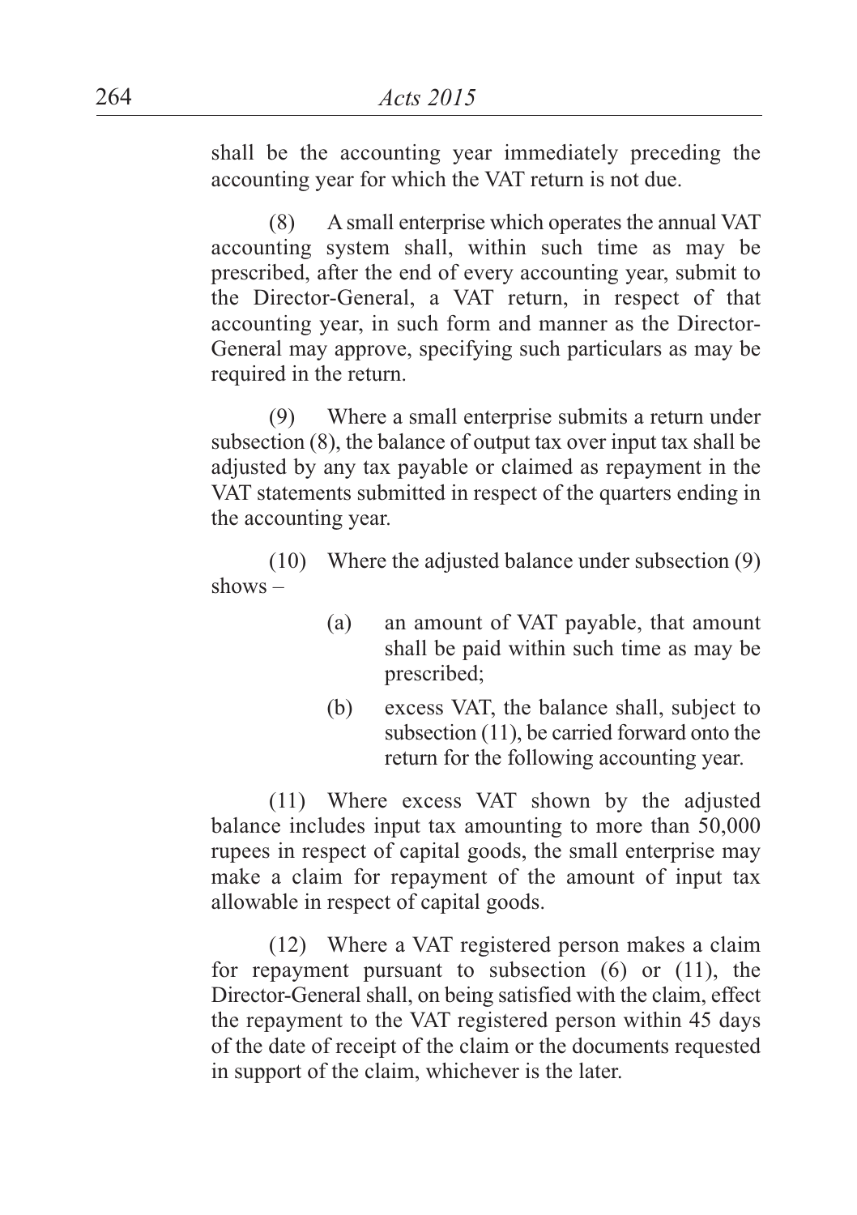shall be the accounting year immediately preceding the accounting year for which the VAT return is not due.

(8) A small enterprise which operates the annual VAT accounting system shall, within such time as may be prescribed, after the end of every accounting year, submit to the Director-General, a VAT return, in respect of that accounting year, in such form and manner as the Director-General may approve, specifying such particulars as may be required in the return.

(9) Where a small enterprise submits a return under subsection (8), the balance of output tax over input tax shall be adjusted by any tax payable or claimed as repayment in the VAT statements submitted in respect of the quarters ending in the accounting year.

(10) Where the adjusted balance under subsection (9) shows –

(a) an amount of VAT payable, that amount shall be paid within such time as may be prescribed;

(b) excess VAT, the balance shall, subject to subsection (11), be carried forward onto the return for the following accounting year.

(11) Where excess VAT shown by the adjusted balance includes input tax amounting to more than 50,000 rupees in respect of capital goods, the small enterprise may make a claim for repayment of the amount of input tax allowable in respect of capital goods.

(12) Where a VAT registered person makes a claim for repayment pursuant to subsection (6) or (11), the Director-General shall, on being satisfied with the claim, effect the repayment to the VAT registered person within 45 days of the date of receipt of the claim or the documents requested in support of the claim, whichever is the later.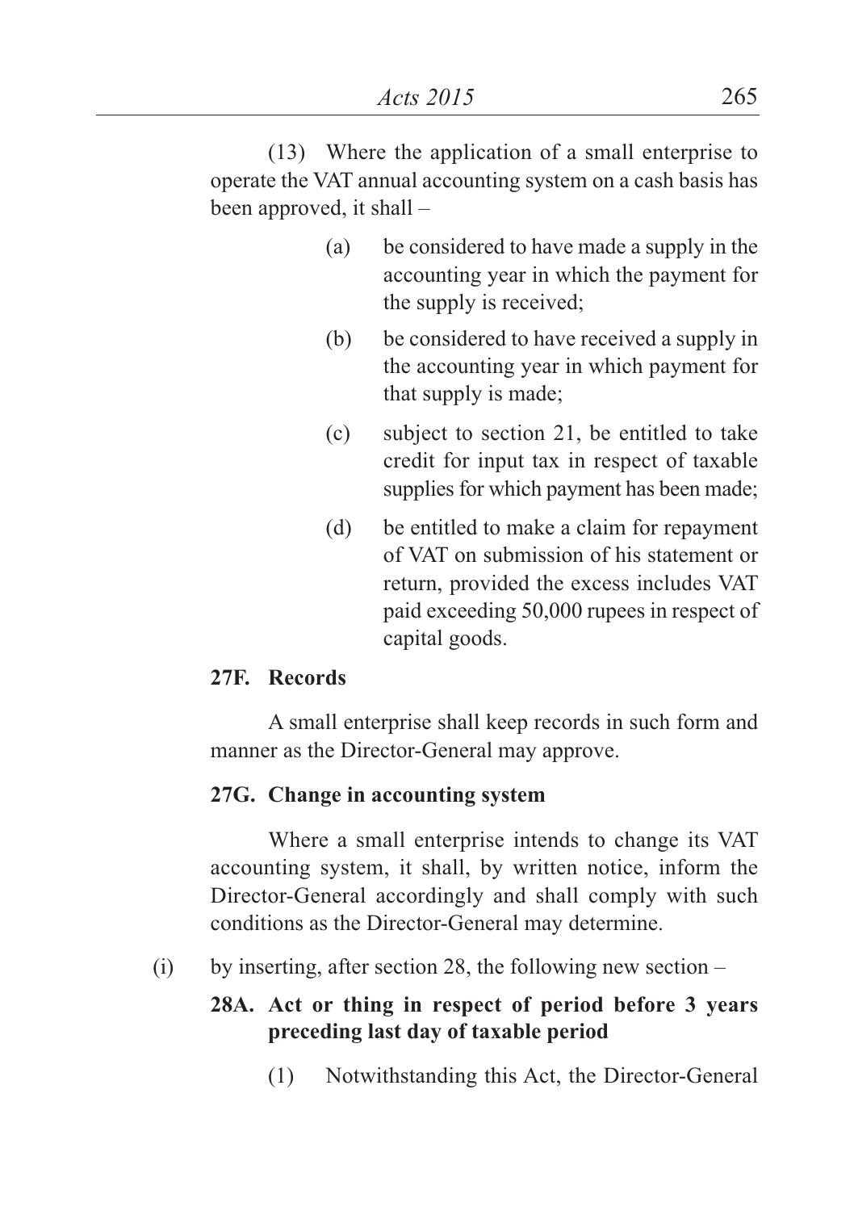(13) Where the application of a small enterprise to operate the VAT annual accounting system on a cash basis has been approved, it shall –

(a) be considered to have made a supply in the accounting year in which the payment for the supply is received;

(b) be considered to have received a supply in the accounting year in which payment for that supply is made;

(c) subject to section 21, be entitled to take credit for input tax in respect of taxable supplies for which payment has been made;

(d) be entitled to make a claim for repayment of VAT on submission of his statement or return, provided the excess includes VAT paid exceeding 50,000 rupees in respect of capital goods.

**27F. Records**

A small enterprise shall keep records in such form and manner as the Director-General may approve.

**27G. Change in accounting system**

Where a small enterprise intends to change its VAT accounting system, it shall, by written notice, inform the Director-General accordingly and shall comply with such conditions as the Director-General may determine.

(i) by inserting, after section 28, the following new section –

**28A. Act or thing in respect of period before 3 years preceding last day of taxable period**

(1) Notwithstanding this Act, the Director-General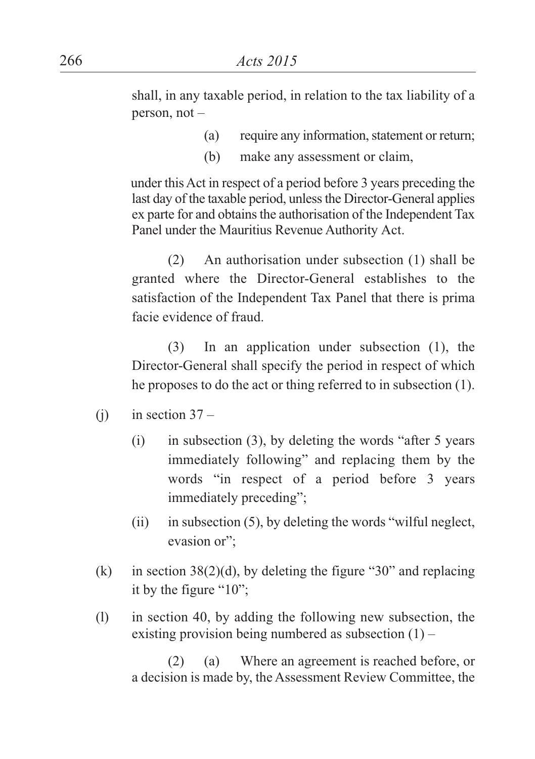shall, in any taxable period, in relation to the tax liability of a person, not –

(a) require any information, statement or return;

(b) make any assessment or claim,

under this Act in respect of a period before 3 years preceding the last day of the taxable period, unless the Director-General applies ex parte for and obtains the authorisation of the Independent Tax Panel under the Mauritius Revenue Authority Act.

(2) An authorisation under subsection (1) shall be granted where the Director-General establishes to the satisfaction of the Independent Tax Panel that there is prima facie evidence of fraud.

(3) In an application under subsection (1), the Director-General shall specify the period in respect of which he proposes to do the act or thing referred to in subsection (1).

(j) in section 37 –

(i) in subsection (3), by deleting the words "after 5 years immediately following" and replacing them by the words "in respect of a period before 3 years immediately preceding";

(ii) in subsection (5), by deleting the words "wilful neglect, evasion or";

(k) in section 38(2)(d), by deleting the figure "30" and replacing it by the figure "10";

(l) in section 40, by adding the following new subsection, the existing provision being numbered as subsection (1) –

(2) (a) Where an agreement is reached before, or a decision is made by, the Assessment Review Committee, the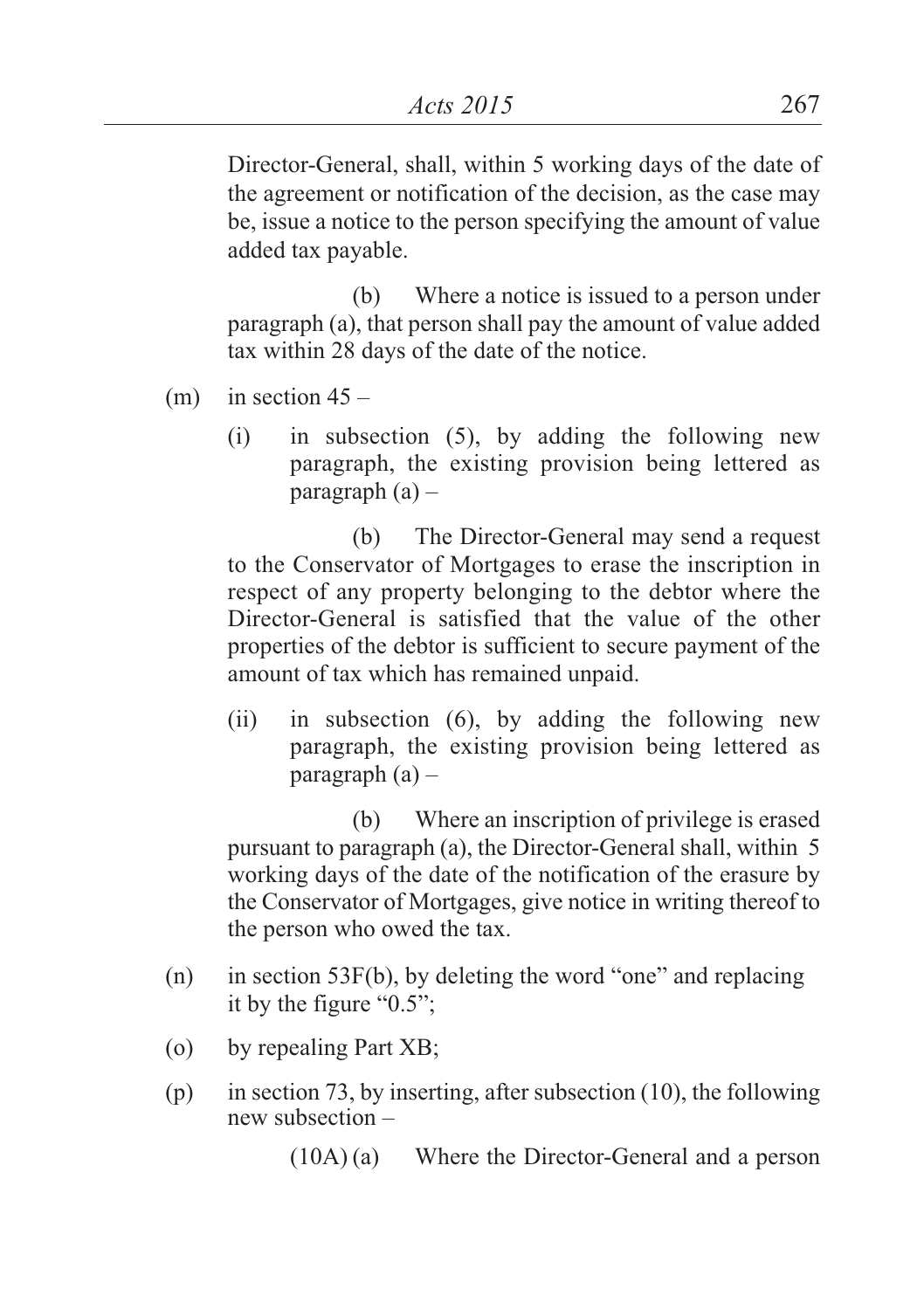Director-General, shall, within 5 working days of the date of the agreement or notification of the decision, as the case may be, issue a notice to the person specifying the amount of value added tax payable.

(b) Where a notice is issued to a person under paragraph (a), that person shall pay the amount of value added tax within 28 days of the date of the notice.

(m) in section 45 –

(i) in subsection (5), by adding the following new paragraph, the existing provision being lettered as paragraph (a) –

(b) The Director-General may send a request to the Conservator of Mortgages to erase the inscription in respect of any property belonging to the debtor where the Director-General is satisfied that the value of the other properties of the debtor is sufficient to secure payment of the amount of tax which has remained unpaid.

(ii) in subsection (6), by adding the following new paragraph, the existing provision being lettered as paragraph (a) –

(b) Where an inscription of privilege is erased pursuant to paragraph (a), the Director-General shall, within 5 working days of the date of the notification of the erasure by the Conservator of Mortgages, give notice in writing thereof to the person who owed the tax.

(n) in section 53F(b), by deleting the word "one" and replacing it by the figure "0.5";

(o) by repealing Part XB;

(p) in section 73, by inserting, after subsection (10), the following new subsection –

(10A) (a) Where the Director-General and a person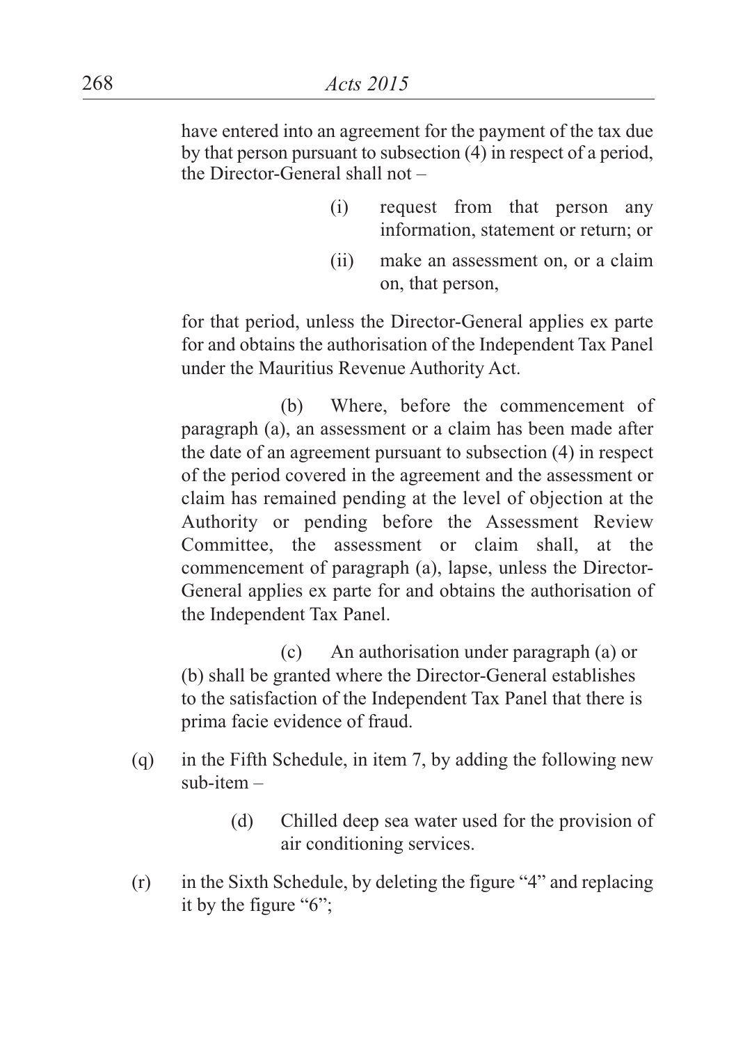have entered into an agreement for the payment of the tax due by that person pursuant to subsection (4) in respect of a period, the Director-General shall not –

(i) request from that person any information, statement or return; or

(ii) make an assessment on, or a claim on, that person,

for that period, unless the Director-General applies ex parte for and obtains the authorisation of the Independent Tax Panel under the Mauritius Revenue Authority Act.

(b) Where, before the commencement of paragraph (a), an assessment or a claim has been made after the date of an agreement pursuant to subsection (4) in respect of the period covered in the agreement and the assessment or claim has remained pending at the level of objection at the Authority or pending before the Assessment Review Committee, the assessment or claim shall, at the commencement of paragraph (a), lapse, unless the Director-General applies ex parte for and obtains the authorisation of the Independent Tax Panel.

(c) An authorisation under paragraph (a) or (b) shall be granted where the Director-General establishes to the satisfaction of the Independent Tax Panel that there is prima facie evidence of fraud.

(q) in the Fifth Schedule, in item 7, by adding the following new sub-item –

(d) Chilled deep sea water used for the provision of air conditioning services.

(r) in the Sixth Schedule, by deleting the figure "4" and replacing it by the figure "6";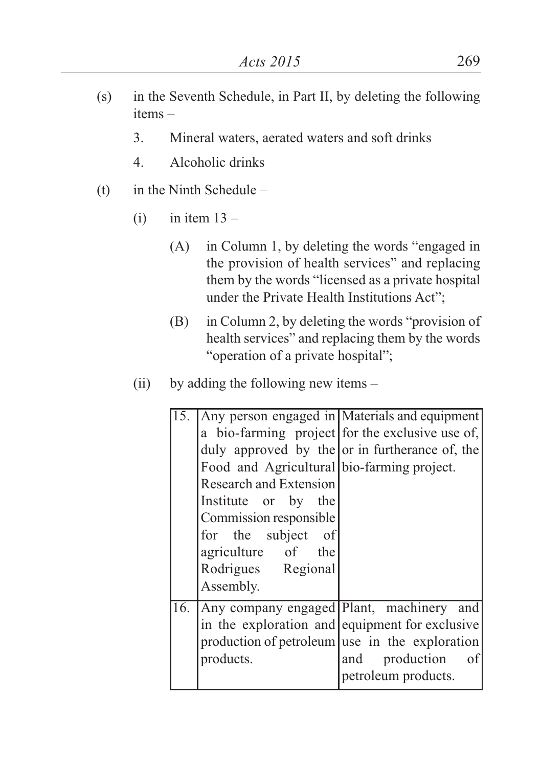(s) in the Seventh Schedule, in Part II, by deleting the following items –

  3. Mineral waters, aerated waters and soft drinks

  4. Alcoholic drinks

(t) in the Ninth Schedule –

  (i) in item 13 –

    (A) in Column 1, by deleting the words "engaged in the provision of health services" and replacing them by the words "licensed as a private hospital under the Private Health Institutions Act";

    (B) in Column 2, by deleting the words "provision of health services" and replacing them by the words "operation of a private hospital";

  (ii) by adding the following new items –

| | | |
|---|---|---|
| 15. | Any person engaged in a bio-farming project duly approved by the Food and Agricultural Research and Extension Institute or by the Commission responsible for the subject of agriculture of the Rodrigues Regional Assembly. | Materials and equipment for the exclusive use of, or in furtherance of, the bio-farming project. |
| 16. | Any company engaged in the exploration and production of petroleum products. | Plant, machinery and equipment for exclusive use in the exploration and production of petroleum products. |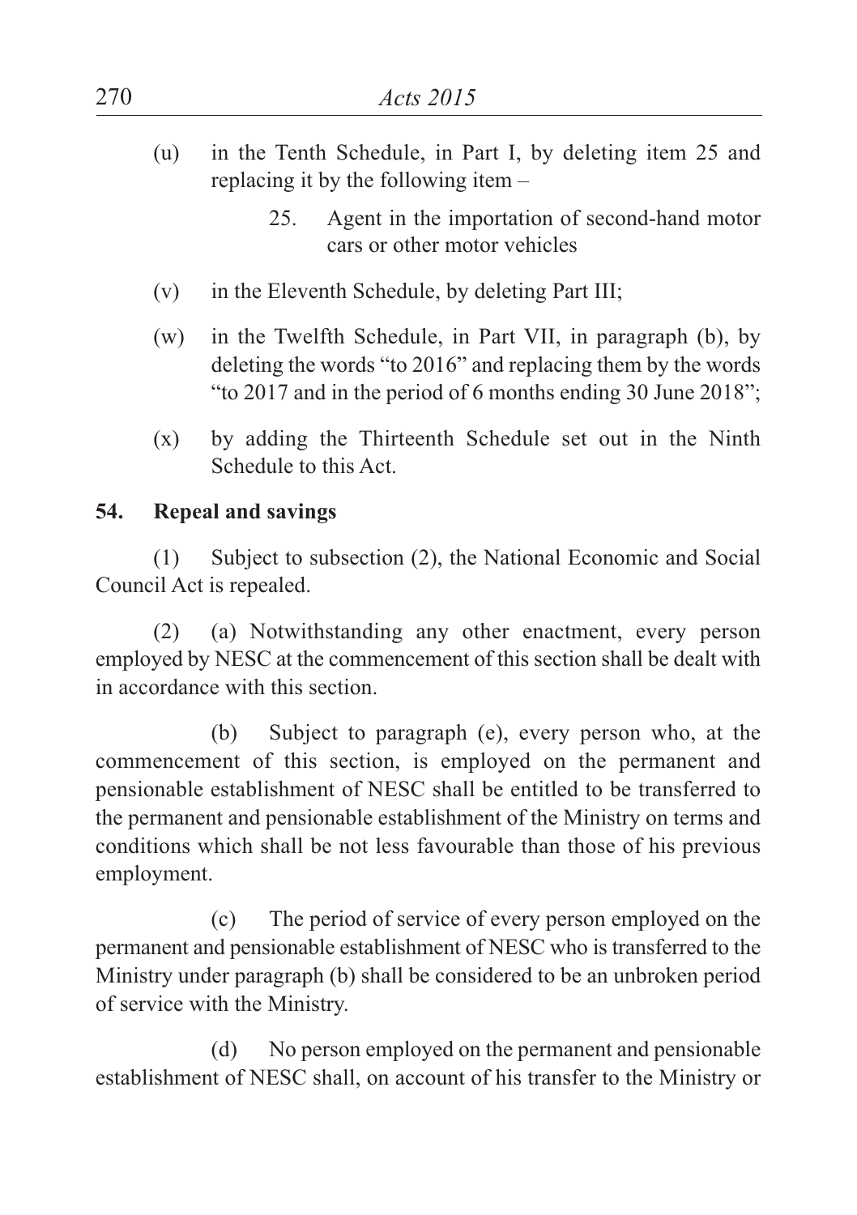(u) in the Tenth Schedule, in Part I, by deleting item 25 and replacing it by the following item –

> 25. Agent in the importation of second-hand motor cars or other motor vehicles

(v) in the Eleventh Schedule, by deleting Part III;

(w) in the Twelfth Schedule, in Part VII, in paragraph (b), by deleting the words "to 2016" and replacing them by the words "to 2017 and in the period of 6 months ending 30 June 2018";

(x) by adding the Thirteenth Schedule set out in the Ninth Schedule to this Act.

**54. Repeal and savings**

(1) Subject to subsection (2), the National Economic and Social Council Act is repealed.

(2) (a) Notwithstanding any other enactment, every person employed by NESC at the commencement of this section shall be dealt with in accordance with this section.

(b) Subject to paragraph (e), every person who, at the commencement of this section, is employed on the permanent and pensionable establishment of NESC shall be entitled to be transferred to the permanent and pensionable establishment of the Ministry on terms and conditions which shall be not less favourable than those of his previous employment.

(c) The period of service of every person employed on the permanent and pensionable establishment of NESC who is transferred to the Ministry under paragraph (b) shall be considered to be an unbroken period of service with the Ministry.

(d) No person employed on the permanent and pensionable establishment of NESC shall, on account of his transfer to the Ministry or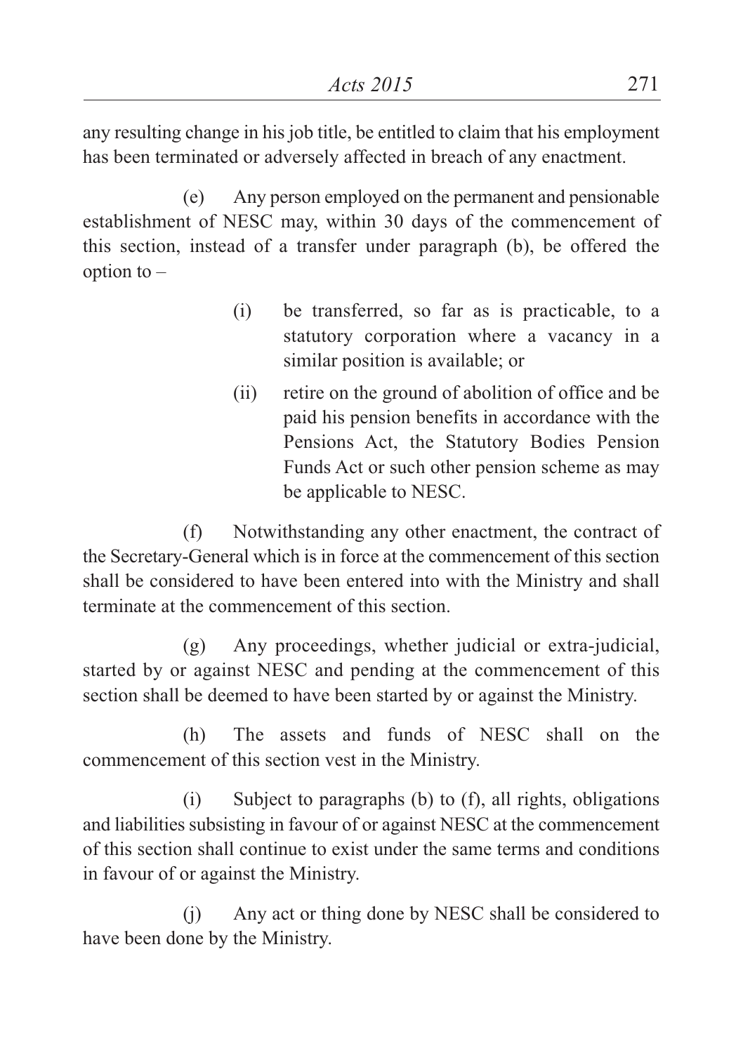any resulting change in his job title, be entitled to claim that his employment has been terminated or adversely affected in breach of any enactment.

(e) Any person employed on the permanent and pensionable establishment of NESC may, within 30 days of the commencement of this section, instead of a transfer under paragraph (b), be offered the option to –

(i) be transferred, so far as is practicable, to a statutory corporation where a vacancy in a similar position is available; or

(ii) retire on the ground of abolition of office and be paid his pension benefits in accordance with the Pensions Act, the Statutory Bodies Pension Funds Act or such other pension scheme as may be applicable to NESC.

(f) Notwithstanding any other enactment, the contract of the Secretary-General which is in force at the commencement of this section shall be considered to have been entered into with the Ministry and shall terminate at the commencement of this section.

(g) Any proceedings, whether judicial or extra-judicial, started by or against NESC and pending at the commencement of this section shall be deemed to have been started by or against the Ministry.

(h) The assets and funds of NESC shall on the commencement of this section vest in the Ministry.

(i) Subject to paragraphs (b) to (f), all rights, obligations and liabilities subsisting in favour of or against NESC at the commencement of this section shall continue to exist under the same terms and conditions in favour of or against the Ministry.

(j) Any act or thing done by NESC shall be considered to have been done by the Ministry.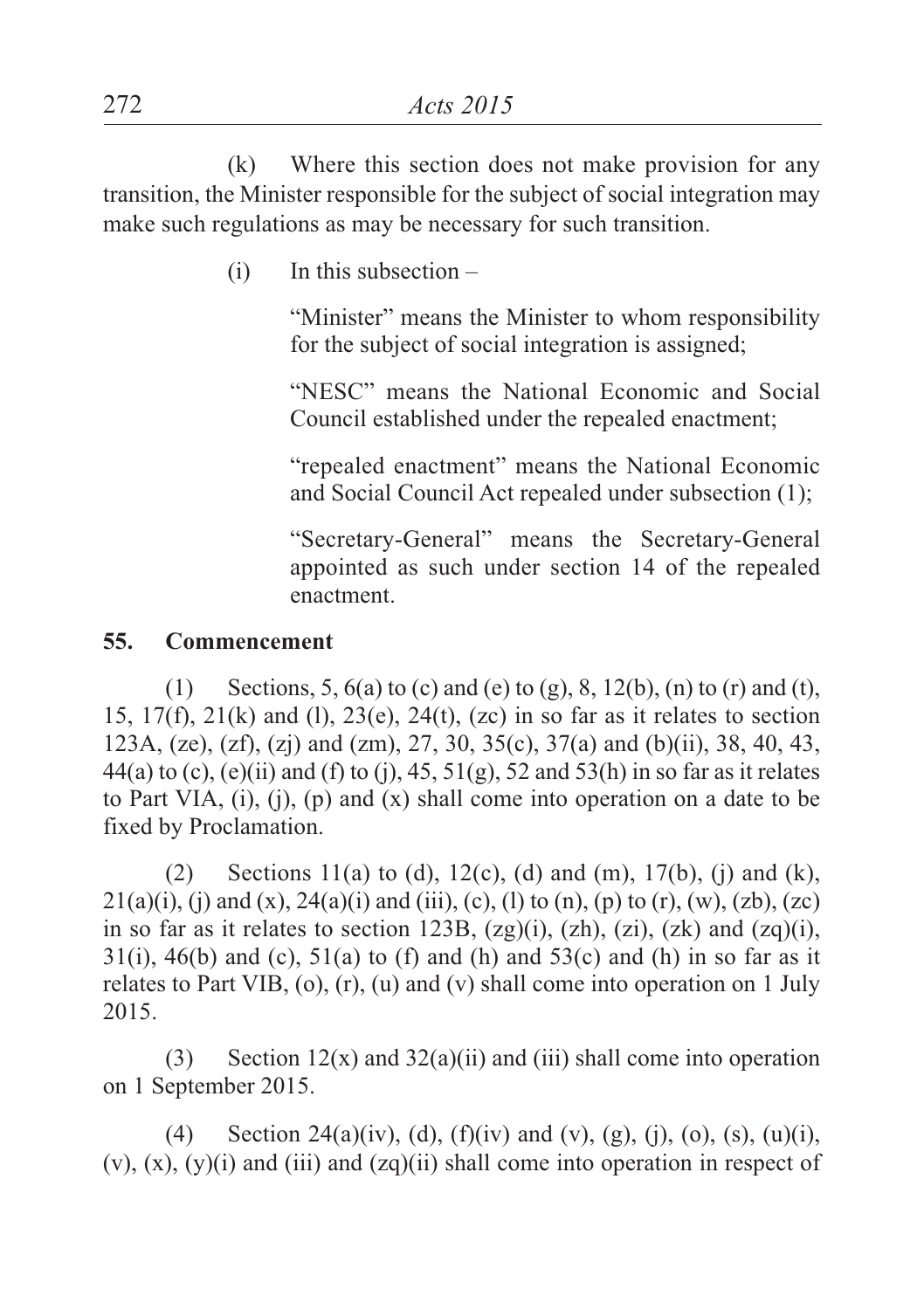(k) Where this section does not make provision for any transition, the Minister responsible for the subject of social integration may make such regulations as may be necessary for such transition.

(i) In this subsection –

"Minister" means the Minister to whom responsibility for the subject of social integration is assigned;

"NESC" means the National Economic and Social Council established under the repealed enactment;

"repealed enactment" means the National Economic and Social Council Act repealed under subsection (1);

"Secretary-General" means the Secretary-General appointed as such under section 14 of the repealed enactment.

**55. Commencement**

(1) Sections, 5, 6(a) to (c) and (e) to (g), 8, 12(b), (n) to (r) and (t), 15, 17(f), 21(k) and (l), 23(e), 24(t), (zc) in so far as it relates to section 123A, (ze), (zf), (zj) and (zm), 27, 30, 35(c), 37(a) and (b)(ii), 38, 40, 43, 44(a) to (c), (e)(ii) and (f) to (j), 45, 51(g), 52 and 53(h) in so far as it relates to Part VIA, (i), (j), (p) and (x) shall come into operation on a date to be fixed by Proclamation.

(2) Sections 11(a) to (d), 12(c), (d) and (m), 17(b), (j) and (k), 21(a)(i), (j) and (x), 24(a)(i) and (iii), (c), (l) to (n), (p) to (r), (w), (zb), (zc) in so far as it relates to section 123B, (zg)(i), (zh), (zi), (zk) and (zq)(i), 31(i), 46(b) and (c), 51(a) to (f) and (h) and 53(c) and (h) in so far as it relates to Part VIB, (o), (r), (u) and (v) shall come into operation on 1 July 2015.

(3) Section 12(x) and 32(a)(ii) and (iii) shall come into operation on 1 September 2015.

(4) Section 24(a)(iv), (d), (f)(iv) and (v), (g), (j), (o), (s), (u)(i), (v), (x), (y)(i) and (iii) and (zq)(ii) shall come into operation in respect of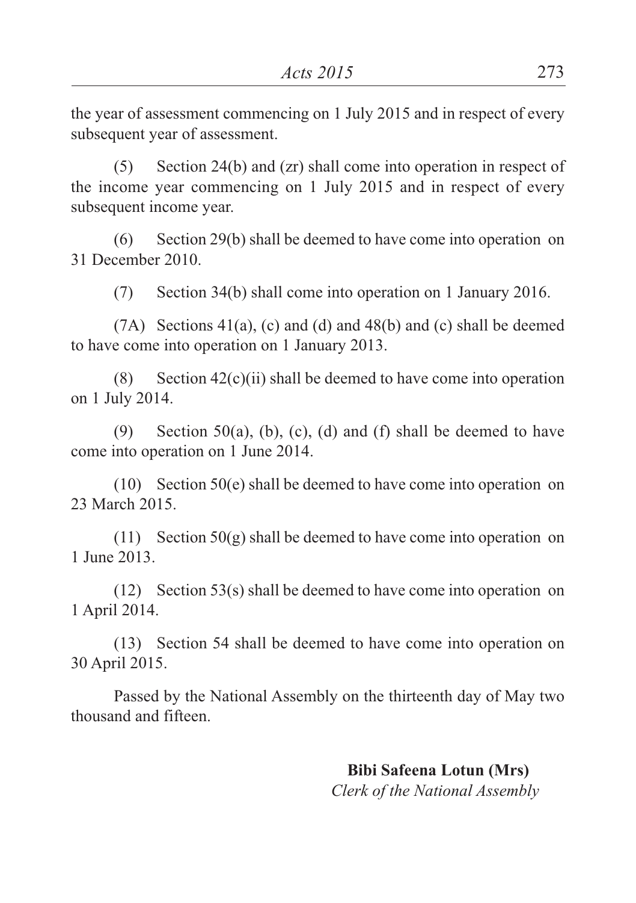the year of assessment commencing on 1 July 2015 and in respect of every subsequent year of assessment.

(5) Section 24(b) and (zr) shall come into operation in respect of the income year commencing on 1 July 2015 and in respect of every subsequent income year.

(6) Section 29(b) shall be deemed to have come into operation on 31 December 2010.

(7) Section 34(b) shall come into operation on 1 January 2016.

(7A) Sections 41(a), (c) and (d) and 48(b) and (c) shall be deemed to have come into operation on 1 January 2013.

(8) Section 42(c)(ii) shall be deemed to have come into operation on 1 July 2014.

(9) Section 50(a), (b), (c), (d) and (f) shall be deemed to have come into operation on 1 June 2014.

(10) Section 50(e) shall be deemed to have come into operation on 23 March 2015.

(11) Section 50(g) shall be deemed to have come into operation on 1 June 2013.

(12) Section 53(s) shall be deemed to have come into operation on 1 April 2014.

(13) Section 54 shall be deemed to have come into operation on 30 April 2015.

Passed by the National Assembly on the thirteenth day of May two thousand and fifteen.

**Bibi Safeena Lotun (Mrs)**
*Clerk of the National Assembly*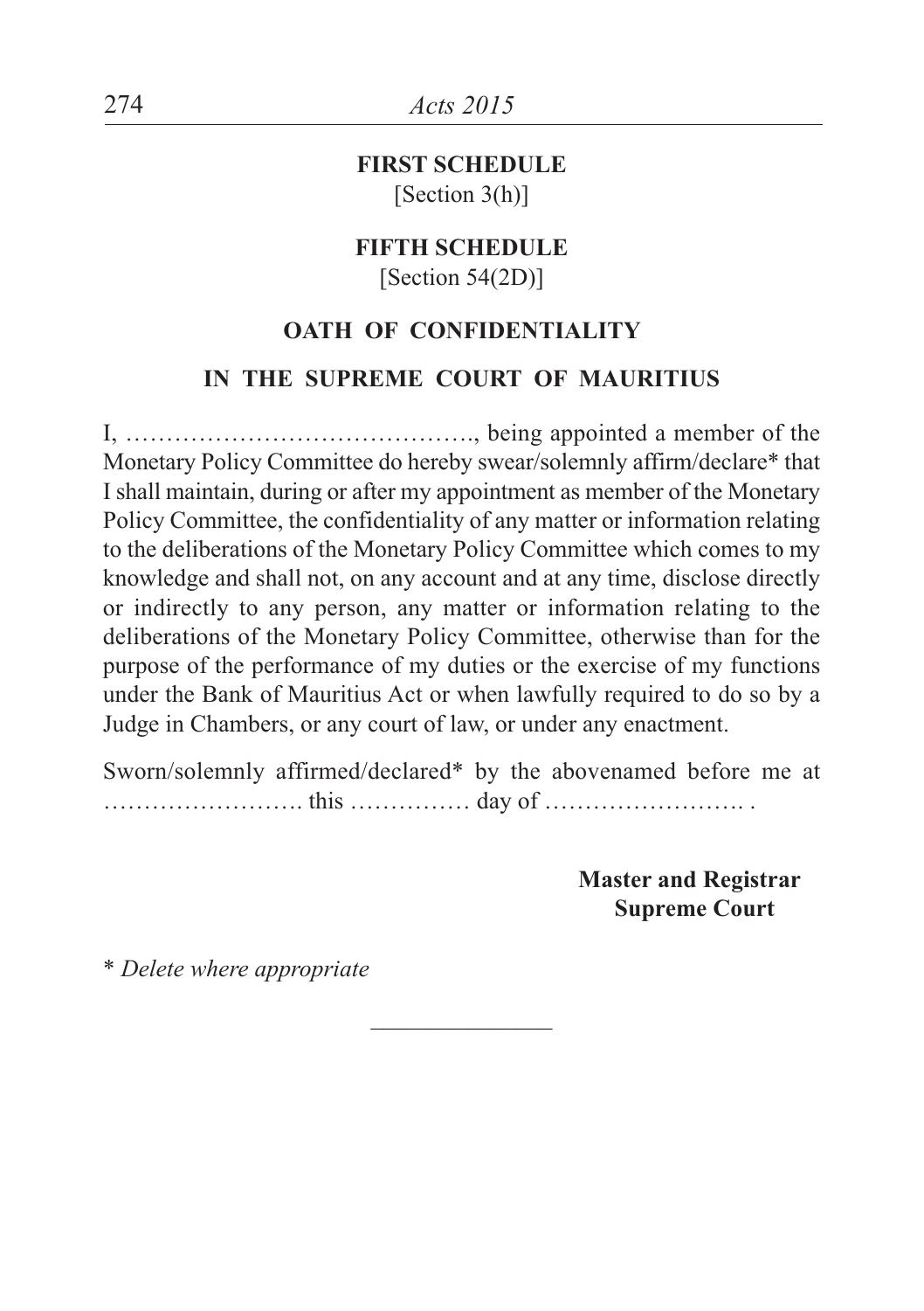**FIRST SCHEDULE**
[Section 3(h)]

**FIFTH SCHEDULE**
[Section 54(2D)]

**OATH OF CONFIDENTIALITY**

**IN THE SUPREME COURT OF MAURITIUS**

I, ……………………………………., being appointed a member of the Monetary Policy Committee do hereby swear/solemnly affirm/declare* that I shall maintain, during or after my appointment as member of the Monetary Policy Committee, the confidentiality of any matter or information relating to the deliberations of the Monetary Policy Committee which comes to my knowledge and shall not, on any account and at any time, disclose directly or indirectly to any person, any matter or information relating to the deliberations of the Monetary Policy Committee, otherwise than for the purpose of the performance of my duties or the exercise of my functions under the Bank of Mauritius Act or when lawfully required to do so by a Judge in Chambers, or any court of law, or under any enactment.

Sworn/solemnly affirmed/declared* by the abovenamed before me at ……………………. this …………… day of ……………………. .

**Master and Registrar**
**Supreme Court**

\* *Delete where appropriate*

---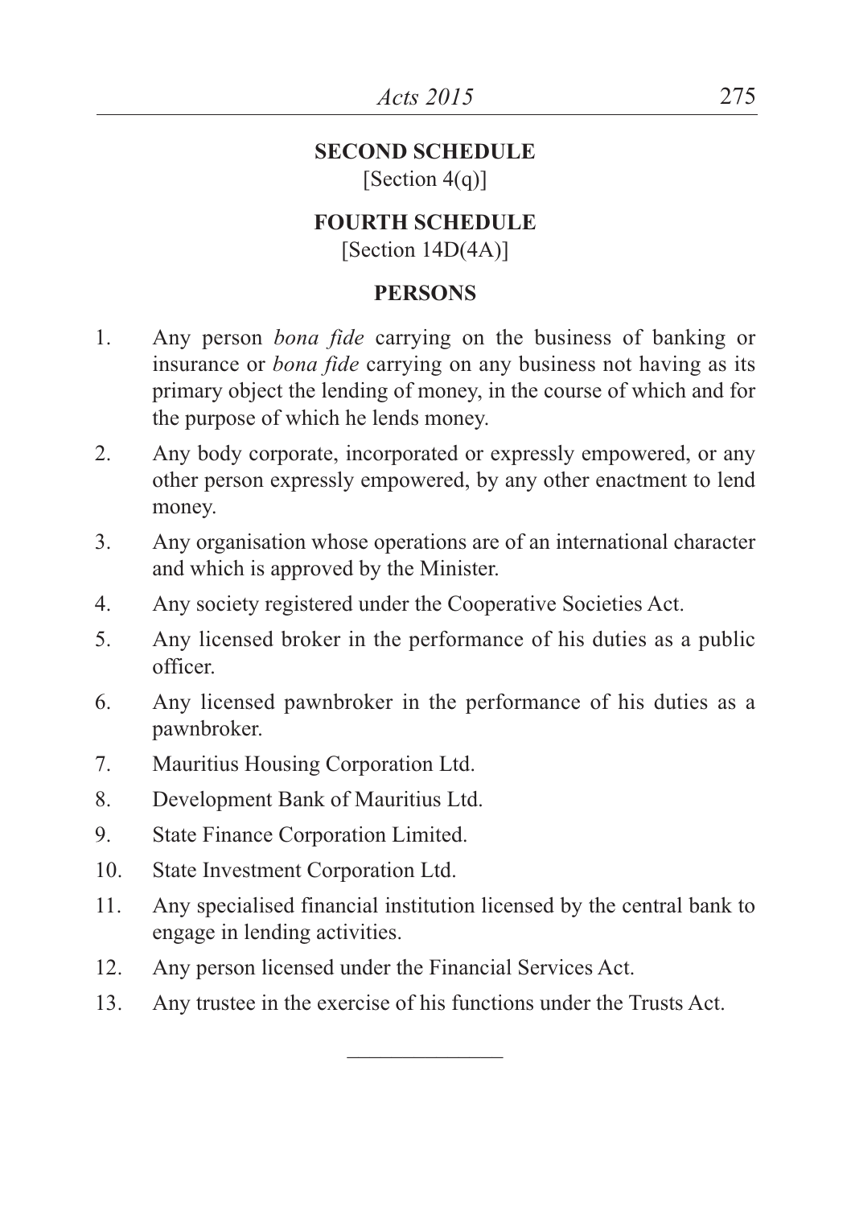**SECOND SCHEDULE**

[Section 4(q)]

**FOURTH SCHEDULE**

[Section 14D(4A)]

**PERSONS**

1. Any person *bona fide* carrying on the business of banking or insurance or *bona fide* carrying on any business not having as its primary object the lending of money, in the course of which and for the purpose of which he lends money.
2. Any body corporate, incorporated or expressly empowered, or any other person expressly empowered, by any other enactment to lend money.
3. Any organisation whose operations are of an international character and which is approved by the Minister.
4. Any society registered under the Cooperative Societies Act.
5. Any licensed broker in the performance of his duties as a public officer.
6. Any licensed pawnbroker in the performance of his duties as a pawnbroker.
7. Mauritius Housing Corporation Ltd.
8. Development Bank of Mauritius Ltd.
9. State Finance Corporation Limited.
10. State Investment Corporation Ltd.
11. Any specialised financial institution licensed by the central bank to engage in lending activities.
12. Any person licensed under the Financial Services Act.
13. Any trustee in the exercise of his functions under the Trusts Act.

---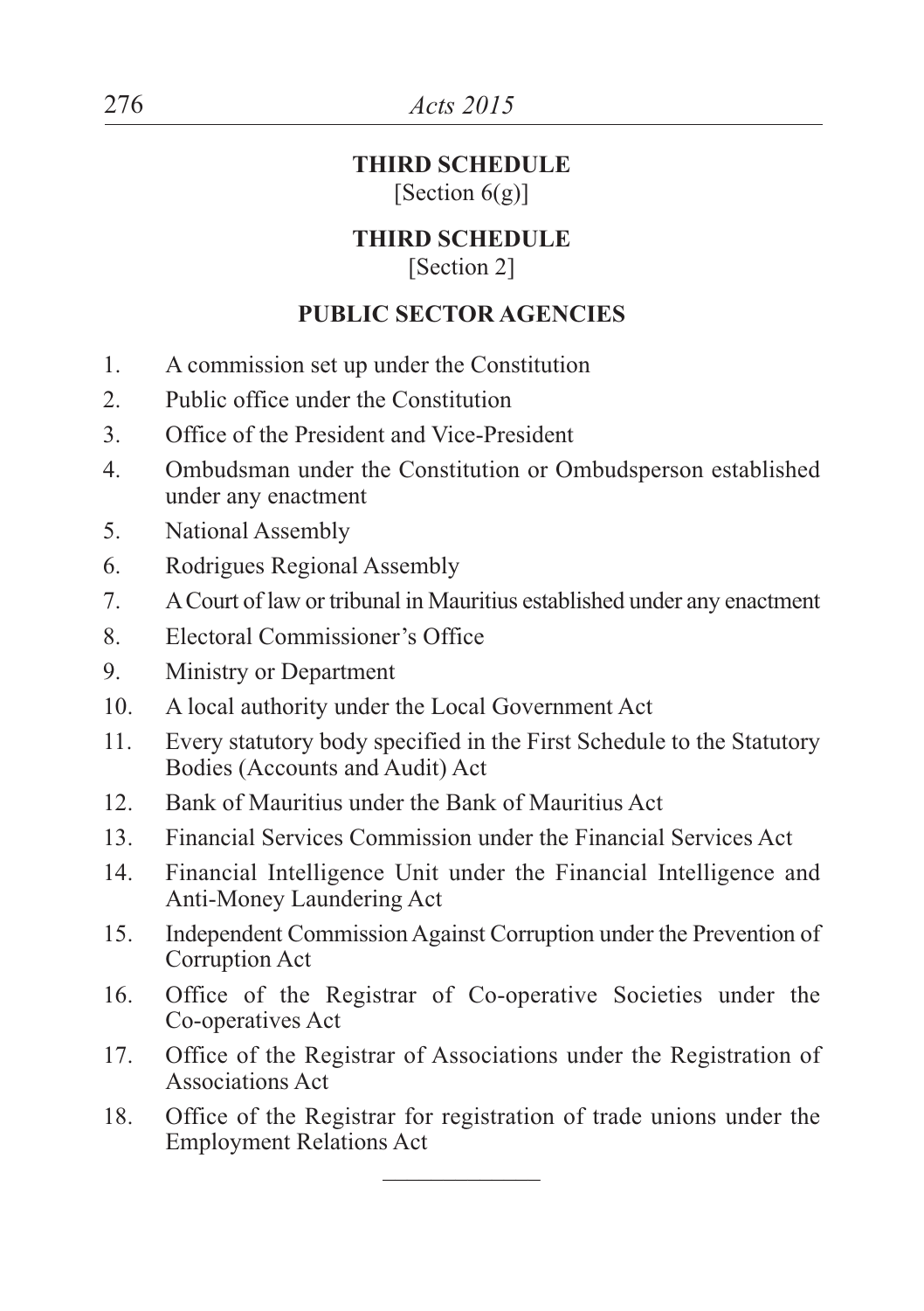## THIRD SCHEDULE

[Section 6(g)]

## THIRD SCHEDULE

[Section 2]

### PUBLIC SECTOR AGENCIES

1. A commission set up under the Constitution
2. Public office under the Constitution
3. Office of the President and Vice-President
4. Ombudsman under the Constitution or Ombudsperson established under any enactment
5. National Assembly
6. Rodrigues Regional Assembly
7. A Court of law or tribunal in Mauritius established under any enactment
8. Electoral Commissioner's Office
9. Ministry or Department
10. A local authority under the Local Government Act
11. Every statutory body specified in the First Schedule to the Statutory Bodies (Accounts and Audit) Act
12. Bank of Mauritius under the Bank of Mauritius Act
13. Financial Services Commission under the Financial Services Act
14. Financial Intelligence Unit under the Financial Intelligence and Anti-Money Laundering Act
15. Independent Commission Against Corruption under the Prevention of Corruption Act
16. Office of the Registrar of Co-operative Societies under the Co-operatives Act
17. Office of the Registrar of Associations under the Registration of Associations Act
18. Office of the Registrar for registration of trade unions under the Employment Relations Act

---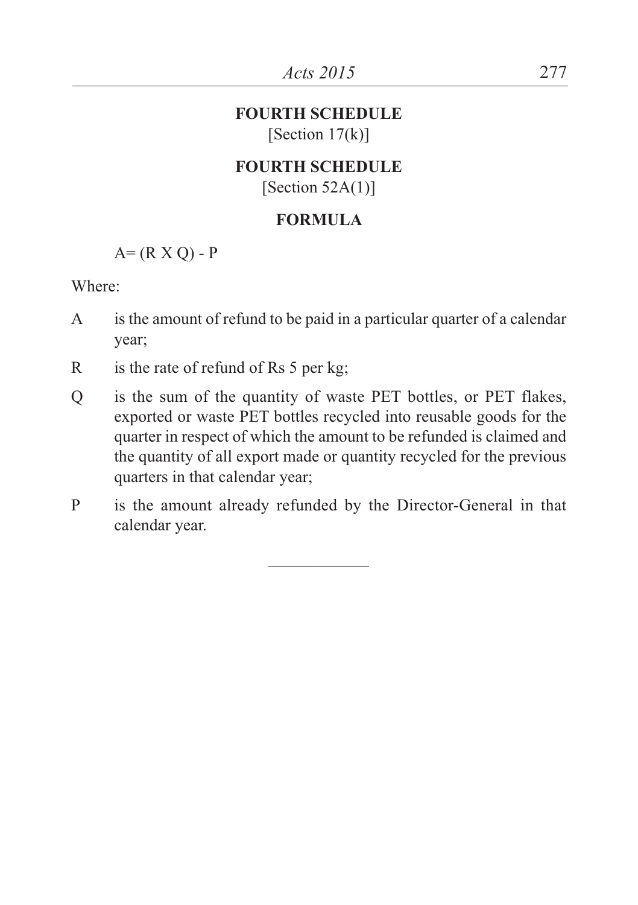## FOURTH SCHEDULE

[Section 17(k)]

## FOURTH SCHEDULE

[Section 52A(1)]

### FORMULA

$A = (R \times Q) - P$

Where:

- A is the amount of refund to be paid in a particular quarter of a calendar year;
- R is the rate of refund of Rs 5 per kg;
- Q is the sum of the quantity of waste PET bottles, or PET flakes, exported or waste PET bottles recycled into reusable goods for the quarter in respect of which the amount to be refunded is claimed and the quantity of all export made or quantity recycled for the previous quarters in that calendar year;
- P is the amount already refunded by the Director-General in that calendar year.

---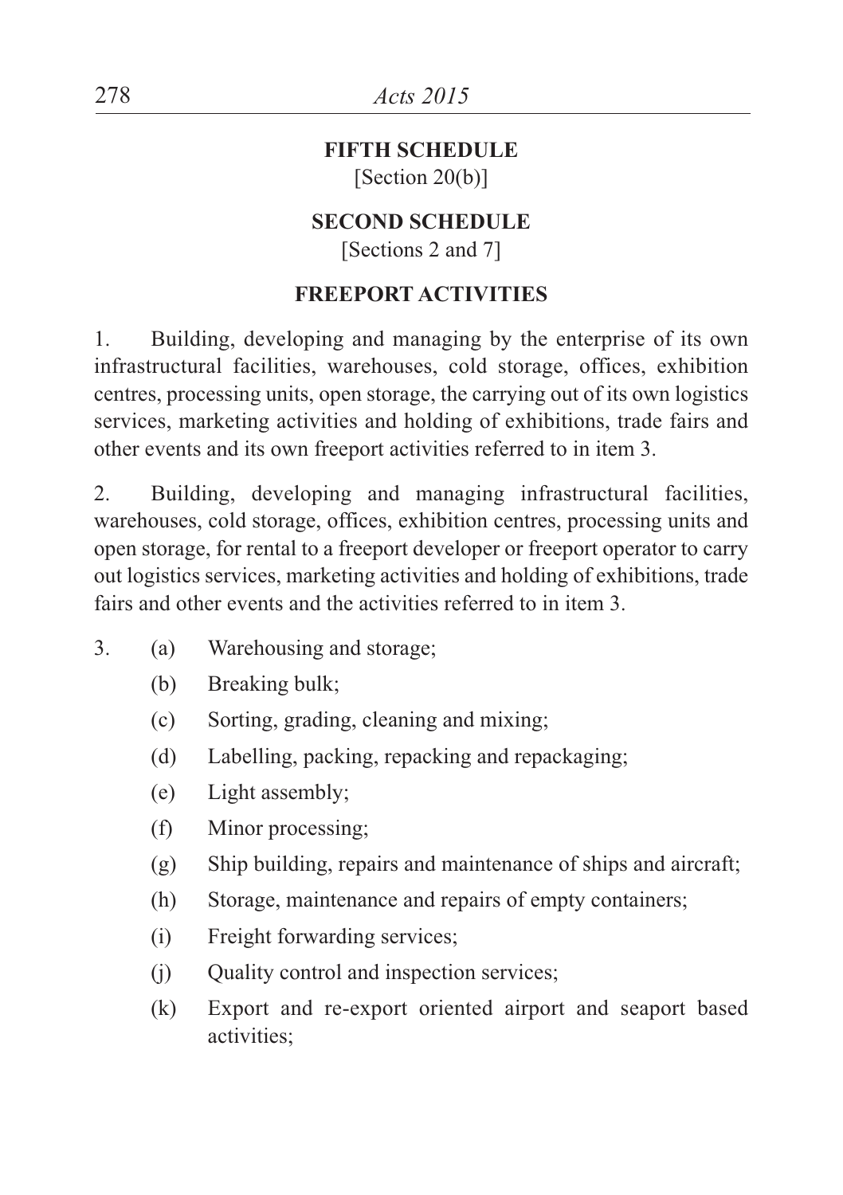## FIFTH SCHEDULE

[Section 20(b)]

## SECOND SCHEDULE

[Sections 2 and 7]

### FREEPORT ACTIVITIES

1. Building, developing and managing by the enterprise of its own infrastructural facilities, warehouses, cold storage, offices, exhibition centres, processing units, open storage, the carrying out of its own logistics services, marketing activities and holding of exhibitions, trade fairs and other events and its own freeport activities referred to in item 3.

2. Building, developing and managing infrastructural facilities, warehouses, cold storage, offices, exhibition centres, processing units and open storage, for rental to a freeport developer or freeport operator to carry out logistics services, marketing activities and holding of exhibitions, trade fairs and other events and the activities referred to in item 3.

3. (a) Warehousing and storage;

   (b) Breaking bulk;

   (c) Sorting, grading, cleaning and mixing;

   (d) Labelling, packing, repacking and repackaging;

   (e) Light assembly;

   (f) Minor processing;

   (g) Ship building, repairs and maintenance of ships and aircraft;

   (h) Storage, maintenance and repairs of empty containers;

   (i) Freight forwarding services;

   (j) Quality control and inspection services;

   (k) Export and re-export oriented airport and seaport based activities;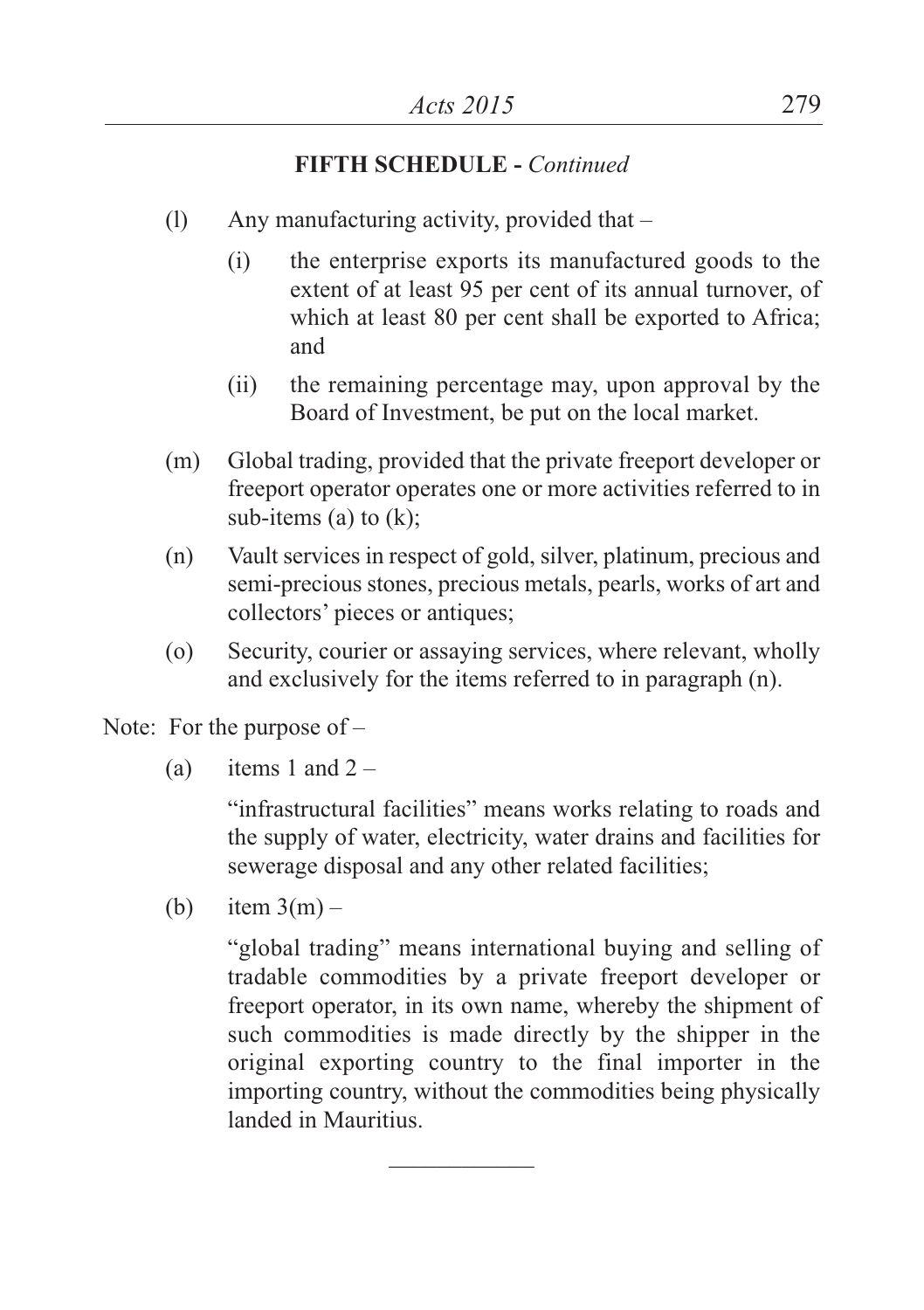**FIFTH SCHEDULE -** *Continued*

(l) Any manufacturing activity, provided that –

(i) the enterprise exports its manufactured goods to the extent of at least 95 per cent of its annual turnover, of which at least 80 per cent shall be exported to Africa; and

(ii) the remaining percentage may, upon approval by the Board of Investment, be put on the local market.

(m) Global trading, provided that the private freeport developer or freeport operator operates one or more activities referred to in sub-items (a) to (k);

(n) Vault services in respect of gold, silver, platinum, precious and semi-precious stones, precious metals, pearls, works of art and collectors' pieces or antiques;

(o) Security, courier or assaying services, where relevant, wholly and exclusively for the items referred to in paragraph (n).

Note: For the purpose of –

(a) items 1 and 2 –

"infrastructural facilities" means works relating to roads and the supply of water, electricity, water drains and facilities for sewerage disposal and any other related facilities;

(b) item 3(m) –

"global trading" means international buying and selling of tradable commodities by a private freeport developer or freeport operator, in its own name, whereby the shipment of such commodities is made directly by the shipper in the original exporting country to the final importer in the importing country, without the commodities being physically landed in Mauritius.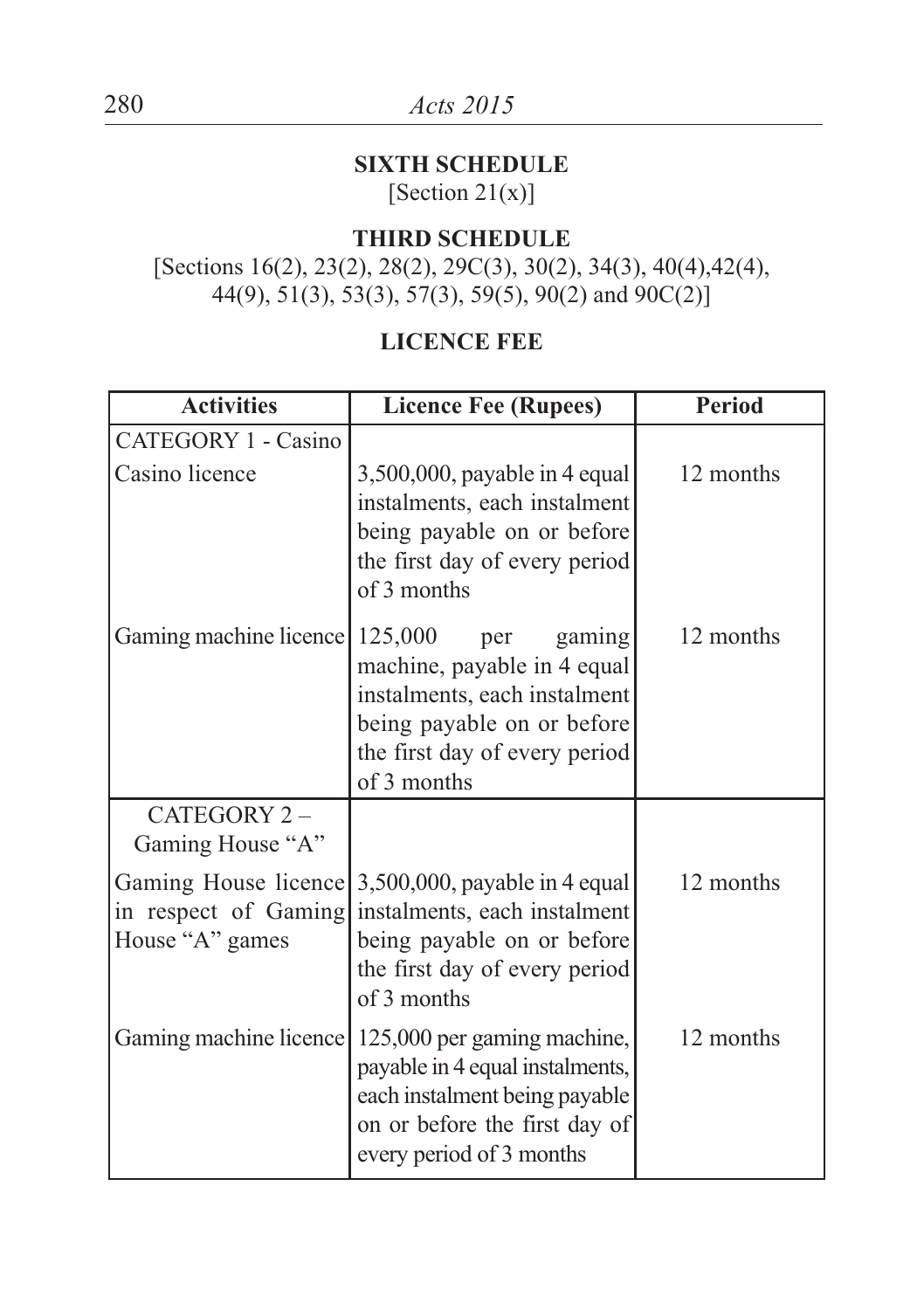## SIXTH SCHEDULE

[Section 21(x)]

## THIRD SCHEDULE

[Sections 16(2), 23(2), 28(2), 29C(3), 30(2), 34(3), 40(4),42(4), 44(9), 51(3), 53(3), 57(3), 59(5), 90(2) and 90C(2)]

## LICENCE FEE

| Activities | Licence Fee (Rupees) | Period |
|---|---|---|
| CATEGORY 1 - Casino | | |
| Casino licence | 3,500,000, payable in 4 equal instalments, each instalment being payable on or before the first day of every period of 3 months | 12 months |
| Gaming machine licence | 125,000 per gaming machine, payable in 4 equal instalments, each instalment being payable on or before the first day of every period of 3 months | 12 months |
| CATEGORY 2 – Gaming House "A" | | |
| Gaming House licence in respect of Gaming House "A" games | 3,500,000, payable in 4 equal instalments, each instalment being payable on or before the first day of every period of 3 months | 12 months |
| Gaming machine licence | 125,000 per gaming machine, payable in 4 equal instalments, each instalment being payable on or before the first day of every period of 3 months | 12 months |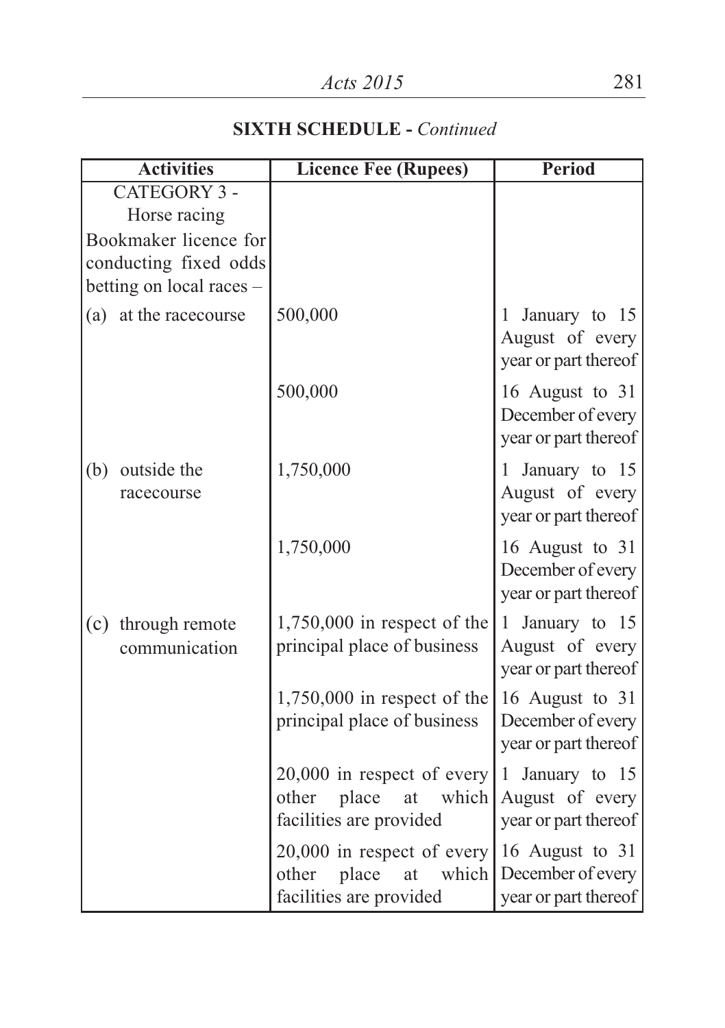**SIXTH SCHEDULE -** *Continued*

| Activities | Licence Fee (Rupees) | Period |
|---|---|---|
| CATEGORY 3 - Horse racing<br>Bookmaker licence for conducting fixed odds betting on local races – | | |
| (a) at the racecourse | 500,000 | 1 January to 15 August of every year or part thereof |
| | 500,000 | 16 August to 31 December of every year or part thereof |
| (b) outside the racecourse | 1,750,000 | 1 January to 15 August of every year or part thereof |
| | 1,750,000 | 16 August to 31 December of every year or part thereof |
| (c) through remote communication | 1,750,000 in respect of the principal place of business | 1 January to 15 August of every year or part thereof |
| | 1,750,000 in respect of the principal place of business | 16 August to 31 December of every year or part thereof |
| | 20,000 in respect of every other place at which facilities are provided | 1 January to 15 August of every year or part thereof |
| | 20,000 in respect of every other place at which facilities are provided | 16 August to 31 December of every year or part thereof |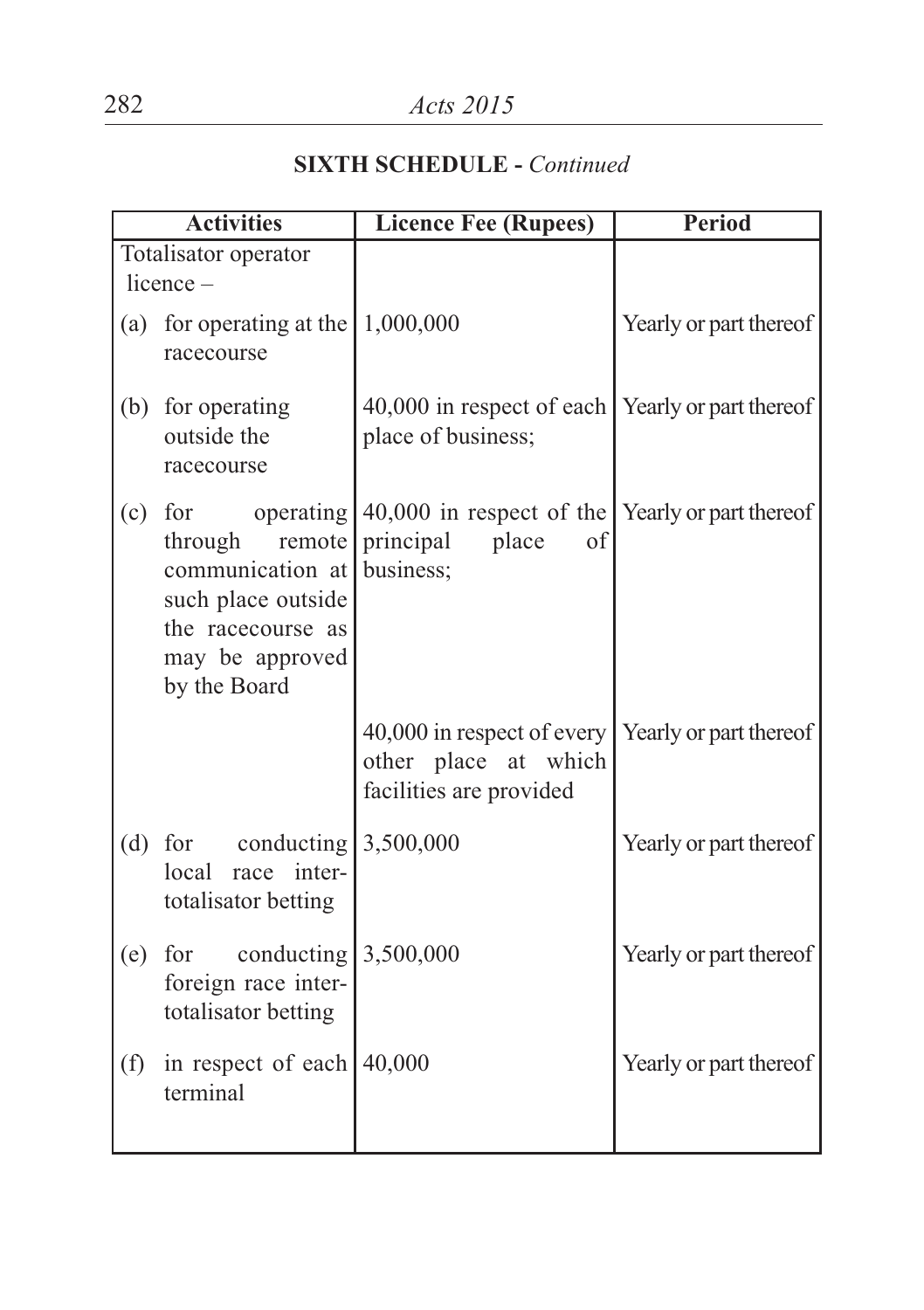## SIXTH SCHEDULE - *Continued*

| Activities | Licence Fee (Rupees) | Period |
|---|---|---|
| Totalisator operator licence – | | |
| (a) for operating at the racecourse | 1,000,000 | Yearly or part thereof |
| (b) for operating outside the racecourse | 40,000 in respect of each place of business; | Yearly or part thereof |
| (c) for operating through remote communication at such place outside the racecourse as may be approved by the Board | 40,000 in respect of the principal place of business; | Yearly or part thereof |
| | 40,000 in respect of every other place at which facilities are provided | Yearly or part thereof |
| (d) for conducting local race inter-totalisator betting | 3,500,000 | Yearly or part thereof |
| (e) for conducting foreign race inter-totalisator betting | 3,500,000 | Yearly or part thereof |
| (f) in respect of each terminal | 40,000 | Yearly or part thereof |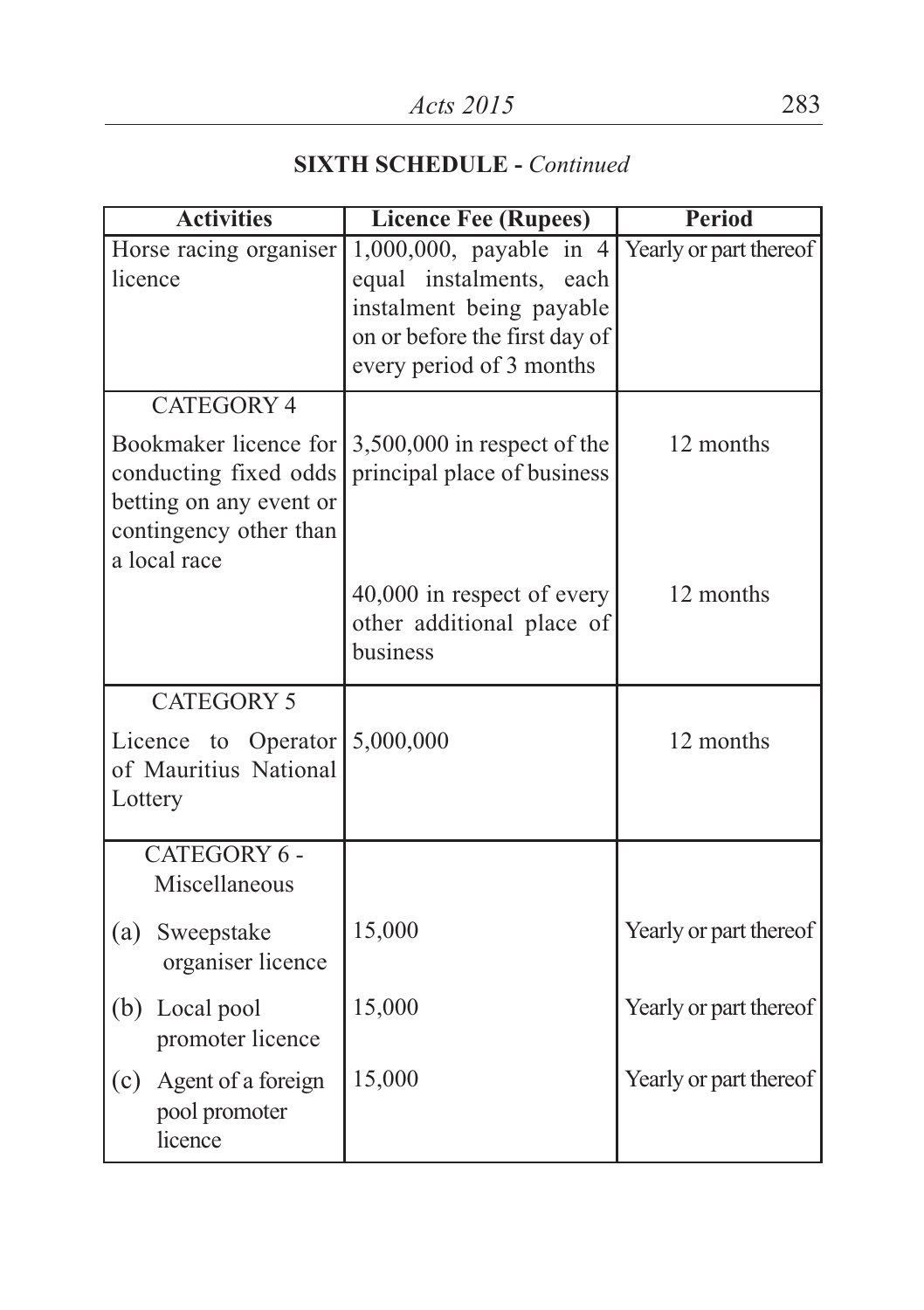**SIXTH SCHEDULE -** *Continued*

| Activities | Licence Fee (Rupees) | Period |
|---|---|---|
| Horse racing organiser licence | 1,000,000, payable in 4 equal instalments, each instalment being payable on or before the first day of every period of 3 months | Yearly or part thereof |
| CATEGORY 4 | | |
| Bookmaker licence for conducting fixed odds betting on any event or contingency other than a local race | 3,500,000 in respect of the principal place of business | 12 months |
| | 40,000 in respect of every other additional place of business | 12 months |
| CATEGORY 5 | | |
| Licence to Operator of Mauritius National Lottery | 5,000,000 | 12 months |
| CATEGORY 6 - Miscellaneous | | |
| (a) Sweepstake organiser licence | 15,000 | Yearly or part thereof |
| (b) Local pool promoter licence | 15,000 | Yearly or part thereof |
| (c) Agent of a foreign pool promoter licence | 15,000 | Yearly or part thereof |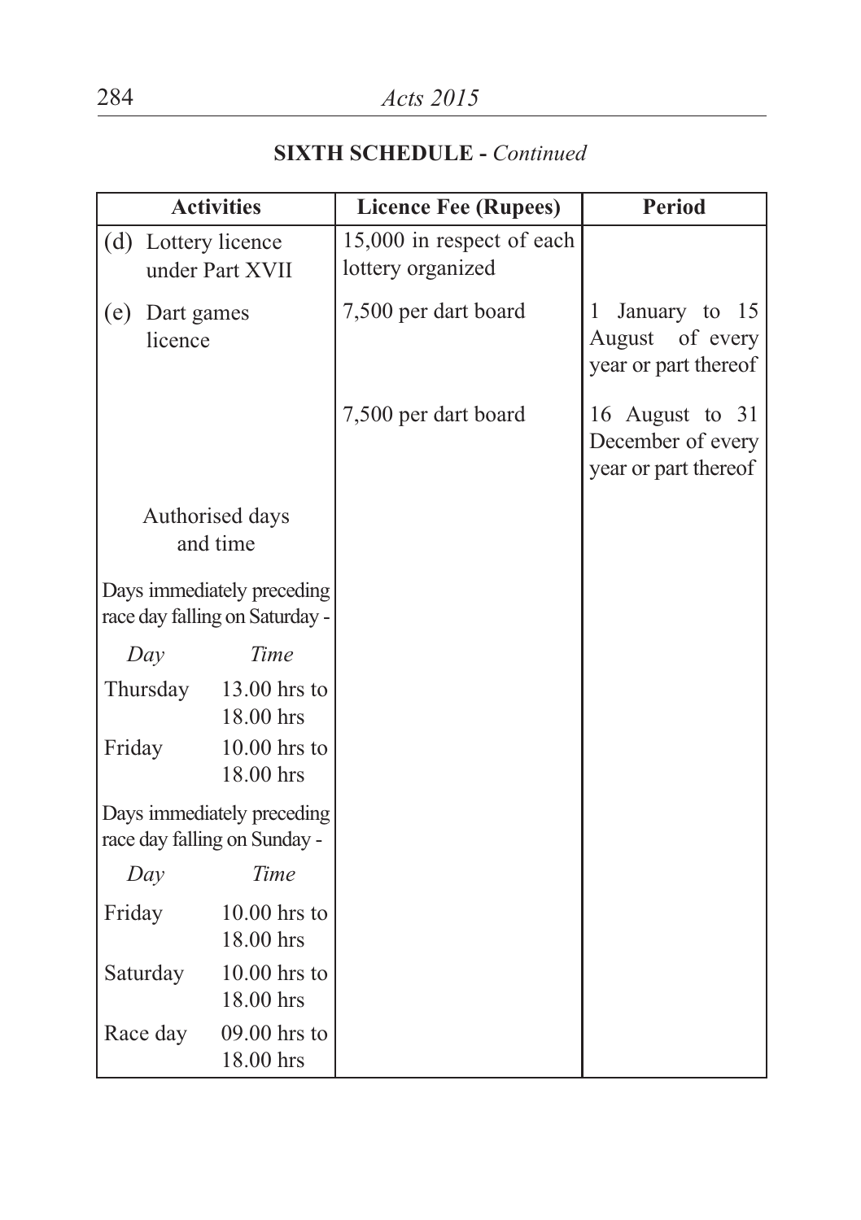## SIXTH SCHEDULE - *Continued*

| Activities | Licence Fee (Rupees) | Period |
|---|---|---|
| (d) Lottery licence under Part XVII | 15,000 in respect of each lottery organized | |
| (e) Dart games licence | 7,500 per dart board | 1 January to 15 August of every year or part thereof |
| | 7,500 per dart board | 16 August to 31 December of every year or part thereof |
| Authorised days and time | | |
| Days immediately preceding race day falling on Saturday - | | |
| *Day* *Time* | | |
| Thursday 13.00 hrs to 18.00 hrs | | |
| Friday 10.00 hrs to 18.00 hrs | | |
| Days immediately preceding race day falling on Sunday - | | |
| *Day* *Time* | | |
| Friday 10.00 hrs to 18.00 hrs | | |
| Saturday 10.00 hrs to 18.00 hrs | | |
| Race day 09.00 hrs to 18.00 hrs | | |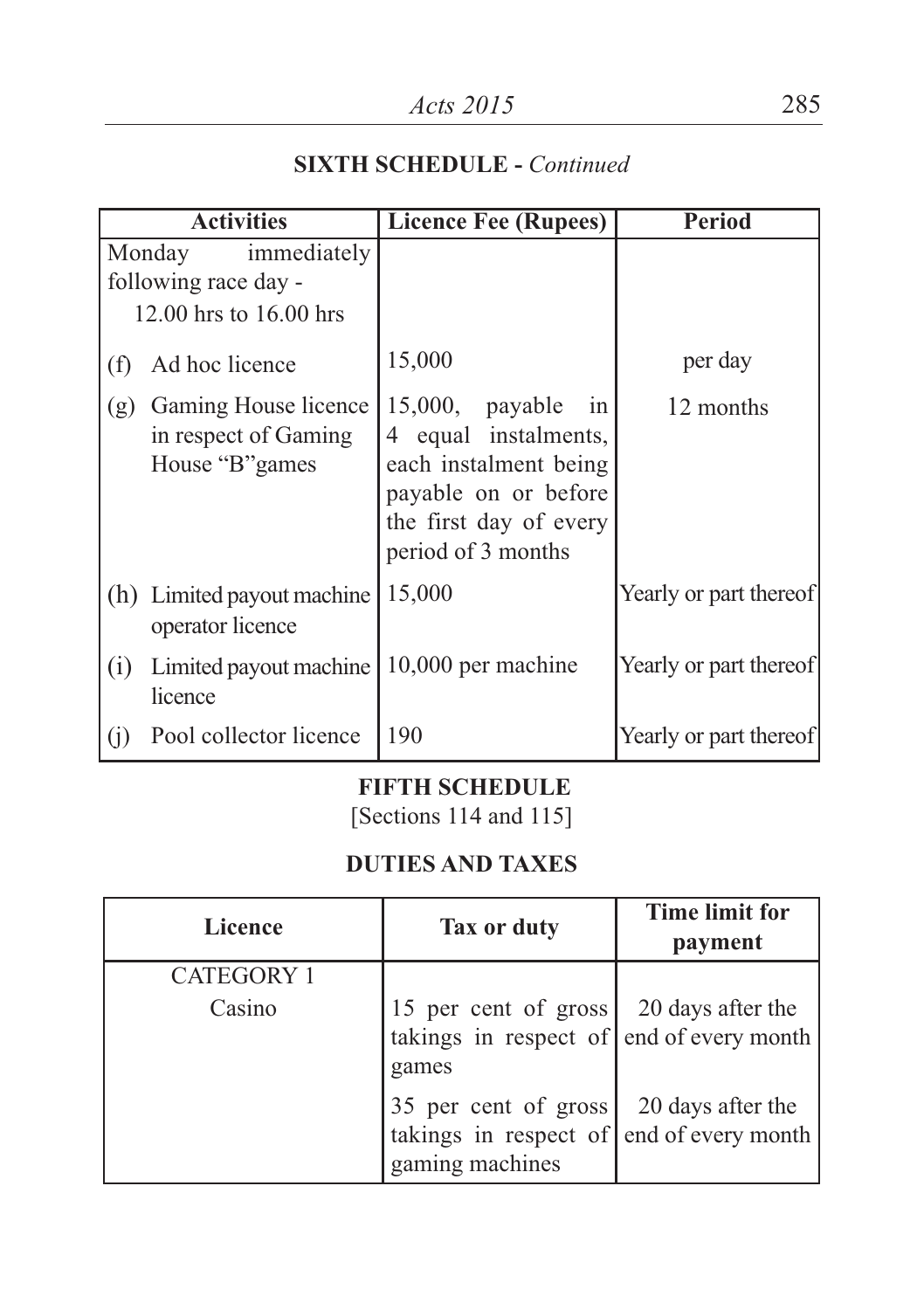## SIXTH SCHEDULE - *Continued*

| Activities | Licence Fee (Rupees) | Period |
|---|---|---|
| Monday immediately following race day - 12.00 hrs to 16.00 hrs | | |
| (f) Ad hoc licence | 15,000 | per day |
| (g) Gaming House licence in respect of Gaming House "B"games | 15,000, payable in 4 equal instalments, each instalment being payable on or before the first day of every period of 3 months | 12 months |
| (h) Limited payout machine operator licence | 15,000 | Yearly or part thereof |
| (i) Limited payout machine licence | 10,000 per machine | Yearly or part thereof |
| (j) Pool collector licence | 190 | Yearly or part thereof |

## FIFTH SCHEDULE

[Sections 114 and 115]

### DUTIES AND TAXES

| Licence | Tax or duty | Time limit for payment |
|---|---|---|
| CATEGORY 1 | | |
| Casino | 15 per cent of gross takings in respect of games | 20 days after the end of every month |
| | 35 per cent of gross takings in respect of gaming machines | 20 days after the end of every month |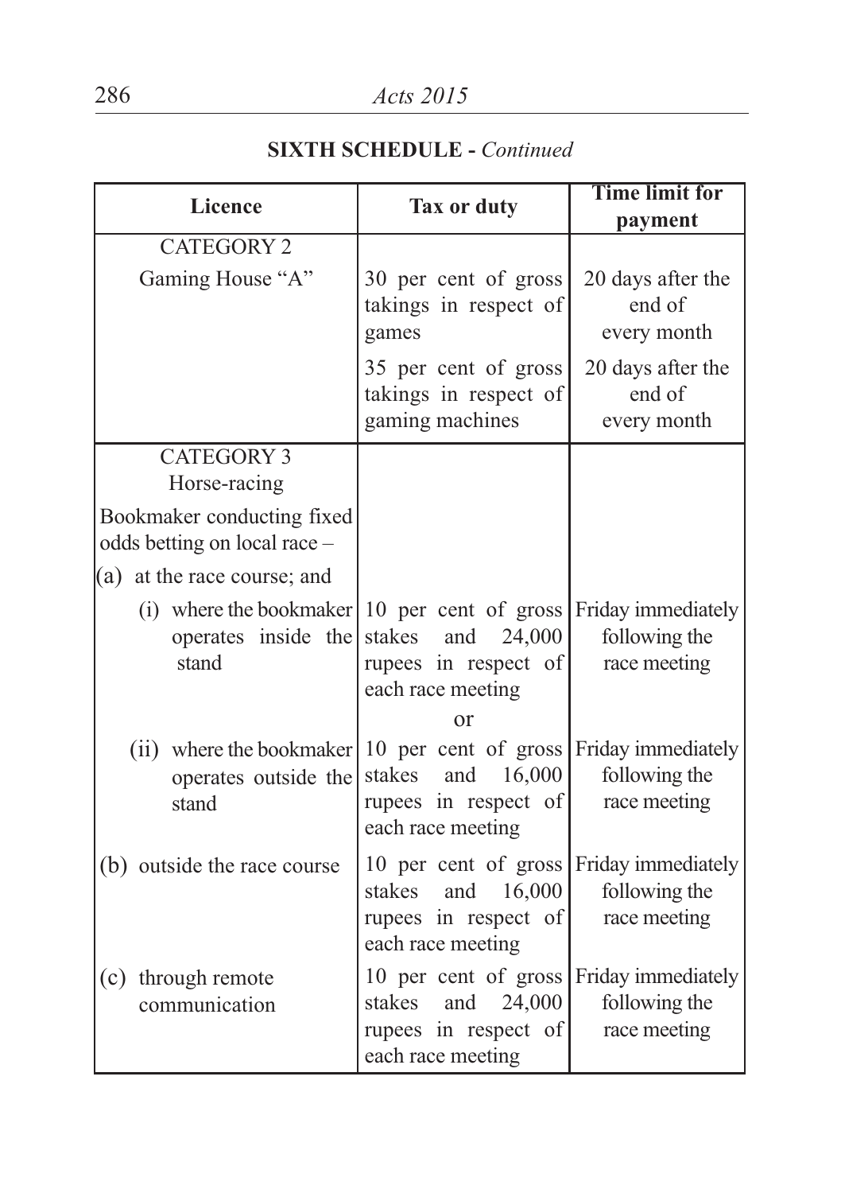## SIXTH SCHEDULE - *Continued*

| Licence | Tax or duty | Time limit for payment |
|---|---|---|
| CATEGORY 2 | | |
| Gaming House "A" | 30 per cent of gross takings in respect of games | 20 days after the end of every month |
| | 35 per cent of gross takings in respect of gaming machines | 20 days after the end of every month |
| CATEGORY 3 Horse-racing | | |
| Bookmaker conducting fixed odds betting on local race – | | |
| (a) at the race course; and | | |
| (i) where the bookmaker operates inside the stand | 10 per cent of gross stakes and 24,000 rupees in respect of each race meeting | Friday immediately following the race meeting |
| | or | |
| (ii) where the bookmaker operates outside the stand | 10 per cent of gross stakes and 16,000 rupees in respect of each race meeting | Friday immediately following the race meeting |
| (b) outside the race course | 10 per cent of gross stakes and 16,000 rupees in respect of each race meeting | Friday immediately following the race meeting |
| (c) through remote communication | 10 per cent of gross stakes and 24,000 rupees in respect of each race meeting | Friday immediately following the race meeting |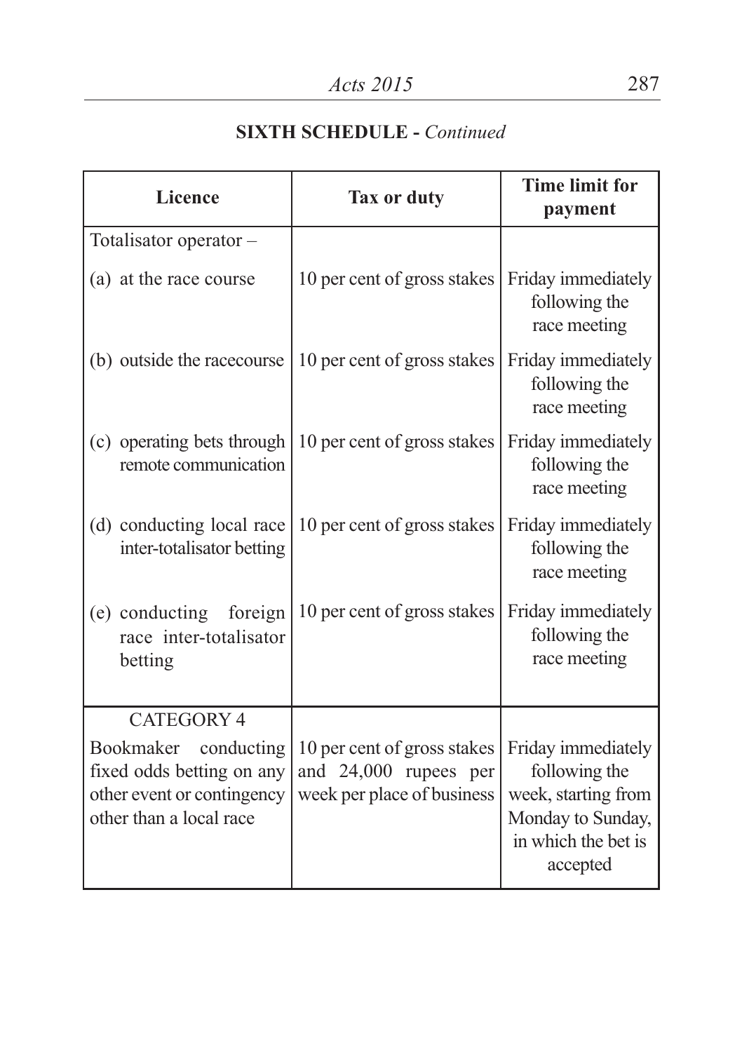## SIXTH SCHEDULE - *Continued*

| Licence | Tax or duty | Time limit for payment |
|---|---|---|
| Totalisator operator – | | |
| (a) at the race course | 10 per cent of gross stakes | Friday immediately following the race meeting |
| (b) outside the racecourse | 10 per cent of gross stakes | Friday immediately following the race meeting |
| (c) operating bets through remote communication | 10 per cent of gross stakes | Friday immediately following the race meeting |
| (d) conducting local race inter-totalisator betting | 10 per cent of gross stakes | Friday immediately following the race meeting |
| (e) conducting foreign race inter-totalisator betting | 10 per cent of gross stakes | Friday immediately following the race meeting |
| CATEGORY 4 | | |
| Bookmaker conducting fixed odds betting on any other event or contingency other than a local race | 10 per cent of gross stakes and 24,000 rupees per week per place of business | Friday immediately following the week, starting from Monday to Sunday, in which the bet is accepted |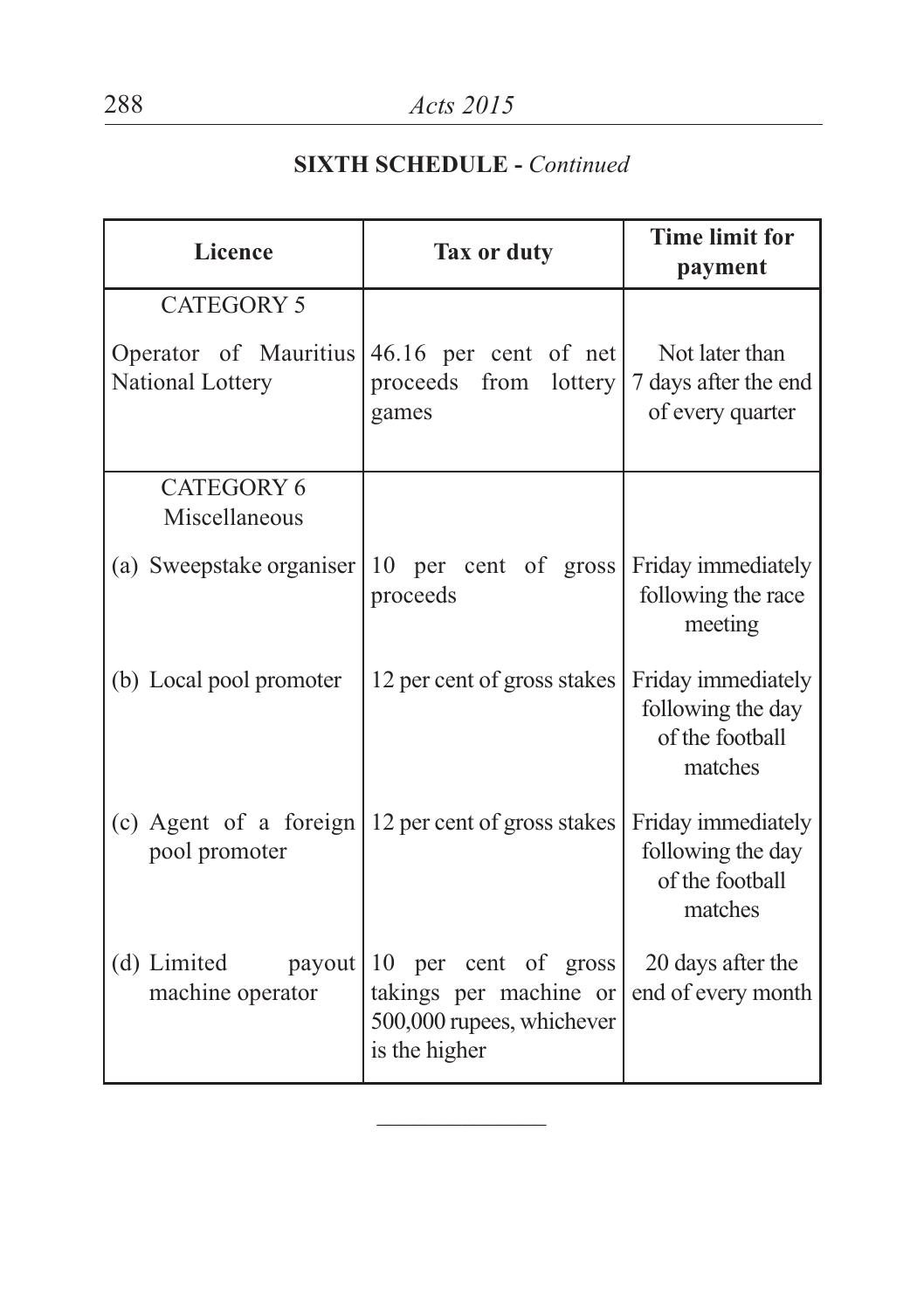## SIXTH SCHEDULE - *Continued*

| Licence | Tax or duty | Time limit for payment |
|---|---|---|
| CATEGORY 5 | | |
| Operator of Mauritius National Lottery | 46.16 per cent of net proceeds from lottery games | Not later than 7 days after the end of every quarter |
| CATEGORY 6 Miscellaneous | | |
| (a) Sweepstake organiser | 10 per cent of gross proceeds | Friday immediately following the race meeting |
| (b) Local pool promoter | 12 per cent of gross stakes | Friday immediately following the day of the football matches |
| (c) Agent of a foreign pool promoter | 12 per cent of gross stakes | Friday immediately following the day of the football matches |
| (d) Limited payout machine operator | 10 per cent of gross takings per machine or 500,000 rupees, whichever is the higher | 20 days after the end of every month |

---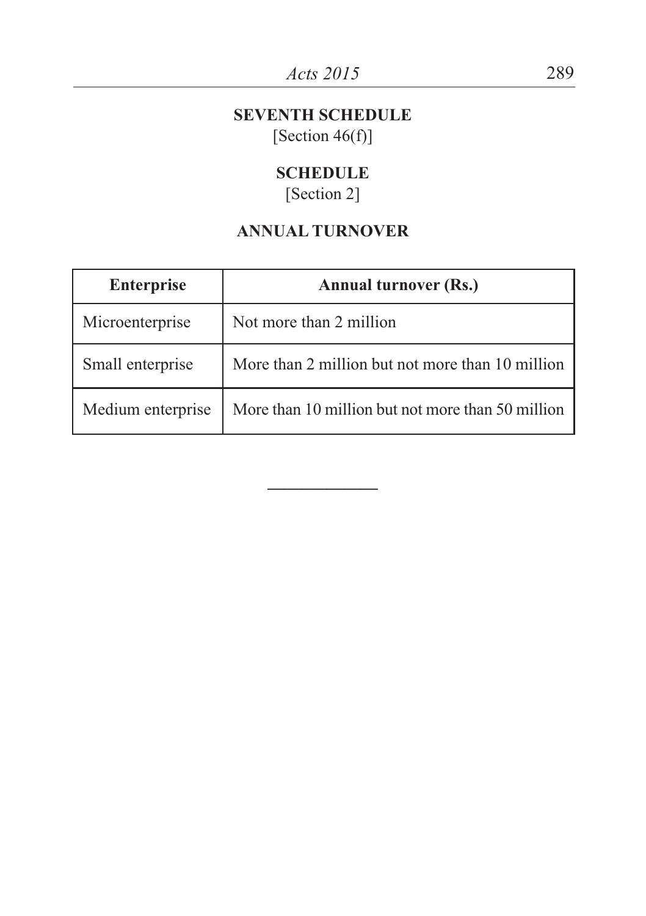## SEVENTH SCHEDULE

[Section 46(f)]

## SCHEDULE

[Section 2]

### ANNUAL TURNOVER

| Enterprise | Annual turnover (Rs.) |
|---|---|
| Microenterprise | Not more than 2 million |
| Small enterprise | More than 2 million but not more than 10 million |
| Medium enterprise | More than 10 million but not more than 50 million |

---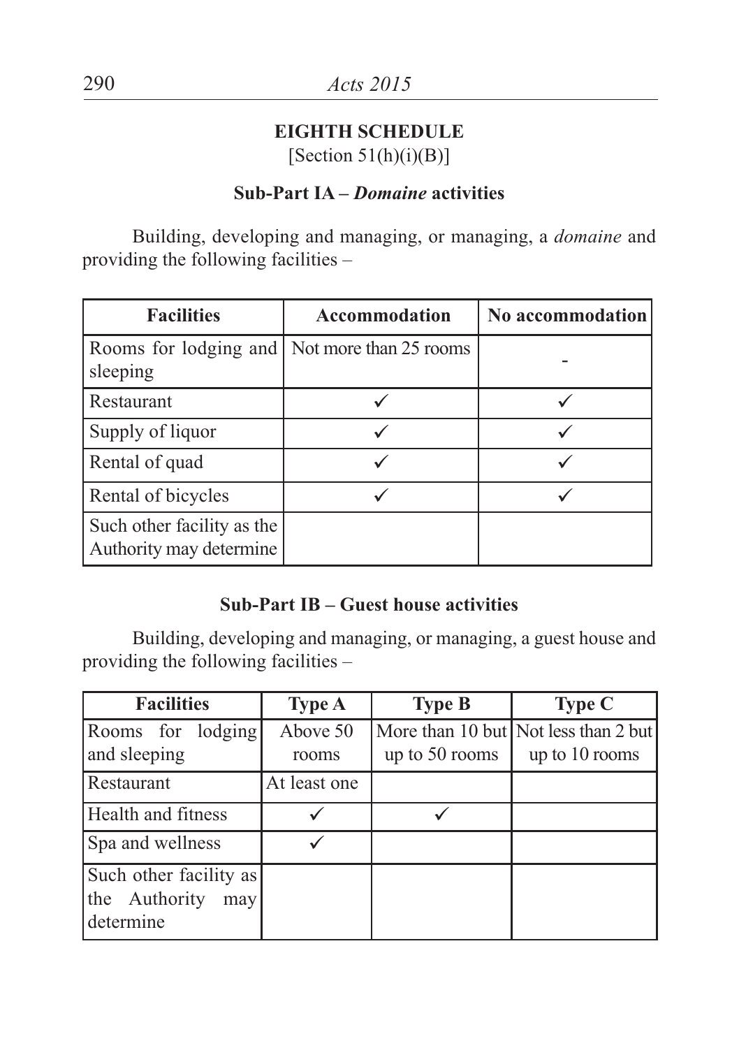## EIGHTH SCHEDULE

[Section 51(h)(i)(B)]

### Sub-Part IA – *Domaine* activities

Building, developing and managing, or managing, a *domaine* and providing the following facilities –

| Facilities | Accommodation | No accommodation |
|---|---|---|
| Rooms for lodging and sleeping | Not more than 25 rooms | - |
| Restaurant | ✓ | ✓ |
| Supply of liquor | ✓ | ✓ |
| Rental of quad | ✓ | ✓ |
| Rental of bicycles | ✓ | ✓ |
| Such other facility as the Authority may determine | | |

### Sub-Part IB – Guest house activities

Building, developing and managing, or managing, a guest house and providing the following facilities –

| Facilities | Type A | Type B | Type C |
|---|---|---|---|
| Rooms for lodging and sleeping | Above 50 rooms | More than 10 but up to 50 rooms | Not less than 2 but up to 10 rooms |
| Restaurant | At least one | | |
| Health and fitness | ✓ | ✓ | |
| Spa and wellness | ✓ | | |
| Such other facility as the Authority may determine | | | |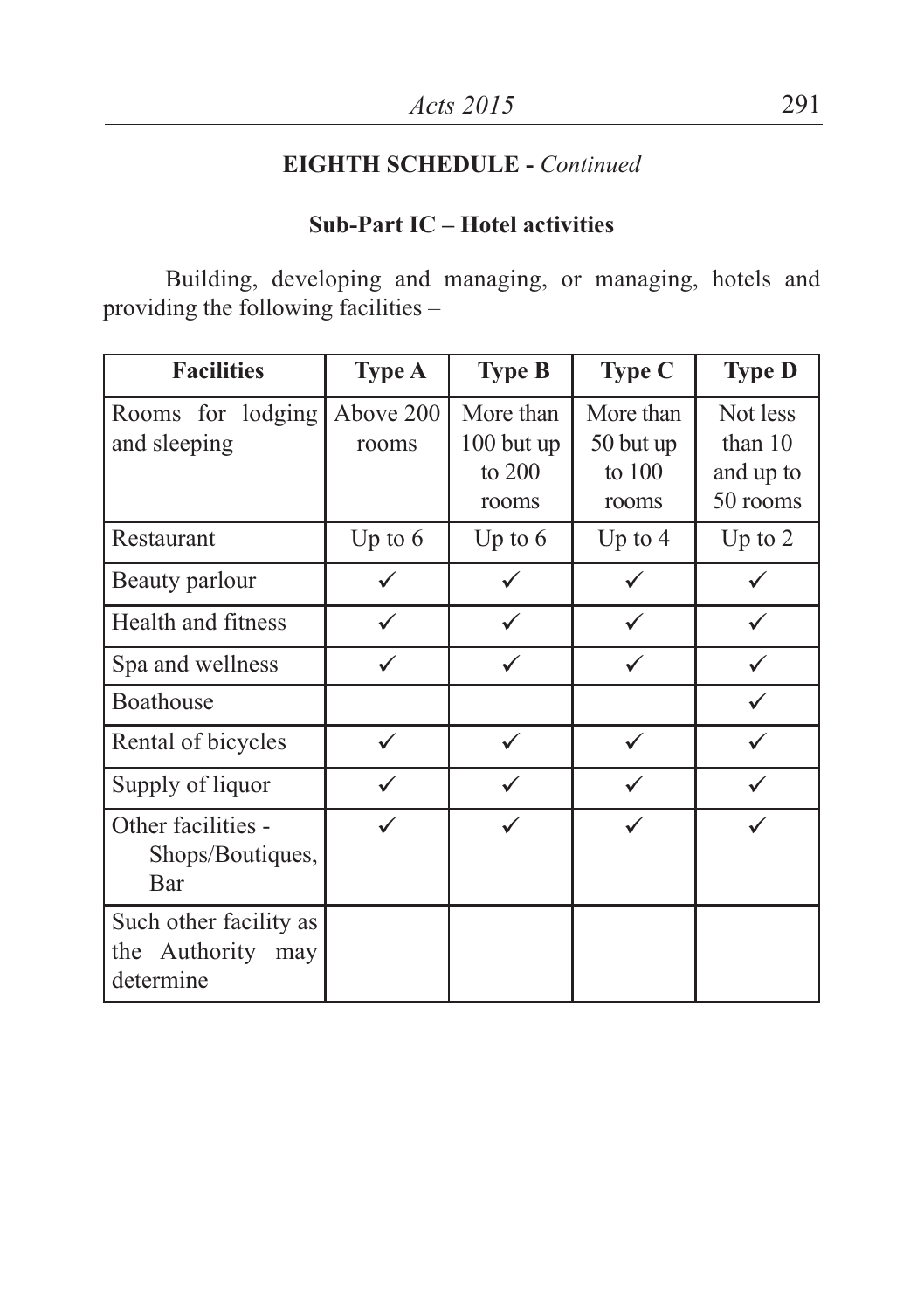**EIGHTH SCHEDULE -** *Continued*

**Sub-Part IC – Hotel activities**

Building, developing and managing, or managing, hotels and providing the following facilities –

| Facilities | Type A | Type B | Type C | Type D |
|---|---|---|---|---|
| Rooms for lodging and sleeping | Above 200 rooms | More than 100 but up to 200 rooms | More than 50 but up to 100 rooms | Not less than 10 and up to 50 rooms |
| Restaurant | Up to 6 | Up to 6 | Up to 4 | Up to 2 |
| Beauty parlour | ✓ | ✓ | ✓ | ✓ |
| Health and fitness | ✓ | ✓ | ✓ | ✓ |
| Spa and wellness | ✓ | ✓ | ✓ | ✓ |
| Boathouse | | | | ✓ |
| Rental of bicycles | ✓ | ✓ | ✓ | ✓ |
| Supply of liquor | ✓ | ✓ | ✓ | ✓ |
| Other facilities - Shops/Boutiques, Bar | ✓ | ✓ | ✓ | ✓ |
| Such other facility as the Authority may determine | | | | |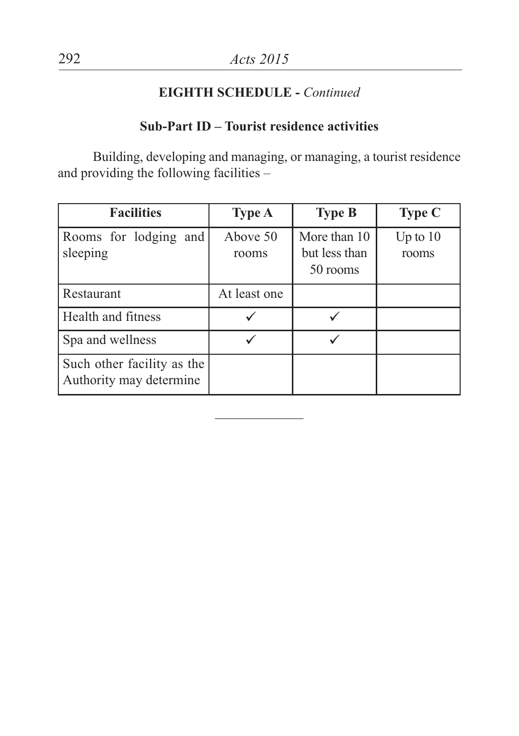## EIGHTH SCHEDULE - *Continued*

### Sub-Part ID – Tourist residence activities

Building, developing and managing, or managing, a tourist residence and providing the following facilities –

| Facilities | Type A | Type B | Type C |
|---|---|---|---|
| Rooms for lodging and sleeping | Above 50 rooms | More than 10 but less than 50 rooms | Up to 10 rooms |
| Restaurant | At least one | | |
| Health and fitness | ✓ | ✓ | |
| Spa and wellness | ✓ | ✓ | |
| Such other facility as the Authority may determine | | | |

---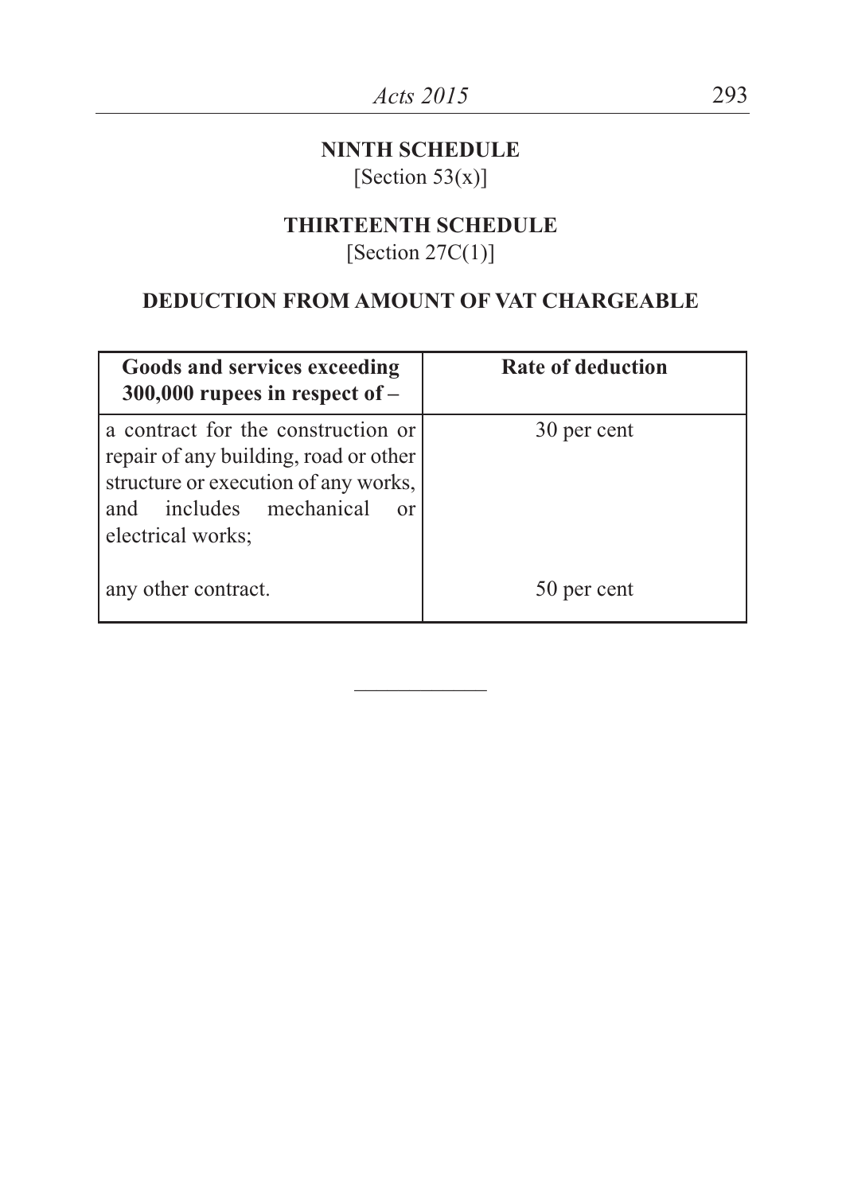## NINTH SCHEDULE

[Section 53(x)]

## THIRTEENTH SCHEDULE

[Section 27C(1)]

### DEDUCTION FROM AMOUNT OF VAT CHARGEABLE

| Goods and services exceeding 300,000 rupees in respect of – | Rate of deduction |
|---|---|
| a contract for the construction or repair of any building, road or other structure or execution of any works, and includes mechanical or electrical works; | 30 per cent |
| any other contract. | 50 per cent |